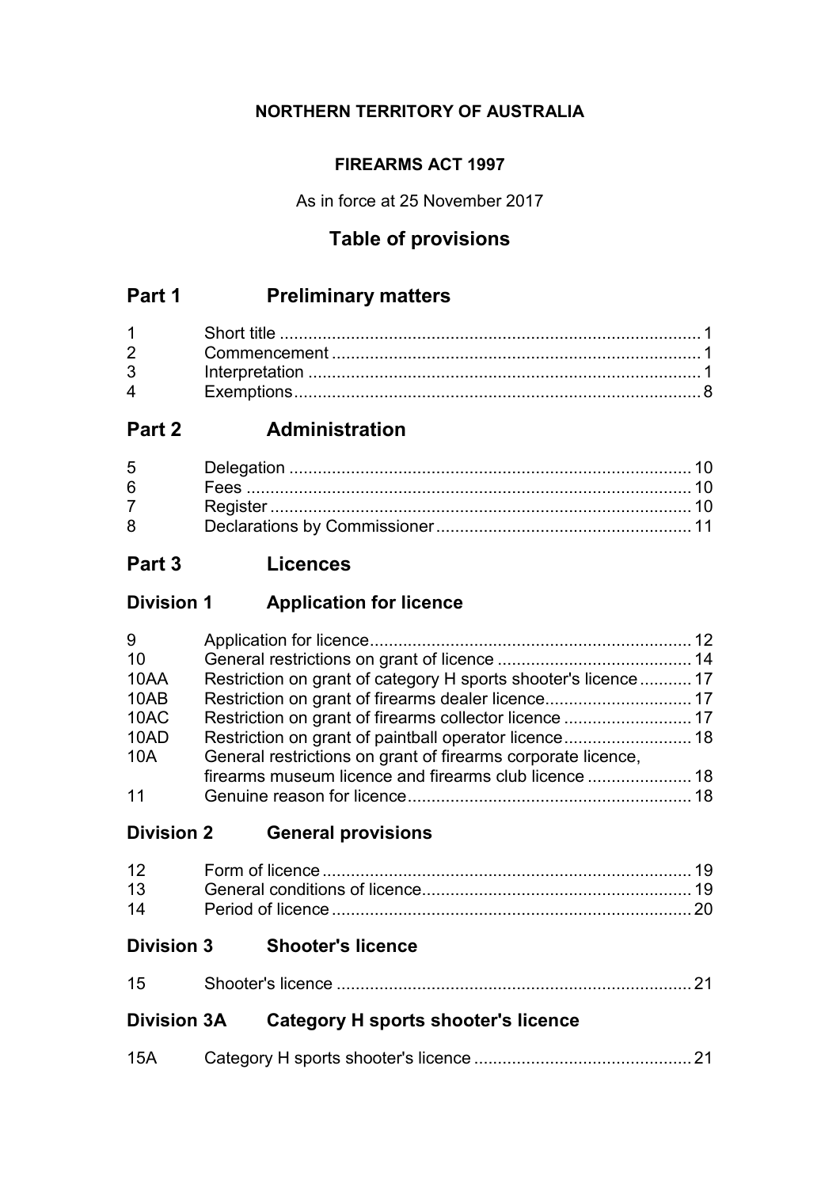**NORTHERN TERRITORY OF AUSTRALIA**

**FIREARMS ACT 1997**

As in force at 25 November 2017

## Table of provisions

## Part 1 Preliminary matters

| | | |
|---|---|---|
| 1 | Short title | 1 |
| 2 | Commencement | 1 |
| 3 | Interpretation | 1 |
| 4 | Exemptions | 8 |

## Part 2 Administration

| | | |
|---|---|---|
| 5 | Delegation | 10 |
| 6 | Fees | 10 |
| 7 | Register | 10 |
| 8 | Declarations by Commissioner | 11 |

## Part 3 Licences

### Division 1 Application for licence

| | | |
|---|---|---|
| 9 | Application for licence | 12 |
| 10 | General restrictions on grant of licence | 14 |
| 10AA | Restriction on grant of category H sports shooter's licence | 17 |
| 10AB | Restriction on grant of firearms dealer licence | 17 |
| 10AC | Restriction on grant of firearms collector licence | 17 |
| 10AD | Restriction on grant of paintball operator licence | 18 |
| 10A | General restrictions on grant of firearms corporate licence, firearms museum licence and firearms club licence | 18 |
| 11 | Genuine reason for licence | 18 |

### Division 2 General provisions

| | | |
|---|---|---|
| 12 | Form of licence | 19 |
| 13 | General conditions of licence | 19 |
| 14 | Period of licence | 20 |

### Division 3 Shooter's licence

| | | |
|---|---|---|
| 15 | Shooter's licence | 21 |

### Division 3A Category H sports shooter's licence

| | | |
|---|---|---|
| 15A | Category H sports shooter's licence | 21 |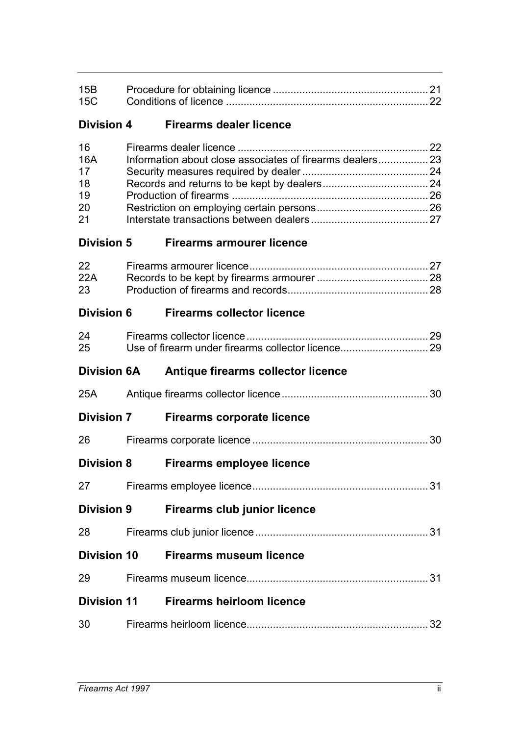| | | |
|---|---|---|
| 15B | Procedure for obtaining licence | 21 |
| 15C | Conditions of licence | 22 |

## Division 4 Firearms dealer licence

| | | |
|---|---|---|
| 16 | Firearms dealer licence | 22 |
| 16A | Information about close associates of firearms dealers | 23 |
| 17 | Security measures required by dealer | 24 |
| 18 | Records and returns to be kept by dealers | 24 |
| 19 | Production of firearms | 26 |
| 20 | Restriction on employing certain persons | 26 |
| 21 | Interstate transactions between dealers | 27 |

## Division 5 Firearms armourer licence

| | | |
|---|---|---|
| 22 | Firearms armourer licence | 27 |
| 22A | Records to be kept by firearms armourer | 28 |
| 23 | Production of firearms and records | 28 |

## Division 6 Firearms collector licence

| | | |
|---|---|---|
| 24 | Firearms collector licence | 29 |
| 25 | Use of firearm under firearms collector licence | 29 |

## Division 6A Antique firearms collector licence

| | | |
|---|---|---|
| 25A | Antique firearms collector licence | 30 |

## Division 7 Firearms corporate licence

| | | |
|---|---|---|
| 26 | Firearms corporate licence | 30 |

## Division 8 Firearms employee licence

| | | |
|---|---|---|
| 27 | Firearms employee licence | 31 |

## Division 9 Firearms club junior licence

| | | |
|---|---|---|
| 28 | Firearms club junior licence | 31 |

## Division 10 Firearms museum licence

| | | |
|---|---|---|
| 29 | Firearms museum licence | 31 |

## Division 11 Firearms heirloom licence

| | | |
|---|---|---|
| 30 | Firearms heirloom licence | 32 |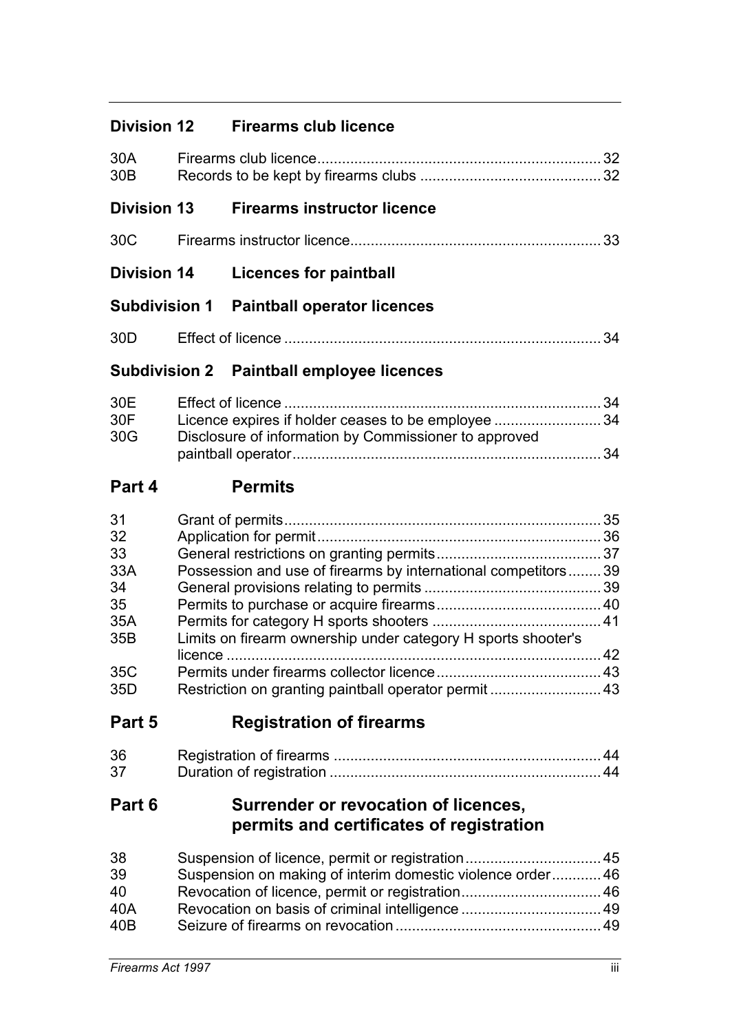## Division 12 Firearms club licence

| | | |
|---|---|---|
| 30A | Firearms club licence | 32 |
| 30B | Records to be kept by firearms clubs | 32 |

## Division 13 Firearms instructor licence

| | | |
|---|---|---|
| 30C | Firearms instructor licence | 33 |

## Division 14 Licences for paintball

### Subdivision 1 Paintball operator licences

| | | |
|---|---|---|
| 30D | Effect of licence | 34 |

### Subdivision 2 Paintball employee licences

| | | |
|---|---|---|
| 30E | Effect of licence | 34 |
| 30F | Licence expires if holder ceases to be employee | 34 |
| 30G | Disclosure of information by Commissioner to approved paintball operator | 34 |

# Part 4 Permits

| | | |
|---|---|---|
| 31 | Grant of permits | 35 |
| 32 | Application for permit | 36 |
| 33 | General restrictions on granting permits | 37 |
| 33A | Possession and use of firearms by international competitors | 39 |
| 34 | General provisions relating to permits | 39 |
| 35 | Permits to purchase or acquire firearms | 40 |
| 35A | Permits for category H sports shooters | 41 |
| 35B | Limits on firearm ownership under category H sports shooter's licence | 42 |
| 35C | Permits under firearms collector licence | 43 |
| 35D | Restriction on granting paintball operator permit | 43 |

# Part 5 Registration of firearms

| | | |
|---|---|---|
| 36 | Registration of firearms | 44 |
| 37 | Duration of registration | 44 |

# Part 6 Surrender or revocation of licences, permits and certificates of registration

| | | |
|---|---|---|
| 38 | Suspension of licence, permit or registration | 45 |
| 39 | Suspension on making of interim domestic violence order | 46 |
| 40 | Revocation of licence, permit or registration | 46 |
| 40A | Revocation on basis of criminal intelligence | 49 |
| 40B | Seizure of firearms on revocation | 49 |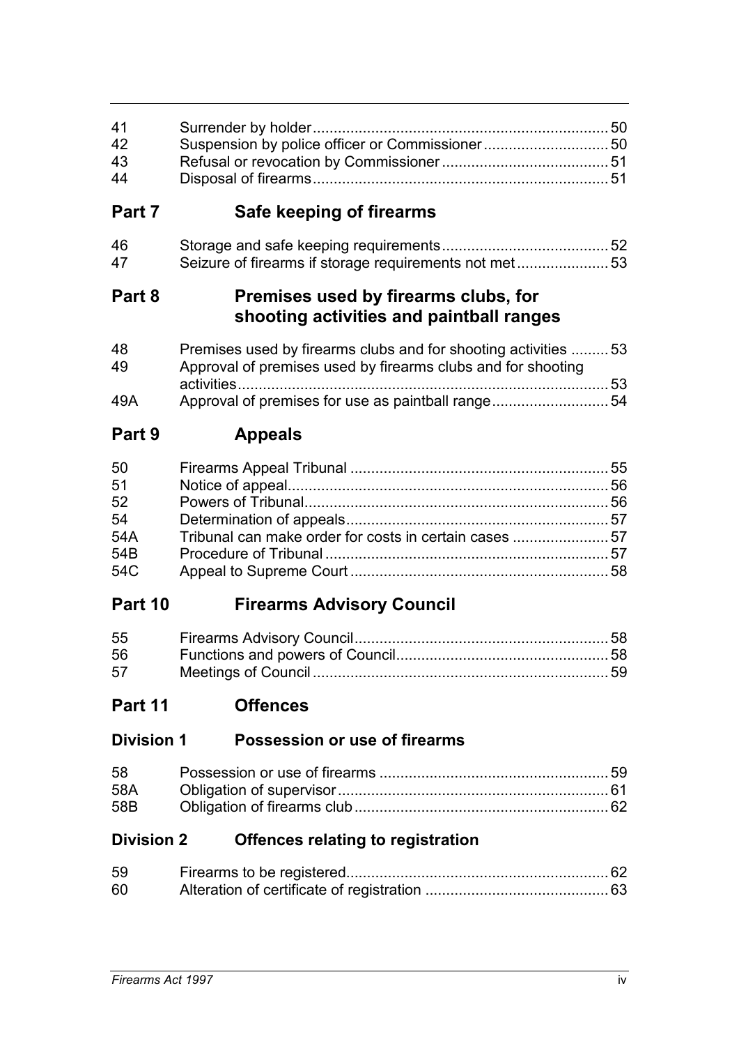| | | |
|---|---|---|
| 41 | Surrender by holder | 50 |
| 42 | Suspension by police officer or Commissioner | 50 |
| 43 | Refusal or revocation by Commissioner | 51 |
| 44 | Disposal of firearms | 51 |

## Part 7 Safe keeping of firearms

| | | |
|---|---|---|
| 46 | Storage and safe keeping requirements | 52 |
| 47 | Seizure of firearms if storage requirements not met | 53 |

## Part 8 Premises used by firearms clubs, for shooting activities and paintball ranges

| | | |
|---|---|---|
| 48 | Premises used by firearms clubs and for shooting activities | 53 |
| 49 | Approval of premises used by firearms clubs and for shooting activities | 53 |
| 49A | Approval of premises for use as paintball range | 54 |

## Part 9 Appeals

| | | |
|---|---|---|
| 50 | Firearms Appeal Tribunal | 55 |
| 51 | Notice of appeal | 56 |
| 52 | Powers of Tribunal | 56 |
| 54 | Determination of appeals | 57 |
| 54A | Tribunal can make order for costs in certain cases | 57 |
| 54B | Procedure of Tribunal | 57 |
| 54C | Appeal to Supreme Court | 58 |

## Part 10 Firearms Advisory Council

| | | |
|---|---|---|
| 55 | Firearms Advisory Council | 58 |
| 56 | Functions and powers of Council | 58 |
| 57 | Meetings of Council | 59 |

## Part 11 Offences

### Division 1 Possession or use of firearms

| | | |
|---|---|---|
| 58 | Possession or use of firearms | 59 |
| 58A | Obligation of supervisor | 61 |
| 58B | Obligation of firearms club | 62 |

### Division 2 Offences relating to registration

| | | |
|---|---|---|
| 59 | Firearms to be registered | 62 |
| 60 | Alteration of certificate of registration | 63 |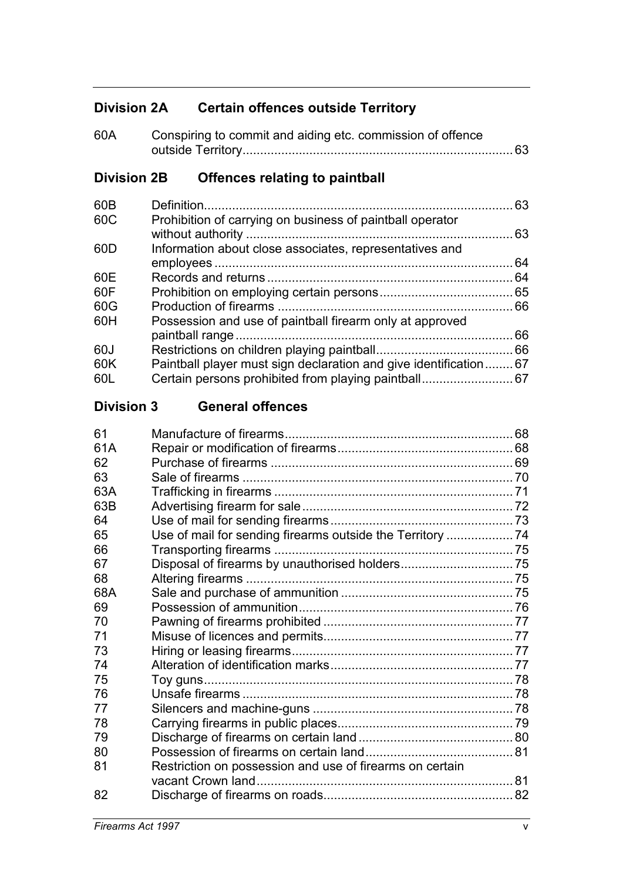## Division 2A Certain offences outside Territory

| | | |
|---|---|---|
| 60A | Conspiring to commit and aiding etc. commission of offence outside Territory | 63 |

## Division 2B Offences relating to paintball

| | | |
|---|---|---|
| 60B | Definition | 63 |
| 60C | Prohibition of carrying on business of paintball operator without authority | 63 |
| 60D | Information about close associates, representatives and employees | 64 |
| 60E | Records and returns | 64 |
| 60F | Prohibition on employing certain persons | 65 |
| 60G | Production of firearms | 66 |
| 60H | Possession and use of paintball firearm only at approved paintball range | 66 |
| 60J | Restrictions on children playing paintball | 66 |
| 60K | Paintball player must sign declaration and give identification | 67 |
| 60L | Certain persons prohibited from playing paintball | 67 |

## Division 3 General offences

| | | |
|---|---|---|
| 61 | Manufacture of firearms | 68 |
| 61A | Repair or modification of firearms | 68 |
| 62 | Purchase of firearms | 69 |
| 63 | Sale of firearms | 70 |
| 63A | Trafficking in firearms | 71 |
| 63B | Advertising firearm for sale | 72 |
| 64 | Use of mail for sending firearms | 73 |
| 65 | Use of mail for sending firearms outside the Territory | 74 |
| 66 | Transporting firearms | 75 |
| 67 | Disposal of firearms by unauthorised holders | 75 |
| 68 | Altering firearms | 75 |
| 68A | Sale and purchase of ammunition | 75 |
| 69 | Possession of ammunition | 76 |
| 70 | Pawning of firearms prohibited | 77 |
| 71 | Misuse of licences and permits | 77 |
| 73 | Hiring or leasing firearms | 77 |
| 74 | Alteration of identification marks | 77 |
| 75 | Toy guns | 78 |
| 76 | Unsafe firearms | 78 |
| 77 | Silencers and machine-guns | 78 |
| 78 | Carrying firearms in public places | 79 |
| 79 | Discharge of firearms on certain land | 80 |
| 80 | Possession of firearms on certain land | 81 |
| 81 | Restriction on possession and use of firearms on certain vacant Crown land | 81 |
| 82 | Discharge of firearms on roads | 82 |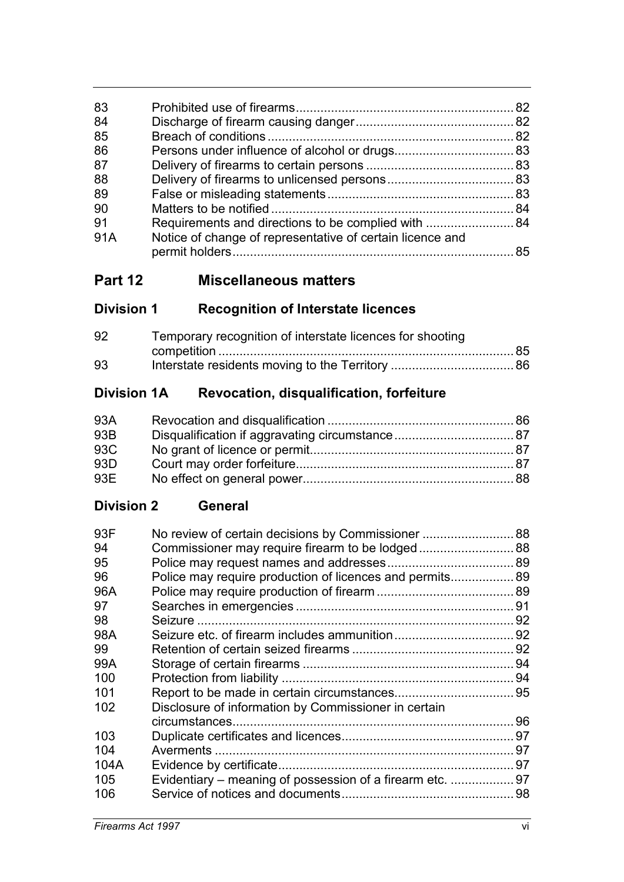| | | |
|---|---|---|
| 83 | Prohibited use of firearms | 82 |
| 84 | Discharge of firearm causing danger | 82 |
| 85 | Breach of conditions | 82 |
| 86 | Persons under influence of alcohol or drugs | 83 |
| 87 | Delivery of firearms to certain persons | 83 |
| 88 | Delivery of firearms to unlicensed persons | 83 |
| 89 | False or misleading statements | 83 |
| 90 | Matters to be notified | 84 |
| 91 | Requirements and directions to be complied with | 84 |
| 91A | Notice of change of representative of certain licence and permit holders | 85 |

## Part 12 Miscellaneous matters

### Division 1 Recognition of Interstate licences

| | | |
|---|---|---|
| 92 | Temporary recognition of interstate licences for shooting competition | 85 |
| 93 | Interstate residents moving to the Territory | 86 |

### Division 1A Revocation, disqualification, forfeiture

| | | |
|---|---|---|
| 93A | Revocation and disqualification | 86 |
| 93B | Disqualification if aggravating circumstance | 87 |
| 93C | No grant of licence or permit | 87 |
| 93D | Court may order forfeiture | 87 |
| 93E | No effect on general power | 88 |

### Division 2 General

| | | |
|---|---|---|
| 93F | No review of certain decisions by Commissioner | 88 |
| 94 | Commissioner may require firearm to be lodged | 88 |
| 95 | Police may request names and addresses | 89 |
| 96 | Police may require production of licences and permits | 89 |
| 96A | Police may require production of firearm | 89 |
| 97 | Searches in emergencies | 91 |
| 98 | Seizure | 92 |
| 98A | Seizure etc. of firearm includes ammunition | 92 |
| 99 | Retention of certain seized firearms | 92 |
| 99A | Storage of certain firearms | 94 |
| 100 | Protection from liability | 94 |
| 101 | Report to be made in certain circumstances | 95 |
| 102 | Disclosure of information by Commissioner in certain circumstances | 96 |
| 103 | Duplicate certificates and licences | 97 |
| 104 | Averments | 97 |
| 104A | Evidence by certificate | 97 |
| 105 | Evidentiary – meaning of possession of a firearm etc. | 97 |
| 106 | Service of notices and documents | 98 |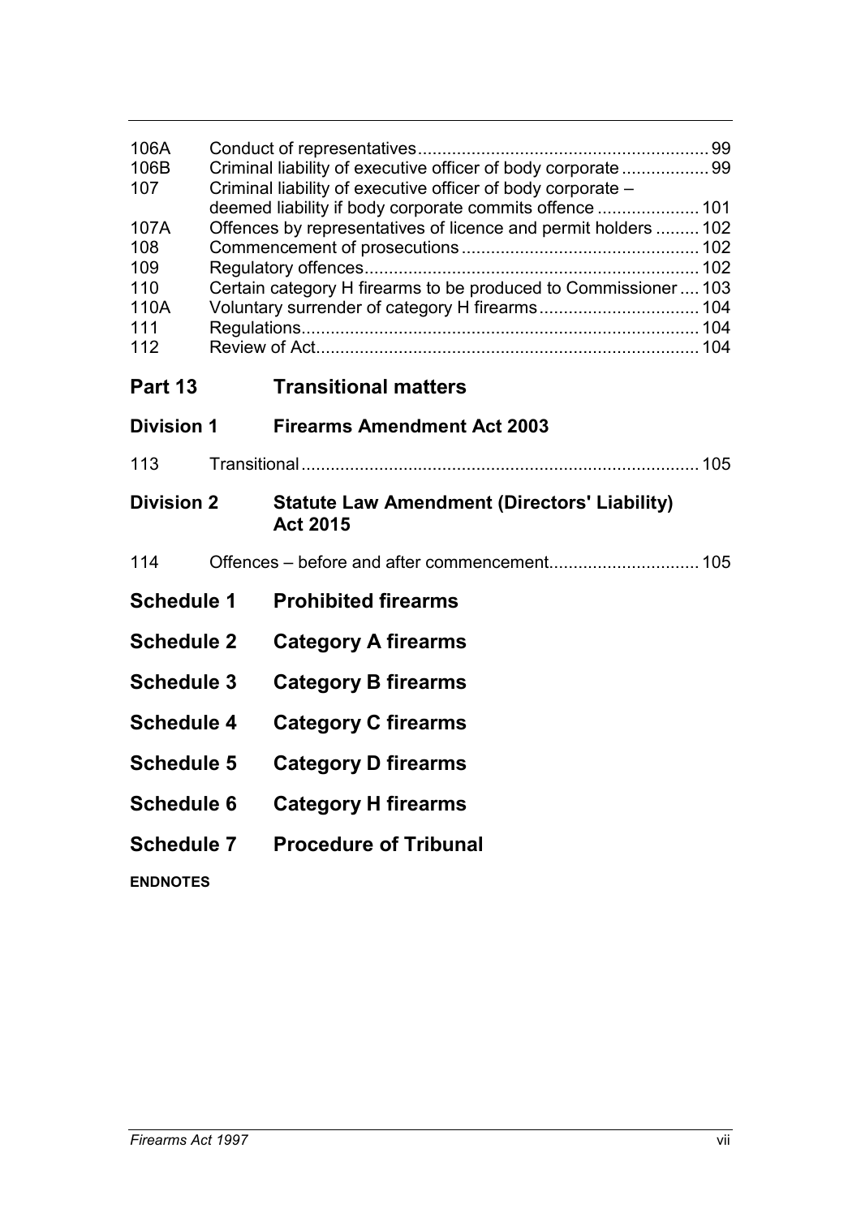| | | |
|---|---|---|
| 106A | Conduct of representatives | 99 |
| 106B | Criminal liability of executive officer of body corporate | 99 |
| 107 | Criminal liability of executive officer of body corporate – deemed liability if body corporate commits offence | 101 |
| 107A | Offences by representatives of licence and permit holders | 102 |
| 108 | Commencement of prosecutions | 102 |
| 109 | Regulatory offences | 102 |
| 110 | Certain category H firearms to be produced to Commissioner | 103 |
| 110A | Voluntary surrender of category H firearms | 104 |
| 111 | Regulations | 104 |
| 112 | Review of Act | 104 |

## Part 13 Transitional matters

### Division 1 Firearms Amendment Act 2003

| | | |
|---|---|---|
| 113 | Transitional | 105 |

### Division 2 Statute Law Amendment (Directors' Liability) Act 2015

| | | |
|---|---|---|
| 114 | Offences – before and after commencement | 105 |

## Schedule 1 Prohibited firearms

## Schedule 2 Category A firearms

## Schedule 3 Category B firearms

## Schedule 4 Category C firearms

## Schedule 5 Category D firearms

## Schedule 6 Category H firearms

## Schedule 7 Procedure of Tribunal

**ENDNOTES**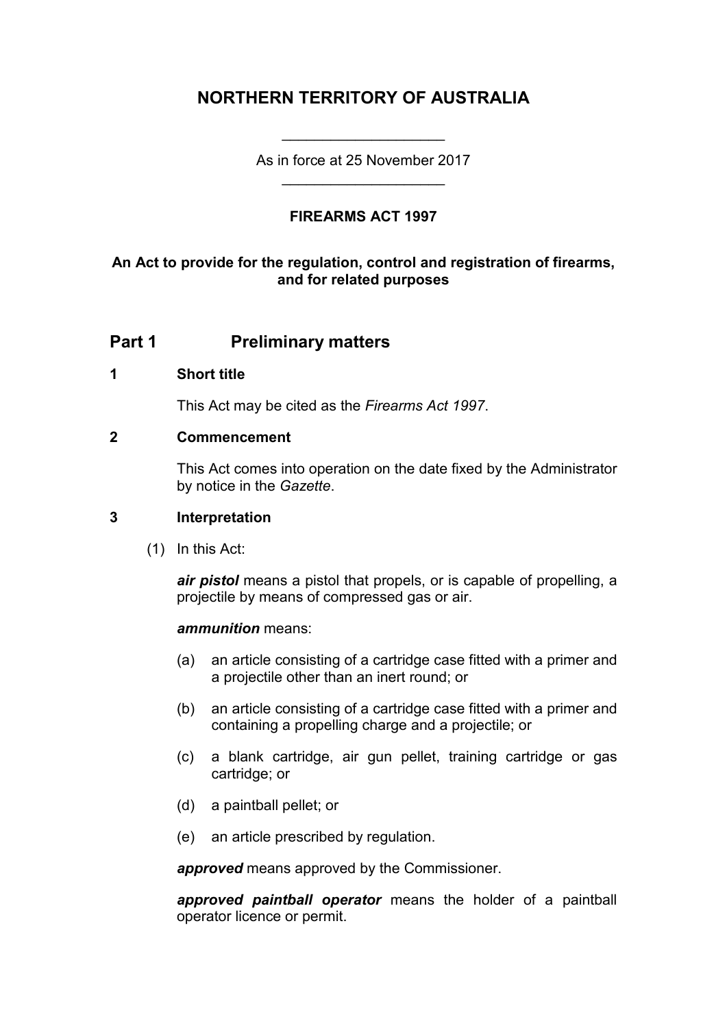# NORTHERN TERRITORY OF AUSTRALIA

____________________

As in force at 25 November 2017

____________________

**FIREARMS ACT 1997**

**An Act to provide for the regulation, control and registration of firearms, and for related purposes**

## Part 1 Preliminary matters

### 1 Short title

This Act may be cited as the *Firearms Act 1997*.

### 2 Commencement

This Act comes into operation on the date fixed by the Administrator by notice in the *Gazette*.

### 3 Interpretation

(1) In this Act:

***air pistol*** means a pistol that propels, or is capable of propelling, a projectile by means of compressed gas or air.

***ammunition*** means:

(a) an article consisting of a cartridge case fitted with a primer and a projectile other than an inert round; or

(b) an article consisting of a cartridge case fitted with a primer and containing a propelling charge and a projectile; or

(c) a blank cartridge, air gun pellet, training cartridge or gas cartridge; or

(d) a paintball pellet; or

(e) an article prescribed by regulation.

***approved*** means approved by the Commissioner.

***approved paintball operator*** means the holder of a paintball operator licence or permit.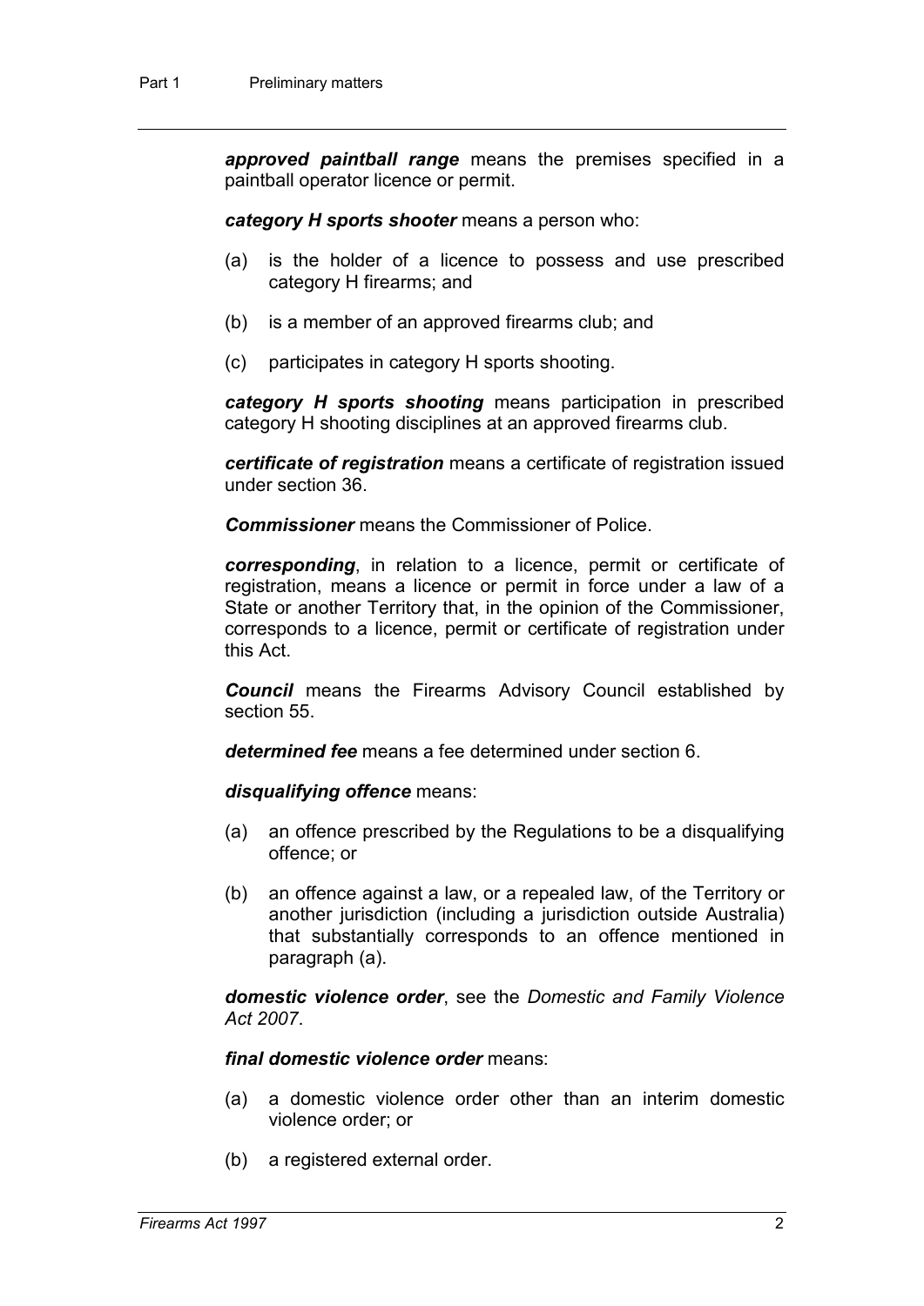***approved paintball range*** means the premises specified in a paintball operator licence or permit.

***category H sports shooter*** means a person who:

(a) is the holder of a licence to possess and use prescribed category H firearms; and

(b) is a member of an approved firearms club; and

(c) participates in category H sports shooting.

***category H sports shooting*** means participation in prescribed category H shooting disciplines at an approved firearms club.

***certificate of registration*** means a certificate of registration issued under section 36.

***Commissioner*** means the Commissioner of Police.

***corresponding***, in relation to a licence, permit or certificate of registration, means a licence or permit in force under a law of a State or another Territory that, in the opinion of the Commissioner, corresponds to a licence, permit or certificate of registration under this Act.

***Council*** means the Firearms Advisory Council established by section 55.

***determined fee*** means a fee determined under section 6.

***disqualifying offence*** means:

(a) an offence prescribed by the Regulations to be a disqualifying offence; or

(b) an offence against a law, or a repealed law, of the Territory or another jurisdiction (including a jurisdiction outside Australia) that substantially corresponds to an offence mentioned in paragraph (a).

***domestic violence order***, see the *Domestic and Family Violence Act 2007*.

***final domestic violence order*** means:

(a) a domestic violence order other than an interim domestic violence order; or

(b) a registered external order.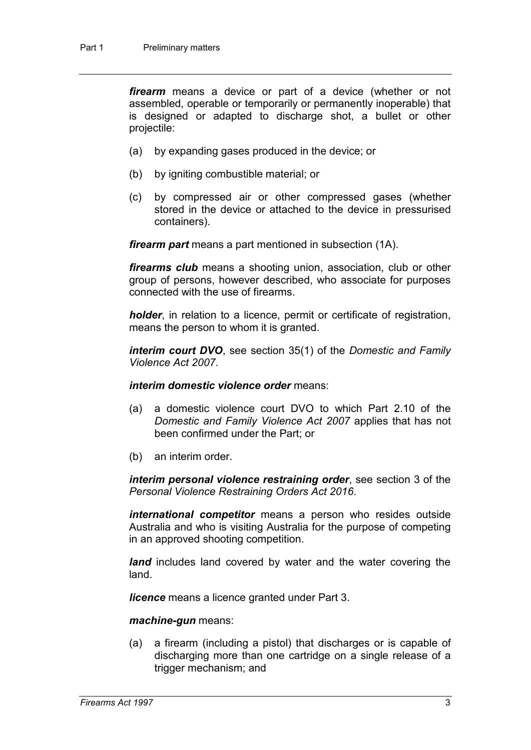***firearm*** means a device or part of a device (whether or not assembled, operable or temporarily or permanently inoperable) that is designed or adapted to discharge shot, a bullet or other projectile:

(a) by expanding gases produced in the device; or

(b) by igniting combustible material; or

(c) by compressed air or other compressed gases (whether stored in the device or attached to the device in pressurised containers).

***firearm part*** means a part mentioned in subsection (1A).

***firearms club*** means a shooting union, association, club or other group of persons, however described, who associate for purposes connected with the use of firearms.

***holder***, in relation to a licence, permit or certificate of registration, means the person to whom it is granted.

***interim court DVO***, see section 35(1) of the *Domestic and Family Violence Act 2007*.

***interim domestic violence order*** means:

(a) a domestic violence court DVO to which Part 2.10 of the *Domestic and Family Violence Act 2007* applies that has not been confirmed under the Part; or

(b) an interim order.

***interim personal violence restraining order***, see section 3 of the *Personal Violence Restraining Orders Act 2016*.

***international competitor*** means a person who resides outside Australia and who is visiting Australia for the purpose of competing in an approved shooting competition.

***land*** includes land covered by water and the water covering the land.

***licence*** means a licence granted under Part 3.

***machine-gun*** means:

(a) a firearm (including a pistol) that discharges or is capable of discharging more than one cartridge on a single release of a trigger mechanism; and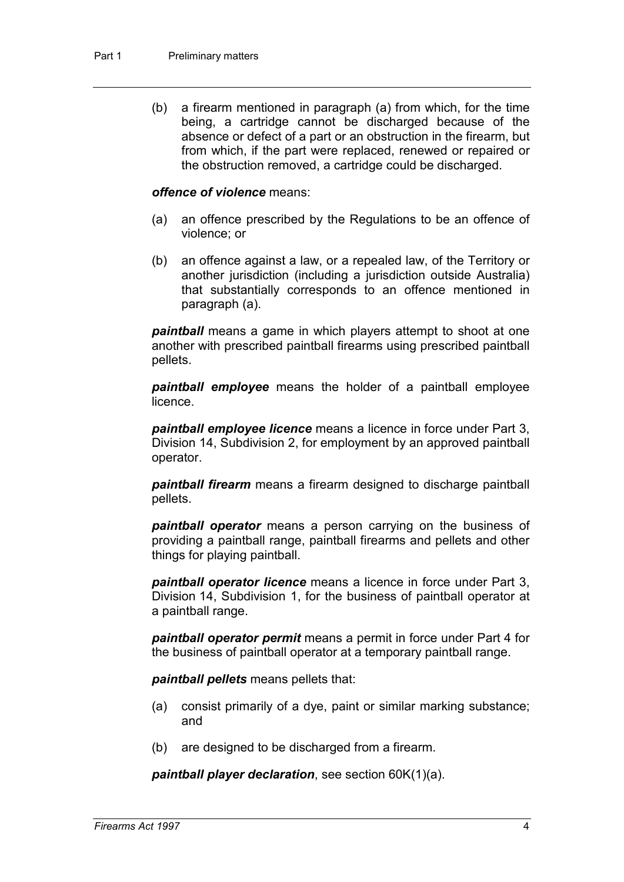(b) a firearm mentioned in paragraph (a) from which, for the time being, a cartridge cannot be discharged because of the absence or defect of a part or an obstruction in the firearm, but from which, if the part were replaced, renewed or repaired or the obstruction removed, a cartridge could be discharged.

***offence of violence*** means:

(a) an offence prescribed by the Regulations to be an offence of violence; or

(b) an offence against a law, or a repealed law, of the Territory or another jurisdiction (including a jurisdiction outside Australia) that substantially corresponds to an offence mentioned in paragraph (a).

***paintball*** means a game in which players attempt to shoot at one another with prescribed paintball firearms using prescribed paintball pellets.

***paintball employee*** means the holder of a paintball employee licence.

***paintball employee licence*** means a licence in force under Part 3, Division 14, Subdivision 2, for employment by an approved paintball operator.

***paintball firearm*** means a firearm designed to discharge paintball pellets.

***paintball operator*** means a person carrying on the business of providing a paintball range, paintball firearms and pellets and other things for playing paintball.

***paintball operator licence*** means a licence in force under Part 3, Division 14, Subdivision 1, for the business of paintball operator at a paintball range.

***paintball operator permit*** means a permit in force under Part 4 for the business of paintball operator at a temporary paintball range.

***paintball pellets*** means pellets that:

(a) consist primarily of a dye, paint or similar marking substance; and

(b) are designed to be discharged from a firearm.

***paintball player declaration***, see section 60K(1)(a).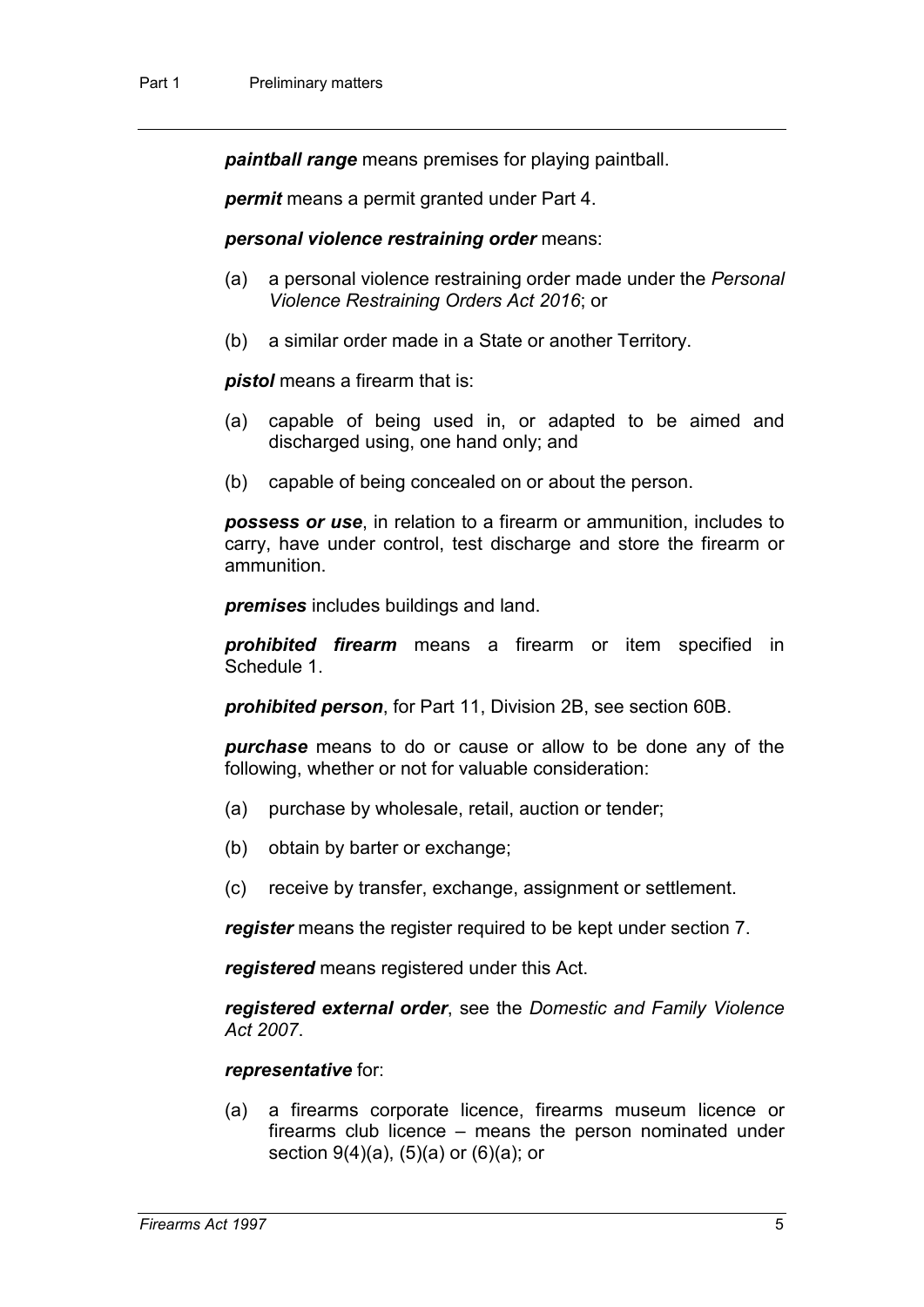***paintball range*** means premises for playing paintball.

***permit*** means a permit granted under Part 4.

***personal violence restraining order*** means:

- (a) a personal violence restraining order made under the *Personal Violence Restraining Orders Act 2016*; or
- (b) a similar order made in a State or another Territory.

***pistol*** means a firearm that is:

- (a) capable of being used in, or adapted to be aimed and discharged using, one hand only; and
- (b) capable of being concealed on or about the person.

***possess or use***, in relation to a firearm or ammunition, includes to carry, have under control, test discharge and store the firearm or ammunition.

***premises*** includes buildings and land.

***prohibited firearm*** means a firearm or item specified in Schedule 1.

***prohibited person***, for Part 11, Division 2B, see section 60B.

***purchase*** means to do or cause or allow to be done any of the following, whether or not for valuable consideration:

- (a) purchase by wholesale, retail, auction or tender;
- (b) obtain by barter or exchange;
- (c) receive by transfer, exchange, assignment or settlement.

***register*** means the register required to be kept under section 7.

***registered*** means registered under this Act.

***registered external order***, see the *Domestic and Family Violence Act 2007*.

***representative*** for:

- (a) a firearms corporate licence, firearms museum licence or firearms club licence – means the person nominated under section 9(4)(a), (5)(a) or (6)(a); or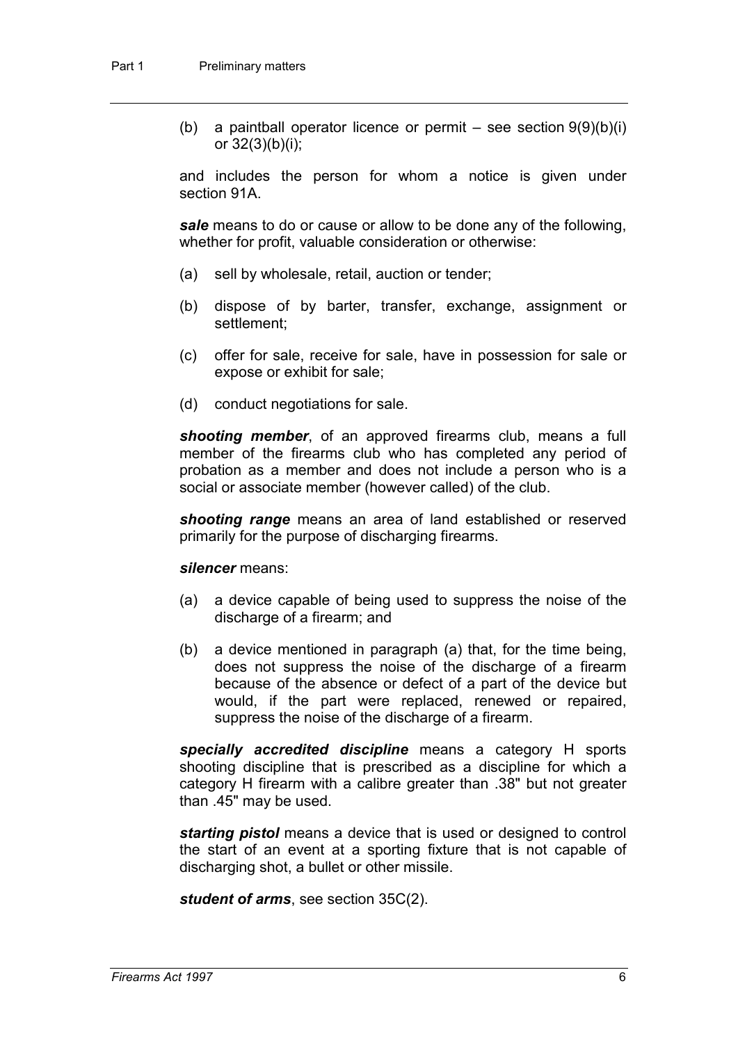(b) a paintball operator licence or permit – see section 9(9)(b)(i) or 32(3)(b)(i);

and includes the person for whom a notice is given under section 91A.

***sale*** means to do or cause or allow to be done any of the following, whether for profit, valuable consideration or otherwise:

(a) sell by wholesale, retail, auction or tender;

(b) dispose of by barter, transfer, exchange, assignment or settlement;

(c) offer for sale, receive for sale, have in possession for sale or expose or exhibit for sale;

(d) conduct negotiations for sale.

***shooting member***, of an approved firearms club, means a full member of the firearms club who has completed any period of probation as a member and does not include a person who is a social or associate member (however called) of the club.

***shooting range*** means an area of land established or reserved primarily for the purpose of discharging firearms.

***silencer*** means:

(a) a device capable of being used to suppress the noise of the discharge of a firearm; and

(b) a device mentioned in paragraph (a) that, for the time being, does not suppress the noise of the discharge of a firearm because of the absence or defect of a part of the device but would, if the part were replaced, renewed or repaired, suppress the noise of the discharge of a firearm.

***specially accredited discipline*** means a category H sports shooting discipline that is prescribed as a discipline for which a category H firearm with a calibre greater than .38" but not greater than .45" may be used.

***starting pistol*** means a device that is used or designed to control the start of an event at a sporting fixture that is not capable of discharging shot, a bullet or other missile.

***student of arms***, see section 35C(2).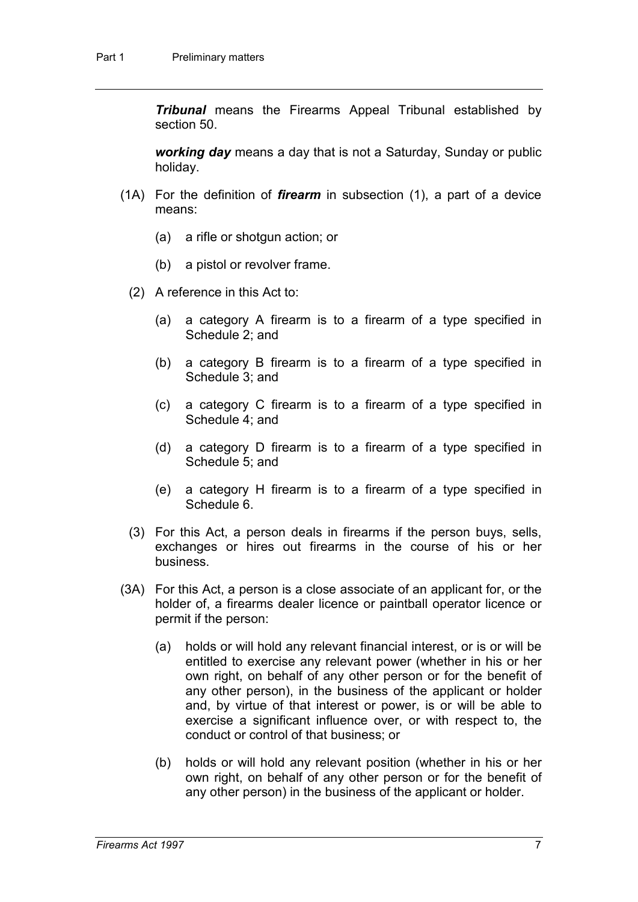***Tribunal*** means the Firearms Appeal Tribunal established by section 50.

***working day*** means a day that is not a Saturday, Sunday or public holiday.

(1A) For the definition of ***firearm*** in subsection (1), a part of a device means:

(a) a rifle or shotgun action; or

(b) a pistol or revolver frame.

(2) A reference in this Act to:

(a) a category A firearm is to a firearm of a type specified in Schedule 2; and

(b) a category B firearm is to a firearm of a type specified in Schedule 3; and

(c) a category C firearm is to a firearm of a type specified in Schedule 4; and

(d) a category D firearm is to a firearm of a type specified in Schedule 5; and

(e) a category H firearm is to a firearm of a type specified in Schedule 6.

(3) For this Act, a person deals in firearms if the person buys, sells, exchanges or hires out firearms in the course of his or her business.

(3A) For this Act, a person is a close associate of an applicant for, or the holder of, a firearms dealer licence or paintball operator licence or permit if the person:

(a) holds or will hold any relevant financial interest, or is or will be entitled to exercise any relevant power (whether in his or her own right, on behalf of any other person or for the benefit of any other person), in the business of the applicant or holder and, by virtue of that interest or power, is or will be able to exercise a significant influence over, or with respect to, the conduct or control of that business; or

(b) holds or will hold any relevant position (whether in his or her own right, on behalf of any other person or for the benefit of any other person) in the business of the applicant or holder.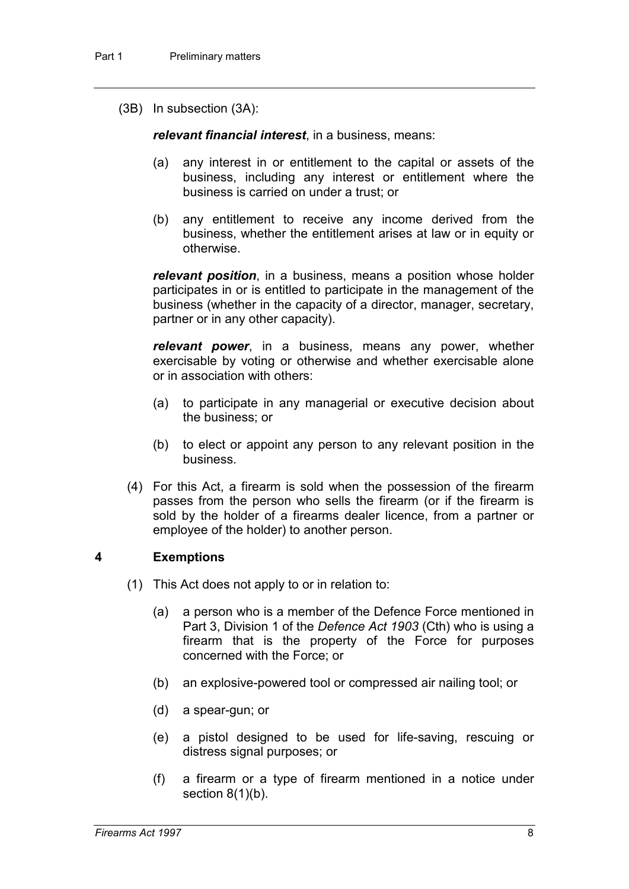(3B) In subsection (3A):

***relevant financial interest***, in a business, means:

(a) any interest in or entitlement to the capital or assets of the business, including any interest or entitlement where the business is carried on under a trust; or

(b) any entitlement to receive any income derived from the business, whether the entitlement arises at law or in equity or otherwise.

***relevant position***, in a business, means a position whose holder participates in or is entitled to participate in the management of the business (whether in the capacity of a director, manager, secretary, partner or in any other capacity).

***relevant power***, in a business, means any power, whether exercisable by voting or otherwise and whether exercisable alone or in association with others:

(a) to participate in any managerial or executive decision about the business; or

(b) to elect or appoint any person to any relevant position in the business.

(4) For this Act, a firearm is sold when the possession of the firearm passes from the person who sells the firearm (or if the firearm is sold by the holder of a firearms dealer licence, from a partner or employee of the holder) to another person.

## 4 Exemptions

(1) This Act does not apply to or in relation to:

(a) a person who is a member of the Defence Force mentioned in Part 3, Division 1 of the *Defence Act 1903* (Cth) who is using a firearm that is the property of the Force for purposes concerned with the Force; or

(b) an explosive-powered tool or compressed air nailing tool; or

(d) a spear-gun; or

(e) a pistol designed to be used for life-saving, rescuing or distress signal purposes; or

(f) a firearm or a type of firearm mentioned in a notice under section 8(1)(b).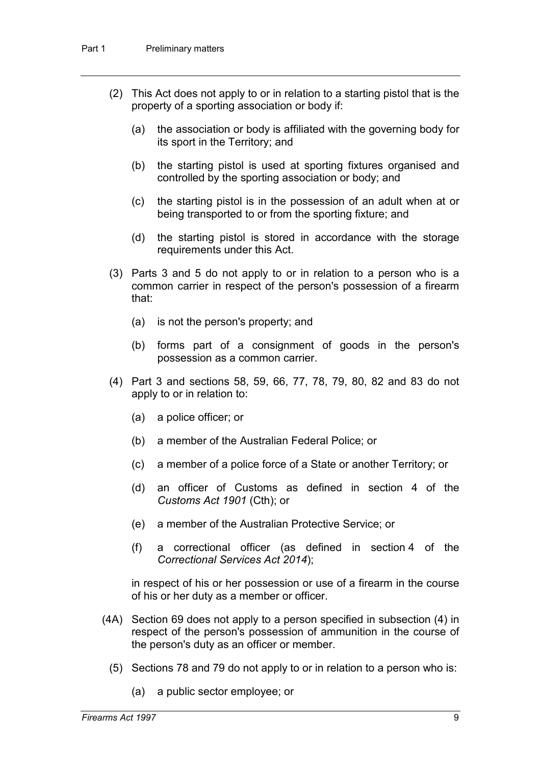(2) This Act does not apply to or in relation to a starting pistol that is the property of a sporting association or body if:

(a) the association or body is affiliated with the governing body for its sport in the Territory; and

(b) the starting pistol is used at sporting fixtures organised and controlled by the sporting association or body; and

(c) the starting pistol is in the possession of an adult when at or being transported to or from the sporting fixture; and

(d) the starting pistol is stored in accordance with the storage requirements under this Act.

(3) Parts 3 and 5 do not apply to or in relation to a person who is a common carrier in respect of the person's possession of a firearm that:

(a) is not the person's property; and

(b) forms part of a consignment of goods in the person's possession as a common carrier.

(4) Part 3 and sections 58, 59, 66, 77, 78, 79, 80, 82 and 83 do not apply to or in relation to:

(a) a police officer; or

(b) a member of the Australian Federal Police; or

(c) a member of a police force of a State or another Territory; or

(d) an officer of Customs as defined in section 4 of the *Customs Act 1901* (Cth); or

(e) a member of the Australian Protective Service; or

(f) a correctional officer (as defined in section 4 of the *Correctional Services Act 2014*);

in respect of his or her possession or use of a firearm in the course of his or her duty as a member or officer.

(4A) Section 69 does not apply to a person specified in subsection (4) in respect of the person's possession of ammunition in the course of the person's duty as an officer or member.

(5) Sections 78 and 79 do not apply to or in relation to a person who is:

(a) a public sector employee; or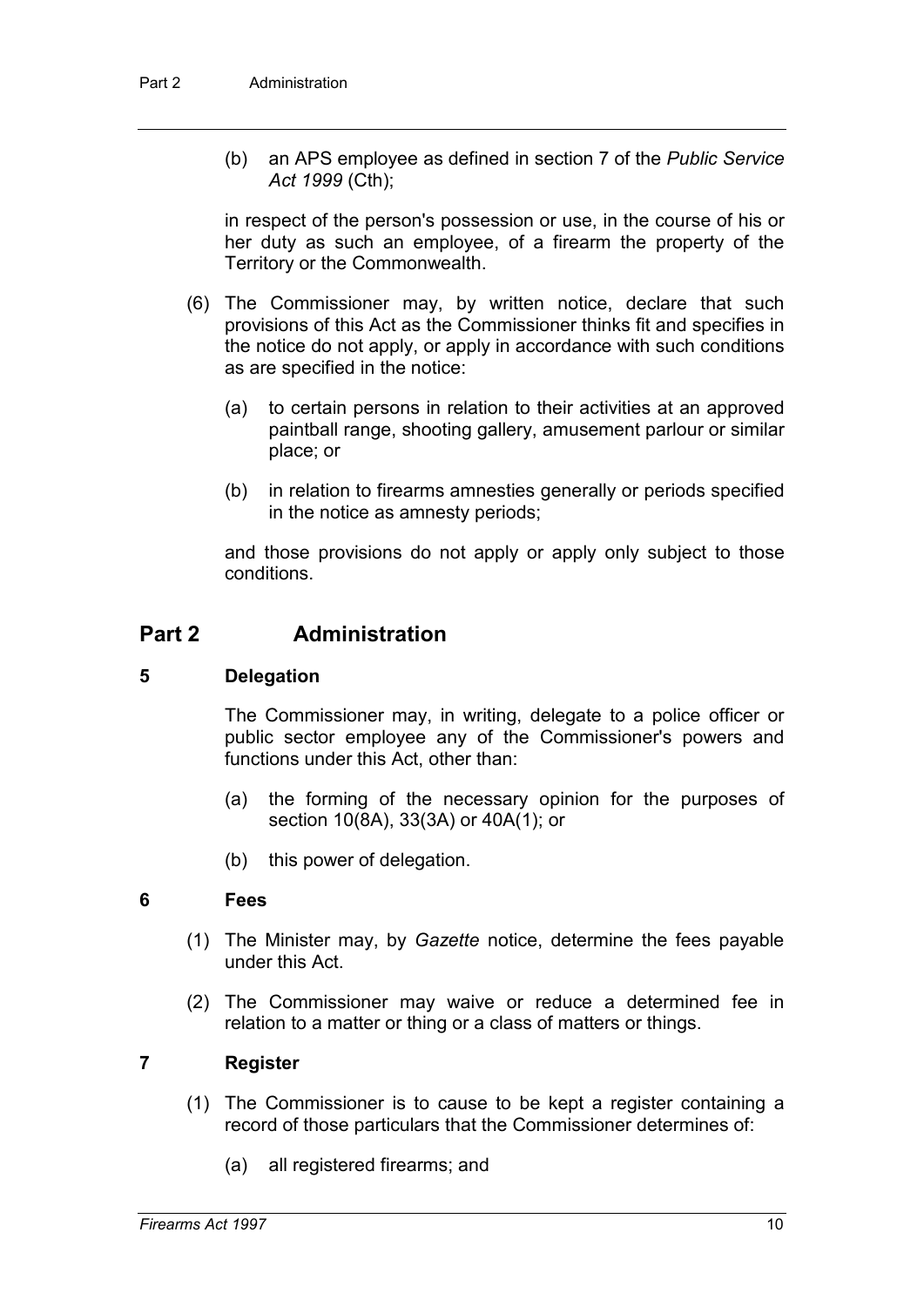(b) an APS employee as defined in section 7 of the *Public Service Act 1999* (Cth);

in respect of the person's possession or use, in the course of his or her duty as such an employee, of a firearm the property of the Territory or the Commonwealth.

(6) The Commissioner may, by written notice, declare that such provisions of this Act as the Commissioner thinks fit and specifies in the notice do not apply, or apply in accordance with such conditions as are specified in the notice:

(a) to certain persons in relation to their activities at an approved paintball range, shooting gallery, amusement parlour or similar place; or

(b) in relation to firearms amnesties generally or periods specified in the notice as amnesty periods;

and those provisions do not apply or apply only subject to those conditions.

# Part 2 Administration

### 5 Delegation

The Commissioner may, in writing, delegate to a police officer or public sector employee any of the Commissioner's powers and functions under this Act, other than:

(a) the forming of the necessary opinion for the purposes of section 10(8A), 33(3A) or 40A(1); or

(b) this power of delegation.

### 6 Fees

(1) The Minister may, by *Gazette* notice, determine the fees payable under this Act.

(2) The Commissioner may waive or reduce a determined fee in relation to a matter or thing or a class of matters or things.

### 7 Register

(1) The Commissioner is to cause to be kept a register containing a record of those particulars that the Commissioner determines of:

(a) all registered firearms; and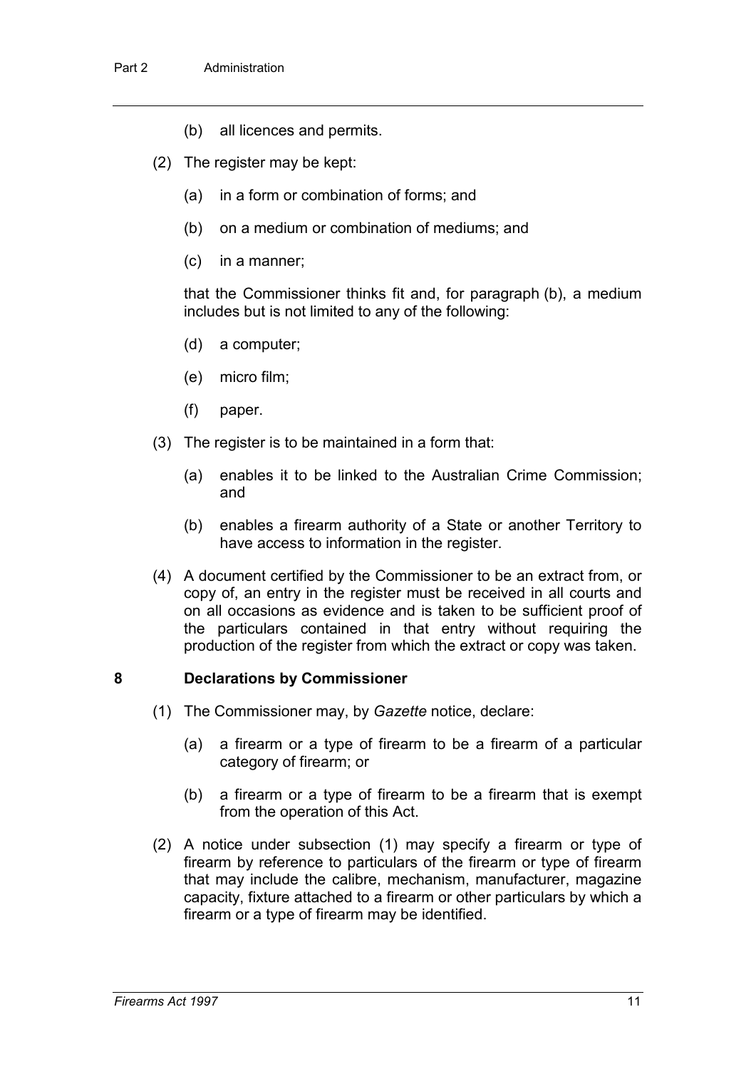(b) all licences and permits.

(2) The register may be kept:

(a) in a form or combination of forms; and

(b) on a medium or combination of mediums; and

(c) in a manner;

that the Commissioner thinks fit and, for paragraph (b), a medium includes but is not limited to any of the following:

(d) a computer;

(e) micro film;

(f) paper.

(3) The register is to be maintained in a form that:

(a) enables it to be linked to the Australian Crime Commission; and

(b) enables a firearm authority of a State or another Territory to have access to information in the register.

(4) A document certified by the Commissioner to be an extract from, or copy of, an entry in the register must be received in all courts and on all occasions as evidence and is taken to be sufficient proof of the particulars contained in that entry without requiring the production of the register from which the extract or copy was taken.

## 8 Declarations by Commissioner

(1) The Commissioner may, by *Gazette* notice, declare:

(a) a firearm or a type of firearm to be a firearm of a particular category of firearm; or

(b) a firearm or a type of firearm to be a firearm that is exempt from the operation of this Act.

(2) A notice under subsection (1) may specify a firearm or type of firearm by reference to particulars of the firearm or type of firearm that may include the calibre, mechanism, manufacturer, magazine capacity, fixture attached to a firearm or other particulars by which a firearm or a type of firearm may be identified.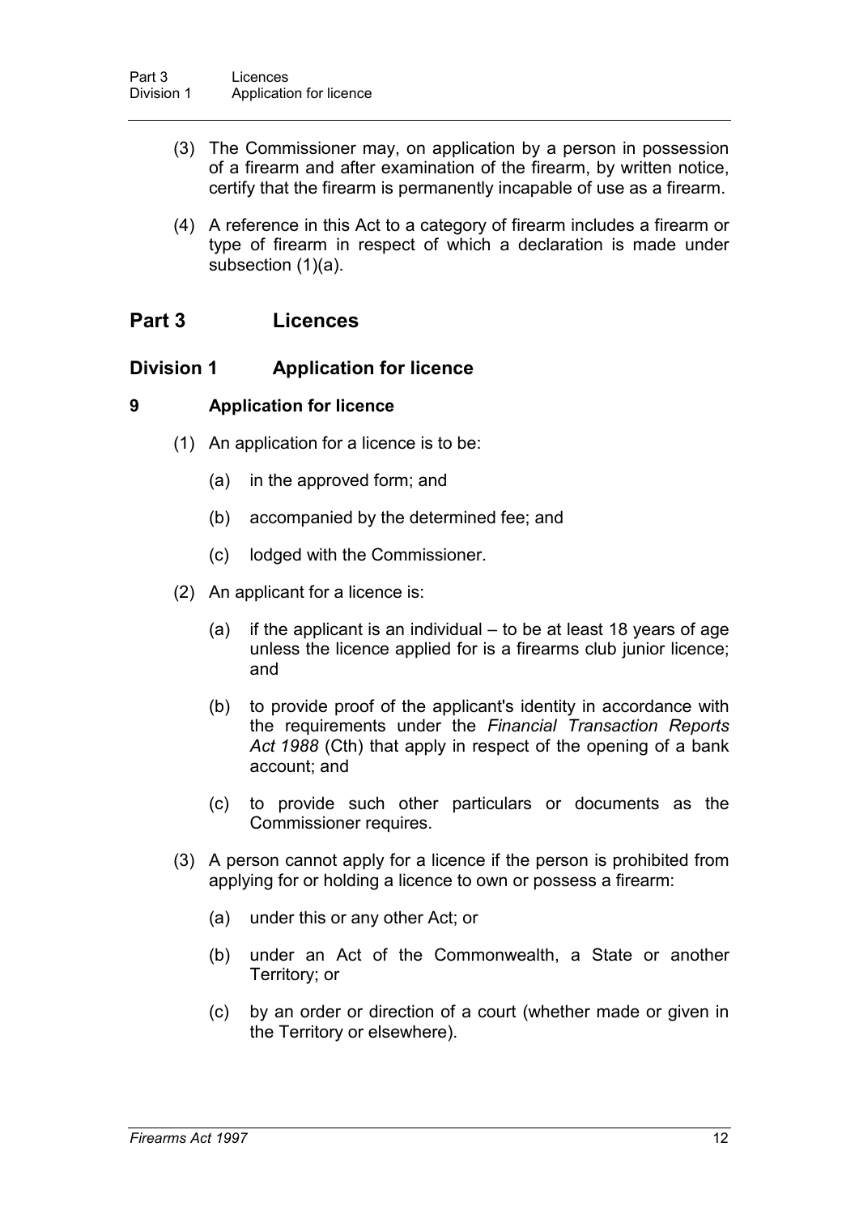(3) The Commissioner may, on application by a person in possession of a firearm and after examination of the firearm, by written notice, certify that the firearm is permanently incapable of use as a firearm.

(4) A reference in this Act to a category of firearm includes a firearm or type of firearm in respect of which a declaration is made under subsection (1)(a).

# Part 3 Licences

## Division 1 Application for licence

### 9 Application for licence

(1) An application for a licence is to be:

(a) in the approved form; and

(b) accompanied by the determined fee; and

(c) lodged with the Commissioner.

(2) An applicant for a licence is:

(a) if the applicant is an individual – to be at least 18 years of age unless the licence applied for is a firearms club junior licence; and

(b) to provide proof of the applicant's identity in accordance with the requirements under the *Financial Transaction Reports Act 1988* (Cth) that apply in respect of the opening of a bank account; and

(c) to provide such other particulars or documents as the Commissioner requires.

(3) A person cannot apply for a licence if the person is prohibited from applying for or holding a licence to own or possess a firearm:

(a) under this or any other Act; or

(b) under an Act of the Commonwealth, a State or another Territory; or

(c) by an order or direction of a court (whether made or given in the Territory or elsewhere).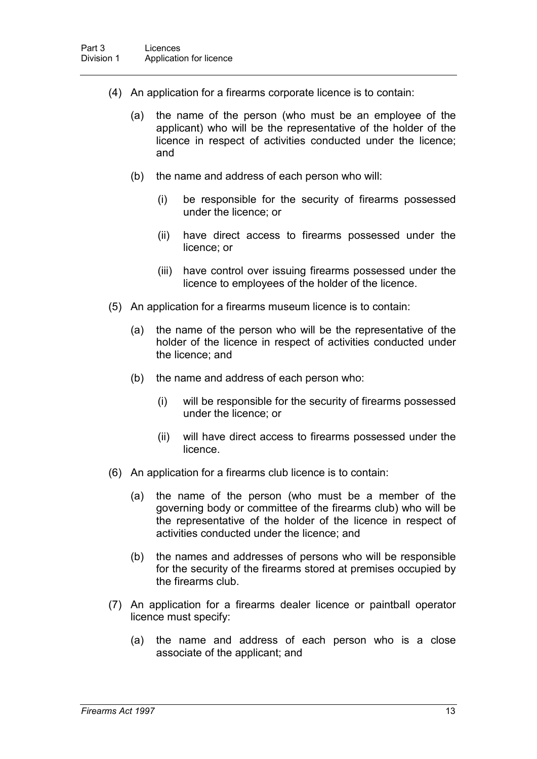(4) An application for a firearms corporate licence is to contain:

(a) the name of the person (who must be an employee of the applicant) who will be the representative of the holder of the licence in respect of activities conducted under the licence; and

(b) the name and address of each person who will:

(i) be responsible for the security of firearms possessed under the licence; or

(ii) have direct access to firearms possessed under the licence; or

(iii) have control over issuing firearms possessed under the licence to employees of the holder of the licence.

(5) An application for a firearms museum licence is to contain:

(a) the name of the person who will be the representative of the holder of the licence in respect of activities conducted under the licence; and

(b) the name and address of each person who:

(i) will be responsible for the security of firearms possessed under the licence; or

(ii) will have direct access to firearms possessed under the licence.

(6) An application for a firearms club licence is to contain:

(a) the name of the person (who must be a member of the governing body or committee of the firearms club) who will be the representative of the holder of the licence in respect of activities conducted under the licence; and

(b) the names and addresses of persons who will be responsible for the security of the firearms stored at premises occupied by the firearms club.

(7) An application for a firearms dealer licence or paintball operator licence must specify:

(a) the name and address of each person who is a close associate of the applicant; and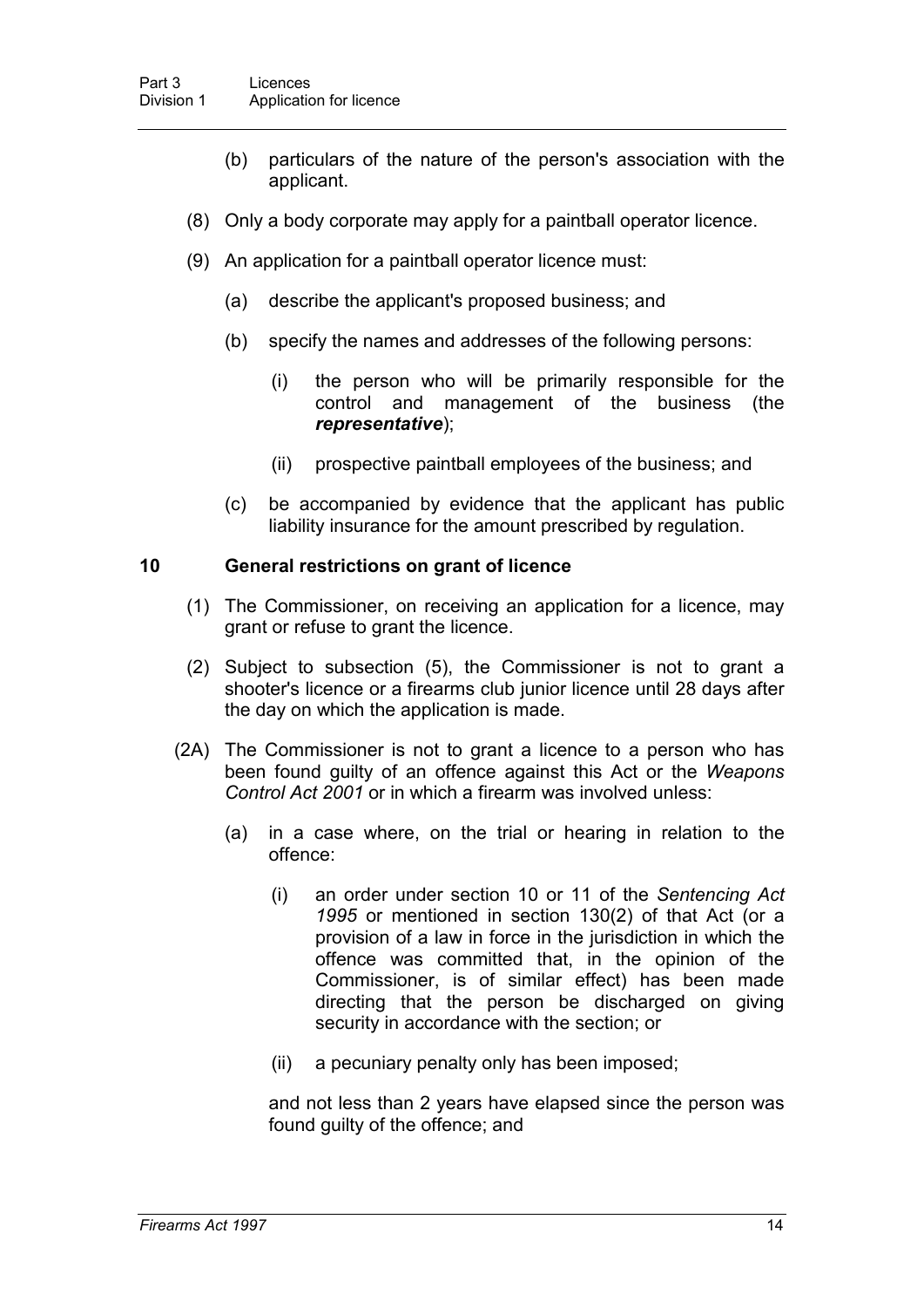(b) particulars of the nature of the person's association with the applicant.

(8) Only a body corporate may apply for a paintball operator licence.

(9) An application for a paintball operator licence must:

(a) describe the applicant's proposed business; and

(b) specify the names and addresses of the following persons:

(i) the person who will be primarily responsible for the control and management of the business (the ***representative***);

(ii) prospective paintball employees of the business; and

(c) be accompanied by evidence that the applicant has public liability insurance for the amount prescribed by regulation.

### 10 General restrictions on grant of licence

(1) The Commissioner, on receiving an application for a licence, may grant or refuse to grant the licence.

(2) Subject to subsection (5), the Commissioner is not to grant a shooter's licence or a firearms club junior licence until 28 days after the day on which the application is made.

(2A) The Commissioner is not to grant a licence to a person who has been found guilty of an offence against this Act or the *Weapons Control Act 2001* or in which a firearm was involved unless:

(a) in a case where, on the trial or hearing in relation to the offence:

(i) an order under section 10 or 11 of the *Sentencing Act 1995* or mentioned in section 130(2) of that Act (or a provision of a law in force in the jurisdiction in which the offence was committed that, in the opinion of the Commissioner, is of similar effect) has been made directing that the person be discharged on giving security in accordance with the section; or

(ii) a pecuniary penalty only has been imposed;

and not less than 2 years have elapsed since the person was found guilty of the offence; and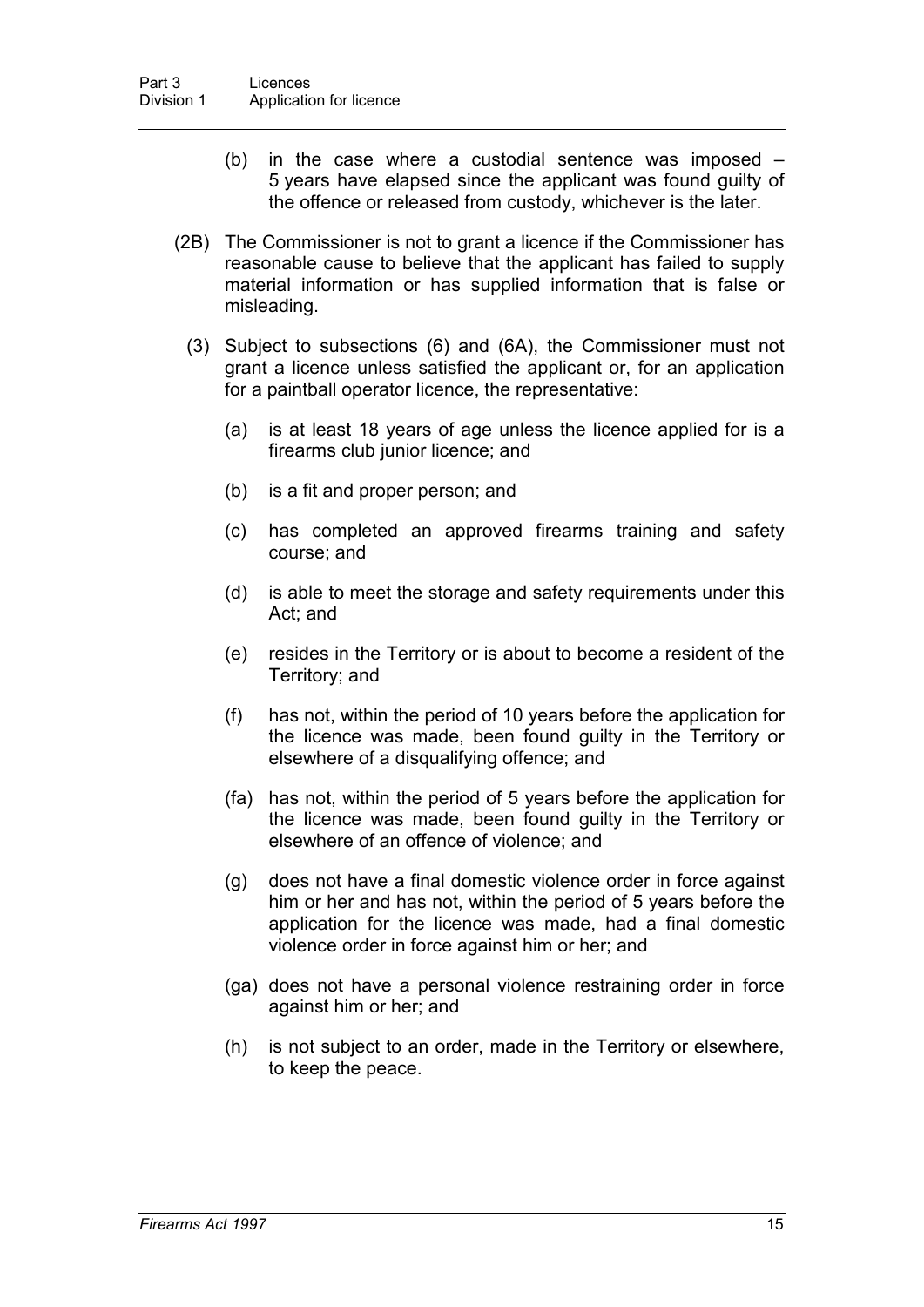(b) in the case where a custodial sentence was imposed – 5 years have elapsed since the applicant was found guilty of the offence or released from custody, whichever is the later.

(2B) The Commissioner is not to grant a licence if the Commissioner has reasonable cause to believe that the applicant has failed to supply material information or has supplied information that is false or misleading.

(3) Subject to subsections (6) and (6A), the Commissioner must not grant a licence unless satisfied the applicant or, for an application for a paintball operator licence, the representative:

(a) is at least 18 years of age unless the licence applied for is a firearms club junior licence; and

(b) is a fit and proper person; and

(c) has completed an approved firearms training and safety course; and

(d) is able to meet the storage and safety requirements under this Act; and

(e) resides in the Territory or is about to become a resident of the Territory; and

(f) has not, within the period of 10 years before the application for the licence was made, been found guilty in the Territory or elsewhere of a disqualifying offence; and

(fa) has not, within the period of 5 years before the application for the licence was made, been found guilty in the Territory or elsewhere of an offence of violence; and

(g) does not have a final domestic violence order in force against him or her and has not, within the period of 5 years before the application for the licence was made, had a final domestic violence order in force against him or her; and

(ga) does not have a personal violence restraining order in force against him or her; and

(h) is not subject to an order, made in the Territory or elsewhere, to keep the peace.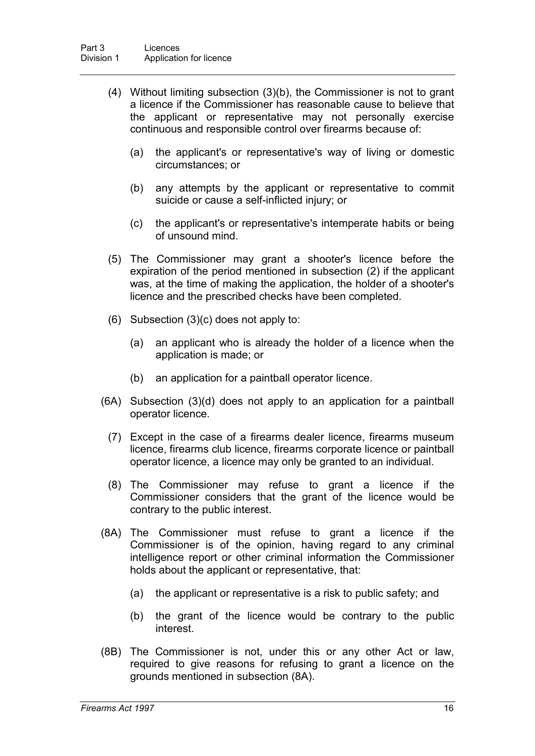(4) Without limiting subsection (3)(b), the Commissioner is not to grant a licence if the Commissioner has reasonable cause to believe that the applicant or representative may not personally exercise continuous and responsible control over firearms because of:

(a) the applicant's or representative's way of living or domestic circumstances; or

(b) any attempts by the applicant or representative to commit suicide or cause a self-inflicted injury; or

(c) the applicant's or representative's intemperate habits or being of unsound mind.

(5) The Commissioner may grant a shooter's licence before the expiration of the period mentioned in subsection (2) if the applicant was, at the time of making the application, the holder of a shooter's licence and the prescribed checks have been completed.

(6) Subsection (3)(c) does not apply to:

(a) an applicant who is already the holder of a licence when the application is made; or

(b) an application for a paintball operator licence.

(6A) Subsection (3)(d) does not apply to an application for a paintball operator licence.

(7) Except in the case of a firearms dealer licence, firearms museum licence, firearms club licence, firearms corporate licence or paintball operator licence, a licence may only be granted to an individual.

(8) The Commissioner may refuse to grant a licence if the Commissioner considers that the grant of the licence would be contrary to the public interest.

(8A) The Commissioner must refuse to grant a licence if the Commissioner is of the opinion, having regard to any criminal intelligence report or other criminal information the Commissioner holds about the applicant or representative, that:

(a) the applicant or representative is a risk to public safety; and

(b) the grant of the licence would be contrary to the public interest.

(8B) The Commissioner is not, under this or any other Act or law, required to give reasons for refusing to grant a licence on the grounds mentioned in subsection (8A).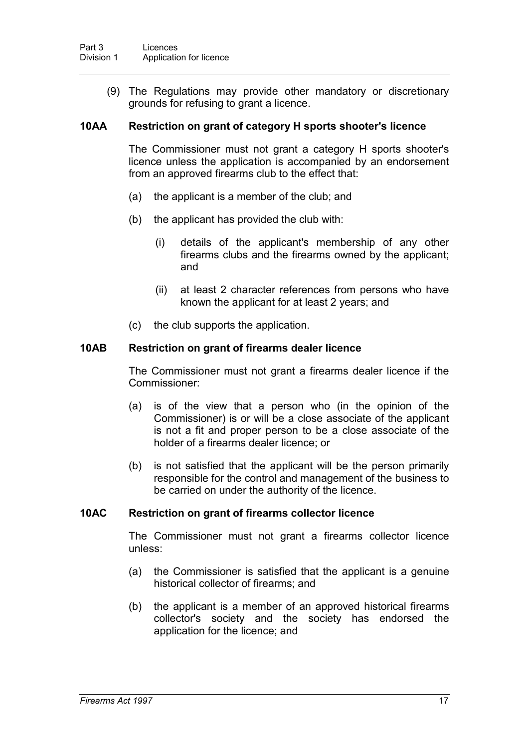(9) The Regulations may provide other mandatory or discretionary grounds for refusing to grant a licence.

### 10AA Restriction on grant of category H sports shooter's licence

The Commissioner must not grant a category H sports shooter's licence unless the application is accompanied by an endorsement from an approved firearms club to the effect that:

(a) the applicant is a member of the club; and

(b) the applicant has provided the club with:

(i) details of the applicant's membership of any other firearms clubs and the firearms owned by the applicant; and

(ii) at least 2 character references from persons who have known the applicant for at least 2 years; and

(c) the club supports the application.

### 10AB Restriction on grant of firearms dealer licence

The Commissioner must not grant a firearms dealer licence if the Commissioner:

(a) is of the view that a person who (in the opinion of the Commissioner) is or will be a close associate of the applicant is not a fit and proper person to be a close associate of the holder of a firearms dealer licence; or

(b) is not satisfied that the applicant will be the person primarily responsible for the control and management of the business to be carried on under the authority of the licence.

### 10AC Restriction on grant of firearms collector licence

The Commissioner must not grant a firearms collector licence unless:

(a) the Commissioner is satisfied that the applicant is a genuine historical collector of firearms; and

(b) the applicant is a member of an approved historical firearms collector's society and the society has endorsed the application for the licence; and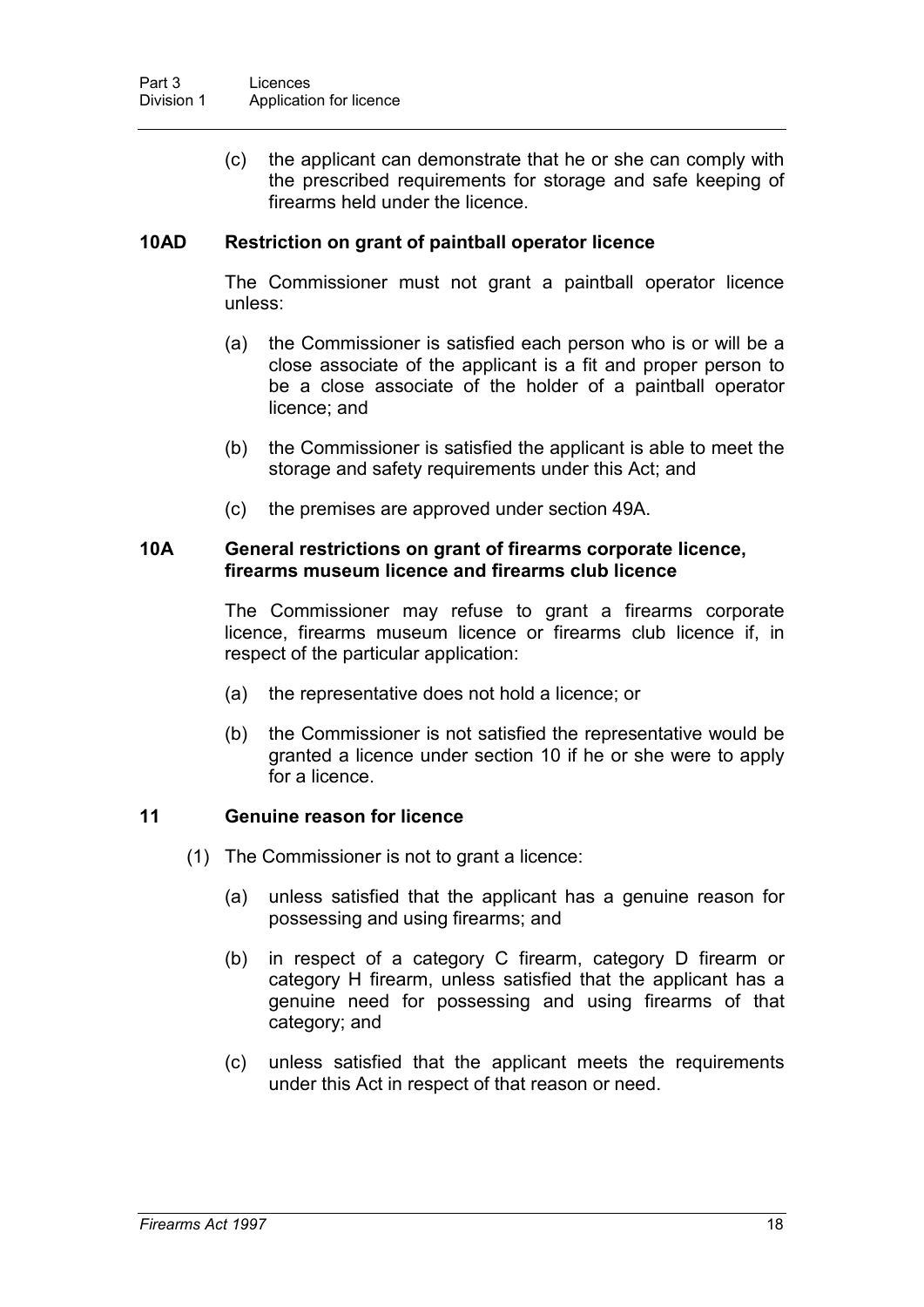(c) the applicant can demonstrate that he or she can comply with the prescribed requirements for storage and safe keeping of firearms held under the licence.

### 10AD Restriction on grant of paintball operator licence

The Commissioner must not grant a paintball operator licence unless:

(a) the Commissioner is satisfied each person who is or will be a close associate of the applicant is a fit and proper person to be a close associate of the holder of a paintball operator licence; and

(b) the Commissioner is satisfied the applicant is able to meet the storage and safety requirements under this Act; and

(c) the premises are approved under section 49A.

### 10A General restrictions on grant of firearms corporate licence, firearms museum licence and firearms club licence

The Commissioner may refuse to grant a firearms corporate licence, firearms museum licence or firearms club licence if, in respect of the particular application:

(a) the representative does not hold a licence; or

(b) the Commissioner is not satisfied the representative would be granted a licence under section 10 if he or she were to apply for a licence.

### 11 Genuine reason for licence

(1) The Commissioner is not to grant a licence:

(a) unless satisfied that the applicant has a genuine reason for possessing and using firearms; and

(b) in respect of a category C firearm, category D firearm or category H firearm, unless satisfied that the applicant has a genuine need for possessing and using firearms of that category; and

(c) unless satisfied that the applicant meets the requirements under this Act in respect of that reason or need.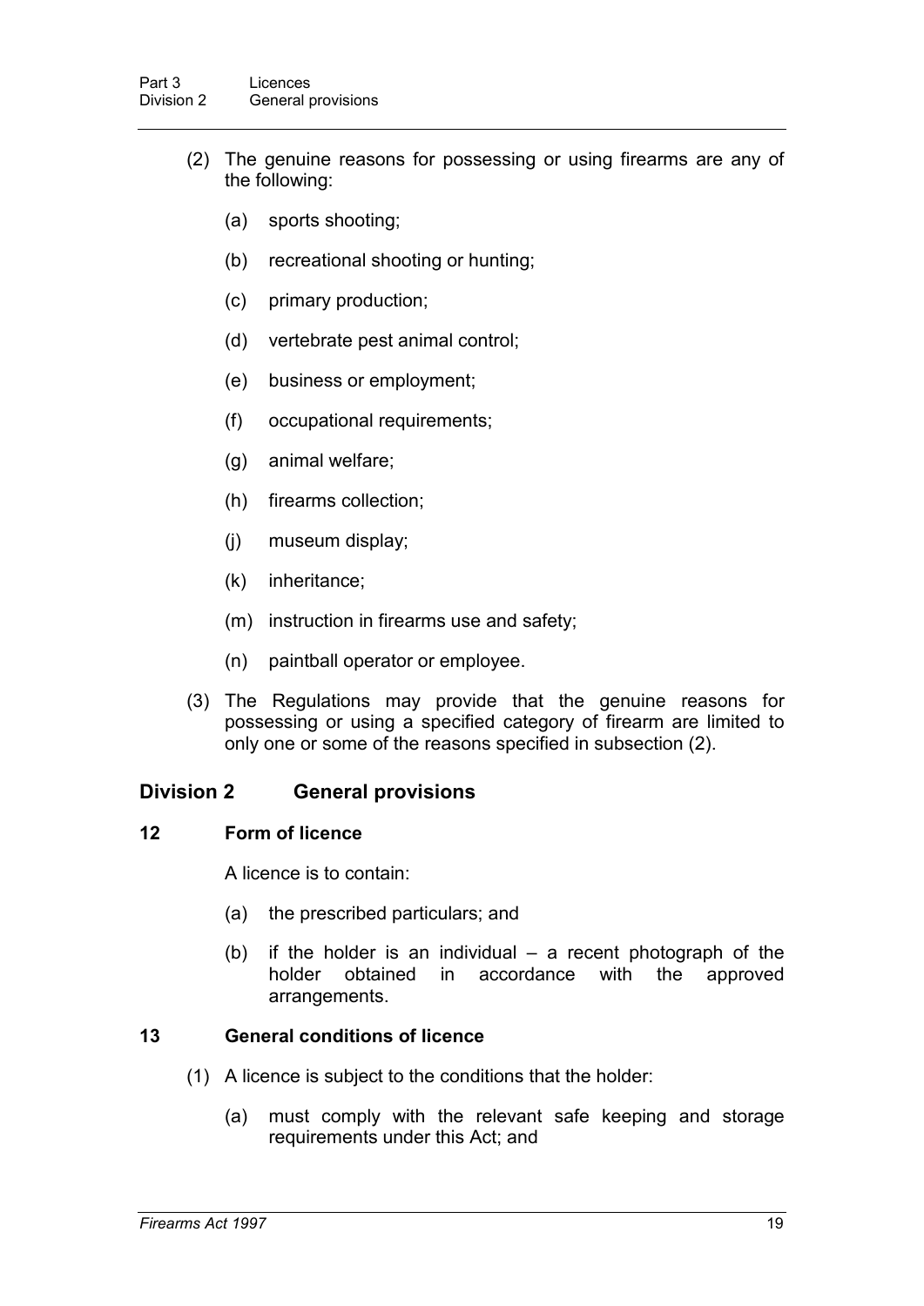(2) The genuine reasons for possessing or using firearms are any of the following:

(a) sports shooting;

(b) recreational shooting or hunting;

(c) primary production;

(d) vertebrate pest animal control;

(e) business or employment;

(f) occupational requirements;

(g) animal welfare;

(h) firearms collection;

(j) museum display;

(k) inheritance;

(m) instruction in firearms use and safety;

(n) paintball operator or employee.

(3) The Regulations may provide that the genuine reasons for possessing or using a specified category of firearm are limited to only one or some of the reasons specified in subsection (2).

## Division 2 General provisions

### 12 Form of licence

A licence is to contain:

(a) the prescribed particulars; and

(b) if the holder is an individual – a recent photograph of the holder obtained in accordance with the approved arrangements.

### 13 General conditions of licence

(1) A licence is subject to the conditions that the holder:

(a) must comply with the relevant safe keeping and storage requirements under this Act; and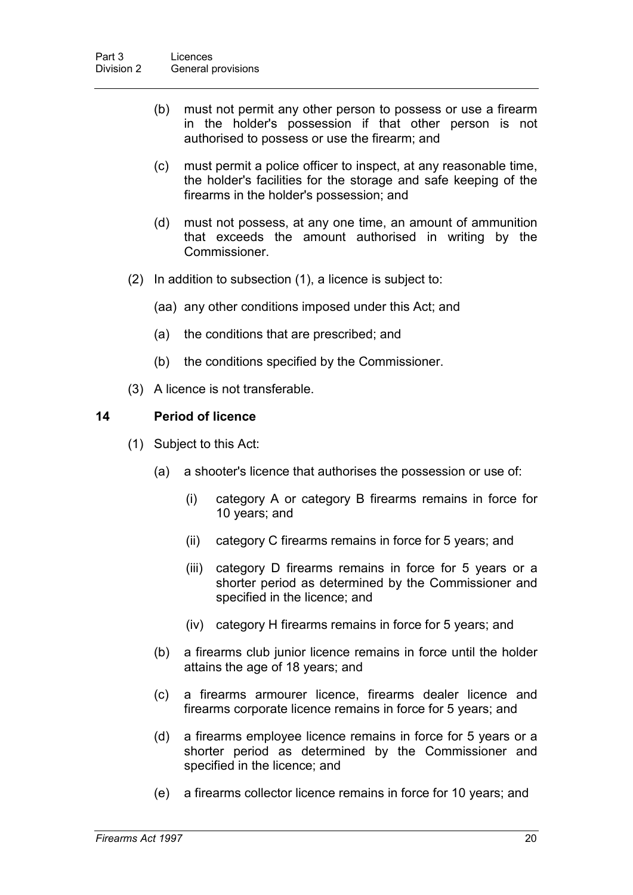(b) must not permit any other person to possess or use a firearm in the holder's possession if that other person is not authorised to possess or use the firearm; and

(c) must permit a police officer to inspect, at any reasonable time, the holder's facilities for the storage and safe keeping of the firearms in the holder's possession; and

(d) must not possess, at any one time, an amount of ammunition that exceeds the amount authorised in writing by the Commissioner.

(2) In addition to subsection (1), a licence is subject to:

(aa) any other conditions imposed under this Act; and

(a) the conditions that are prescribed; and

(b) the conditions specified by the Commissioner.

(3) A licence is not transferable.

### 14 Period of licence

(1) Subject to this Act:

(a) a shooter's licence that authorises the possession or use of:

(i) category A or category B firearms remains in force for 10 years; and

(ii) category C firearms remains in force for 5 years; and

(iii) category D firearms remains in force for 5 years or a shorter period as determined by the Commissioner and specified in the licence; and

(iv) category H firearms remains in force for 5 years; and

(b) a firearms club junior licence remains in force until the holder attains the age of 18 years; and

(c) a firearms armourer licence, firearms dealer licence and firearms corporate licence remains in force for 5 years; and

(d) a firearms employee licence remains in force for 5 years or a shorter period as determined by the Commissioner and specified in the licence; and

(e) a firearms collector licence remains in force for 10 years; and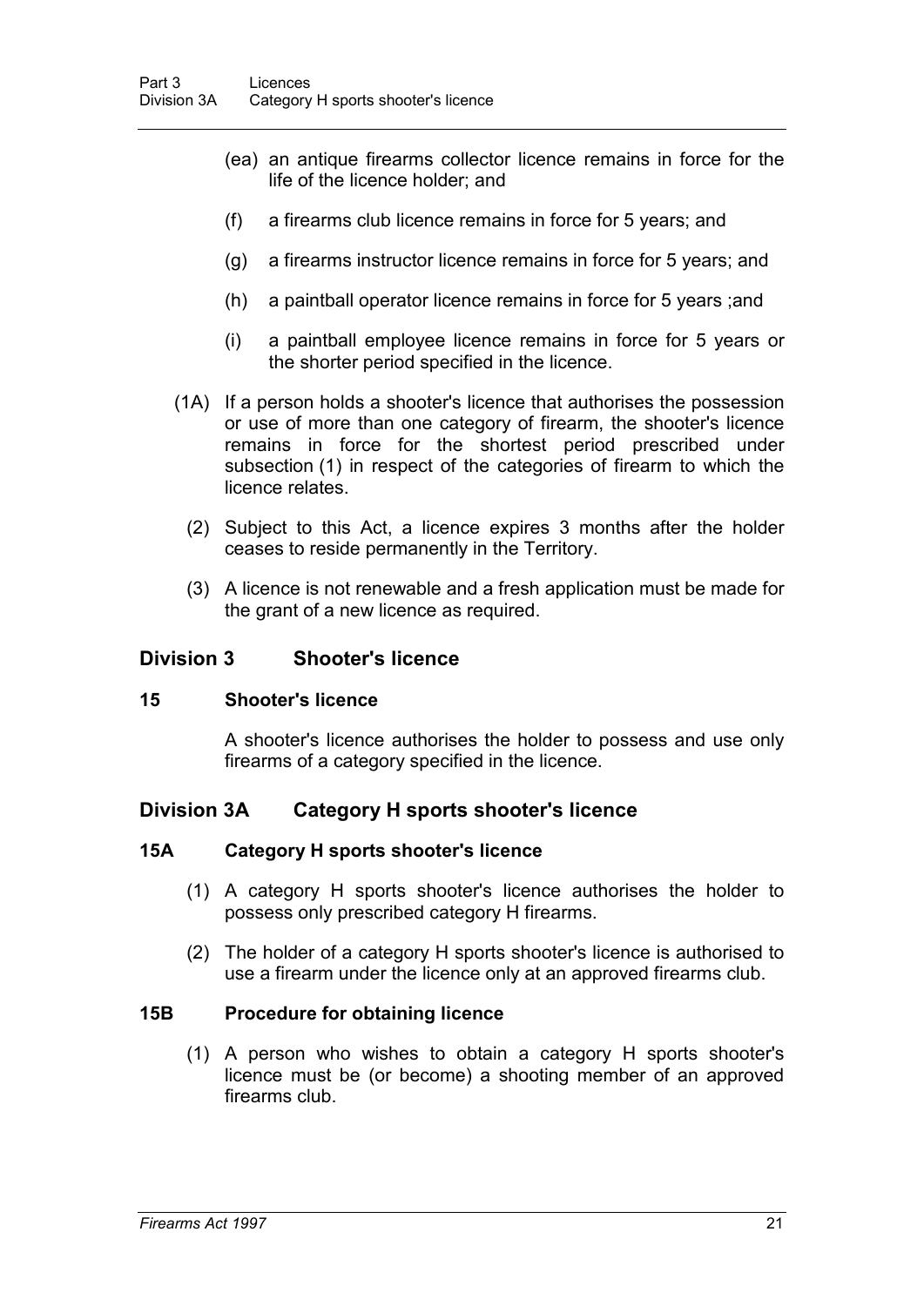(ea) an antique firearms collector licence remains in force for the life of the licence holder; and

(f) a firearms club licence remains in force for 5 years; and

(g) a firearms instructor licence remains in force for 5 years; and

(h) a paintball operator licence remains in force for 5 years ;and

(i) a paintball employee licence remains in force for 5 years or the shorter period specified in the licence.

(1A) If a person holds a shooter's licence that authorises the possession or use of more than one category of firearm, the shooter's licence remains in force for the shortest period prescribed under subsection (1) in respect of the categories of firearm to which the licence relates.

(2) Subject to this Act, a licence expires 3 months after the holder ceases to reside permanently in the Territory.

(3) A licence is not renewable and a fresh application must be made for the grant of a new licence as required.

## Division 3 Shooter's licence

### 15 Shooter's licence

A shooter's licence authorises the holder to possess and use only firearms of a category specified in the licence.

## Division 3A Category H sports shooter's licence

### 15A Category H sports shooter's licence

(1) A category H sports shooter's licence authorises the holder to possess only prescribed category H firearms.

(2) The holder of a category H sports shooter's licence is authorised to use a firearm under the licence only at an approved firearms club.

### 15B Procedure for obtaining licence

(1) A person who wishes to obtain a category H sports shooter's licence must be (or become) a shooting member of an approved firearms club.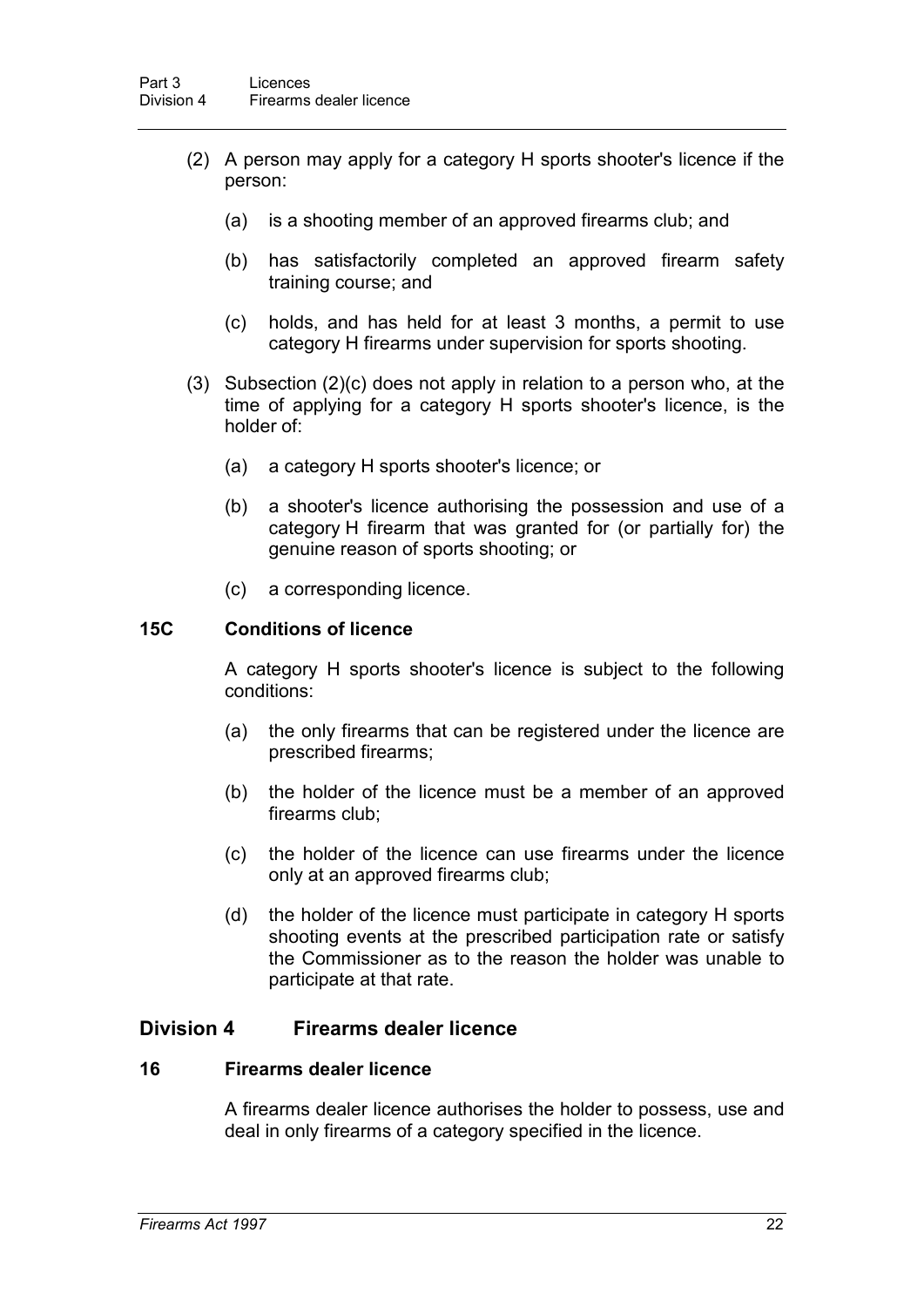(2) A person may apply for a category H sports shooter's licence if the person:

(a) is a shooting member of an approved firearms club; and

(b) has satisfactorily completed an approved firearm safety training course; and

(c) holds, and has held for at least 3 months, a permit to use category H firearms under supervision for sports shooting.

(3) Subsection (2)(c) does not apply in relation to a person who, at the time of applying for a category H sports shooter's licence, is the holder of:

(a) a category H sports shooter's licence; or

(b) a shooter's licence authorising the possession and use of a category H firearm that was granted for (or partially for) the genuine reason of sports shooting; or

(c) a corresponding licence.

### 15C Conditions of licence

A category H sports shooter's licence is subject to the following conditions:

(a) the only firearms that can be registered under the licence are prescribed firearms;

(b) the holder of the licence must be a member of an approved firearms club;

(c) the holder of the licence can use firearms under the licence only at an approved firearms club;

(d) the holder of the licence must participate in category H sports shooting events at the prescribed participation rate or satisfy the Commissioner as to the reason the holder was unable to participate at that rate.

## Division 4 Firearms dealer licence

### 16 Firearms dealer licence

A firearms dealer licence authorises the holder to possess, use and deal in only firearms of a category specified in the licence.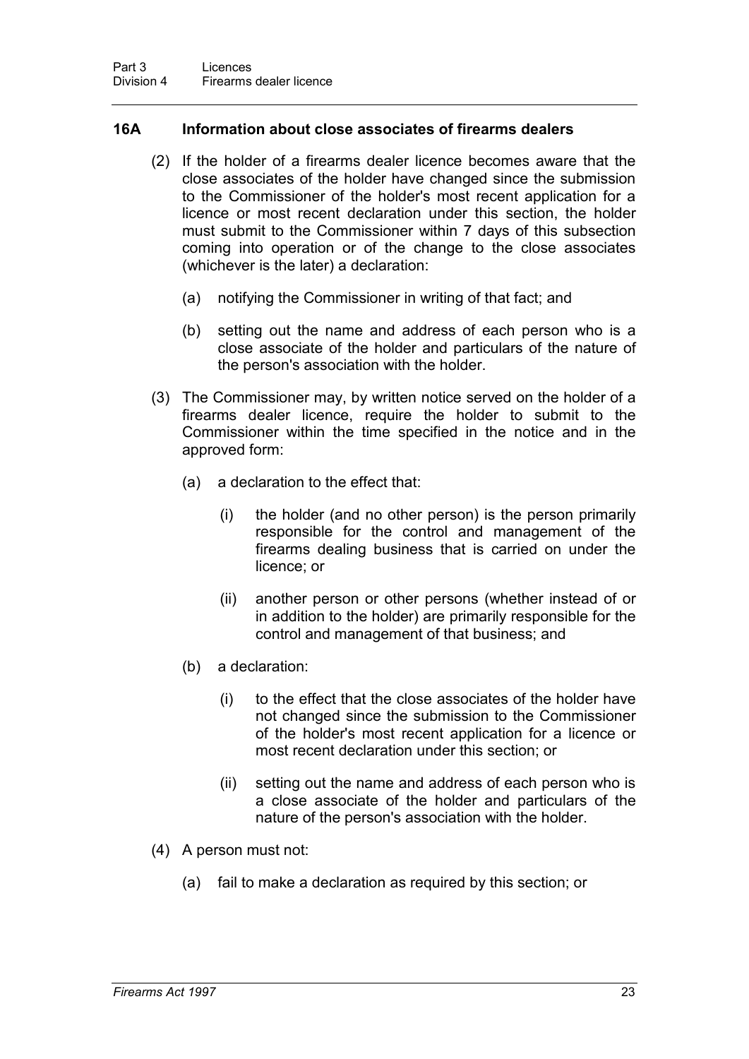### 16A Information about close associates of firearms dealers

(2) If the holder of a firearms dealer licence becomes aware that the close associates of the holder have changed since the submission to the Commissioner of the holder's most recent application for a licence or most recent declaration under this section, the holder must submit to the Commissioner within 7 days of this subsection coming into operation or of the change to the close associates (whichever is the later) a declaration:

(a) notifying the Commissioner in writing of that fact; and

(b) setting out the name and address of each person who is a close associate of the holder and particulars of the nature of the person's association with the holder.

(3) The Commissioner may, by written notice served on the holder of a firearms dealer licence, require the holder to submit to the Commissioner within the time specified in the notice and in the approved form:

(a) a declaration to the effect that:

(i) the holder (and no other person) is the person primarily responsible for the control and management of the firearms dealing business that is carried on under the licence; or

(ii) another person or other persons (whether instead of or in addition to the holder) are primarily responsible for the control and management of that business; and

(b) a declaration:

(i) to the effect that the close associates of the holder have not changed since the submission to the Commissioner of the holder's most recent application for a licence or most recent declaration under this section; or

(ii) setting out the name and address of each person who is a close associate of the holder and particulars of the nature of the person's association with the holder.

(4) A person must not:

(a) fail to make a declaration as required by this section; or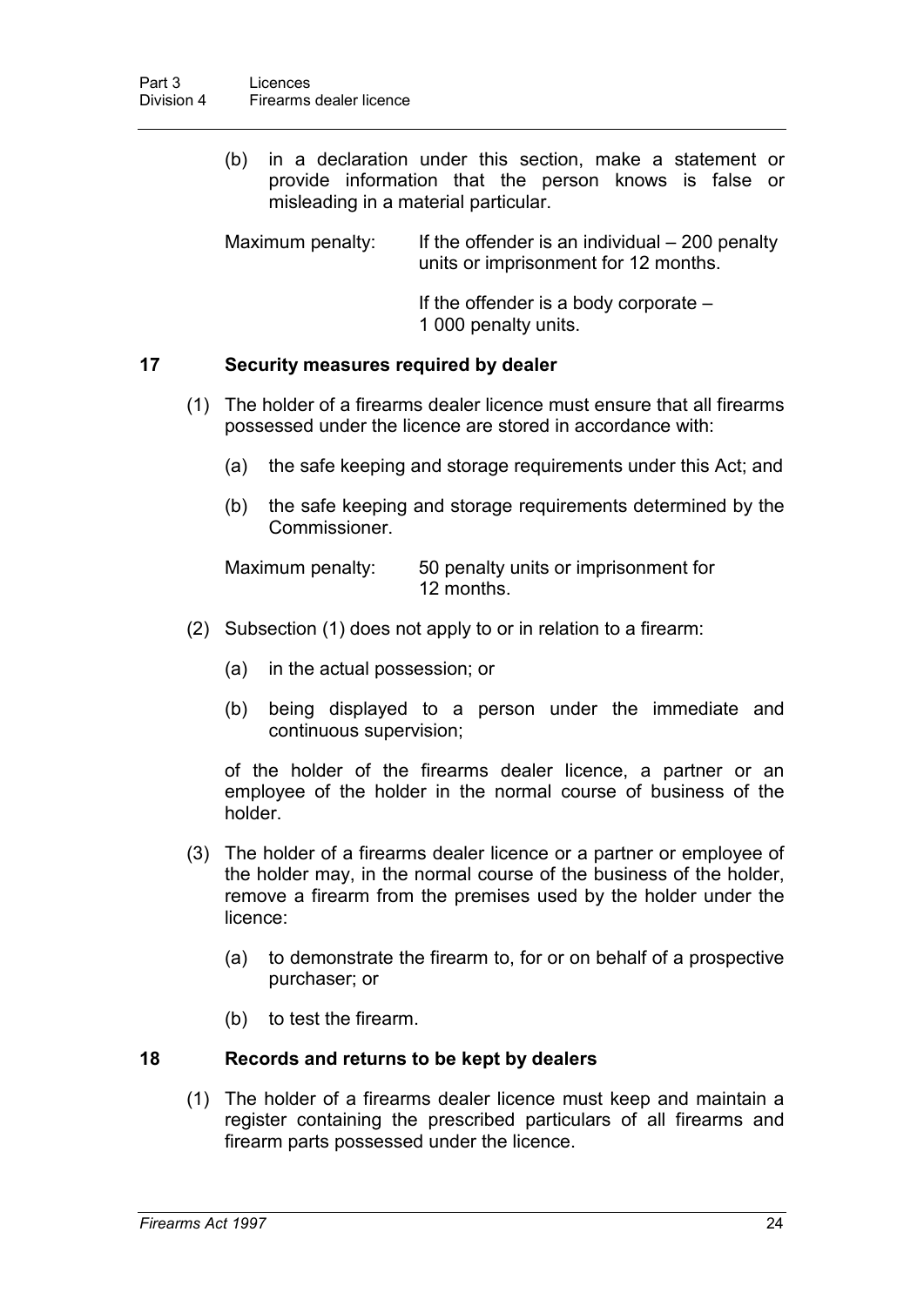(b) in a declaration under this section, make a statement or provide information that the person knows is false or misleading in a material particular.

Maximum penalty: If the offender is an individual – 200 penalty units or imprisonment for 12 months.

If the offender is a body corporate – 1 000 penalty units.

### 17 Security measures required by dealer

(1) The holder of a firearms dealer licence must ensure that all firearms possessed under the licence are stored in accordance with:

(a) the safe keeping and storage requirements under this Act; and

(b) the safe keeping and storage requirements determined by the Commissioner.

Maximum penalty: 50 penalty units or imprisonment for 12 months.

(2) Subsection (1) does not apply to or in relation to a firearm:

(a) in the actual possession; or

(b) being displayed to a person under the immediate and continuous supervision;

of the holder of the firearms dealer licence, a partner or an employee of the holder in the normal course of business of the holder.

(3) The holder of a firearms dealer licence or a partner or employee of the holder may, in the normal course of the business of the holder, remove a firearm from the premises used by the holder under the licence:

(a) to demonstrate the firearm to, for or on behalf of a prospective purchaser; or

(b) to test the firearm.

### 18 Records and returns to be kept by dealers

(1) The holder of a firearms dealer licence must keep and maintain a register containing the prescribed particulars of all firearms and firearm parts possessed under the licence.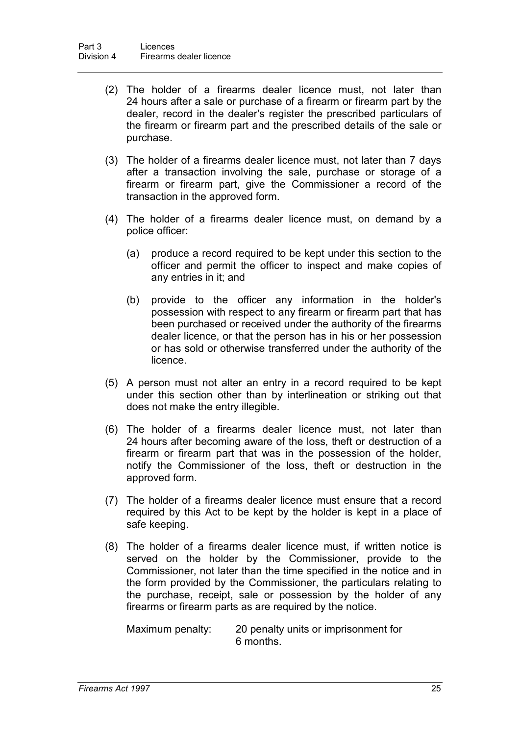(2) The holder of a firearms dealer licence must, not later than 24 hours after a sale or purchase of a firearm or firearm part by the dealer, record in the dealer's register the prescribed particulars of the firearm or firearm part and the prescribed details of the sale or purchase.

(3) The holder of a firearms dealer licence must, not later than 7 days after a transaction involving the sale, purchase or storage of a firearm or firearm part, give the Commissioner a record of the transaction in the approved form.

(4) The holder of a firearms dealer licence must, on demand by a police officer:

(a) produce a record required to be kept under this section to the officer and permit the officer to inspect and make copies of any entries in it; and

(b) provide to the officer any information in the holder's possession with respect to any firearm or firearm part that has been purchased or received under the authority of the firearms dealer licence, or that the person has in his or her possession or has sold or otherwise transferred under the authority of the licence.

(5) A person must not alter an entry in a record required to be kept under this section other than by interlineation or striking out that does not make the entry illegible.

(6) The holder of a firearms dealer licence must, not later than 24 hours after becoming aware of the loss, theft or destruction of a firearm or firearm part that was in the possession of the holder, notify the Commissioner of the loss, theft or destruction in the approved form.

(7) The holder of a firearms dealer licence must ensure that a record required by this Act to be kept by the holder is kept in a place of safe keeping.

(8) The holder of a firearms dealer licence must, if written notice is served on the holder by the Commissioner, provide to the Commissioner, not later than the time specified in the notice and in the form provided by the Commissioner, the particulars relating to the purchase, receipt, sale or possession by the holder of any firearms or firearm parts as are required by the notice.

Maximum penalty: 20 penalty units or imprisonment for 6 months.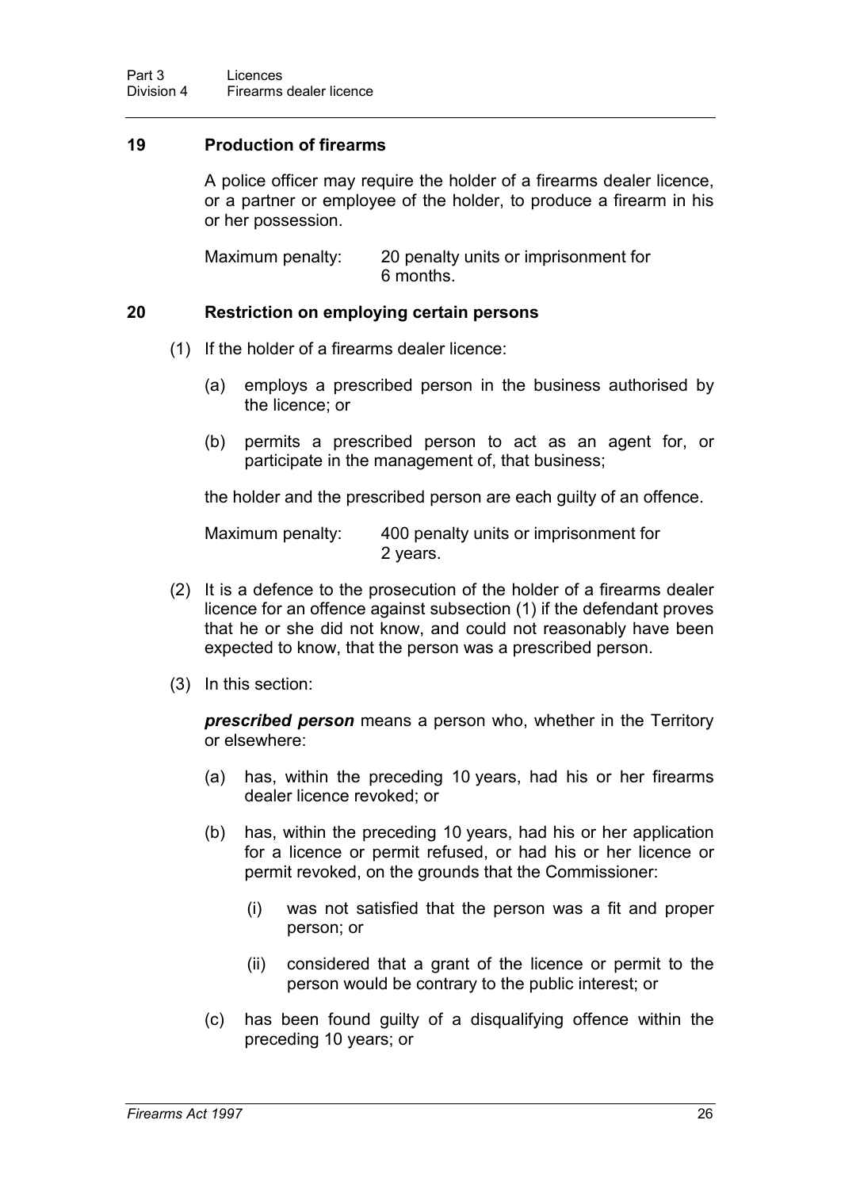## 19 Production of firearms

A police officer may require the holder of a firearms dealer licence, or a partner or employee of the holder, to produce a firearm in his or her possession.

Maximum penalty: 20 penalty units or imprisonment for 6 months.

## 20 Restriction on employing certain persons

(1) If the holder of a firearms dealer licence:

(a) employs a prescribed person in the business authorised by the licence; or

(b) permits a prescribed person to act as an agent for, or participate in the management of, that business;

the holder and the prescribed person are each guilty of an offence.

Maximum penalty: 400 penalty units or imprisonment for 2 years.

(2) It is a defence to the prosecution of the holder of a firearms dealer licence for an offence against subsection (1) if the defendant proves that he or she did not know, and could not reasonably have been expected to know, that the person was a prescribed person.

(3) In this section:

***prescribed person*** means a person who, whether in the Territory or elsewhere:

(a) has, within the preceding 10 years, had his or her firearms dealer licence revoked; or

(b) has, within the preceding 10 years, had his or her application for a licence or permit refused, or had his or her licence or permit revoked, on the grounds that the Commissioner:

(i) was not satisfied that the person was a fit and proper person; or

(ii) considered that a grant of the licence or permit to the person would be contrary to the public interest; or

(c) has been found guilty of a disqualifying offence within the preceding 10 years; or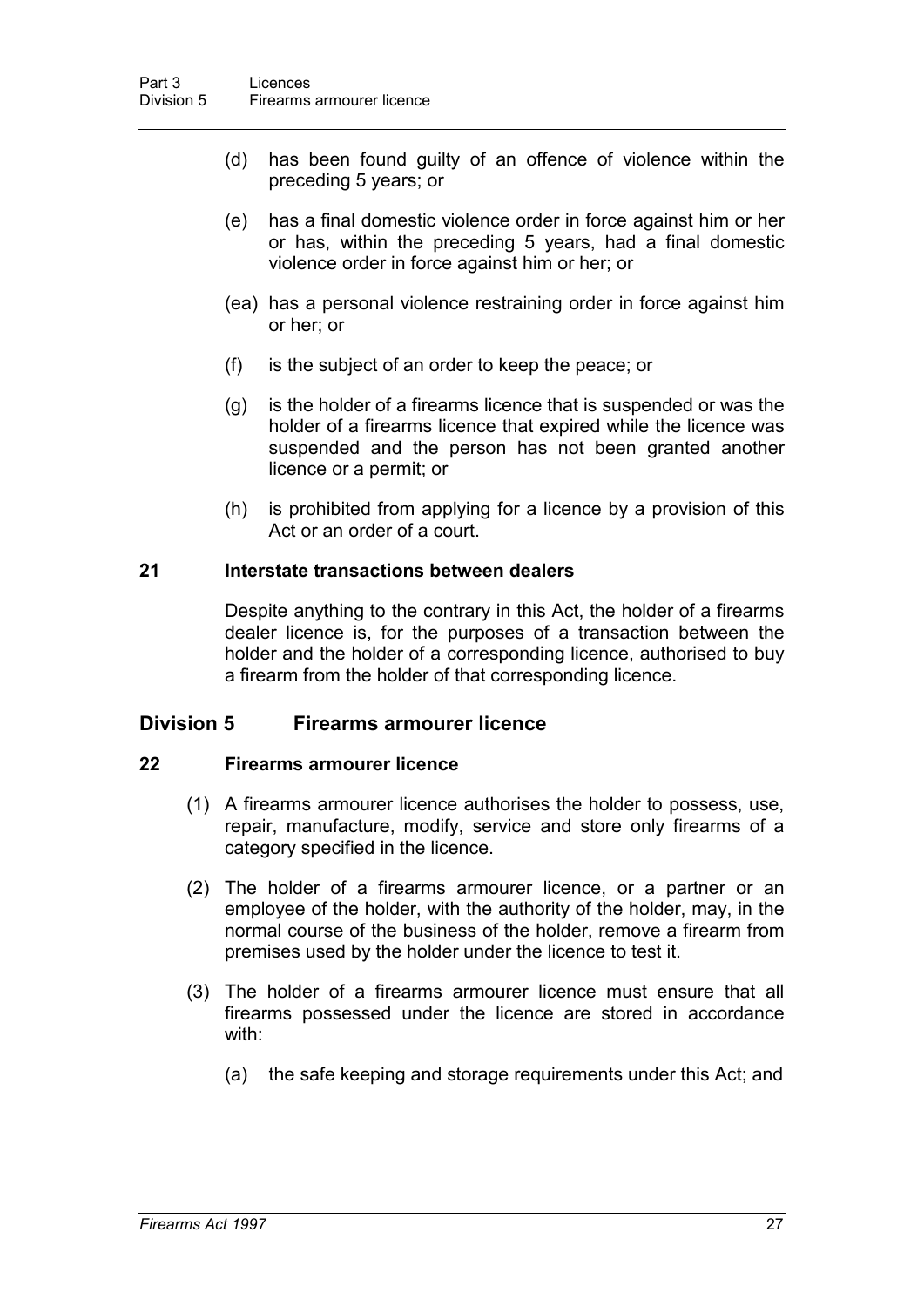(d) has been found guilty of an offence of violence within the preceding 5 years; or

(e) has a final domestic violence order in force against him or her or has, within the preceding 5 years, had a final domestic violence order in force against him or her; or

(ea) has a personal violence restraining order in force against him or her; or

(f) is the subject of an order to keep the peace; or

(g) is the holder of a firearms licence that is suspended or was the holder of a firearms licence that expired while the licence was suspended and the person has not been granted another licence or a permit; or

(h) is prohibited from applying for a licence by a provision of this Act or an order of a court.

### 21 Interstate transactions between dealers

Despite anything to the contrary in this Act, the holder of a firearms dealer licence is, for the purposes of a transaction between the holder and the holder of a corresponding licence, authorised to buy a firearm from the holder of that corresponding licence.

## Division 5 Firearms armourer licence

### 22 Firearms armourer licence

(1) A firearms armourer licence authorises the holder to possess, use, repair, manufacture, modify, service and store only firearms of a category specified in the licence.

(2) The holder of a firearms armourer licence, or a partner or an employee of the holder, with the authority of the holder, may, in the normal course of the business of the holder, remove a firearm from premises used by the holder under the licence to test it.

(3) The holder of a firearms armourer licence must ensure that all firearms possessed under the licence are stored in accordance with:

(a) the safe keeping and storage requirements under this Act; and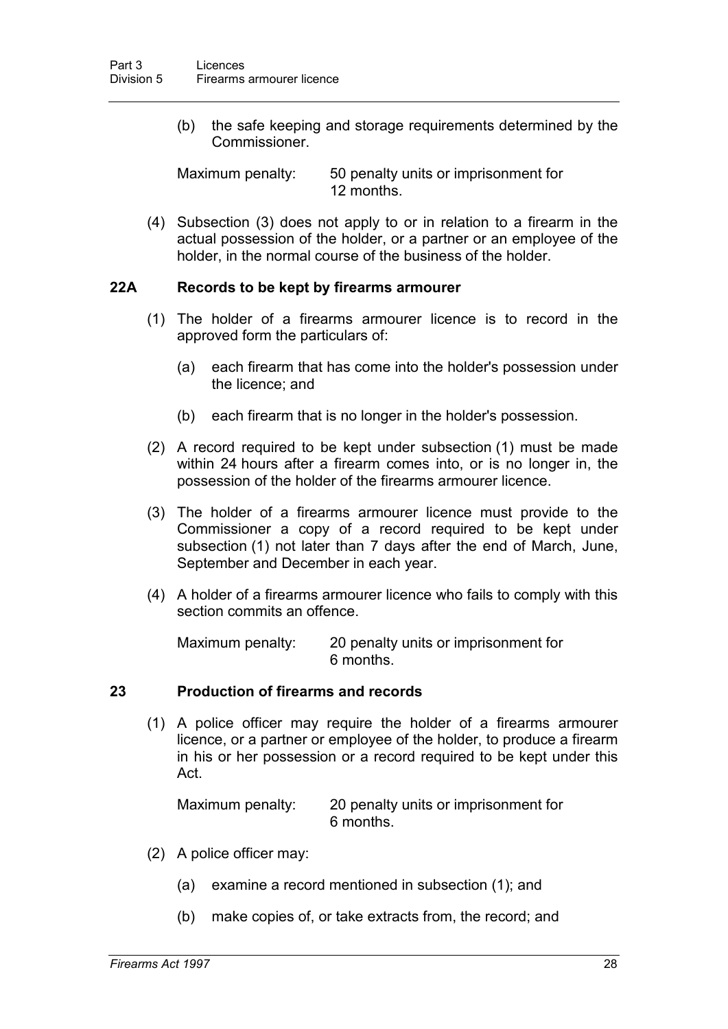(b) the safe keeping and storage requirements determined by the Commissioner.

Maximum penalty: 50 penalty units or imprisonment for 12 months.

(4) Subsection (3) does not apply to or in relation to a firearm in the actual possession of the holder, or a partner or an employee of the holder, in the normal course of the business of the holder.

### 22A Records to be kept by firearms armourer

(1) The holder of a firearms armourer licence is to record in the approved form the particulars of:

(a) each firearm that has come into the holder's possession under the licence; and

(b) each firearm that is no longer in the holder's possession.

(2) A record required to be kept under subsection (1) must be made within 24 hours after a firearm comes into, or is no longer in, the possession of the holder of the firearms armourer licence.

(3) The holder of a firearms armourer licence must provide to the Commissioner a copy of a record required to be kept under subsection (1) not later than 7 days after the end of March, June, September and December in each year.

(4) A holder of a firearms armourer licence who fails to comply with this section commits an offence.

Maximum penalty: 20 penalty units or imprisonment for 6 months.

### 23 Production of firearms and records

(1) A police officer may require the holder of a firearms armourer licence, or a partner or employee of the holder, to produce a firearm in his or her possession or a record required to be kept under this Act.

Maximum penalty: 20 penalty units or imprisonment for 6 months.

(2) A police officer may:

(a) examine a record mentioned in subsection (1); and

(b) make copies of, or take extracts from, the record; and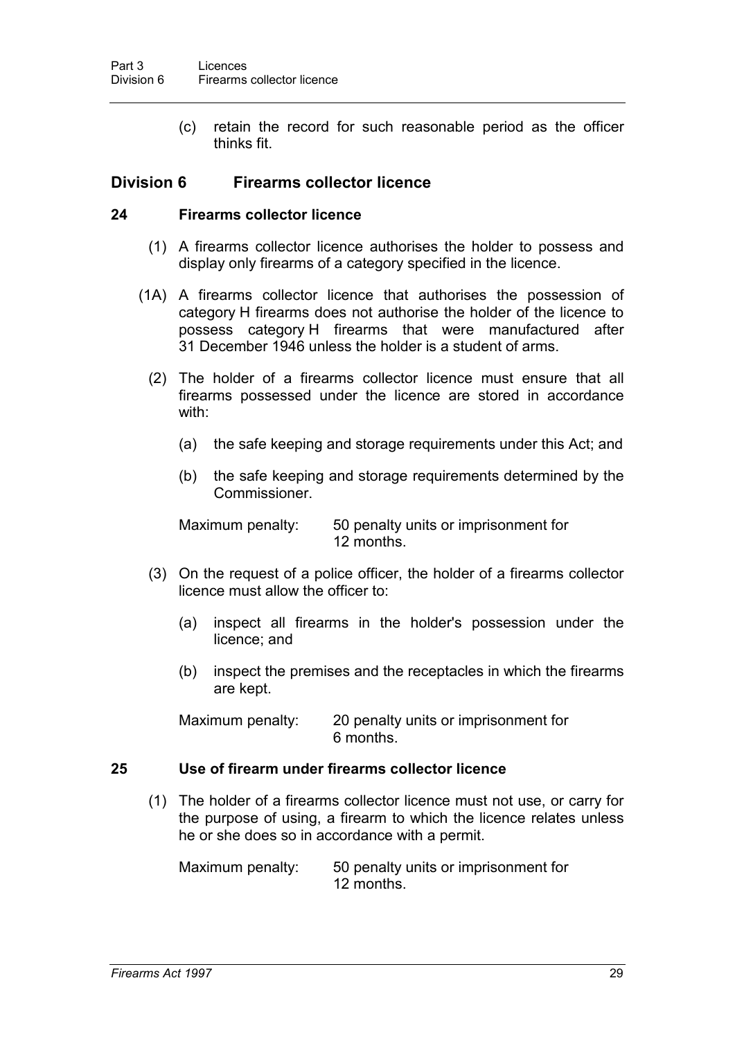(c) retain the record for such reasonable period as the officer thinks fit.

## Division 6 Firearms collector licence

### 24 Firearms collector licence

(1) A firearms collector licence authorises the holder to possess and display only firearms of a category specified in the licence.

(1A) A firearms collector licence that authorises the possession of category H firearms does not authorise the holder of the licence to possess category H firearms that were manufactured after 31 December 1946 unless the holder is a student of arms.

(2) The holder of a firearms collector licence must ensure that all firearms possessed under the licence are stored in accordance with:

(a) the safe keeping and storage requirements under this Act; and

(b) the safe keeping and storage requirements determined by the Commissioner.

Maximum penalty: 50 penalty units or imprisonment for 12 months.

(3) On the request of a police officer, the holder of a firearms collector licence must allow the officer to:

(a) inspect all firearms in the holder's possession under the licence; and

(b) inspect the premises and the receptacles in which the firearms are kept.

Maximum penalty: 20 penalty units or imprisonment for 6 months.

### 25 Use of firearm under firearms collector licence

(1) The holder of a firearms collector licence must not use, or carry for the purpose of using, a firearm to which the licence relates unless he or she does so in accordance with a permit.

Maximum penalty: 50 penalty units or imprisonment for 12 months.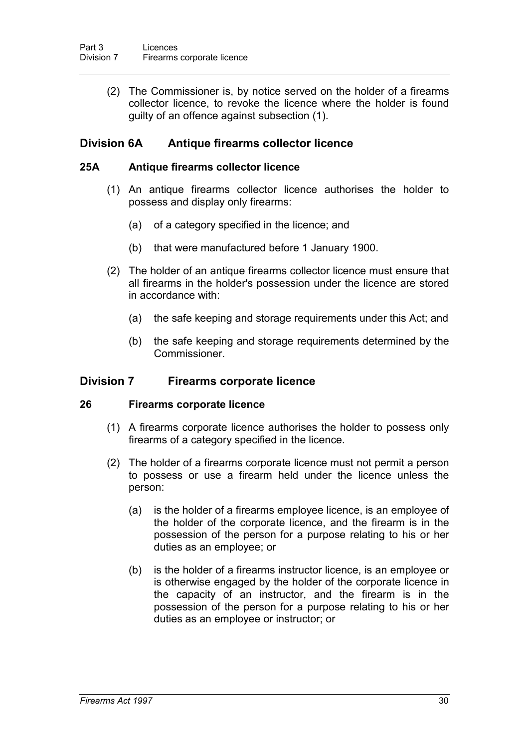(2) The Commissioner is, by notice served on the holder of a firearms collector licence, to revoke the licence where the holder is found guilty of an offence against subsection (1).

## Division 6A Antique firearms collector licence

### 25A Antique firearms collector licence

(1) An antique firearms collector licence authorises the holder to possess and display only firearms:

(a) of a category specified in the licence; and

(b) that were manufactured before 1 January 1900.

(2) The holder of an antique firearms collector licence must ensure that all firearms in the holder's possession under the licence are stored in accordance with:

(a) the safe keeping and storage requirements under this Act; and

(b) the safe keeping and storage requirements determined by the Commissioner.

## Division 7 Firearms corporate licence

### 26 Firearms corporate licence

(1) A firearms corporate licence authorises the holder to possess only firearms of a category specified in the licence.

(2) The holder of a firearms corporate licence must not permit a person to possess or use a firearm held under the licence unless the person:

(a) is the holder of a firearms employee licence, is an employee of the holder of the corporate licence, and the firearm is in the possession of the person for a purpose relating to his or her duties as an employee; or

(b) is the holder of a firearms instructor licence, is an employee or is otherwise engaged by the holder of the corporate licence in the capacity of an instructor, and the firearm is in the possession of the person for a purpose relating to his or her duties as an employee or instructor; or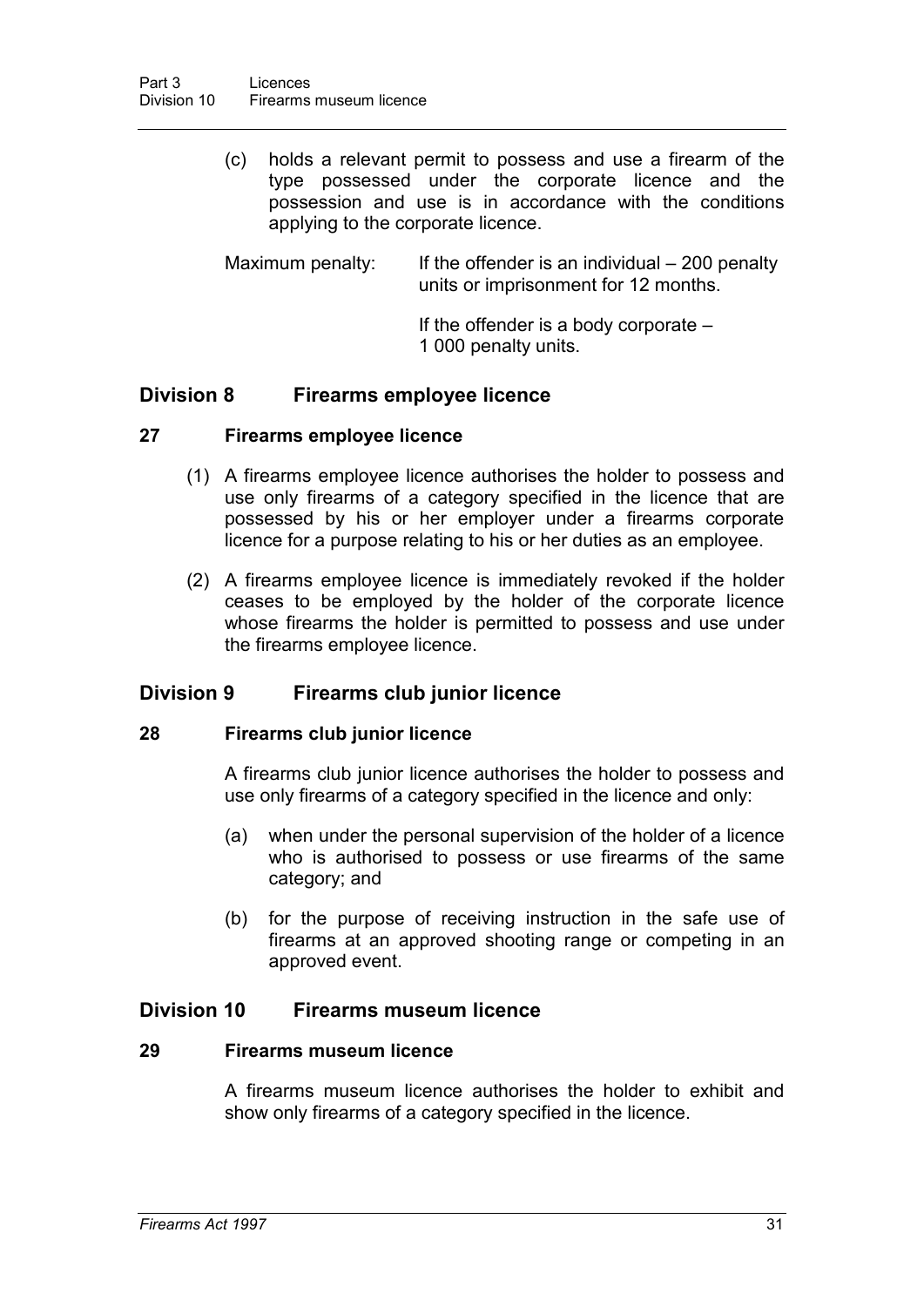(c) holds a relevant permit to possess and use a firearm of the type possessed under the corporate licence and the possession and use is in accordance with the conditions applying to the corporate licence.

Maximum penalty: If the offender is an individual – 200 penalty units or imprisonment for 12 months.

If the offender is a body corporate – 1 000 penalty units.

## Division 8 Firearms employee licence

### 27 Firearms employee licence

(1) A firearms employee licence authorises the holder to possess and use only firearms of a category specified in the licence that are possessed by his or her employer under a firearms corporate licence for a purpose relating to his or her duties as an employee.

(2) A firearms employee licence is immediately revoked if the holder ceases to be employed by the holder of the corporate licence whose firearms the holder is permitted to possess and use under the firearms employee licence.

## Division 9 Firearms club junior licence

### 28 Firearms club junior licence

A firearms club junior licence authorises the holder to possess and use only firearms of a category specified in the licence and only:

(a) when under the personal supervision of the holder of a licence who is authorised to possess or use firearms of the same category; and

(b) for the purpose of receiving instruction in the safe use of firearms at an approved shooting range or competing in an approved event.

## Division 10 Firearms museum licence

### 29 Firearms museum licence

A firearms museum licence authorises the holder to exhibit and show only firearms of a category specified in the licence.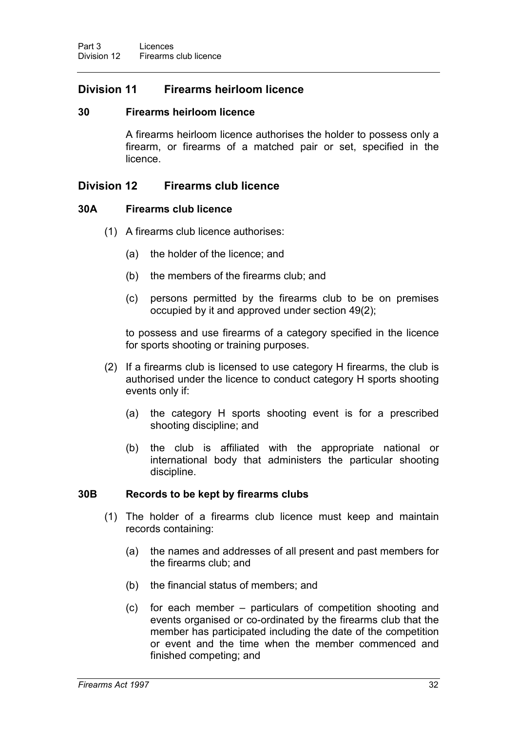## Division 11 Firearms heirloom licence

### 30 Firearms heirloom licence

A firearms heirloom licence authorises the holder to possess only a firearm, or firearms of a matched pair or set, specified in the licence.

## Division 12 Firearms club licence

### 30A Firearms club licence

(1) A firearms club licence authorises:

(a) the holder of the licence; and

(b) the members of the firearms club; and

(c) persons permitted by the firearms club to be on premises occupied by it and approved under section 49(2);

to possess and use firearms of a category specified in the licence for sports shooting or training purposes.

(2) If a firearms club is licensed to use category H firearms, the club is authorised under the licence to conduct category H sports shooting events only if:

(a) the category H sports shooting event is for a prescribed shooting discipline; and

(b) the club is affiliated with the appropriate national or international body that administers the particular shooting discipline.

### 30B Records to be kept by firearms clubs

(1) The holder of a firearms club licence must keep and maintain records containing:

(a) the names and addresses of all present and past members for the firearms club; and

(b) the financial status of members; and

(c) for each member – particulars of competition shooting and events organised or co-ordinated by the firearms club that the member has participated including the date of the competition or event and the time when the member commenced and finished competing; and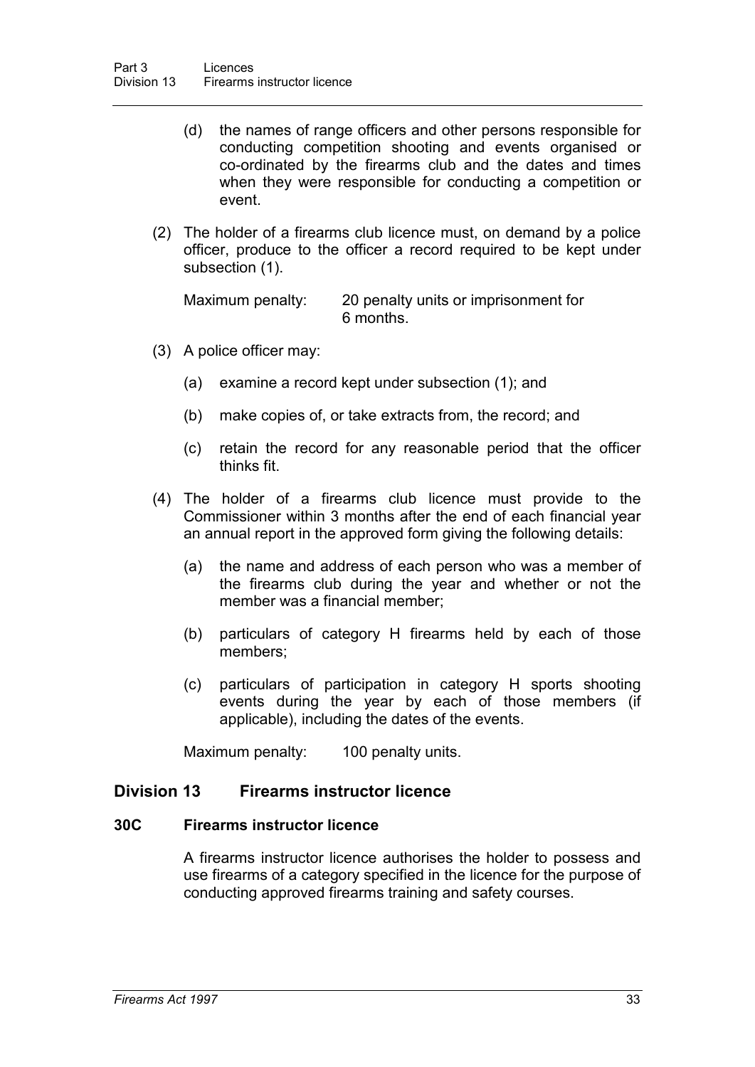(d) the names of range officers and other persons responsible for conducting competition shooting and events organised or co-ordinated by the firearms club and the dates and times when they were responsible for conducting a competition or event.

(2) The holder of a firearms club licence must, on demand by a police officer, produce to the officer a record required to be kept under subsection (1).

Maximum penalty: 20 penalty units or imprisonment for 6 months.

(3) A police officer may:

(a) examine a record kept under subsection (1); and

(b) make copies of, or take extracts from, the record; and

(c) retain the record for any reasonable period that the officer thinks fit.

(4) The holder of a firearms club licence must provide to the Commissioner within 3 months after the end of each financial year an annual report in the approved form giving the following details:

(a) the name and address of each person who was a member of the firearms club during the year and whether or not the member was a financial member;

(b) particulars of category H firearms held by each of those members;

(c) particulars of participation in category H sports shooting events during the year by each of those members (if applicable), including the dates of the events.

Maximum penalty: 100 penalty units.

## Division 13 Firearms instructor licence

### 30C Firearms instructor licence

A firearms instructor licence authorises the holder to possess and use firearms of a category specified in the licence for the purpose of conducting approved firearms training and safety courses.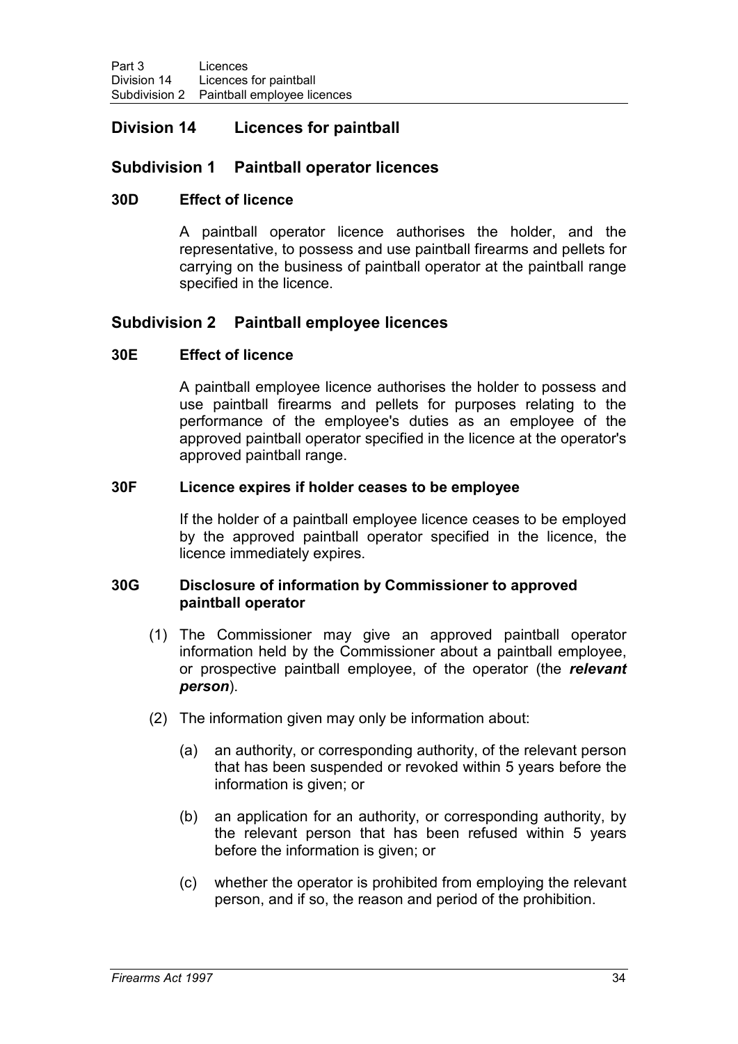## Division 14 Licences for paintball

### Subdivision 1 Paintball operator licences

#### 30D Effect of licence

A paintball operator licence authorises the holder, and the representative, to possess and use paintball firearms and pellets for carrying on the business of paintball operator at the paintball range specified in the licence.

### Subdivision 2 Paintball employee licences

#### 30E Effect of licence

A paintball employee licence authorises the holder to possess and use paintball firearms and pellets for purposes relating to the performance of the employee's duties as an employee of the approved paintball operator specified in the licence at the operator's approved paintball range.

#### 30F Licence expires if holder ceases to be employee

If the holder of a paintball employee licence ceases to be employed by the approved paintball operator specified in the licence, the licence immediately expires.

#### 30G Disclosure of information by Commissioner to approved paintball operator

(1) The Commissioner may give an approved paintball operator information held by the Commissioner about a paintball employee, or prospective paintball employee, of the operator (the ***relevant person***).

(2) The information given may only be information about:

(a) an authority, or corresponding authority, of the relevant person that has been suspended or revoked within 5 years before the information is given; or

(b) an application for an authority, or corresponding authority, by the relevant person that has been refused within 5 years before the information is given; or

(c) whether the operator is prohibited from employing the relevant person, and if so, the reason and period of the prohibition.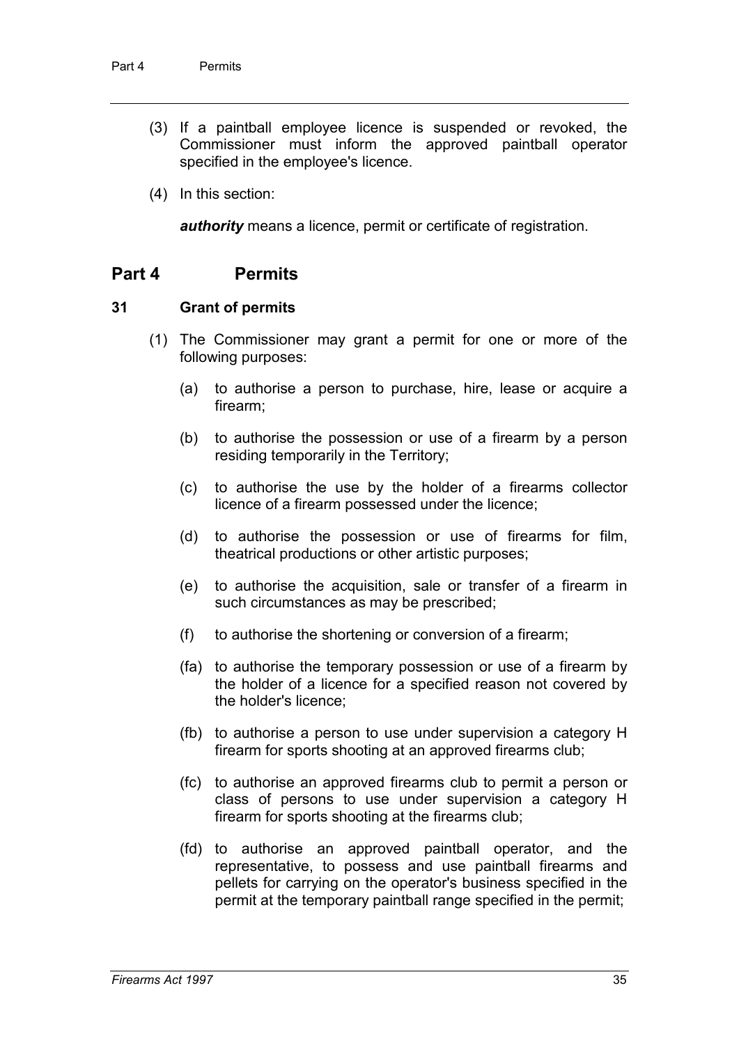(3) If a paintball employee licence is suspended or revoked, the Commissioner must inform the approved paintball operator specified in the employee's licence.

(4) In this section:

***authority*** means a licence, permit or certificate of registration.

## Part 4 Permits

### 31 Grant of permits

(1) The Commissioner may grant a permit for one or more of the following purposes:

(a) to authorise a person to purchase, hire, lease or acquire a firearm;

(b) to authorise the possession or use of a firearm by a person residing temporarily in the Territory;

(c) to authorise the use by the holder of a firearms collector licence of a firearm possessed under the licence;

(d) to authorise the possession or use of firearms for film, theatrical productions or other artistic purposes;

(e) to authorise the acquisition, sale or transfer of a firearm in such circumstances as may be prescribed;

(f) to authorise the shortening or conversion of a firearm;

(fa) to authorise the temporary possession or use of a firearm by the holder of a licence for a specified reason not covered by the holder's licence;

(fb) to authorise a person to use under supervision a category H firearm for sports shooting at an approved firearms club;

(fc) to authorise an approved firearms club to permit a person or class of persons to use under supervision a category H firearm for sports shooting at the firearms club;

(fd) to authorise an approved paintball operator, and the representative, to possess and use paintball firearms and pellets for carrying on the operator's business specified in the permit at the temporary paintball range specified in the permit;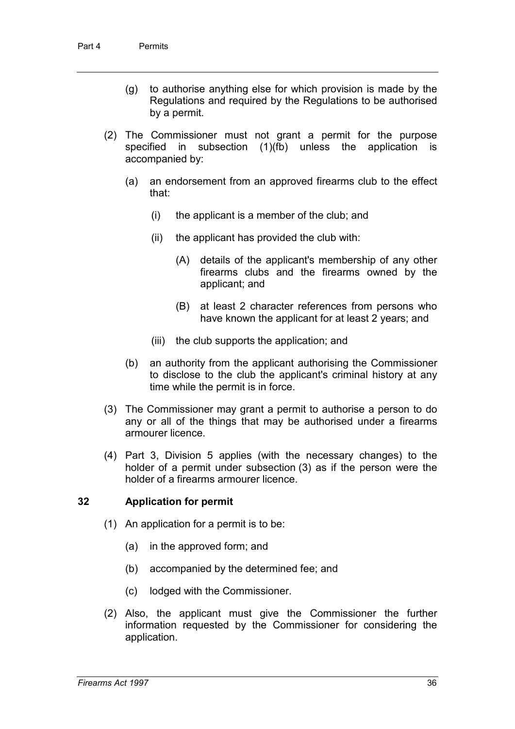(g) to authorise anything else for which provision is made by the Regulations and required by the Regulations to be authorised by a permit.

(2) The Commissioner must not grant a permit for the purpose specified in subsection (1)(fb) unless the application is accompanied by:

(a) an endorsement from an approved firearms club to the effect that:

(i) the applicant is a member of the club; and

(ii) the applicant has provided the club with:

(A) details of the applicant's membership of any other firearms clubs and the firearms owned by the applicant; and

(B) at least 2 character references from persons who have known the applicant for at least 2 years; and

(iii) the club supports the application; and

(b) an authority from the applicant authorising the Commissioner to disclose to the club the applicant's criminal history at any time while the permit is in force.

(3) The Commissioner may grant a permit to authorise a person to do any or all of the things that may be authorised under a firearms armourer licence.

(4) Part 3, Division 5 applies (with the necessary changes) to the holder of a permit under subsection (3) as if the person were the holder of a firearms armourer licence.

### 32 Application for permit

(1) An application for a permit is to be:

(a) in the approved form; and

(b) accompanied by the determined fee; and

(c) lodged with the Commissioner.

(2) Also, the applicant must give the Commissioner the further information requested by the Commissioner for considering the application.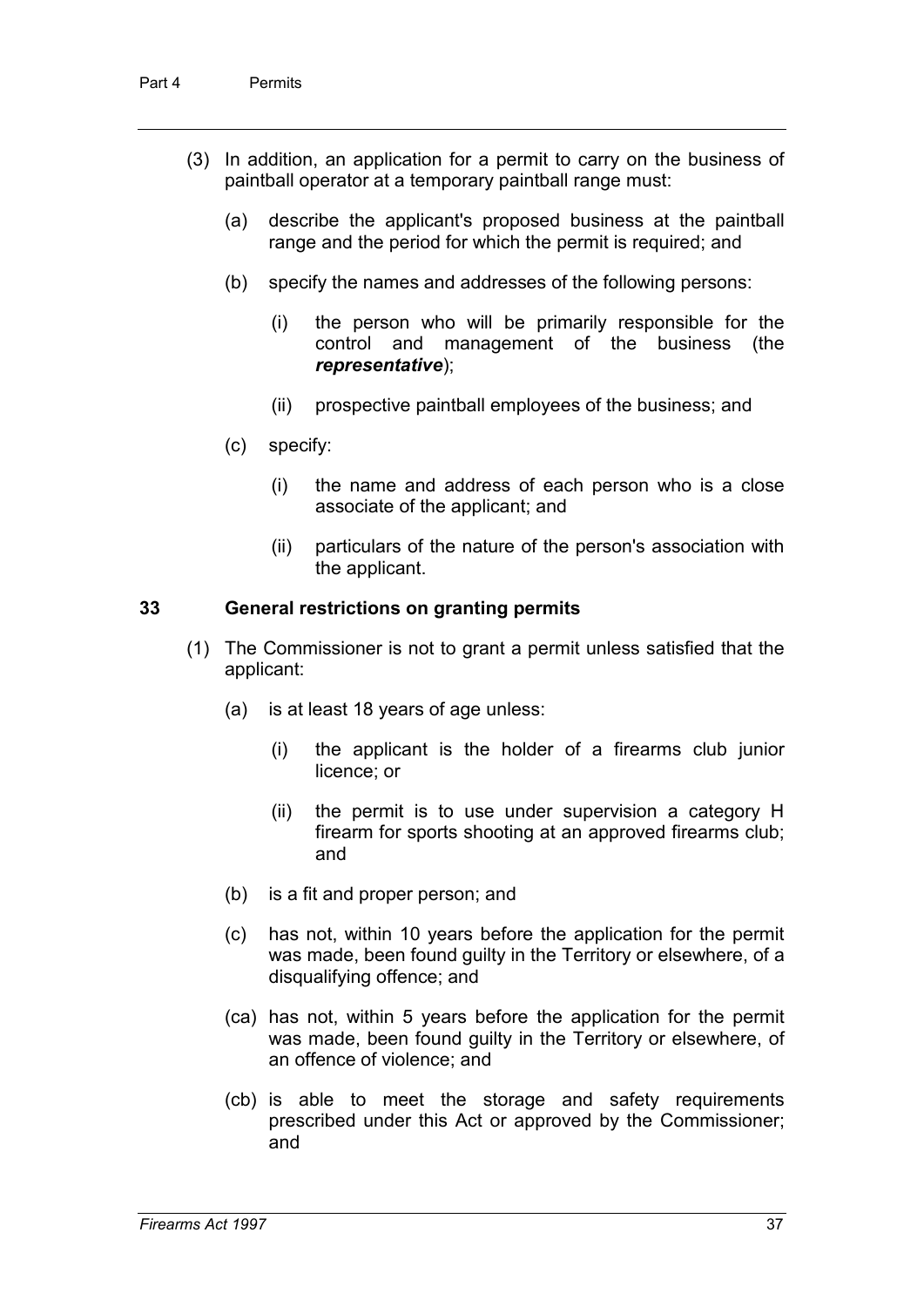(3) In addition, an application for a permit to carry on the business of paintball operator at a temporary paintball range must:

(a) describe the applicant's proposed business at the paintball range and the period for which the permit is required; and

(b) specify the names and addresses of the following persons:

(i) the person who will be primarily responsible for the control and management of the business (the ***representative***);

(ii) prospective paintball employees of the business; and

(c) specify:

(i) the name and address of each person who is a close associate of the applicant; and

(ii) particulars of the nature of the person's association with the applicant.

### 33 General restrictions on granting permits

(1) The Commissioner is not to grant a permit unless satisfied that the applicant:

(a) is at least 18 years of age unless:

(i) the applicant is the holder of a firearms club junior licence; or

(ii) the permit is to use under supervision a category H firearm for sports shooting at an approved firearms club; and

(b) is a fit and proper person; and

(c) has not, within 10 years before the application for the permit was made, been found guilty in the Territory or elsewhere, of a disqualifying offence; and

(ca) has not, within 5 years before the application for the permit was made, been found guilty in the Territory or elsewhere, of an offence of violence; and

(cb) is able to meet the storage and safety requirements prescribed under this Act or approved by the Commissioner; and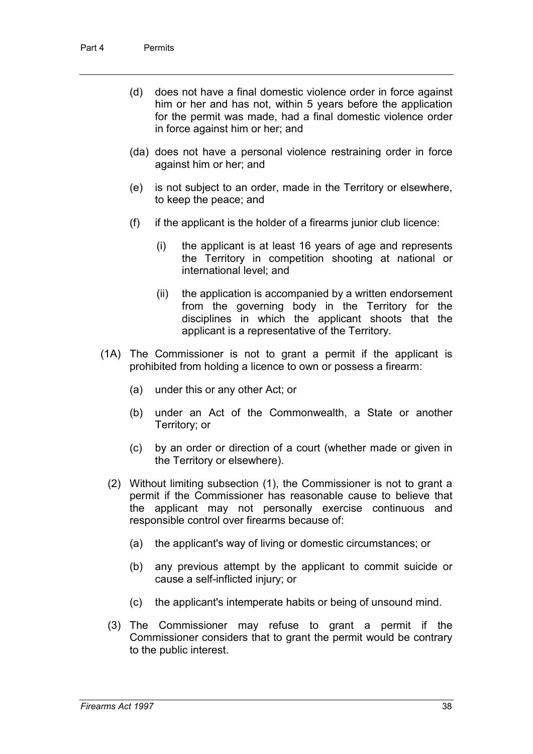(d) does not have a final domestic violence order in force against him or her and has not, within 5 years before the application for the permit was made, had a final domestic violence order in force against him or her; and

(da) does not have a personal violence restraining order in force against him or her; and

(e) is not subject to an order, made in the Territory or elsewhere, to keep the peace; and

(f) if the applicant is the holder of a firearms junior club licence:

(i) the applicant is at least 16 years of age and represents the Territory in competition shooting at national or international level; and

(ii) the application is accompanied by a written endorsement from the governing body in the Territory for the disciplines in which the applicant shoots that the applicant is a representative of the Territory.

(1A) The Commissioner is not to grant a permit if the applicant is prohibited from holding a licence to own or possess a firearm:

(a) under this or any other Act; or

(b) under an Act of the Commonwealth, a State or another Territory; or

(c) by an order or direction of a court (whether made or given in the Territory or elsewhere).

(2) Without limiting subsection (1), the Commissioner is not to grant a permit if the Commissioner has reasonable cause to believe that the applicant may not personally exercise continuous and responsible control over firearms because of:

(a) the applicant's way of living or domestic circumstances; or

(b) any previous attempt by the applicant to commit suicide or cause a self-inflicted injury; or

(c) the applicant's intemperate habits or being of unsound mind.

(3) The Commissioner may refuse to grant a permit if the Commissioner considers that to grant the permit would be contrary to the public interest.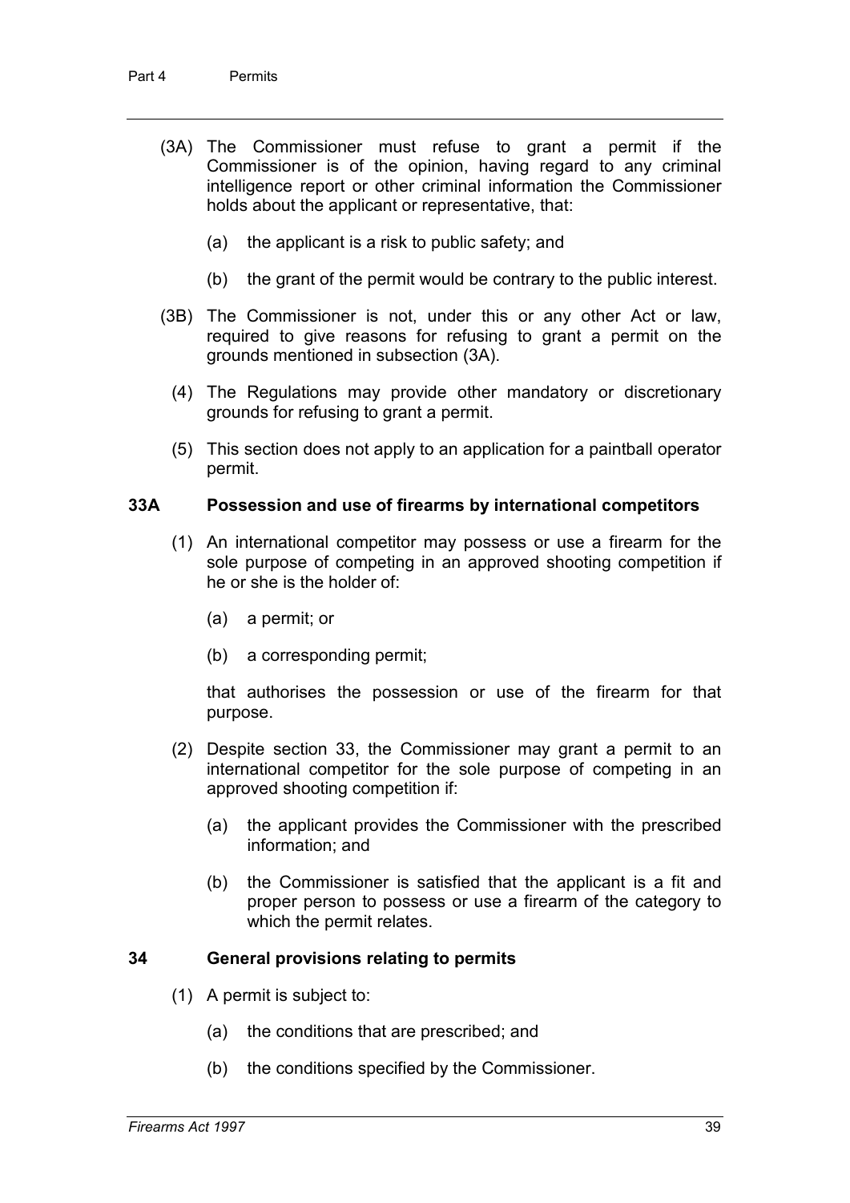(3A) The Commissioner must refuse to grant a permit if the Commissioner is of the opinion, having regard to any criminal intelligence report or other criminal information the Commissioner holds about the applicant or representative, that:

(a) the applicant is a risk to public safety; and

(b) the grant of the permit would be contrary to the public interest.

(3B) The Commissioner is not, under this or any other Act or law, required to give reasons for refusing to grant a permit on the grounds mentioned in subsection (3A).

(4) The Regulations may provide other mandatory or discretionary grounds for refusing to grant a permit.

(5) This section does not apply to an application for a paintball operator permit.

### 33A Possession and use of firearms by international competitors

(1) An international competitor may possess or use a firearm for the sole purpose of competing in an approved shooting competition if he or she is the holder of:

(a) a permit; or

(b) a corresponding permit;

that authorises the possession or use of the firearm for that purpose.

(2) Despite section 33, the Commissioner may grant a permit to an international competitor for the sole purpose of competing in an approved shooting competition if:

(a) the applicant provides the Commissioner with the prescribed information; and

(b) the Commissioner is satisfied that the applicant is a fit and proper person to possess or use a firearm of the category to which the permit relates.

### 34 General provisions relating to permits

(1) A permit is subject to:

(a) the conditions that are prescribed; and

(b) the conditions specified by the Commissioner.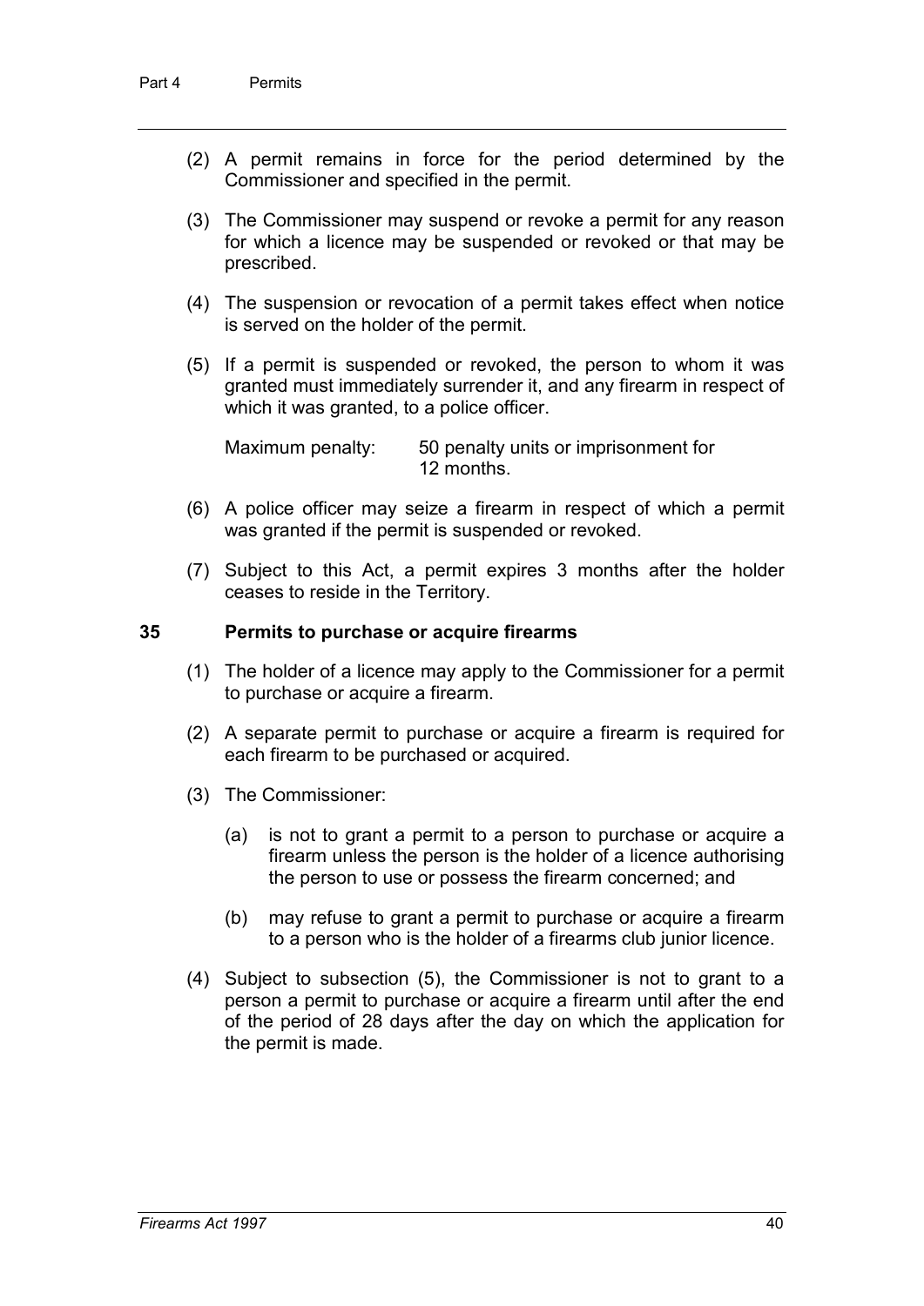(2) A permit remains in force for the period determined by the Commissioner and specified in the permit.

(3) The Commissioner may suspend or revoke a permit for any reason for which a licence may be suspended or revoked or that may be prescribed.

(4) The suspension or revocation of a permit takes effect when notice is served on the holder of the permit.

(5) If a permit is suspended or revoked, the person to whom it was granted must immediately surrender it, and any firearm in respect of which it was granted, to a police officer.

Maximum penalty: 50 penalty units or imprisonment for 12 months.

(6) A police officer may seize a firearm in respect of which a permit was granted if the permit is suspended or revoked.

(7) Subject to this Act, a permit expires 3 months after the holder ceases to reside in the Territory.

## 35 Permits to purchase or acquire firearms

(1) The holder of a licence may apply to the Commissioner for a permit to purchase or acquire a firearm.

(2) A separate permit to purchase or acquire a firearm is required for each firearm to be purchased or acquired.

(3) The Commissioner:

(a) is not to grant a permit to a person to purchase or acquire a firearm unless the person is the holder of a licence authorising the person to use or possess the firearm concerned; and

(b) may refuse to grant a permit to purchase or acquire a firearm to a person who is the holder of a firearms club junior licence.

(4) Subject to subsection (5), the Commissioner is not to grant to a person a permit to purchase or acquire a firearm until after the end of the period of 28 days after the day on which the application for the permit is made.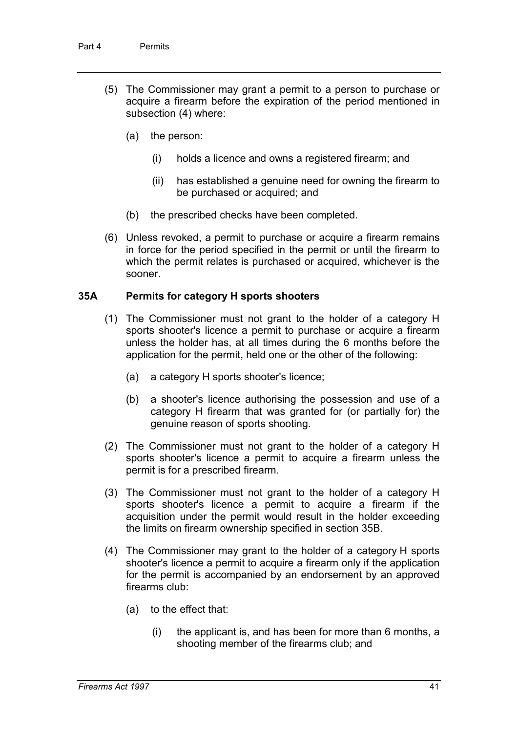(5) The Commissioner may grant a permit to a person to purchase or acquire a firearm before the expiration of the period mentioned in subsection (4) where:

   (a) the person:

      (i) holds a licence and owns a registered firearm; and

      (ii) has established a genuine need for owning the firearm to be purchased or acquired; and

   (b) the prescribed checks have been completed.

(6) Unless revoked, a permit to purchase or acquire a firearm remains in force for the period specified in the permit or until the firearm to which the permit relates is purchased or acquired, whichever is the sooner.

### 35A Permits for category H sports shooters

(1) The Commissioner must not grant to the holder of a category H sports shooter's licence a permit to purchase or acquire a firearm unless the holder has, at all times during the 6 months before the application for the permit, held one or the other of the following:

   (a) a category H sports shooter's licence;

   (b) a shooter's licence authorising the possession and use of a category H firearm that was granted for (or partially for) the genuine reason of sports shooting.

(2) The Commissioner must not grant to the holder of a category H sports shooter's licence a permit to acquire a firearm unless the permit is for a prescribed firearm.

(3) The Commissioner must not grant to the holder of a category H sports shooter's licence a permit to acquire a firearm if the acquisition under the permit would result in the holder exceeding the limits on firearm ownership specified in section 35B.

(4) The Commissioner may grant to the holder of a category H sports shooter's licence a permit to acquire a firearm only if the application for the permit is accompanied by an endorsement by an approved firearms club:

   (a) to the effect that:

      (i) the applicant is, and has been for more than 6 months, a shooting member of the firearms club; and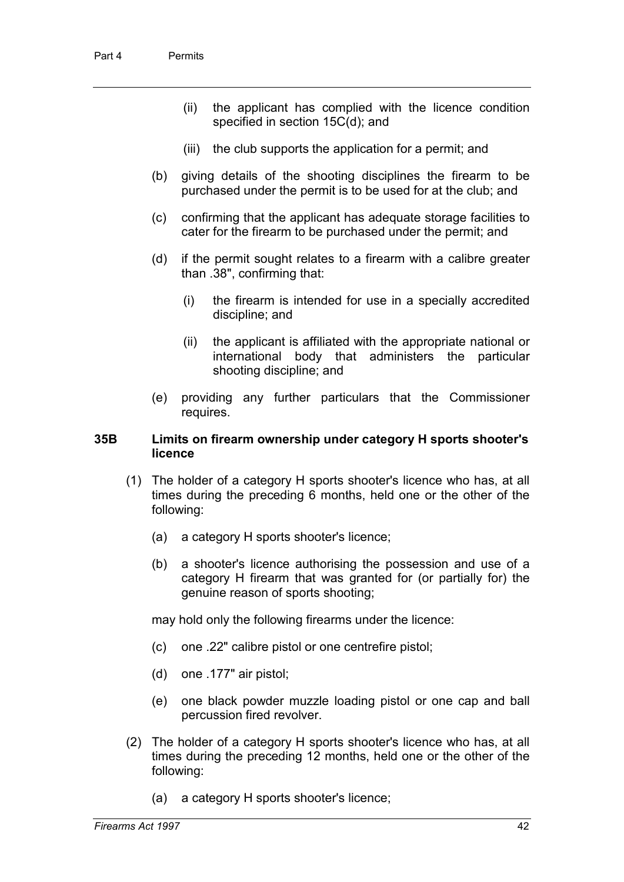(ii) the applicant has complied with the licence condition specified in section 15C(d); and

(iii) the club supports the application for a permit; and

(b) giving details of the shooting disciplines the firearm to be purchased under the permit is to be used for at the club; and

(c) confirming that the applicant has adequate storage facilities to cater for the firearm to be purchased under the permit; and

(d) if the permit sought relates to a firearm with a calibre greater than .38", confirming that:

(i) the firearm is intended for use in a specially accredited discipline; and

(ii) the applicant is affiliated with the appropriate national or international body that administers the particular shooting discipline; and

(e) providing any further particulars that the Commissioner requires.

### 35B Limits on firearm ownership under category H sports shooter's licence

(1) The holder of a category H sports shooter's licence who has, at all times during the preceding 6 months, held one or the other of the following:

(a) a category H sports shooter's licence;

(b) a shooter's licence authorising the possession and use of a category H firearm that was granted for (or partially for) the genuine reason of sports shooting;

may hold only the following firearms under the licence:

(c) one .22" calibre pistol or one centrefire pistol;

(d) one .177" air pistol;

(e) one black powder muzzle loading pistol or one cap and ball percussion fired revolver.

(2) The holder of a category H sports shooter's licence who has, at all times during the preceding 12 months, held one or the other of the following:

(a) a category H sports shooter's licence;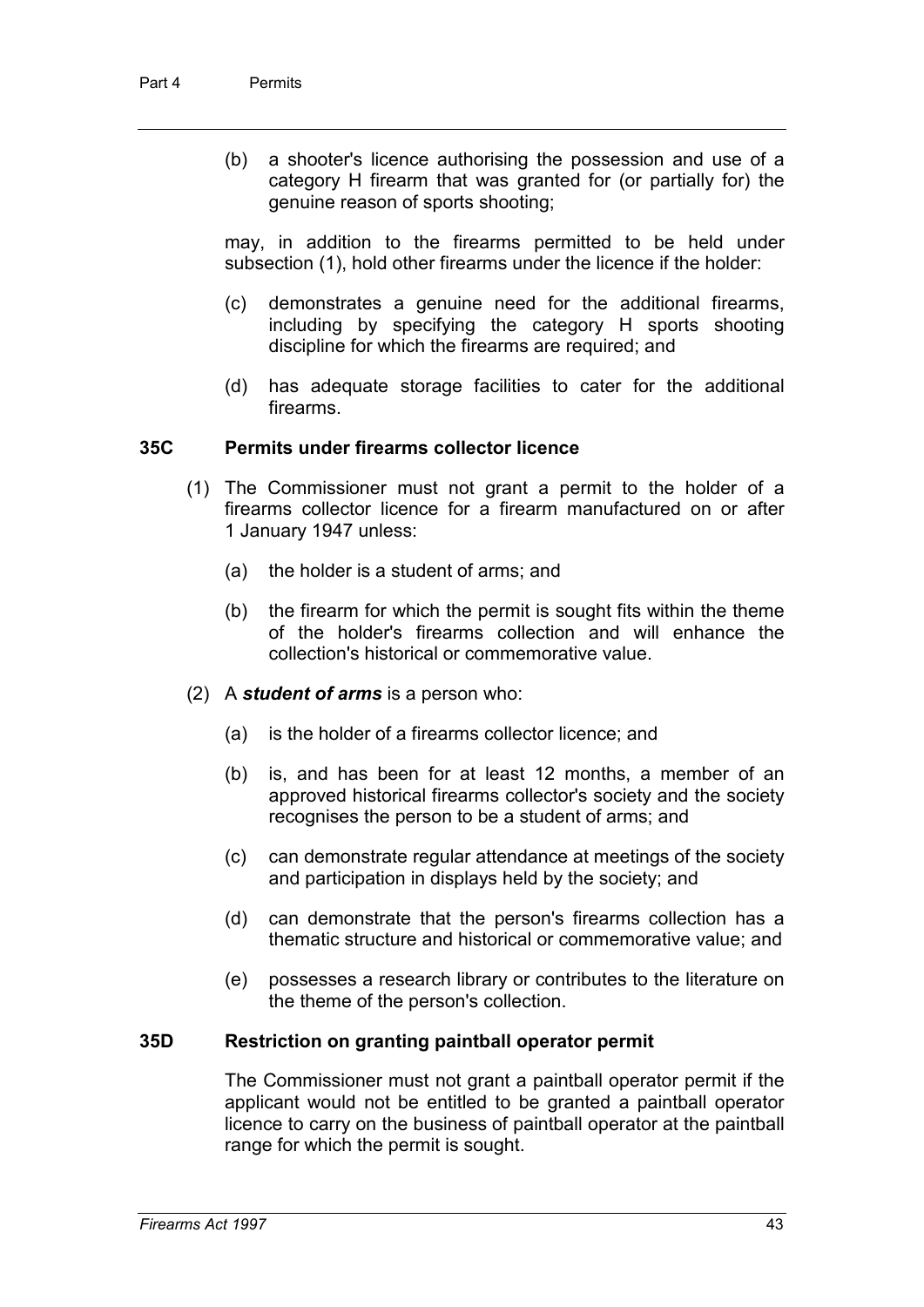(b) a shooter's licence authorising the possession and use of a category H firearm that was granted for (or partially for) the genuine reason of sports shooting;

may, in addition to the firearms permitted to be held under subsection (1), hold other firearms under the licence if the holder:

(c) demonstrates a genuine need for the additional firearms, including by specifying the category H sports shooting discipline for which the firearms are required; and

(d) has adequate storage facilities to cater for the additional firearms.

### 35C Permits under firearms collector licence

(1) The Commissioner must not grant a permit to the holder of a firearms collector licence for a firearm manufactured on or after 1 January 1947 unless:

(a) the holder is a student of arms; and

(b) the firearm for which the permit is sought fits within the theme of the holder's firearms collection and will enhance the collection's historical or commemorative value.

(2) A ***student of arms*** is a person who:

(a) is the holder of a firearms collector licence; and

(b) is, and has been for at least 12 months, a member of an approved historical firearms collector's society and the society recognises the person to be a student of arms; and

(c) can demonstrate regular attendance at meetings of the society and participation in displays held by the society; and

(d) can demonstrate that the person's firearms collection has a thematic structure and historical or commemorative value; and

(e) possesses a research library or contributes to the literature on the theme of the person's collection.

### 35D Restriction on granting paintball operator permit

The Commissioner must not grant a paintball operator permit if the applicant would not be entitled to be granted a paintball operator licence to carry on the business of paintball operator at the paintball range for which the permit is sought.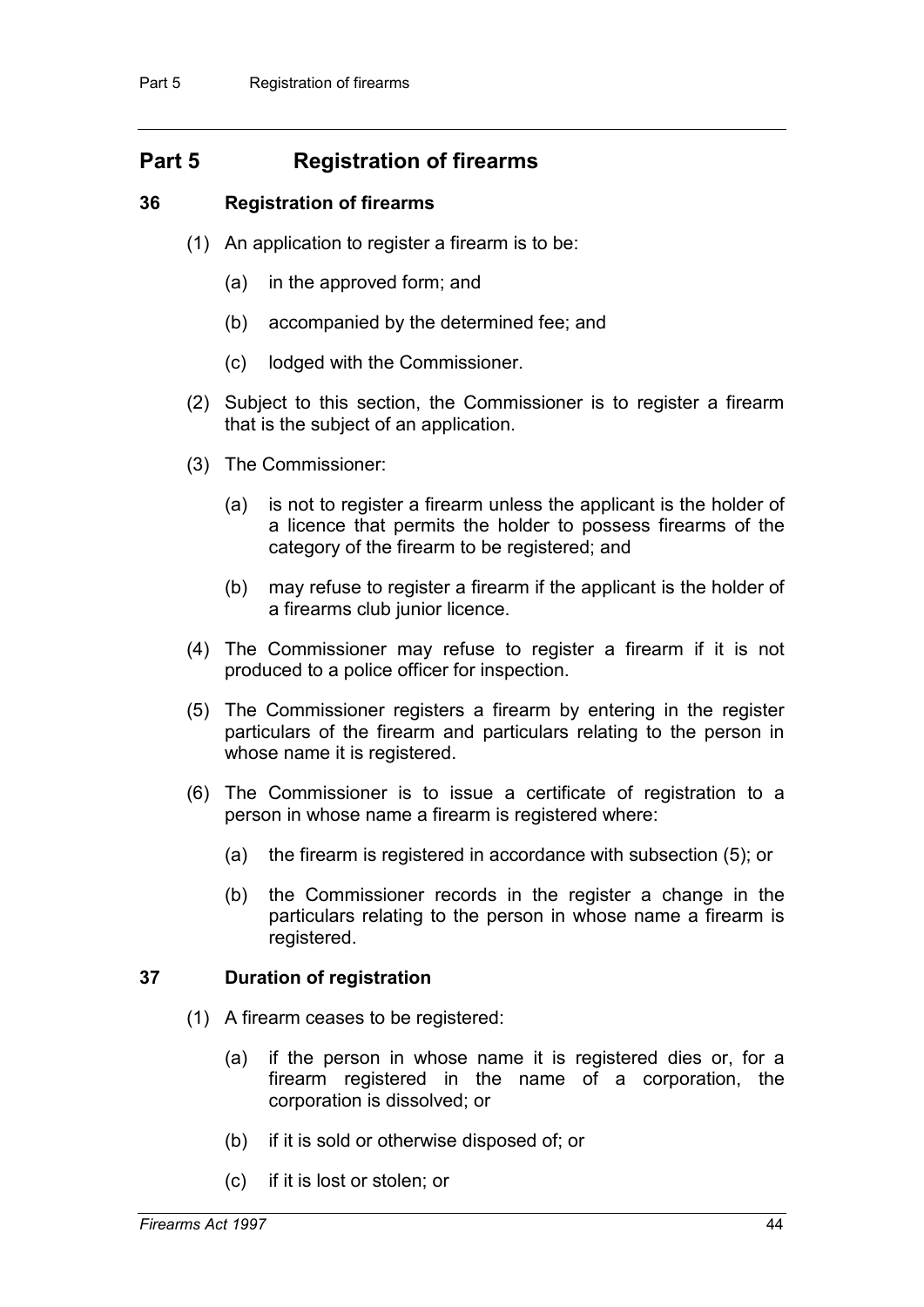# Part 5 Registration of firearms

## 36 Registration of firearms

(1) An application to register a firearm is to be:

(a) in the approved form; and

(b) accompanied by the determined fee; and

(c) lodged with the Commissioner.

(2) Subject to this section, the Commissioner is to register a firearm that is the subject of an application.

(3) The Commissioner:

(a) is not to register a firearm unless the applicant is the holder of a licence that permits the holder to possess firearms of the category of the firearm to be registered; and

(b) may refuse to register a firearm if the applicant is the holder of a firearms club junior licence.

(4) The Commissioner may refuse to register a firearm if it is not produced to a police officer for inspection.

(5) The Commissioner registers a firearm by entering in the register particulars of the firearm and particulars relating to the person in whose name it is registered.

(6) The Commissioner is to issue a certificate of registration to a person in whose name a firearm is registered where:

(a) the firearm is registered in accordance with subsection (5); or

(b) the Commissioner records in the register a change in the particulars relating to the person in whose name a firearm is registered.

## 37 Duration of registration

(1) A firearm ceases to be registered:

(a) if the person in whose name it is registered dies or, for a firearm registered in the name of a corporation, the corporation is dissolved; or

(b) if it is sold or otherwise disposed of; or

(c) if it is lost or stolen; or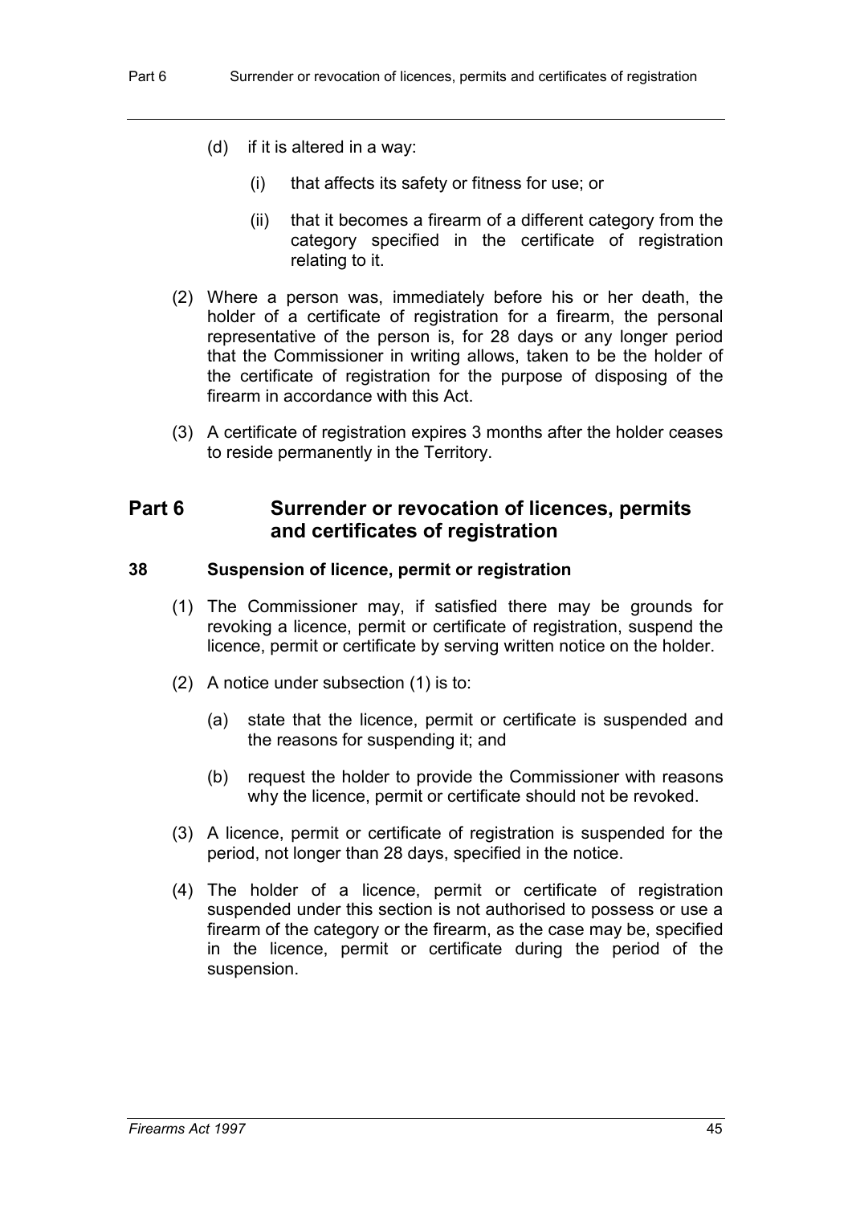(d) if it is altered in a way:

  (i) that affects its safety or fitness for use; or

  (ii) that it becomes a firearm of a different category from the category specified in the certificate of registration relating to it.

(2) Where a person was, immediately before his or her death, the holder of a certificate of registration for a firearm, the personal representative of the person is, for 28 days or any longer period that the Commissioner in writing allows, taken to be the holder of the certificate of registration for the purpose of disposing of the firearm in accordance with this Act.

(3) A certificate of registration expires 3 months after the holder ceases to reside permanently in the Territory.

## Part 6 Surrender or revocation of licences, permits and certificates of registration

### 38 Suspension of licence, permit or registration

(1) The Commissioner may, if satisfied there may be grounds for revoking a licence, permit or certificate of registration, suspend the licence, permit or certificate by serving written notice on the holder.

(2) A notice under subsection (1) is to:

  (a) state that the licence, permit or certificate is suspended and the reasons for suspending it; and

  (b) request the holder to provide the Commissioner with reasons why the licence, permit or certificate should not be revoked.

(3) A licence, permit or certificate of registration is suspended for the period, not longer than 28 days, specified in the notice.

(4) The holder of a licence, permit or certificate of registration suspended under this section is not authorised to possess or use a firearm of the category or the firearm, as the case may be, specified in the licence, permit or certificate during the period of the suspension.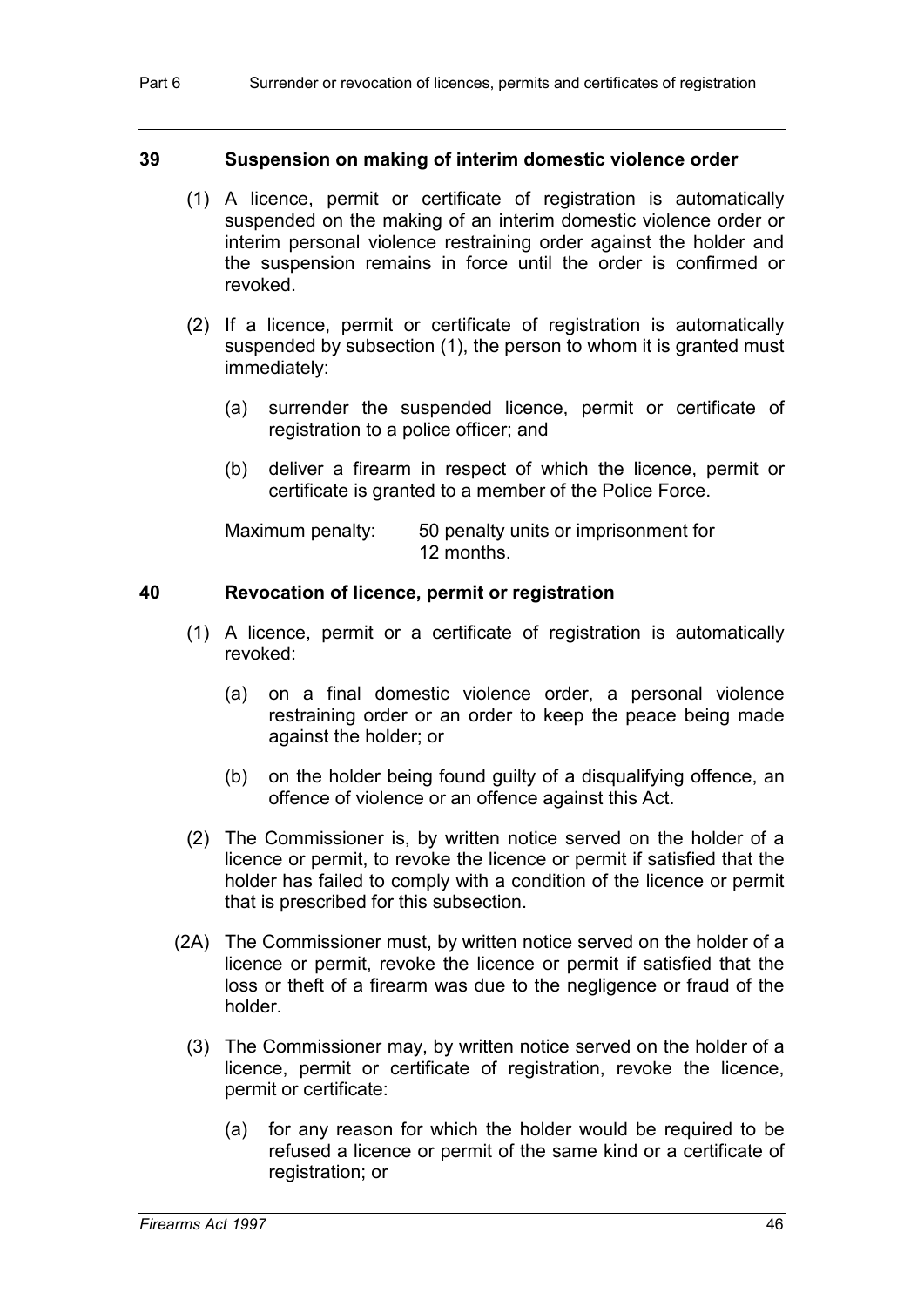### 39 Suspension on making of interim domestic violence order

(1) A licence, permit or certificate of registration is automatically suspended on the making of an interim domestic violence order or interim personal violence restraining order against the holder and the suspension remains in force until the order is confirmed or revoked.

(2) If a licence, permit or certificate of registration is automatically suspended by subsection (1), the person to whom it is granted must immediately:

(a) surrender the suspended licence, permit or certificate of registration to a police officer; and

(b) deliver a firearm in respect of which the licence, permit or certificate is granted to a member of the Police Force.

Maximum penalty: 50 penalty units or imprisonment for 12 months.

### 40 Revocation of licence, permit or registration

(1) A licence, permit or a certificate of registration is automatically revoked:

(a) on a final domestic violence order, a personal violence restraining order or an order to keep the peace being made against the holder; or

(b) on the holder being found guilty of a disqualifying offence, an offence of violence or an offence against this Act.

(2) The Commissioner is, by written notice served on the holder of a licence or permit, to revoke the licence or permit if satisfied that the holder has failed to comply with a condition of the licence or permit that is prescribed for this subsection.

(2A) The Commissioner must, by written notice served on the holder of a licence or permit, revoke the licence or permit if satisfied that the loss or theft of a firearm was due to the negligence or fraud of the holder.

(3) The Commissioner may, by written notice served on the holder of a licence, permit or certificate of registration, revoke the licence, permit or certificate:

(a) for any reason for which the holder would be required to be refused a licence or permit of the same kind or a certificate of registration; or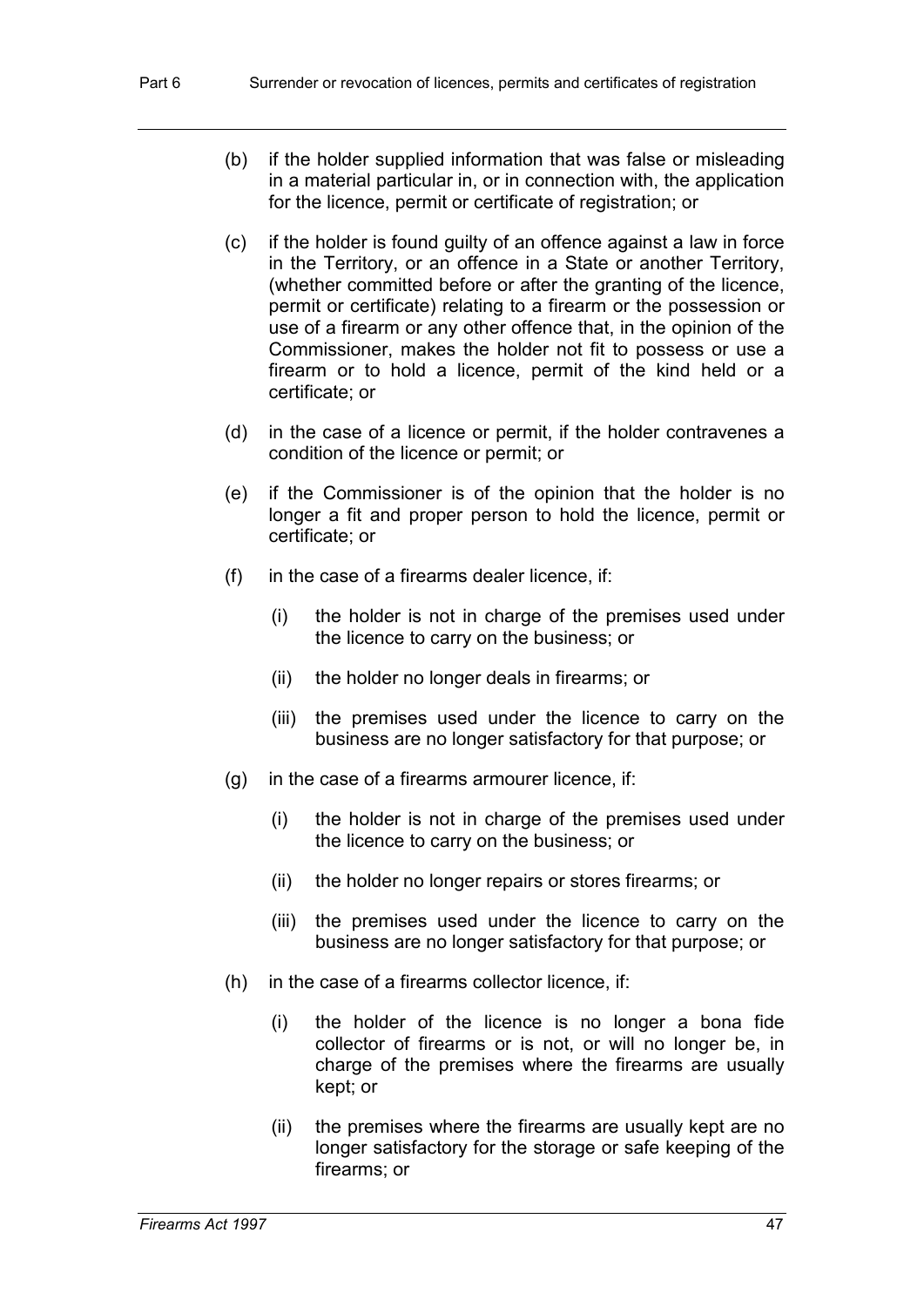(b) if the holder supplied information that was false or misleading in a material particular in, or in connection with, the application for the licence, permit or certificate of registration; or

(c) if the holder is found guilty of an offence against a law in force in the Territory, or an offence in a State or another Territory, (whether committed before or after the granting of the licence, permit or certificate) relating to a firearm or the possession or use of a firearm or any other offence that, in the opinion of the Commissioner, makes the holder not fit to possess or use a firearm or to hold a licence, permit of the kind held or a certificate; or

(d) in the case of a licence or permit, if the holder contravenes a condition of the licence or permit; or

(e) if the Commissioner is of the opinion that the holder is no longer a fit and proper person to hold the licence, permit or certificate; or

(f) in the case of a firearms dealer licence, if:

   (i) the holder is not in charge of the premises used under the licence to carry on the business; or

   (ii) the holder no longer deals in firearms; or

   (iii) the premises used under the licence to carry on the business are no longer satisfactory for that purpose; or

(g) in the case of a firearms armourer licence, if:

   (i) the holder is not in charge of the premises used under the licence to carry on the business; or

   (ii) the holder no longer repairs or stores firearms; or

   (iii) the premises used under the licence to carry on the business are no longer satisfactory for that purpose; or

(h) in the case of a firearms collector licence, if:

   (i) the holder of the licence is no longer a bona fide collector of firearms or is not, or will no longer be, in charge of the premises where the firearms are usually kept; or

   (ii) the premises where the firearms are usually kept are no longer satisfactory for the storage or safe keeping of the firearms; or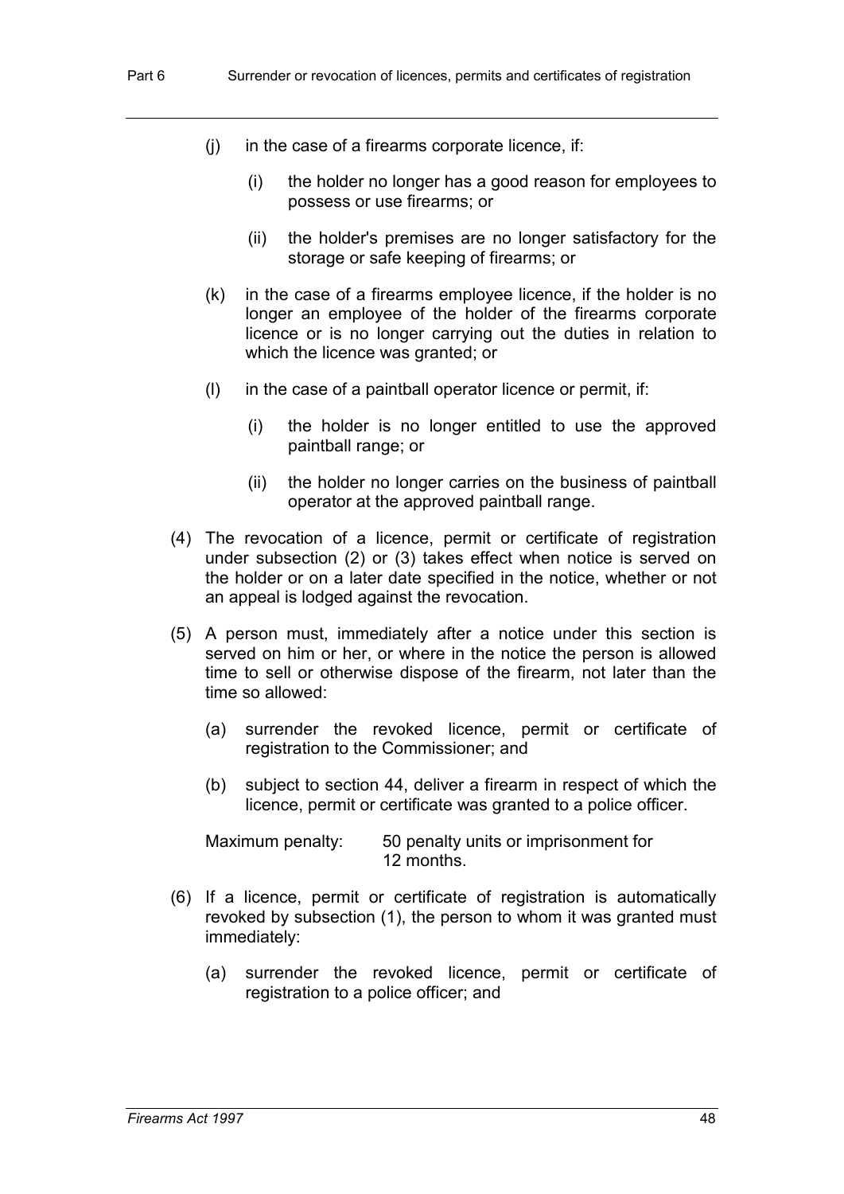(j) in the case of a firearms corporate licence, if:

  (i) the holder no longer has a good reason for employees to possess or use firearms; or

  (ii) the holder's premises are no longer satisfactory for the storage or safe keeping of firearms; or

(k) in the case of a firearms employee licence, if the holder is no longer an employee of the holder of the firearms corporate licence or is no longer carrying out the duties in relation to which the licence was granted; or

(l) in the case of a paintball operator licence or permit, if:

  (i) the holder is no longer entitled to use the approved paintball range; or

  (ii) the holder no longer carries on the business of paintball operator at the approved paintball range.

(4) The revocation of a licence, permit or certificate of registration under subsection (2) or (3) takes effect when notice is served on the holder or on a later date specified in the notice, whether or not an appeal is lodged against the revocation.

(5) A person must, immediately after a notice under this section is served on him or her, or where in the notice the person is allowed time to sell or otherwise dispose of the firearm, not later than the time so allowed:

  (a) surrender the revoked licence, permit or certificate of registration to the Commissioner; and

  (b) subject to section 44, deliver a firearm in respect of which the licence, permit or certificate was granted to a police officer.

Maximum penalty: 50 penalty units or imprisonment for 12 months.

(6) If a licence, permit or certificate of registration is automatically revoked by subsection (1), the person to whom it was granted must immediately:

  (a) surrender the revoked licence, permit or certificate of registration to a police officer; and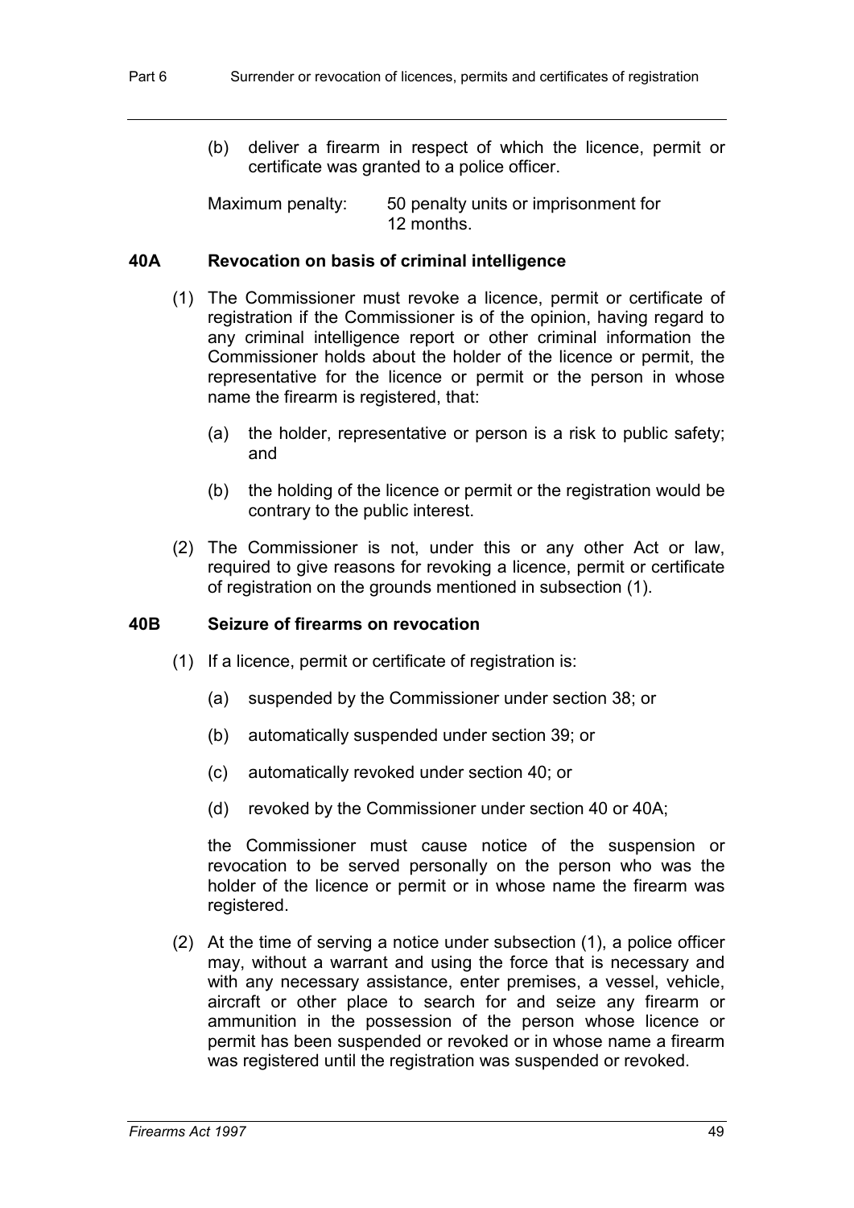(b) deliver a firearm in respect of which the licence, permit or certificate was granted to a police officer.

Maximum penalty: 50 penalty units or imprisonment for 12 months.

### 40A Revocation on basis of criminal intelligence

(1) The Commissioner must revoke a licence, permit or certificate of registration if the Commissioner is of the opinion, having regard to any criminal intelligence report or other criminal information the Commissioner holds about the holder of the licence or permit, the representative for the licence or permit or the person in whose name the firearm is registered, that:

(a) the holder, representative or person is a risk to public safety; and

(b) the holding of the licence or permit or the registration would be contrary to the public interest.

(2) The Commissioner is not, under this or any other Act or law, required to give reasons for revoking a licence, permit or certificate of registration on the grounds mentioned in subsection (1).

### 40B Seizure of firearms on revocation

(1) If a licence, permit or certificate of registration is:

(a) suspended by the Commissioner under section 38; or

(b) automatically suspended under section 39; or

(c) automatically revoked under section 40; or

(d) revoked by the Commissioner under section 40 or 40A;

the Commissioner must cause notice of the suspension or revocation to be served personally on the person who was the holder of the licence or permit or in whose name the firearm was registered.

(2) At the time of serving a notice under subsection (1), a police officer may, without a warrant and using the force that is necessary and with any necessary assistance, enter premises, a vessel, vehicle, aircraft or other place to search for and seize any firearm or ammunition in the possession of the person whose licence or permit has been suspended or revoked or in whose name a firearm was registered until the registration was suspended or revoked.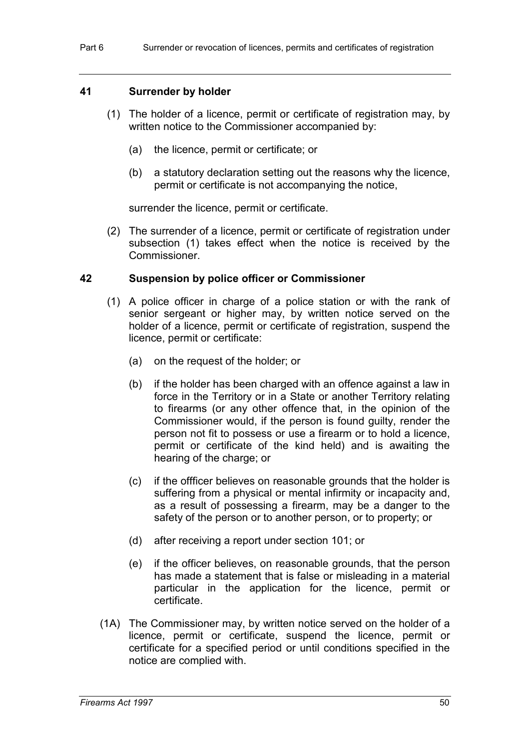## 41 Surrender by holder

(1) The holder of a licence, permit or certificate of registration may, by written notice to the Commissioner accompanied by:

(a) the licence, permit or certificate; or

(b) a statutory declaration setting out the reasons why the licence, permit or certificate is not accompanying the notice,

surrender the licence, permit or certificate.

(2) The surrender of a licence, permit or certificate of registration under subsection (1) takes effect when the notice is received by the Commissioner.

## 42 Suspension by police officer or Commissioner

(1) A police officer in charge of a police station or with the rank of senior sergeant or higher may, by written notice served on the holder of a licence, permit or certificate of registration, suspend the licence, permit or certificate:

(a) on the request of the holder; or

(b) if the holder has been charged with an offence against a law in force in the Territory or in a State or another Territory relating to firearms (or any other offence that, in the opinion of the Commissioner would, if the person is found guilty, render the person not fit to possess or use a firearm or to hold a licence, permit or certificate of the kind held) and is awaiting the hearing of the charge; or

(c) if the offficer believes on reasonable grounds that the holder is suffering from a physical or mental infirmity or incapacity and, as a result of possessing a firearm, may be a danger to the safety of the person or to another person, or to property; or

(d) after receiving a report under section 101; or

(e) if the officer believes, on reasonable grounds, that the person has made a statement that is false or misleading in a material particular in the application for the licence, permit or certificate.

(1A) The Commissioner may, by written notice served on the holder of a licence, permit or certificate, suspend the licence, permit or certificate for a specified period or until conditions specified in the notice are complied with.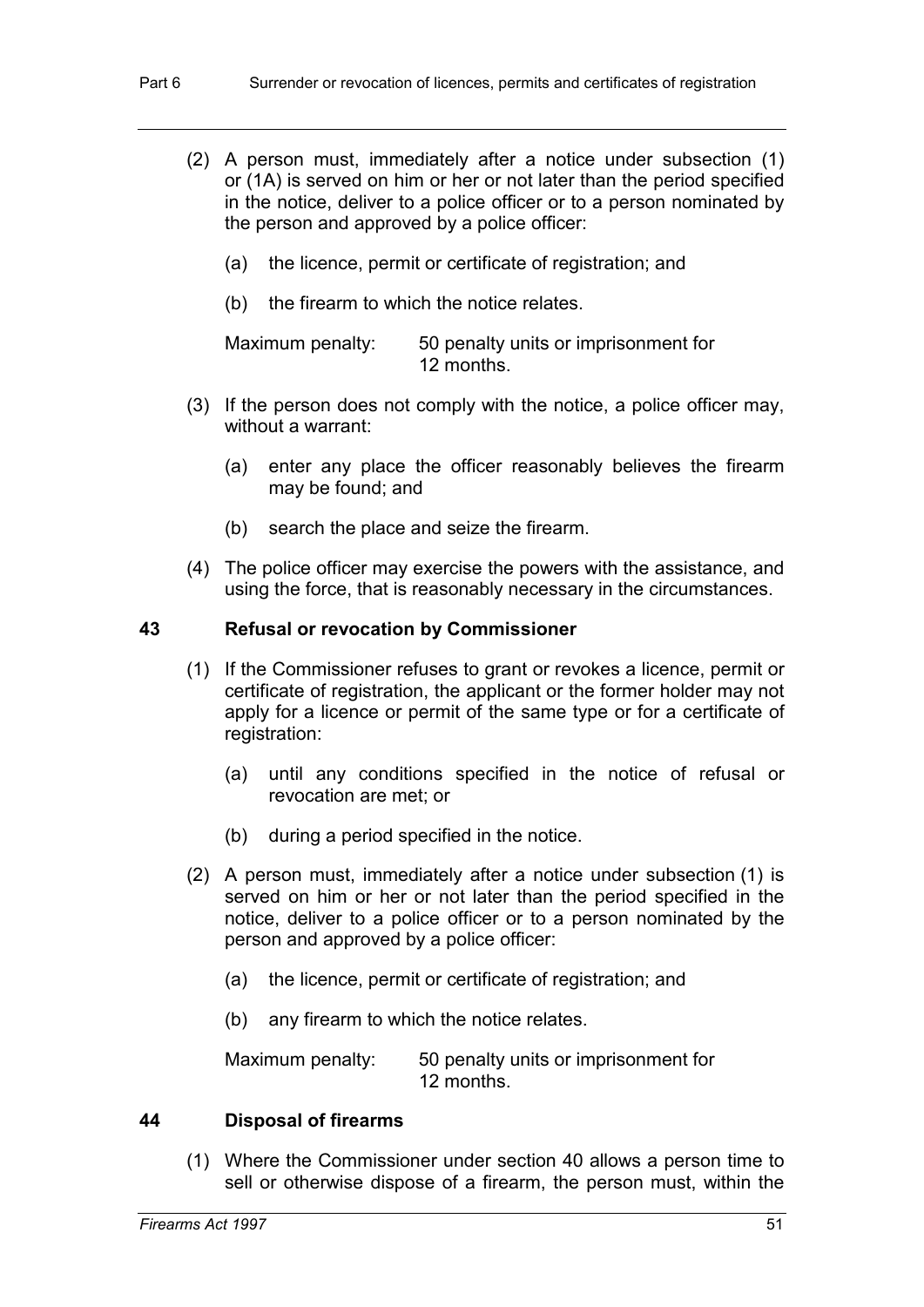(2) A person must, immediately after a notice under subsection (1) or (1A) is served on him or her or not later than the period specified in the notice, deliver to a police officer or to a person nominated by the person and approved by a police officer:

(a) the licence, permit or certificate of registration; and

(b) the firearm to which the notice relates.

Maximum penalty: 50 penalty units or imprisonment for 12 months.

(3) If the person does not comply with the notice, a police officer may, without a warrant:

(a) enter any place the officer reasonably believes the firearm may be found; and

(b) search the place and seize the firearm.

(4) The police officer may exercise the powers with the assistance, and using the force, that is reasonably necessary in the circumstances.

### 43 Refusal or revocation by Commissioner

(1) If the Commissioner refuses to grant or revokes a licence, permit or certificate of registration, the applicant or the former holder may not apply for a licence or permit of the same type or for a certificate of registration:

(a) until any conditions specified in the notice of refusal or revocation are met; or

(b) during a period specified in the notice.

(2) A person must, immediately after a notice under subsection (1) is served on him or her or not later than the period specified in the notice, deliver to a police officer or to a person nominated by the person and approved by a police officer:

(a) the licence, permit or certificate of registration; and

(b) any firearm to which the notice relates.

Maximum penalty: 50 penalty units or imprisonment for 12 months.

### 44 Disposal of firearms

(1) Where the Commissioner under section 40 allows a person time to sell or otherwise dispose of a firearm, the person must, within the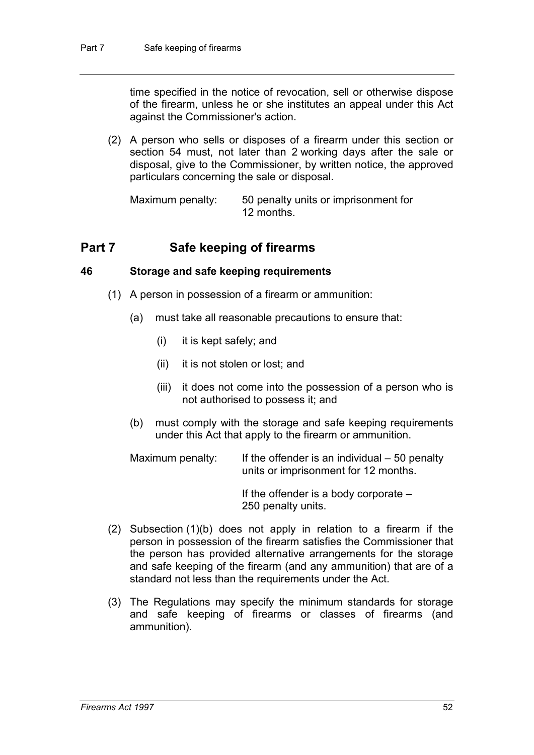time specified in the notice of revocation, sell or otherwise dispose of the firearm, unless he or she institutes an appeal under this Act against the Commissioner's action.

(2) A person who sells or disposes of a firearm under this section or section 54 must, not later than 2 working days after the sale or disposal, give to the Commissioner, by written notice, the approved particulars concerning the sale or disposal.

Maximum penalty: 50 penalty units or imprisonment for 12 months.

## Part 7 Safe keeping of firearms

### 46 Storage and safe keeping requirements

(1) A person in possession of a firearm or ammunition:

(a) must take all reasonable precautions to ensure that:

(i) it is kept safely; and

(ii) it is not stolen or lost; and

(iii) it does not come into the possession of a person who is not authorised to possess it; and

(b) must comply with the storage and safe keeping requirements under this Act that apply to the firearm or ammunition.

Maximum penalty: If the offender is an individual – 50 penalty units or imprisonment for 12 months.

If the offender is a body corporate – 250 penalty units.

(2) Subsection (1)(b) does not apply in relation to a firearm if the person in possession of the firearm satisfies the Commissioner that the person has provided alternative arrangements for the storage and safe keeping of the firearm (and any ammunition) that are of a standard not less than the requirements under the Act.

(3) The Regulations may specify the minimum standards for storage and safe keeping of firearms or classes of firearms (and ammunition).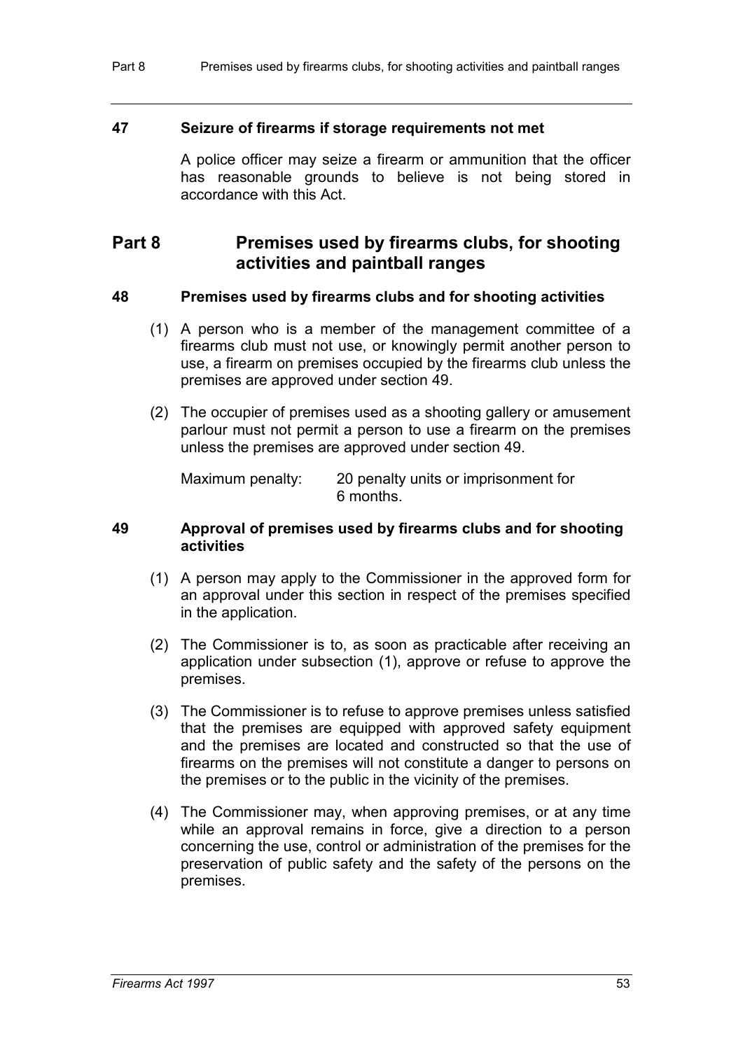### 47 Seizure of firearms if storage requirements not met

A police officer may seize a firearm or ammunition that the officer has reasonable grounds to believe is not being stored in accordance with this Act.

## Part 8 Premises used by firearms clubs, for shooting activities and paintball ranges

### 48 Premises used by firearms clubs and for shooting activities

(1) A person who is a member of the management committee of a firearms club must not use, or knowingly permit another person to use, a firearm on premises occupied by the firearms club unless the premises are approved under section 49.

(2) The occupier of premises used as a shooting gallery or amusement parlour must not permit a person to use a firearm on the premises unless the premises are approved under section 49.

Maximum penalty: 20 penalty units or imprisonment for 6 months.

### 49 Approval of premises used by firearms clubs and for shooting activities

(1) A person may apply to the Commissioner in the approved form for an approval under this section in respect of the premises specified in the application.

(2) The Commissioner is to, as soon as practicable after receiving an application under subsection (1), approve or refuse to approve the premises.

(3) The Commissioner is to refuse to approve premises unless satisfied that the premises are equipped with approved safety equipment and the premises are located and constructed so that the use of firearms on the premises will not constitute a danger to persons on the premises or to the public in the vicinity of the premises.

(4) The Commissioner may, when approving premises, or at any time while an approval remains in force, give a direction to a person concerning the use, control or administration of the premises for the preservation of public safety and the safety of the persons on the premises.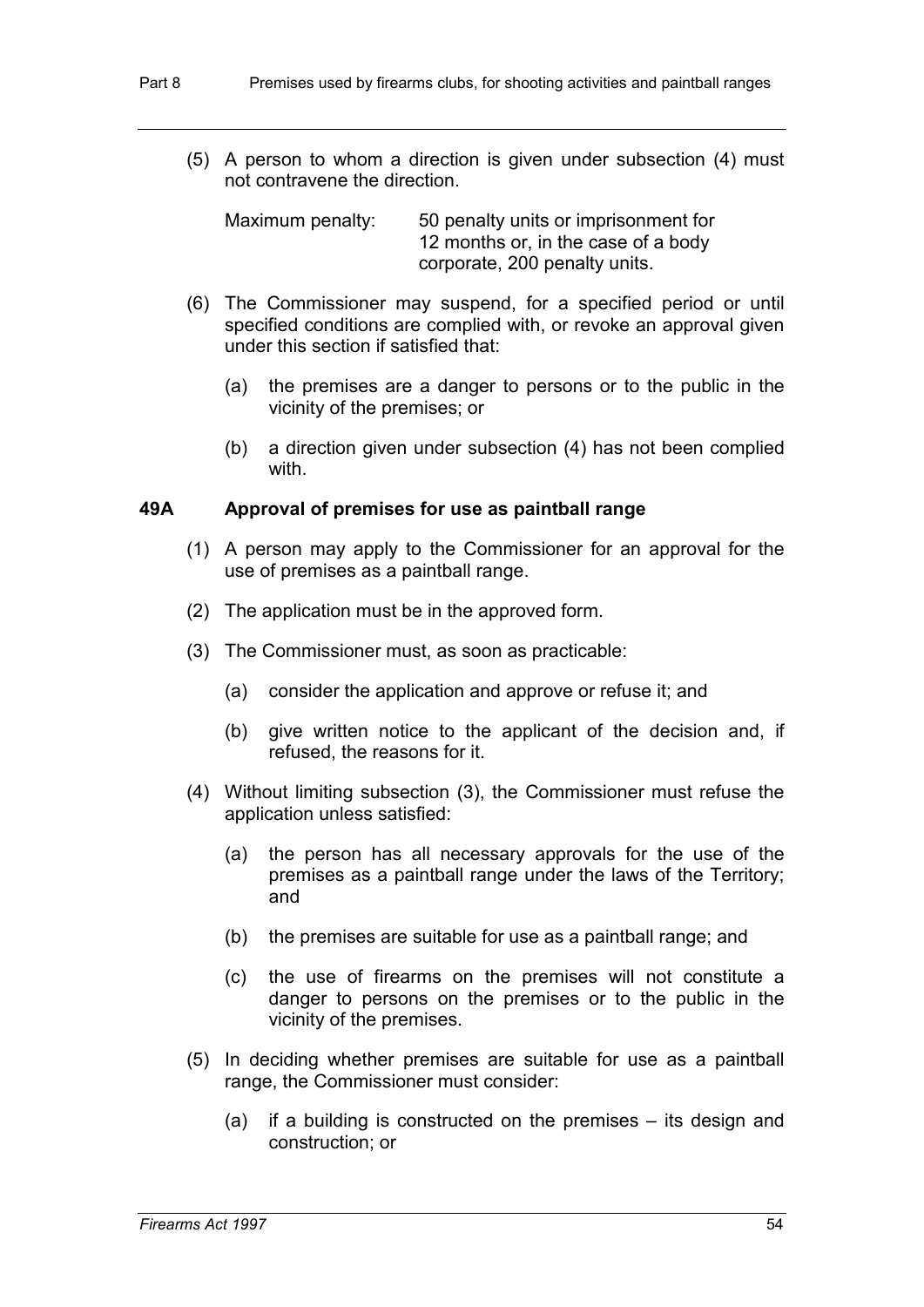(5) A person to whom a direction is given under subsection (4) must not contravene the direction.

Maximum penalty: 50 penalty units or imprisonment for 12 months or, in the case of a body corporate, 200 penalty units.

(6) The Commissioner may suspend, for a specified period or until specified conditions are complied with, or revoke an approval given under this section if satisfied that:

(a) the premises are a danger to persons or to the public in the vicinity of the premises; or

(b) a direction given under subsection (4) has not been complied with.

### 49A Approval of premises for use as paintball range

(1) A person may apply to the Commissioner for an approval for the use of premises as a paintball range.

(2) The application must be in the approved form.

(3) The Commissioner must, as soon as practicable:

(a) consider the application and approve or refuse it; and

(b) give written notice to the applicant of the decision and, if refused, the reasons for it.

(4) Without limiting subsection (3), the Commissioner must refuse the application unless satisfied:

(a) the person has all necessary approvals for the use of the premises as a paintball range under the laws of the Territory; and

(b) the premises are suitable for use as a paintball range; and

(c) the use of firearms on the premises will not constitute a danger to persons on the premises or to the public in the vicinity of the premises.

(5) In deciding whether premises are suitable for use as a paintball range, the Commissioner must consider:

(a) if a building is constructed on the premises – its design and construction; or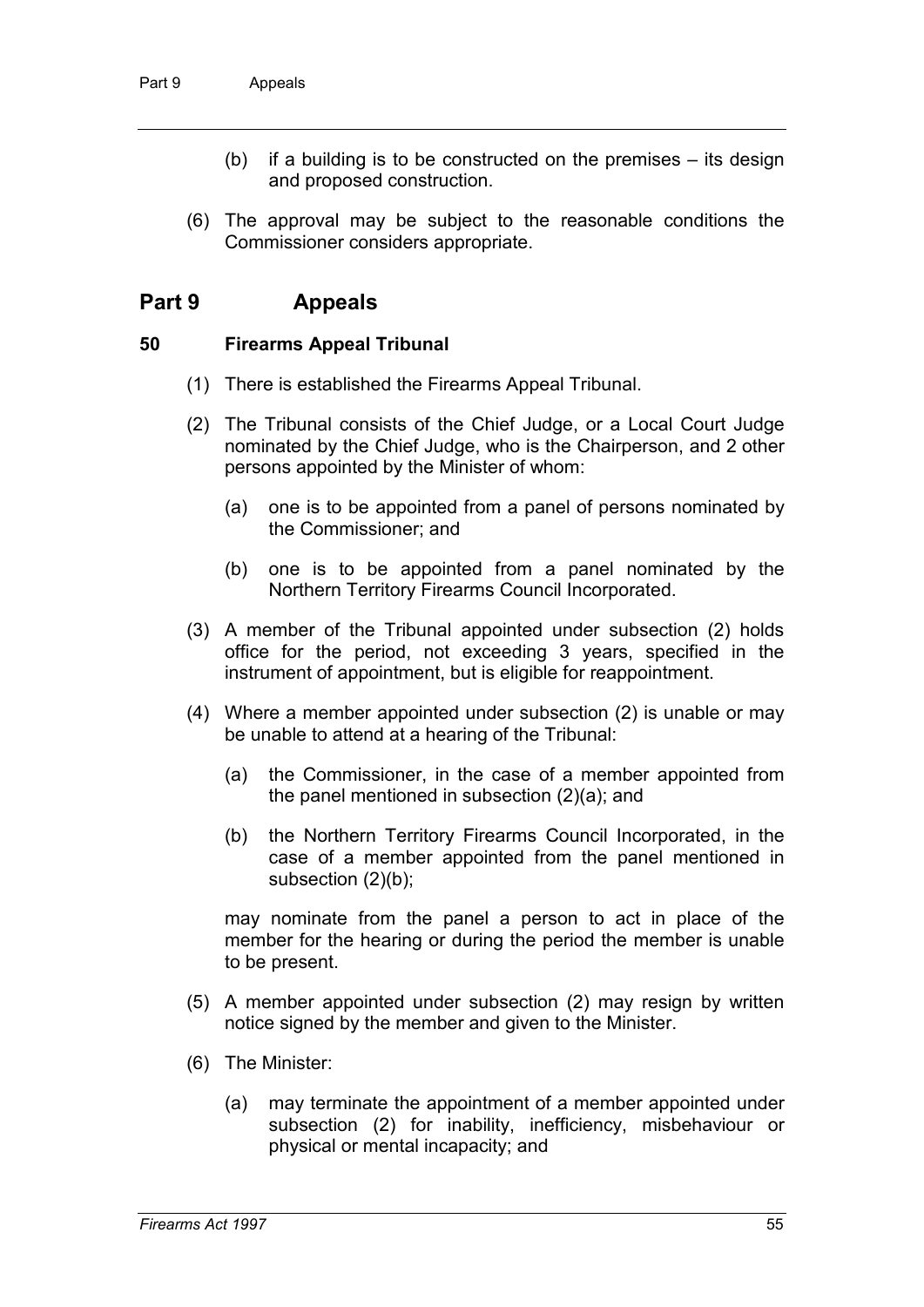(b) if a building is to be constructed on the premises – its design and proposed construction.

(6) The approval may be subject to the reasonable conditions the Commissioner considers appropriate.

# Part 9 Appeals

### 50 Firearms Appeal Tribunal

(1) There is established the Firearms Appeal Tribunal.

(2) The Tribunal consists of the Chief Judge, or a Local Court Judge nominated by the Chief Judge, who is the Chairperson, and 2 other persons appointed by the Minister of whom:

(a) one is to be appointed from a panel of persons nominated by the Commissioner; and

(b) one is to be appointed from a panel nominated by the Northern Territory Firearms Council Incorporated.

(3) A member of the Tribunal appointed under subsection (2) holds office for the period, not exceeding 3 years, specified in the instrument of appointment, but is eligible for reappointment.

(4) Where a member appointed under subsection (2) is unable or may be unable to attend at a hearing of the Tribunal:

(a) the Commissioner, in the case of a member appointed from the panel mentioned in subsection (2)(a); and

(b) the Northern Territory Firearms Council Incorporated, in the case of a member appointed from the panel mentioned in subsection (2)(b);

may nominate from the panel a person to act in place of the member for the hearing or during the period the member is unable to be present.

(5) A member appointed under subsection (2) may resign by written notice signed by the member and given to the Minister.

(6) The Minister:

(a) may terminate the appointment of a member appointed under subsection (2) for inability, inefficiency, misbehaviour or physical or mental incapacity; and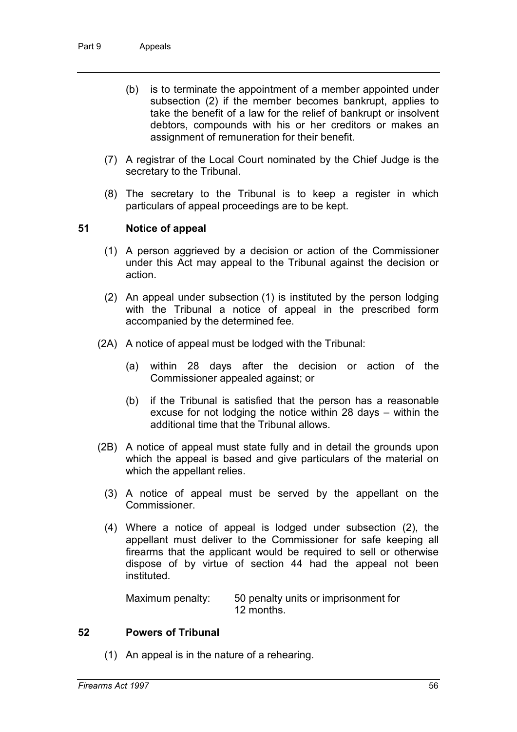(b) is to terminate the appointment of a member appointed under subsection (2) if the member becomes bankrupt, applies to take the benefit of a law for the relief of bankrupt or insolvent debtors, compounds with his or her creditors or makes an assignment of remuneration for their benefit.

(7) A registrar of the Local Court nominated by the Chief Judge is the secretary to the Tribunal.

(8) The secretary to the Tribunal is to keep a register in which particulars of appeal proceedings are to be kept.

### 51 Notice of appeal

(1) A person aggrieved by a decision or action of the Commissioner under this Act may appeal to the Tribunal against the decision or action.

(2) An appeal under subsection (1) is instituted by the person lodging with the Tribunal a notice of appeal in the prescribed form accompanied by the determined fee.

(2A) A notice of appeal must be lodged with the Tribunal:

(a) within 28 days after the decision or action of the Commissioner appealed against; or

(b) if the Tribunal is satisfied that the person has a reasonable excuse for not lodging the notice within 28 days – within the additional time that the Tribunal allows.

(2B) A notice of appeal must state fully and in detail the grounds upon which the appeal is based and give particulars of the material on which the appellant relies.

(3) A notice of appeal must be served by the appellant on the Commissioner.

(4) Where a notice of appeal is lodged under subsection (2), the appellant must deliver to the Commissioner for safe keeping all firearms that the applicant would be required to sell or otherwise dispose of by virtue of section 44 had the appeal not been instituted.

Maximum penalty: 50 penalty units or imprisonment for 12 months.

### 52 Powers of Tribunal

(1) An appeal is in the nature of a rehearing.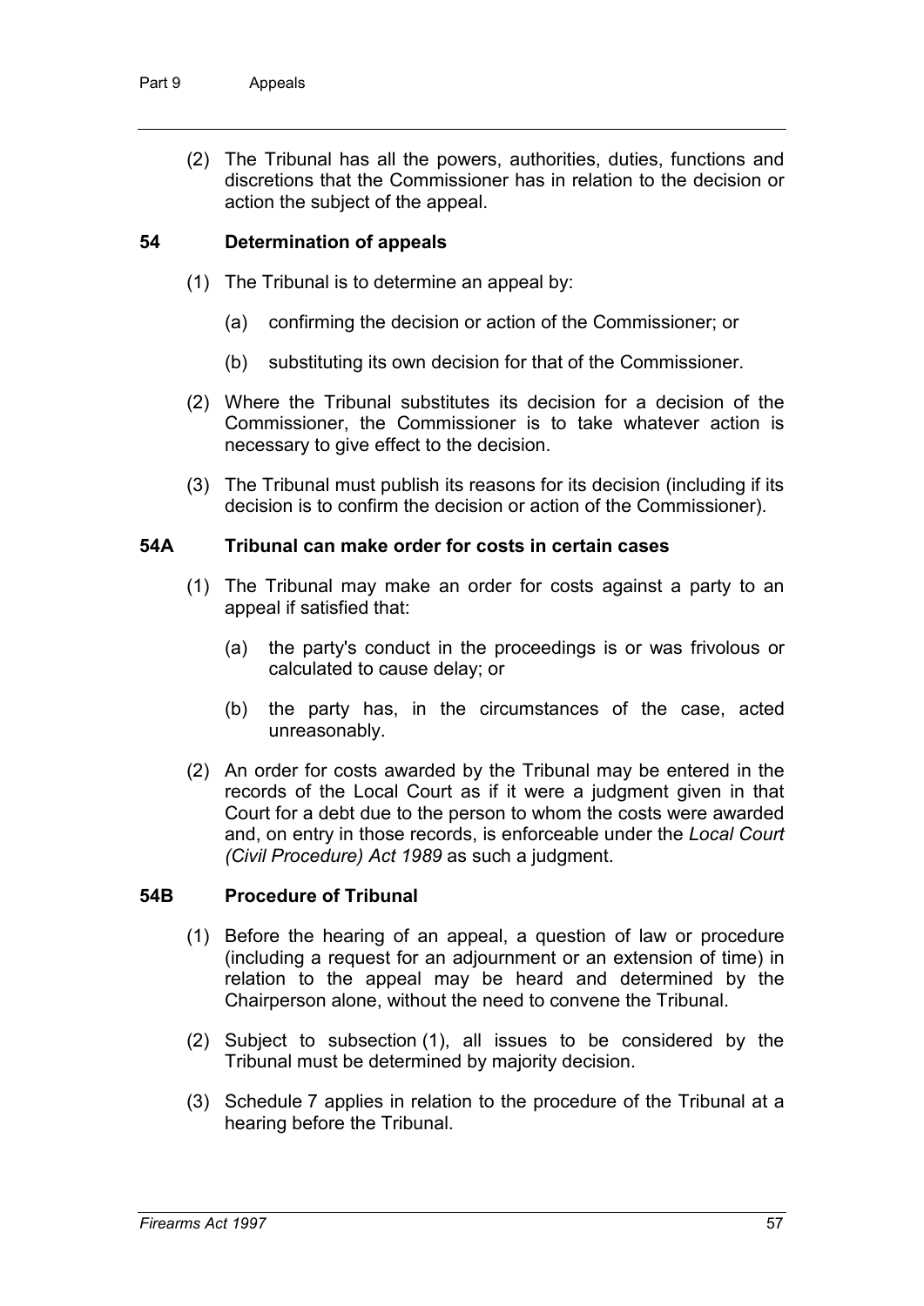(2) The Tribunal has all the powers, authorities, duties, functions and discretions that the Commissioner has in relation to the decision or action the subject of the appeal.

### 54 Determination of appeals

(1) The Tribunal is to determine an appeal by:

(a) confirming the decision or action of the Commissioner; or

(b) substituting its own decision for that of the Commissioner.

(2) Where the Tribunal substitutes its decision for a decision of the Commissioner, the Commissioner is to take whatever action is necessary to give effect to the decision.

(3) The Tribunal must publish its reasons for its decision (including if its decision is to confirm the decision or action of the Commissioner).

### 54A Tribunal can make order for costs in certain cases

(1) The Tribunal may make an order for costs against a party to an appeal if satisfied that:

(a) the party's conduct in the proceedings is or was frivolous or calculated to cause delay; or

(b) the party has, in the circumstances of the case, acted unreasonably.

(2) An order for costs awarded by the Tribunal may be entered in the records of the Local Court as if it were a judgment given in that Court for a debt due to the person to whom the costs were awarded and, on entry in those records, is enforceable under the *Local Court (Civil Procedure) Act 1989* as such a judgment.

### 54B Procedure of Tribunal

(1) Before the hearing of an appeal, a question of law or procedure (including a request for an adjournment or an extension of time) in relation to the appeal may be heard and determined by the Chairperson alone, without the need to convene the Tribunal.

(2) Subject to subsection (1), all issues to be considered by the Tribunal must be determined by majority decision.

(3) Schedule 7 applies in relation to the procedure of the Tribunal at a hearing before the Tribunal.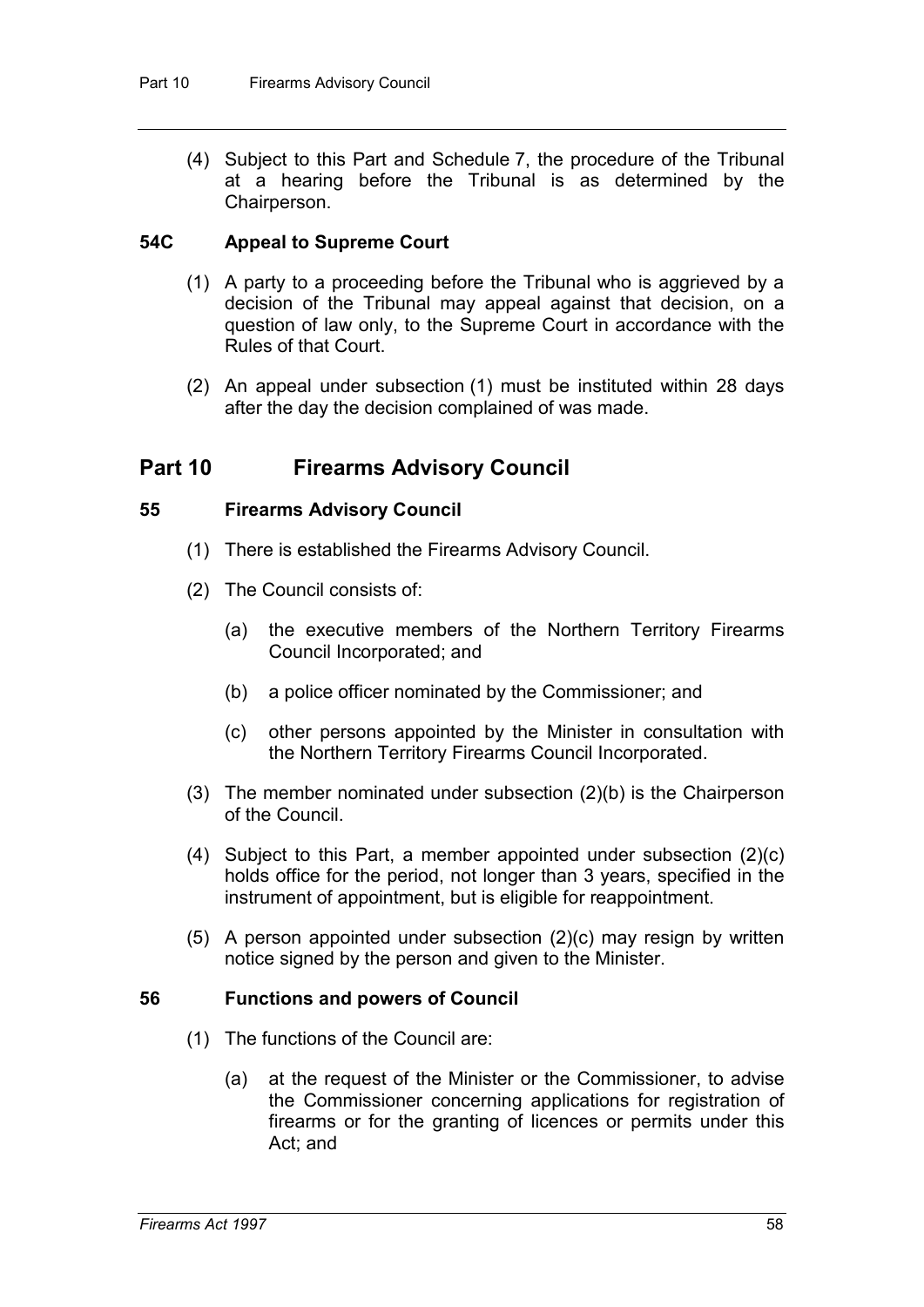(4) Subject to this Part and Schedule 7, the procedure of the Tribunal at a hearing before the Tribunal is as determined by the Chairperson.

### 54C Appeal to Supreme Court

(1) A party to a proceeding before the Tribunal who is aggrieved by a decision of the Tribunal may appeal against that decision, on a question of law only, to the Supreme Court in accordance with the Rules of that Court.

(2) An appeal under subsection (1) must be instituted within 28 days after the day the decision complained of was made.

## Part 10 Firearms Advisory Council

### 55 Firearms Advisory Council

(1) There is established the Firearms Advisory Council.

(2) The Council consists of:

(a) the executive members of the Northern Territory Firearms Council Incorporated; and

(b) a police officer nominated by the Commissioner; and

(c) other persons appointed by the Minister in consultation with the Northern Territory Firearms Council Incorporated.

(3) The member nominated under subsection (2)(b) is the Chairperson of the Council.

(4) Subject to this Part, a member appointed under subsection (2)(c) holds office for the period, not longer than 3 years, specified in the instrument of appointment, but is eligible for reappointment.

(5) A person appointed under subsection (2)(c) may resign by written notice signed by the person and given to the Minister.

### 56 Functions and powers of Council

(1) The functions of the Council are:

(a) at the request of the Minister or the Commissioner, to advise the Commissioner concerning applications for registration of firearms or for the granting of licences or permits under this Act; and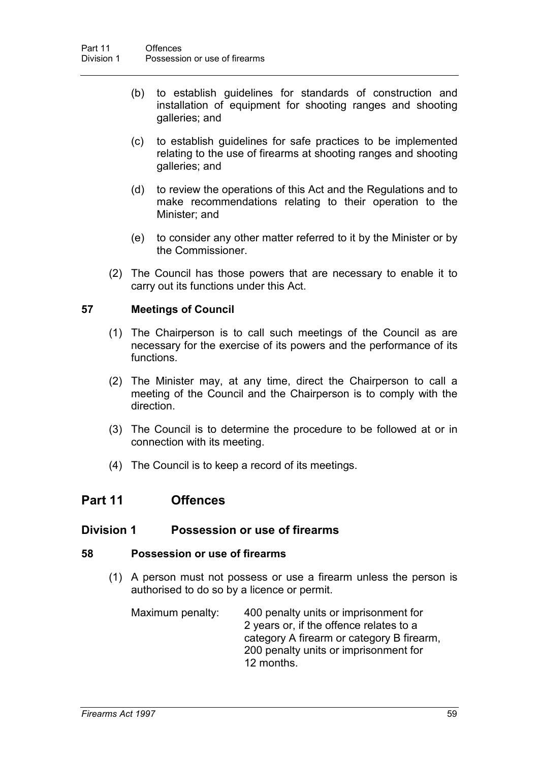(b) to establish guidelines for standards of construction and installation of equipment for shooting ranges and shooting galleries; and

(c) to establish guidelines for safe practices to be implemented relating to the use of firearms at shooting ranges and shooting galleries; and

(d) to review the operations of this Act and the Regulations and to make recommendations relating to their operation to the Minister; and

(e) to consider any other matter referred to it by the Minister or by the Commissioner.

(2) The Council has those powers that are necessary to enable it to carry out its functions under this Act.

**57 Meetings of Council**

(1) The Chairperson is to call such meetings of the Council as are necessary for the exercise of its powers and the performance of its functions.

(2) The Minister may, at any time, direct the Chairperson to call a meeting of the Council and the Chairperson is to comply with the direction.

(3) The Council is to determine the procedure to be followed at or in connection with its meeting.

(4) The Council is to keep a record of its meetings.

## Part 11 Offences

### Division 1 Possession or use of firearms

**58 Possession or use of firearms**

(1) A person must not possess or use a firearm unless the person is authorised to do so by a licence or permit.

Maximum penalty: 400 penalty units or imprisonment for 2 years or, if the offence relates to a category A firearm or category B firearm, 200 penalty units or imprisonment for 12 months.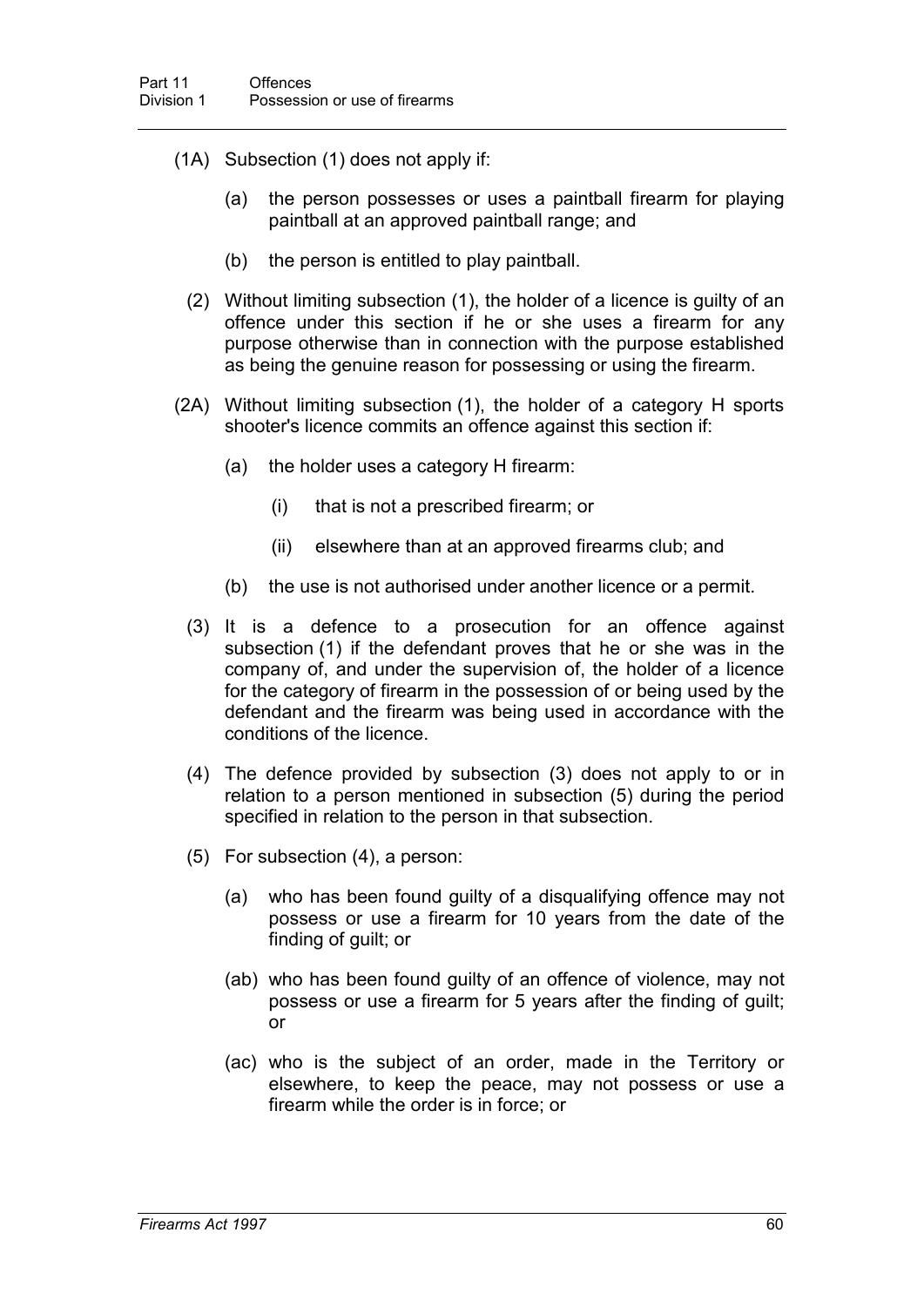(1A) Subsection (1) does not apply if:

(a) the person possesses or uses a paintball firearm for playing paintball at an approved paintball range; and

(b) the person is entitled to play paintball.

(2) Without limiting subsection (1), the holder of a licence is guilty of an offence under this section if he or she uses a firearm for any purpose otherwise than in connection with the purpose established as being the genuine reason for possessing or using the firearm.

(2A) Without limiting subsection (1), the holder of a category H sports shooter's licence commits an offence against this section if:

(a) the holder uses a category H firearm:

(i) that is not a prescribed firearm; or

(ii) elsewhere than at an approved firearms club; and

(b) the use is not authorised under another licence or a permit.

(3) It is a defence to a prosecution for an offence against subsection (1) if the defendant proves that he or she was in the company of, and under the supervision of, the holder of a licence for the category of firearm in the possession of or being used by the defendant and the firearm was being used in accordance with the conditions of the licence.

(4) The defence provided by subsection (3) does not apply to or in relation to a person mentioned in subsection (5) during the period specified in relation to the person in that subsection.

(5) For subsection (4), a person:

(a) who has been found guilty of a disqualifying offence may not possess or use a firearm for 10 years from the date of the finding of guilt; or

(ab) who has been found guilty of an offence of violence, may not possess or use a firearm for 5 years after the finding of guilt; or

(ac) who is the subject of an order, made in the Territory or elsewhere, to keep the peace, may not possess or use a firearm while the order is in force; or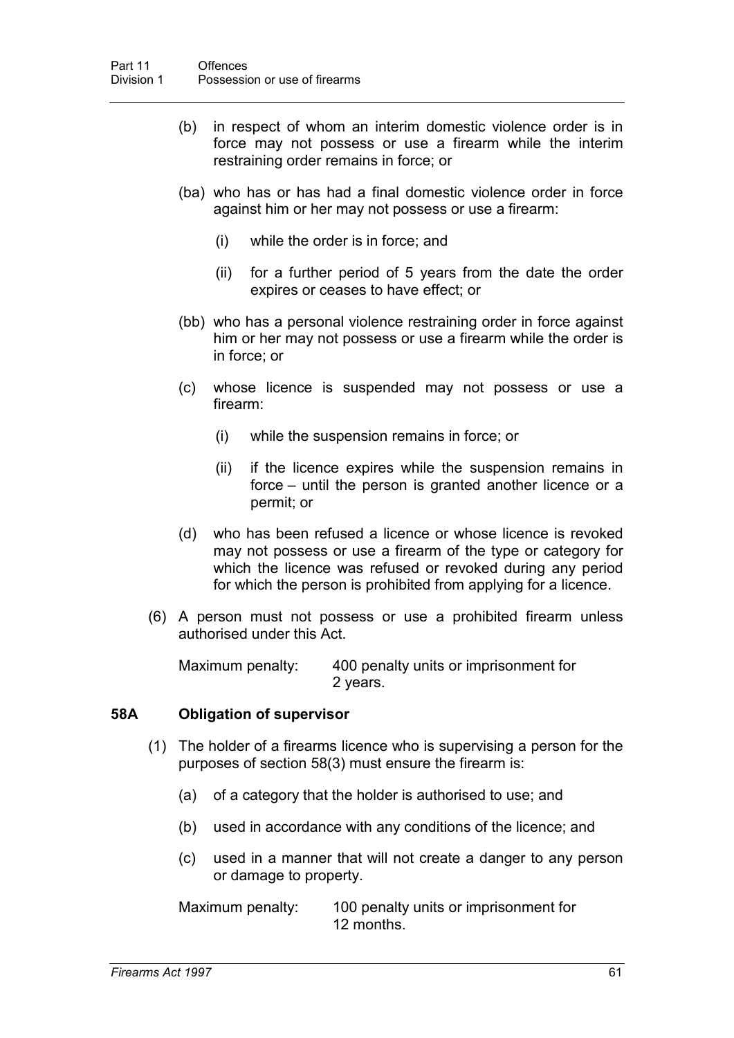(b) in respect of whom an interim domestic violence order is in force may not possess or use a firearm while the interim restraining order remains in force; or

(ba) who has or has had a final domestic violence order in force against him or her may not possess or use a firearm:

  (i) while the order is in force; and

  (ii) for a further period of 5 years from the date the order expires or ceases to have effect; or

(bb) who has a personal violence restraining order in force against him or her may not possess or use a firearm while the order is in force; or

(c) whose licence is suspended may not possess or use a firearm:

  (i) while the suspension remains in force; or

  (ii) if the licence expires while the suspension remains in force – until the person is granted another licence or a permit; or

(d) who has been refused a licence or whose licence is revoked may not possess or use a firearm of the type or category for which the licence was refused or revoked during any period for which the person is prohibited from applying for a licence.

(6) A person must not possess or use a prohibited firearm unless authorised under this Act.

Maximum penalty: 400 penalty units or imprisonment for 2 years.

### 58A Obligation of supervisor

(1) The holder of a firearms licence who is supervising a person for the purposes of section 58(3) must ensure the firearm is:

(a) of a category that the holder is authorised to use; and

(b) used in accordance with any conditions of the licence; and

(c) used in a manner that will not create a danger to any person or damage to property.

Maximum penalty: 100 penalty units or imprisonment for 12 months.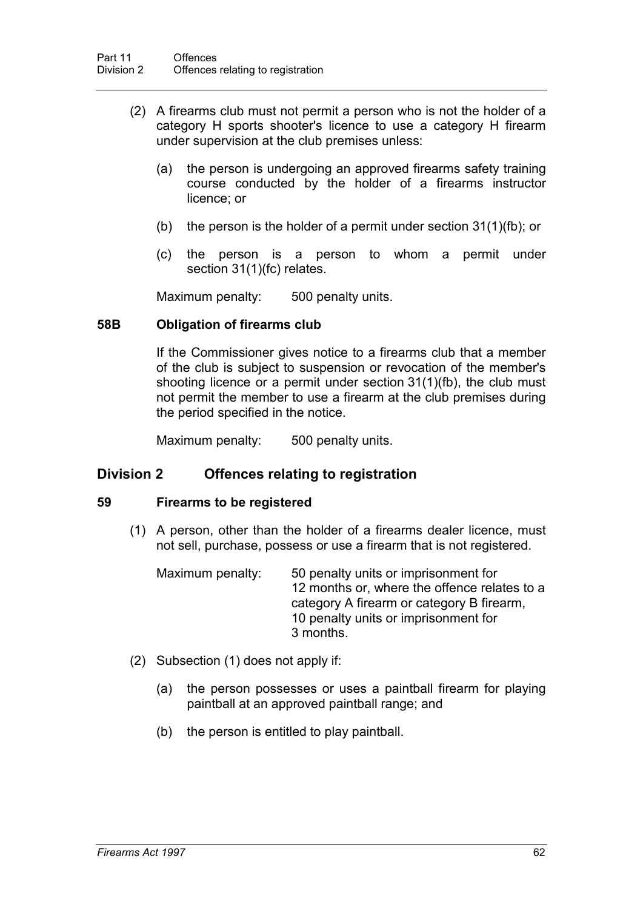(2) A firearms club must not permit a person who is not the holder of a category H sports shooter's licence to use a category H firearm under supervision at the club premises unless:

(a) the person is undergoing an approved firearms safety training course conducted by the holder of a firearms instructor licence; or

(b) the person is the holder of a permit under section 31(1)(fb); or

(c) the person is a person to whom a permit under section 31(1)(fc) relates.

Maximum penalty: 500 penalty units.

### 58B Obligation of firearms club

If the Commissioner gives notice to a firearms club that a member of the club is subject to suspension or revocation of the member's shooting licence or a permit under section 31(1)(fb), the club must not permit the member to use a firearm at the club premises during the period specified in the notice.

Maximum penalty: 500 penalty units.

## Division 2 Offences relating to registration

### 59 Firearms to be registered

(1) A person, other than the holder of a firearms dealer licence, must not sell, purchase, possess or use a firearm that is not registered.

Maximum penalty: 50 penalty units or imprisonment for 12 months or, where the offence relates to a category A firearm or category B firearm, 10 penalty units or imprisonment for 3 months.

(2) Subsection (1) does not apply if:

(a) the person possesses or uses a paintball firearm for playing paintball at an approved paintball range; and

(b) the person is entitled to play paintball.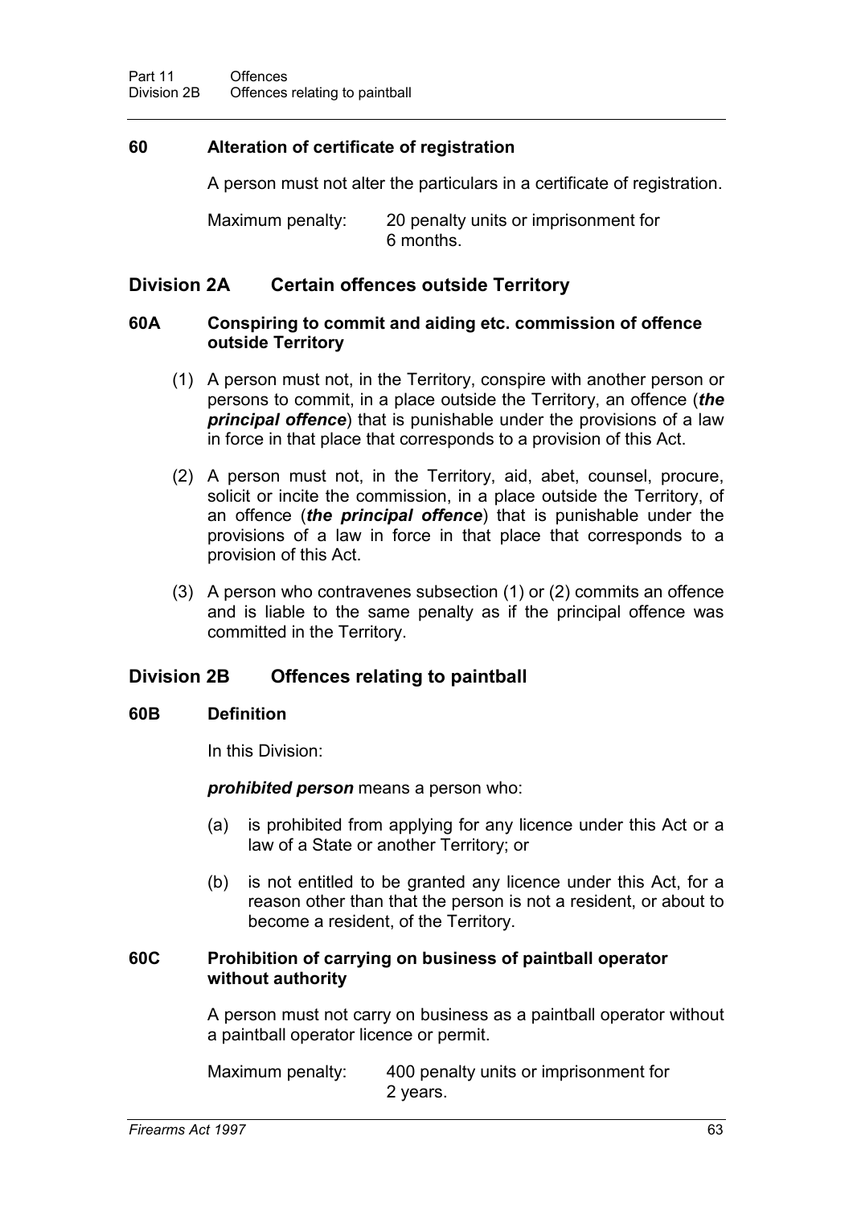### 60 Alteration of certificate of registration

A person must not alter the particulars in a certificate of registration.

Maximum penalty: 20 penalty units or imprisonment for 6 months.

## Division 2A Certain offences outside Territory

### 60A Conspiring to commit and aiding etc. commission of offence outside Territory

(1) A person must not, in the Territory, conspire with another person or persons to commit, in a place outside the Territory, an offence (***the principal offence***) that is punishable under the provisions of a law in force in that place that corresponds to a provision of this Act.

(2) A person must not, in the Territory, aid, abet, counsel, procure, solicit or incite the commission, in a place outside the Territory, of an offence (***the principal offence***) that is punishable under the provisions of a law in force in that place that corresponds to a provision of this Act.

(3) A person who contravenes subsection (1) or (2) commits an offence and is liable to the same penalty as if the principal offence was committed in the Territory.

## Division 2B Offences relating to paintball

### 60B Definition

In this Division:

***prohibited person*** means a person who:

(a) is prohibited from applying for any licence under this Act or a law of a State or another Territory; or

(b) is not entitled to be granted any licence under this Act, for a reason other than that the person is not a resident, or about to become a resident, of the Territory.

### 60C Prohibition of carrying on business of paintball operator without authority

A person must not carry on business as a paintball operator without a paintball operator licence or permit.

Maximum penalty: 400 penalty units or imprisonment for 2 years.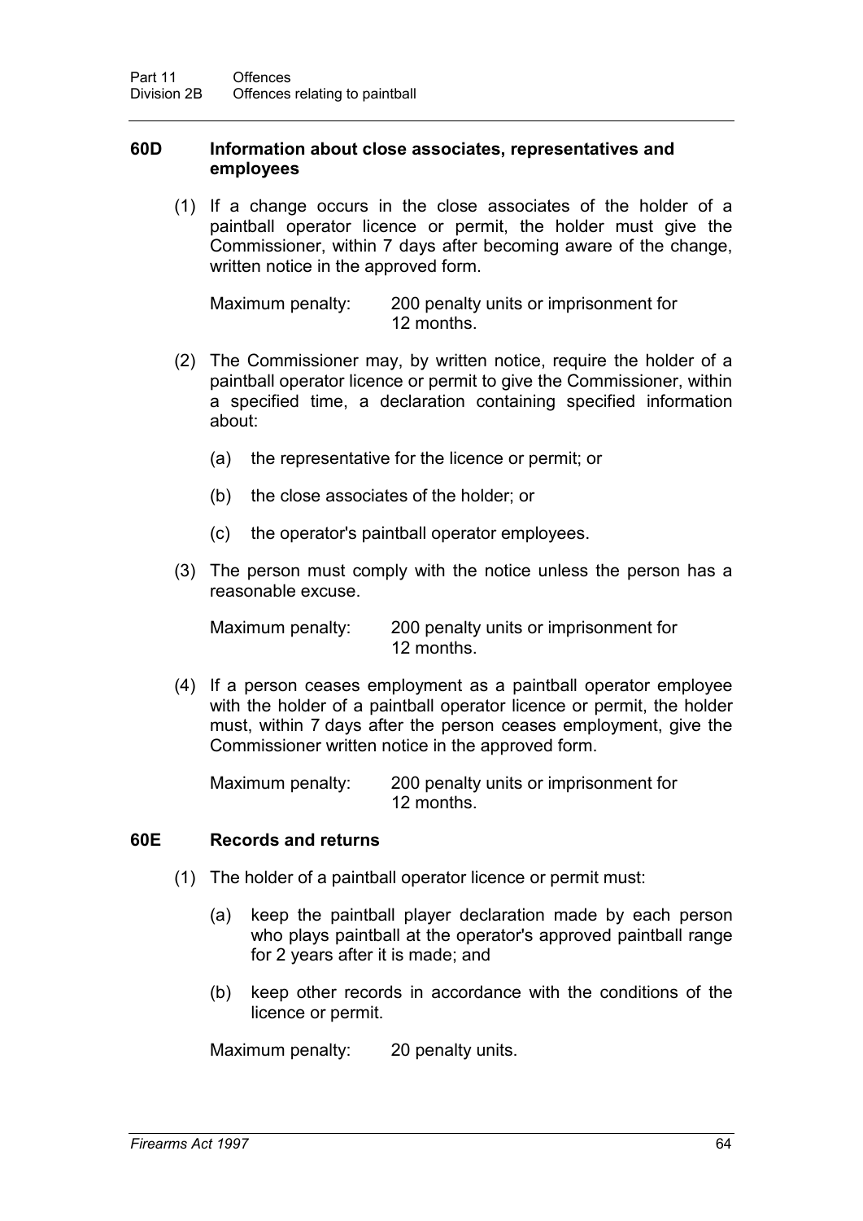### 60D Information about close associates, representatives and employees

(1) If a change occurs in the close associates of the holder of a paintball operator licence or permit, the holder must give the Commissioner, within 7 days after becoming aware of the change, written notice in the approved form.

Maximum penalty: 200 penalty units or imprisonment for 12 months.

(2) The Commissioner may, by written notice, require the holder of a paintball operator licence or permit to give the Commissioner, within a specified time, a declaration containing specified information about:

(a) the representative for the licence or permit; or

(b) the close associates of the holder; or

(c) the operator's paintball operator employees.

(3) The person must comply with the notice unless the person has a reasonable excuse.

Maximum penalty: 200 penalty units or imprisonment for 12 months.

(4) If a person ceases employment as a paintball operator employee with the holder of a paintball operator licence or permit, the holder must, within 7 days after the person ceases employment, give the Commissioner written notice in the approved form.

Maximum penalty: 200 penalty units or imprisonment for 12 months.

### 60E Records and returns

(1) The holder of a paintball operator licence or permit must:

(a) keep the paintball player declaration made by each person who plays paintball at the operator's approved paintball range for 2 years after it is made; and

(b) keep other records in accordance with the conditions of the licence or permit.

Maximum penalty: 20 penalty units.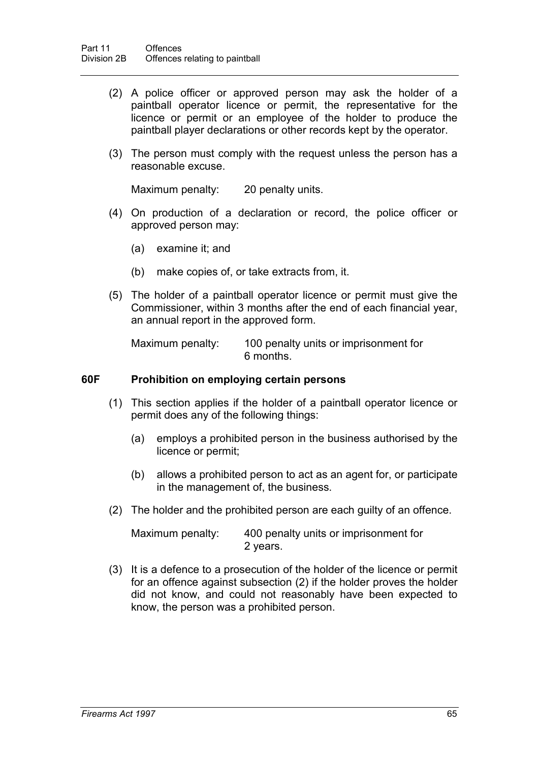(2) A police officer or approved person may ask the holder of a paintball operator licence or permit, the representative for the licence or permit or an employee of the holder to produce the paintball player declarations or other records kept by the operator.

(3) The person must comply with the request unless the person has a reasonable excuse.

Maximum penalty: 20 penalty units.

(4) On production of a declaration or record, the police officer or approved person may:

(a) examine it; and

(b) make copies of, or take extracts from, it.

(5) The holder of a paintball operator licence or permit must give the Commissioner, within 3 months after the end of each financial year, an annual report in the approved form.

Maximum penalty: 100 penalty units or imprisonment for 6 months.

### 60F Prohibition on employing certain persons

(1) This section applies if the holder of a paintball operator licence or permit does any of the following things:

(a) employs a prohibited person in the business authorised by the licence or permit;

(b) allows a prohibited person to act as an agent for, or participate in the management of, the business.

(2) The holder and the prohibited person are each guilty of an offence.

Maximum penalty: 400 penalty units or imprisonment for 2 years.

(3) It is a defence to a prosecution of the holder of the licence or permit for an offence against subsection (2) if the holder proves the holder did not know, and could not reasonably have been expected to know, the person was a prohibited person.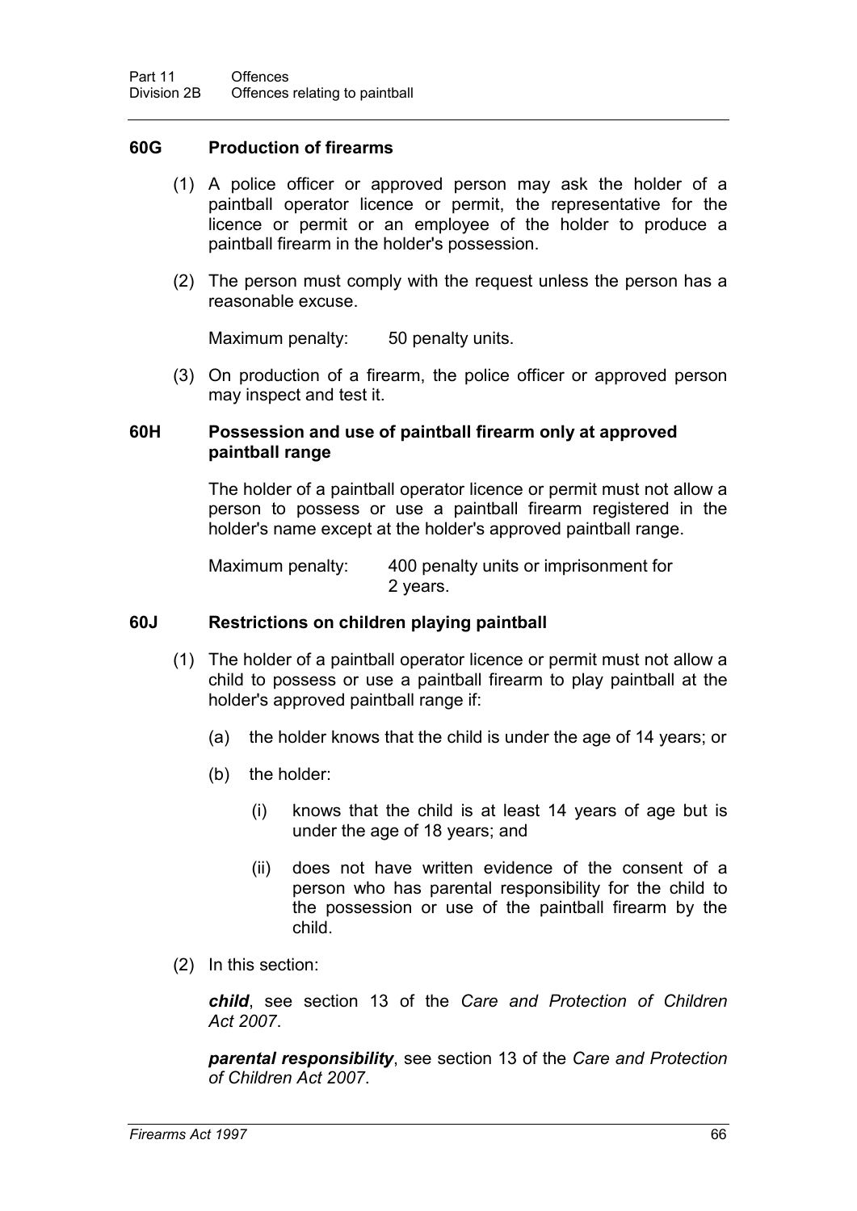### 60G Production of firearms

(1) A police officer or approved person may ask the holder of a paintball operator licence or permit, the representative for the licence or permit or an employee of the holder to produce a paintball firearm in the holder's possession.

(2) The person must comply with the request unless the person has a reasonable excuse.

Maximum penalty: 50 penalty units.

(3) On production of a firearm, the police officer or approved person may inspect and test it.

### 60H Possession and use of paintball firearm only at approved paintball range

The holder of a paintball operator licence or permit must not allow a person to possess or use a paintball firearm registered in the holder's name except at the holder's approved paintball range.

Maximum penalty: 400 penalty units or imprisonment for 2 years.

### 60J Restrictions on children playing paintball

(1) The holder of a paintball operator licence or permit must not allow a child to possess or use a paintball firearm to play paintball at the holder's approved paintball range if:

(a) the holder knows that the child is under the age of 14 years; or

(b) the holder:

(i) knows that the child is at least 14 years of age but is under the age of 18 years; and

(ii) does not have written evidence of the consent of a person who has parental responsibility for the child to the possession or use of the paintball firearm by the child.

(2) In this section:

***child***, see section 13 of the *Care and Protection of Children Act 2007*.

***parental responsibility***, see section 13 of the *Care and Protection of Children Act 2007*.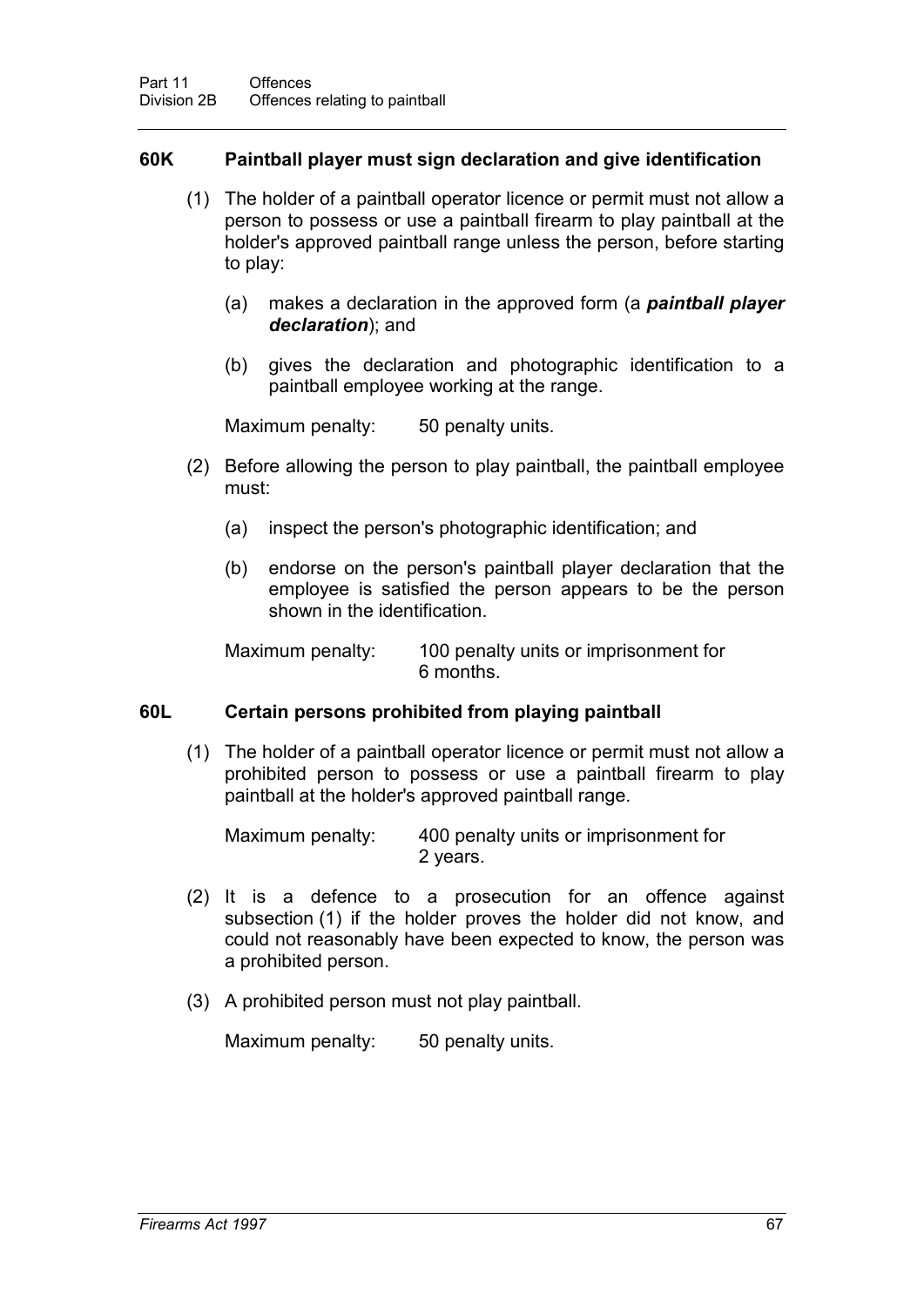### 60K Paintball player must sign declaration and give identification

(1) The holder of a paintball operator licence or permit must not allow a person to possess or use a paintball firearm to play paintball at the holder's approved paintball range unless the person, before starting to play:

(a) makes a declaration in the approved form (a ***paintball player declaration***); and

(b) gives the declaration and photographic identification to a paintball employee working at the range.

Maximum penalty: 50 penalty units.

(2) Before allowing the person to play paintball, the paintball employee must:

(a) inspect the person's photographic identification; and

(b) endorse on the person's paintball player declaration that the employee is satisfied the person appears to be the person shown in the identification.

Maximum penalty: 100 penalty units or imprisonment for 6 months.

### 60L Certain persons prohibited from playing paintball

(1) The holder of a paintball operator licence or permit must not allow a prohibited person to possess or use a paintball firearm to play paintball at the holder's approved paintball range.

Maximum penalty: 400 penalty units or imprisonment for 2 years.

(2) It is a defence to a prosecution for an offence against subsection (1) if the holder proves the holder did not know, and could not reasonably have been expected to know, the person was a prohibited person.

(3) A prohibited person must not play paintball.

Maximum penalty: 50 penalty units.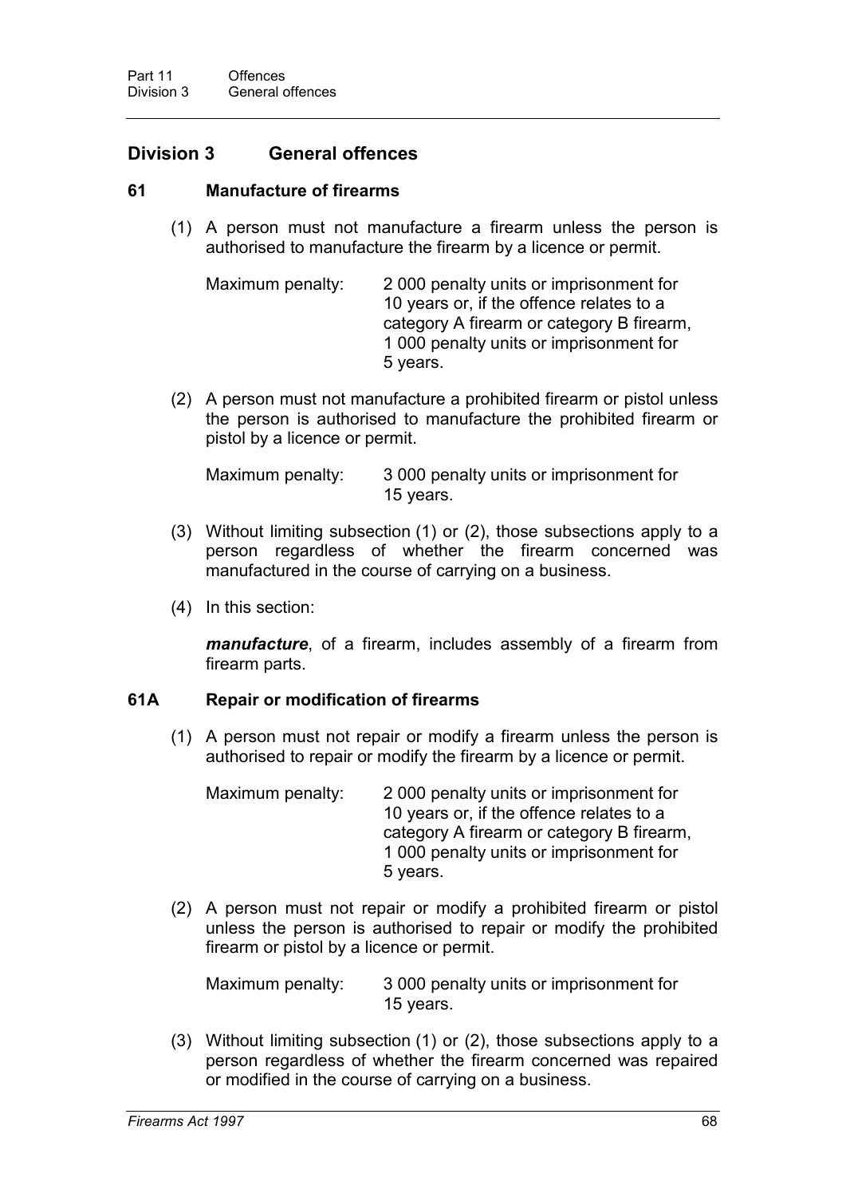## Division 3 General offences

### 61 Manufacture of firearms

(1) A person must not manufacture a firearm unless the person is authorised to manufacture the firearm by a licence or permit.

Maximum penalty: 2 000 penalty units or imprisonment for 10 years or, if the offence relates to a category A firearm or category B firearm, 1 000 penalty units or imprisonment for 5 years.

(2) A person must not manufacture a prohibited firearm or pistol unless the person is authorised to manufacture the prohibited firearm or pistol by a licence or permit.

Maximum penalty: 3 000 penalty units or imprisonment for 15 years.

(3) Without limiting subsection (1) or (2), those subsections apply to a person regardless of whether the firearm concerned was manufactured in the course of carrying on a business.

(4) In this section:

***manufacture***, of a firearm, includes assembly of a firearm from firearm parts.

### 61A Repair or modification of firearms

(1) A person must not repair or modify a firearm unless the person is authorised to repair or modify the firearm by a licence or permit.

Maximum penalty: 2 000 penalty units or imprisonment for 10 years or, if the offence relates to a category A firearm or category B firearm, 1 000 penalty units or imprisonment for 5 years.

(2) A person must not repair or modify a prohibited firearm or pistol unless the person is authorised to repair or modify the prohibited firearm or pistol by a licence or permit.

Maximum penalty: 3 000 penalty units or imprisonment for 15 years.

(3) Without limiting subsection (1) or (2), those subsections apply to a person regardless of whether the firearm concerned was repaired or modified in the course of carrying on a business.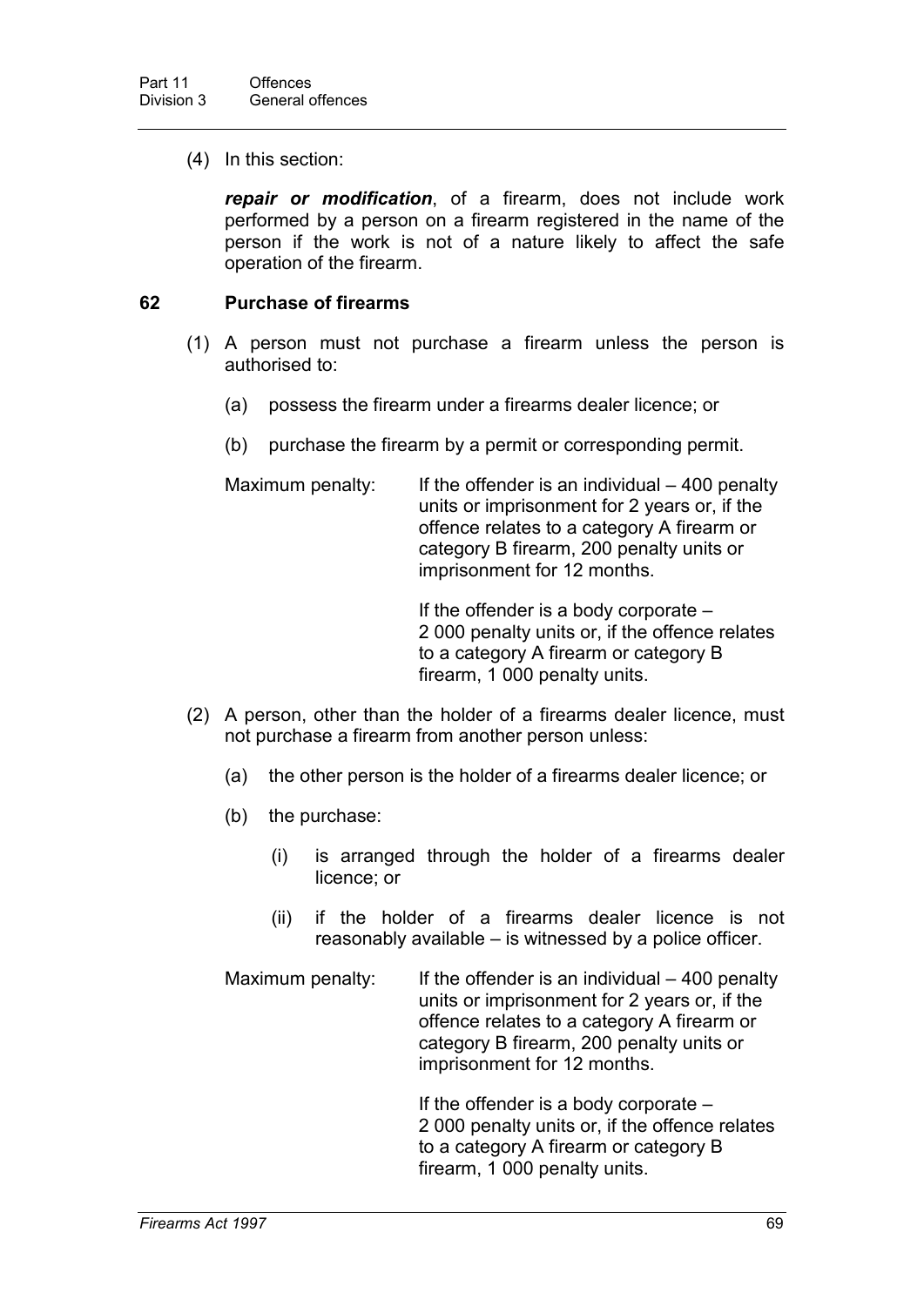(4) In this section:

***repair or modification***, of a firearm, does not include work performed by a person on a firearm registered in the name of the person if the work is not of a nature likely to affect the safe operation of the firearm.

### 62 Purchase of firearms

(1) A person must not purchase a firearm unless the person is authorised to:

(a) possess the firearm under a firearms dealer licence; or

(b) purchase the firearm by a permit or corresponding permit.

Maximum penalty: If the offender is an individual – 400 penalty units or imprisonment for 2 years or, if the offence relates to a category A firearm or category B firearm, 200 penalty units or imprisonment for 12 months.

If the offender is a body corporate – 2 000 penalty units or, if the offence relates to a category A firearm or category B firearm, 1 000 penalty units.

(2) A person, other than the holder of a firearms dealer licence, must not purchase a firearm from another person unless:

(a) the other person is the holder of a firearms dealer licence; or

(b) the purchase:

(i) is arranged through the holder of a firearms dealer licence; or

(ii) if the holder of a firearms dealer licence is not reasonably available – is witnessed by a police officer.

Maximum penalty: If the offender is an individual – 400 penalty units or imprisonment for 2 years or, if the offence relates to a category A firearm or category B firearm, 200 penalty units or imprisonment for 12 months.

If the offender is a body corporate – 2 000 penalty units or, if the offence relates to a category A firearm or category B firearm, 1 000 penalty units.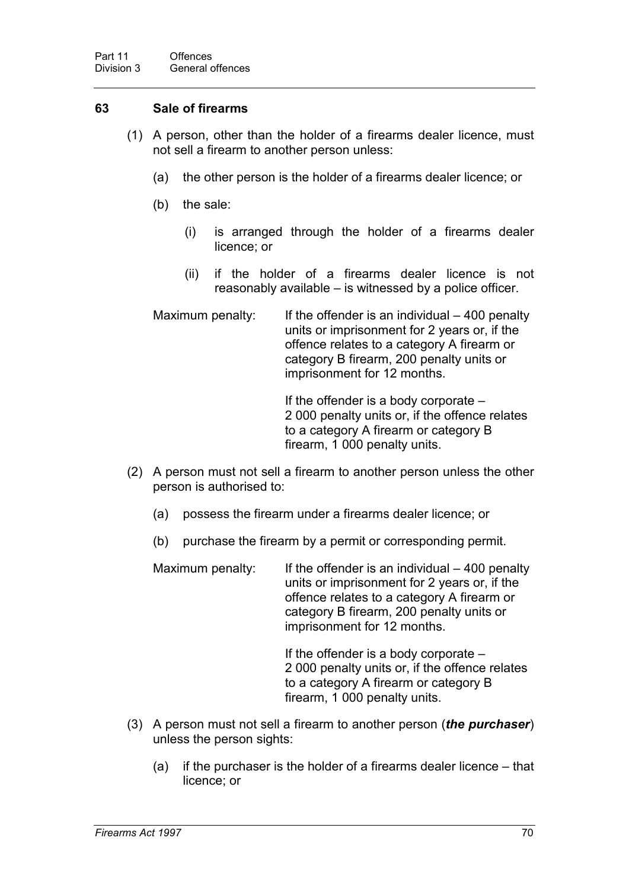## 63 Sale of firearms

(1) A person, other than the holder of a firearms dealer licence, must not sell a firearm to another person unless:

(a) the other person is the holder of a firearms dealer licence; or

(b) the sale:

(i) is arranged through the holder of a firearms dealer licence; or

(ii) if the holder of a firearms dealer licence is not reasonably available – is witnessed by a police officer.

Maximum penalty: If the offender is an individual – 400 penalty units or imprisonment for 2 years or, if the offence relates to a category A firearm or category B firearm, 200 penalty units or imprisonment for 12 months.

If the offender is a body corporate – 2 000 penalty units or, if the offence relates to a category A firearm or category B firearm, 1 000 penalty units.

(2) A person must not sell a firearm to another person unless the other person is authorised to:

(a) possess the firearm under a firearms dealer licence; or

(b) purchase the firearm by a permit or corresponding permit.

Maximum penalty: If the offender is an individual – 400 penalty units or imprisonment for 2 years or, if the offence relates to a category A firearm or category B firearm, 200 penalty units or imprisonment for 12 months.

If the offender is a body corporate – 2 000 penalty units or, if the offence relates to a category A firearm or category B firearm, 1 000 penalty units.

(3) A person must not sell a firearm to another person (***the purchaser***) unless the person sights:

(a) if the purchaser is the holder of a firearms dealer licence – that licence; or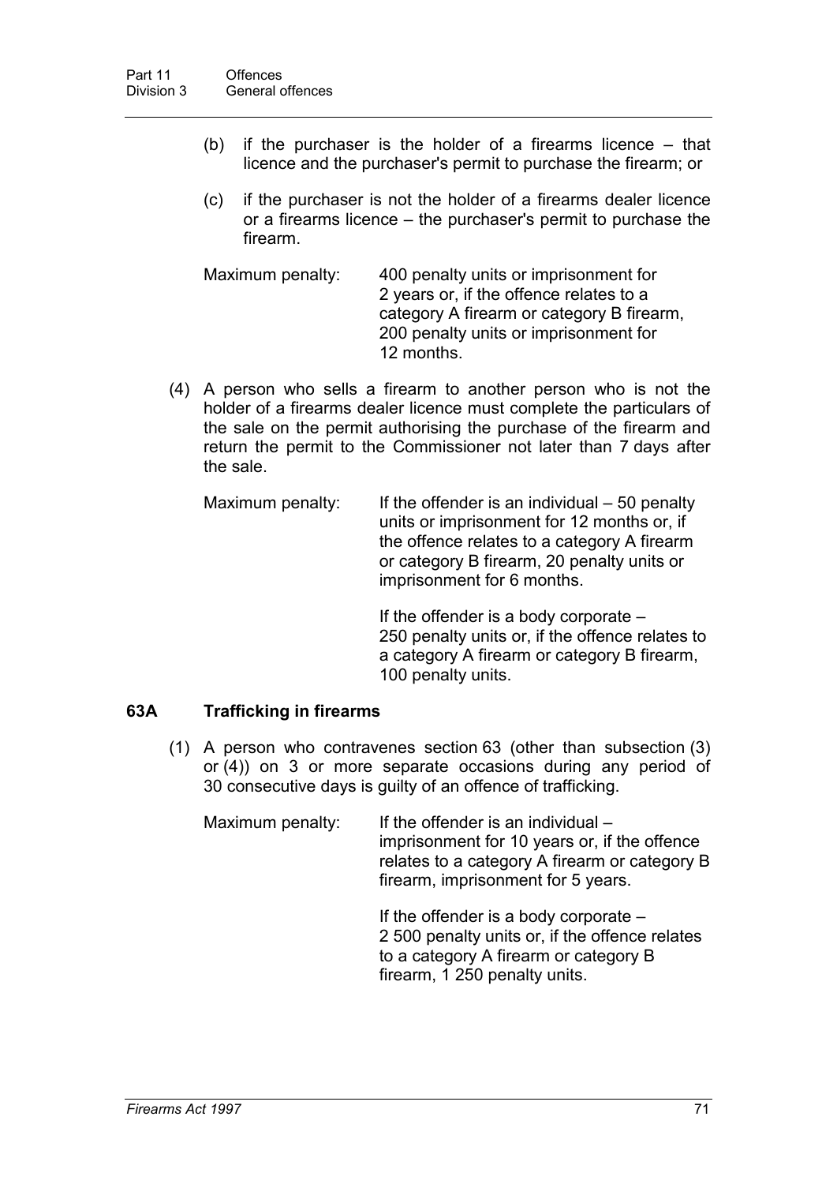(b) if the purchaser is the holder of a firearms licence – that licence and the purchaser's permit to purchase the firearm; or

(c) if the purchaser is not the holder of a firearms dealer licence or a firearms licence – the purchaser's permit to purchase the firearm.

Maximum penalty: 400 penalty units or imprisonment for 2 years or, if the offence relates to a category A firearm or category B firearm, 200 penalty units or imprisonment for 12 months.

(4) A person who sells a firearm to another person who is not the holder of a firearms dealer licence must complete the particulars of the sale on the permit authorising the purchase of the firearm and return the permit to the Commissioner not later than 7 days after the sale.

Maximum penalty: If the offender is an individual – 50 penalty units or imprisonment for 12 months or, if the offence relates to a category A firearm or category B firearm, 20 penalty units or imprisonment for 6 months.

If the offender is a body corporate – 250 penalty units or, if the offence relates to a category A firearm or category B firearm, 100 penalty units.

### 63A Trafficking in firearms

(1) A person who contravenes section 63 (other than subsection (3) or (4)) on 3 or more separate occasions during any period of 30 consecutive days is guilty of an offence of trafficking.

Maximum penalty: If the offender is an individual – imprisonment for 10 years or, if the offence relates to a category A firearm or category B firearm, imprisonment for 5 years.

If the offender is a body corporate – 2 500 penalty units or, if the offence relates to a category A firearm or category B firearm, 1 250 penalty units.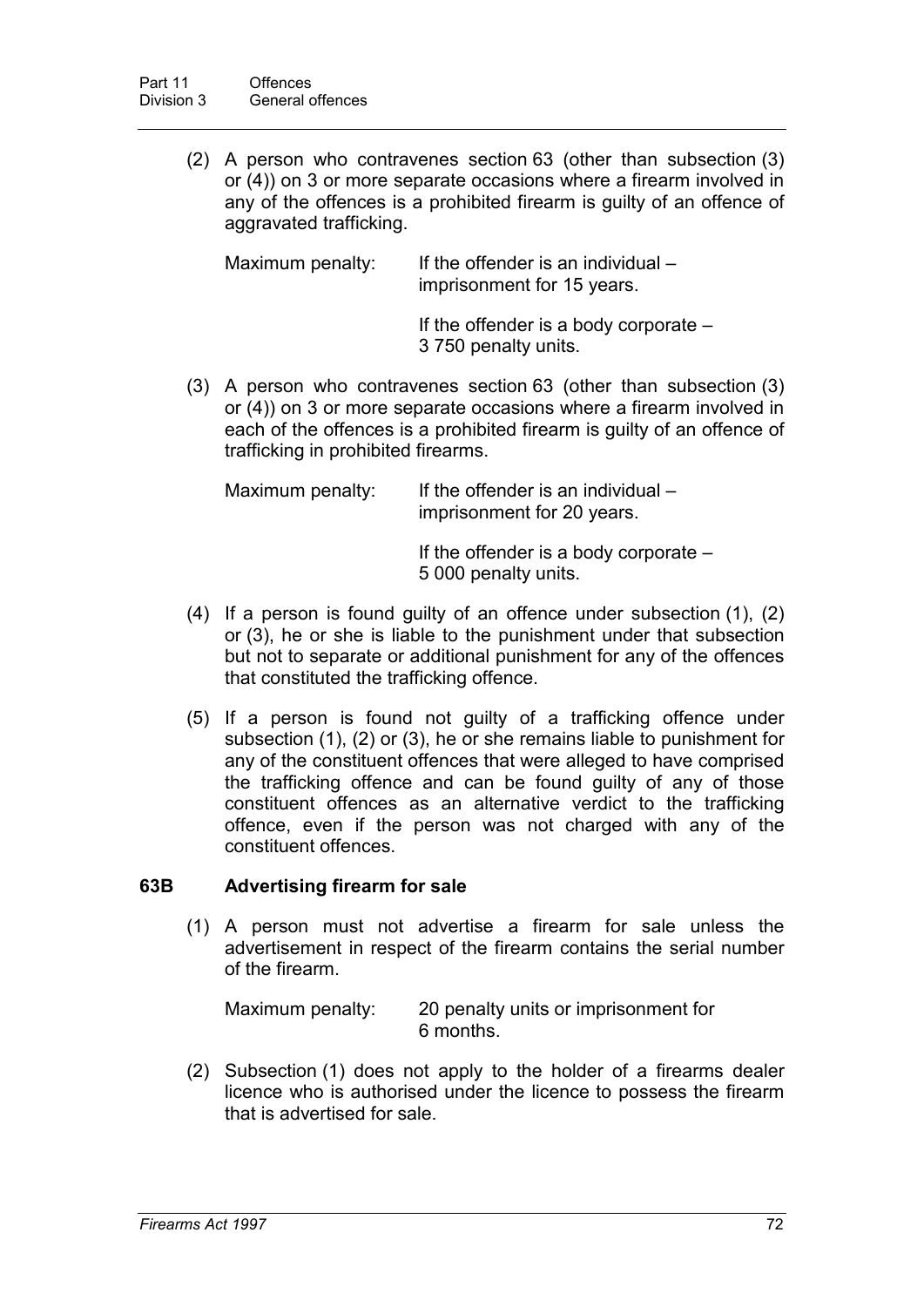(2) A person who contravenes section 63 (other than subsection (3) or (4)) on 3 or more separate occasions where a firearm involved in any of the offences is a prohibited firearm is guilty of an offence of aggravated trafficking.

Maximum penalty: If the offender is an individual – imprisonment for 15 years.

If the offender is a body corporate – 3 750 penalty units.

(3) A person who contravenes section 63 (other than subsection (3) or (4)) on 3 or more separate occasions where a firearm involved in each of the offences is a prohibited firearm is guilty of an offence of trafficking in prohibited firearms.

Maximum penalty: If the offender is an individual – imprisonment for 20 years.

If the offender is a body corporate – 5 000 penalty units.

(4) If a person is found guilty of an offence under subsection (1), (2) or (3), he or she is liable to the punishment under that subsection but not to separate or additional punishment for any of the offences that constituted the trafficking offence.

(5) If a person is found not guilty of a trafficking offence under subsection (1), (2) or (3), he or she remains liable to punishment for any of the constituent offences that were alleged to have comprised the trafficking offence and can be found guilty of any of those constituent offences as an alternative verdict to the trafficking offence, even if the person was not charged with any of the constituent offences.

### 63B Advertising firearm for sale

(1) A person must not advertise a firearm for sale unless the advertisement in respect of the firearm contains the serial number of the firearm.

Maximum penalty: 20 penalty units or imprisonment for 6 months.

(2) Subsection (1) does not apply to the holder of a firearms dealer licence who is authorised under the licence to possess the firearm that is advertised for sale.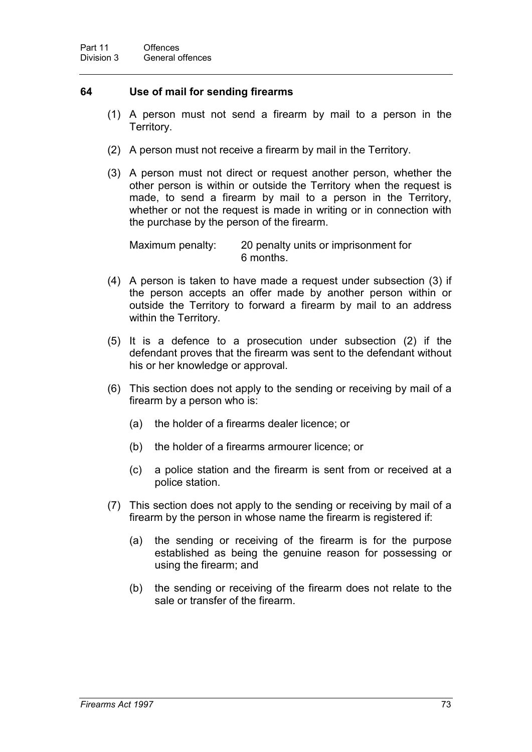## 64 Use of mail for sending firearms

(1) A person must not send a firearm by mail to a person in the Territory.

(2) A person must not receive a firearm by mail in the Territory.

(3) A person must not direct or request another person, whether the other person is within or outside the Territory when the request is made, to send a firearm by mail to a person in the Territory, whether or not the request is made in writing or in connection with the purchase by the person of the firearm.

Maximum penalty: 20 penalty units or imprisonment for 6 months.

(4) A person is taken to have made a request under subsection (3) if the person accepts an offer made by another person within or outside the Territory to forward a firearm by mail to an address within the Territory.

(5) It is a defence to a prosecution under subsection (2) if the defendant proves that the firearm was sent to the defendant without his or her knowledge or approval.

(6) This section does not apply to the sending or receiving by mail of a firearm by a person who is:

- (a) the holder of a firearms dealer licence; or
- (b) the holder of a firearms armourer licence; or
- (c) a police station and the firearm is sent from or received at a police station.

(7) This section does not apply to the sending or receiving by mail of a firearm by the person in whose name the firearm is registered if:

- (a) the sending or receiving of the firearm is for the purpose established as being the genuine reason for possessing or using the firearm; and
- (b) the sending or receiving of the firearm does not relate to the sale or transfer of the firearm.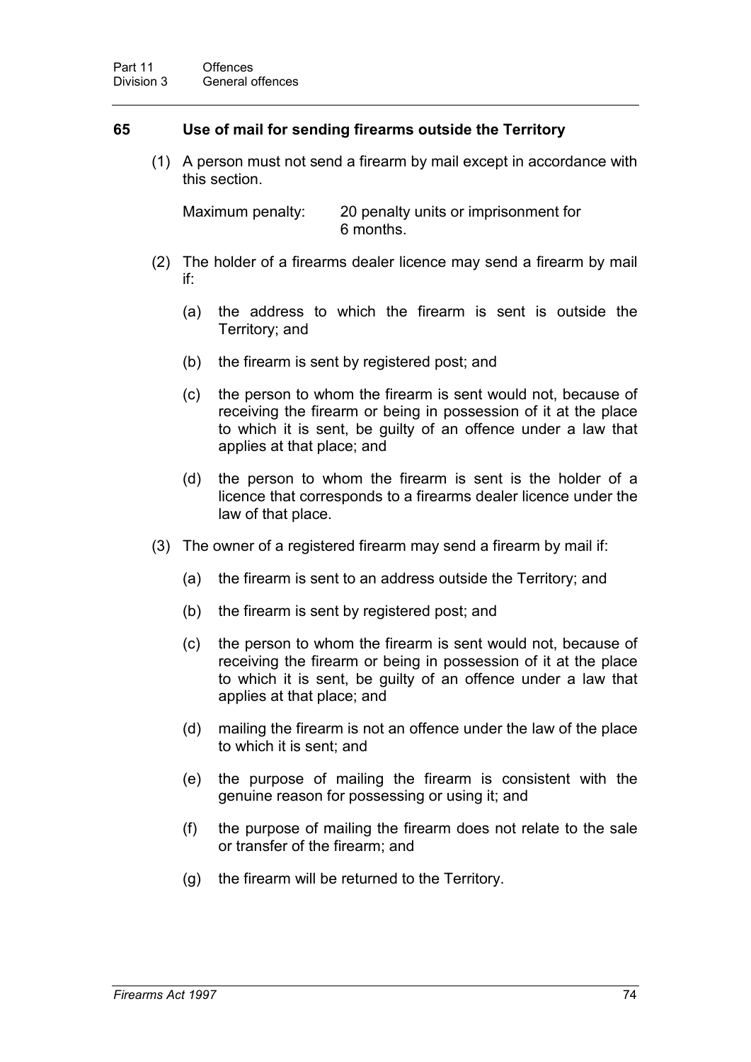## 65 Use of mail for sending firearms outside the Territory

(1) A person must not send a firearm by mail except in accordance with this section.

Maximum penalty: 20 penalty units or imprisonment for 6 months.

(2) The holder of a firearms dealer licence may send a firearm by mail if:

(a) the address to which the firearm is sent is outside the Territory; and

(b) the firearm is sent by registered post; and

(c) the person to whom the firearm is sent would not, because of receiving the firearm or being in possession of it at the place to which it is sent, be guilty of an offence under a law that applies at that place; and

(d) the person to whom the firearm is sent is the holder of a licence that corresponds to a firearms dealer licence under the law of that place.

(3) The owner of a registered firearm may send a firearm by mail if:

(a) the firearm is sent to an address outside the Territory; and

(b) the firearm is sent by registered post; and

(c) the person to whom the firearm is sent would not, because of receiving the firearm or being in possession of it at the place to which it is sent, be guilty of an offence under a law that applies at that place; and

(d) mailing the firearm is not an offence under the law of the place to which it is sent; and

(e) the purpose of mailing the firearm is consistent with the genuine reason for possessing or using it; and

(f) the purpose of mailing the firearm does not relate to the sale or transfer of the firearm; and

(g) the firearm will be returned to the Territory.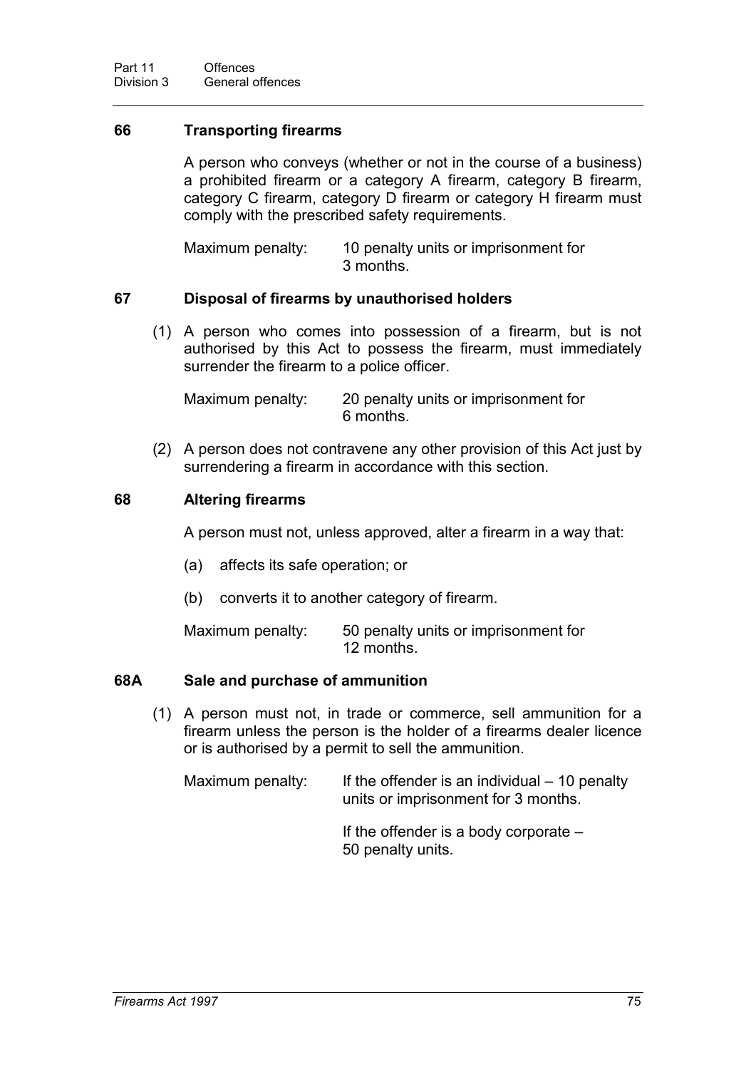### 66 Transporting firearms

A person who conveys (whether or not in the course of a business) a prohibited firearm or a category A firearm, category B firearm, category C firearm, category D firearm or category H firearm must comply with the prescribed safety requirements.

Maximum penalty: 10 penalty units or imprisonment for 3 months.

### 67 Disposal of firearms by unauthorised holders

(1) A person who comes into possession of a firearm, but is not authorised by this Act to possess the firearm, must immediately surrender the firearm to a police officer.

Maximum penalty: 20 penalty units or imprisonment for 6 months.

(2) A person does not contravene any other provision of this Act just by surrendering a firearm in accordance with this section.

### 68 Altering firearms

A person must not, unless approved, alter a firearm in a way that:

(a) affects its safe operation; or

(b) converts it to another category of firearm.

Maximum penalty: 50 penalty units or imprisonment for 12 months.

### 68A Sale and purchase of ammunition

(1) A person must not, in trade or commerce, sell ammunition for a firearm unless the person is the holder of a firearms dealer licence or is authorised by a permit to sell the ammunition.

Maximum penalty: If the offender is an individual – 10 penalty units or imprisonment for 3 months.

If the offender is a body corporate – 50 penalty units.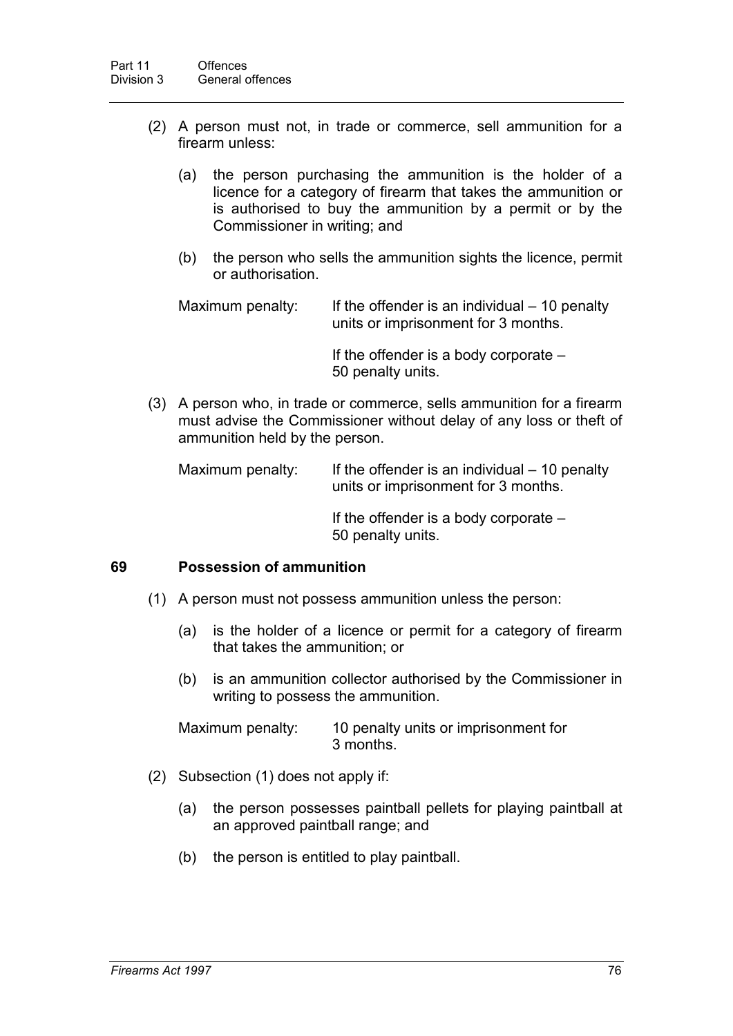(2) A person must not, in trade or commerce, sell ammunition for a firearm unless:

(a) the person purchasing the ammunition is the holder of a licence for a category of firearm that takes the ammunition or is authorised to buy the ammunition by a permit or by the Commissioner in writing; and

(b) the person who sells the ammunition sights the licence, permit or authorisation.

Maximum penalty: If the offender is an individual – 10 penalty units or imprisonment for 3 months.

If the offender is a body corporate – 50 penalty units.

(3) A person who, in trade or commerce, sells ammunition for a firearm must advise the Commissioner without delay of any loss or theft of ammunition held by the person.

Maximum penalty: If the offender is an individual – 10 penalty units or imprisonment for 3 months.

If the offender is a body corporate – 50 penalty units.

### 69 Possession of ammunition

(1) A person must not possess ammunition unless the person:

(a) is the holder of a licence or permit for a category of firearm that takes the ammunition; or

(b) is an ammunition collector authorised by the Commissioner in writing to possess the ammunition.

Maximum penalty: 10 penalty units or imprisonment for 3 months.

(2) Subsection (1) does not apply if:

(a) the person possesses paintball pellets for playing paintball at an approved paintball range; and

(b) the person is entitled to play paintball.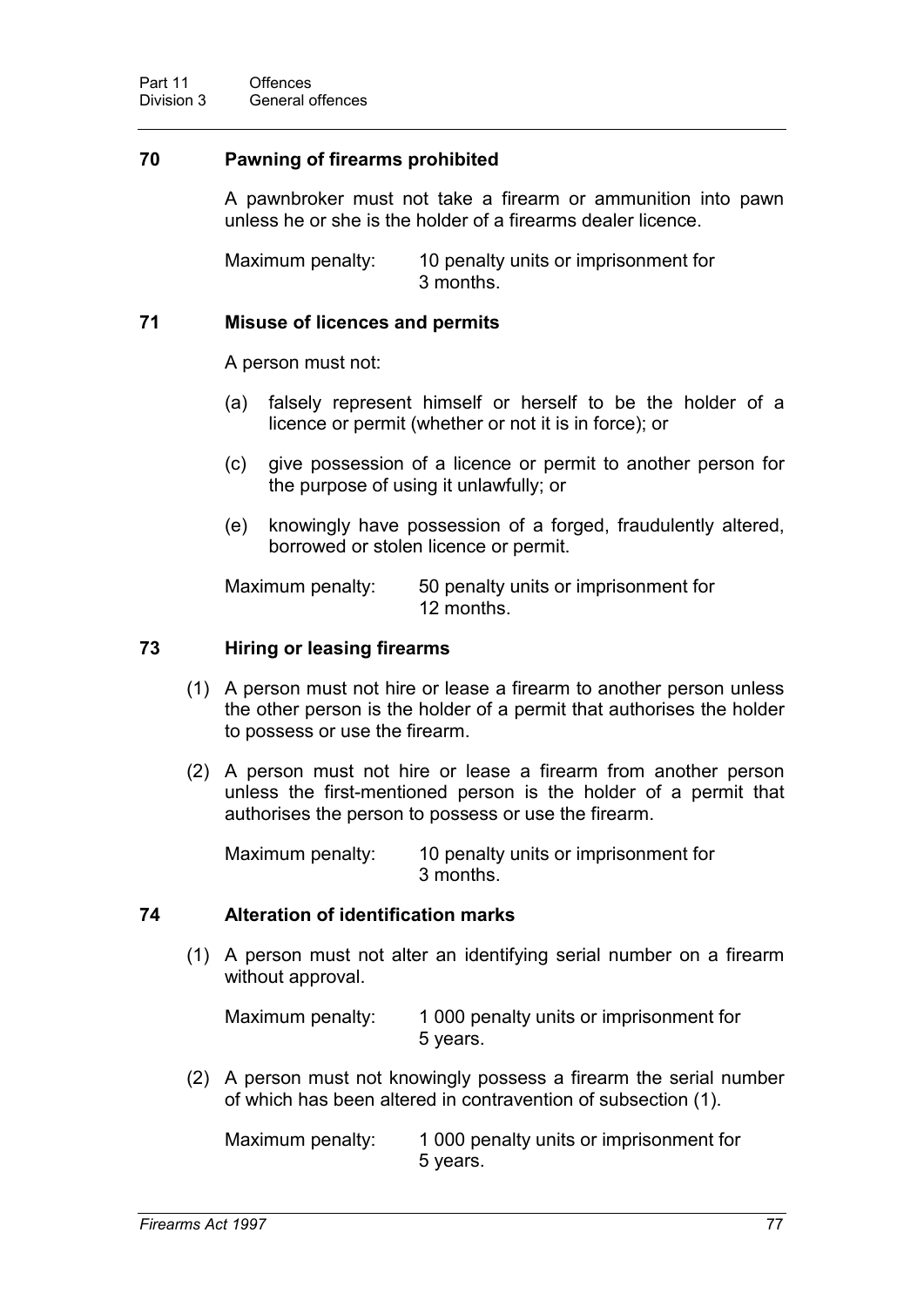### 70 Pawning of firearms prohibited

A pawnbroker must not take a firearm or ammunition into pawn unless he or she is the holder of a firearms dealer licence.

Maximum penalty: 10 penalty units or imprisonment for 3 months.

### 71 Misuse of licences and permits

A person must not:

(a) falsely represent himself or herself to be the holder of a licence or permit (whether or not it is in force); or

(c) give possession of a licence or permit to another person for the purpose of using it unlawfully; or

(e) knowingly have possession of a forged, fraudulently altered, borrowed or stolen licence or permit.

Maximum penalty: 50 penalty units or imprisonment for 12 months.

### 73 Hiring or leasing firearms

(1) A person must not hire or lease a firearm to another person unless the other person is the holder of a permit that authorises the holder to possess or use the firearm.

(2) A person must not hire or lease a firearm from another person unless the first-mentioned person is the holder of a permit that authorises the person to possess or use the firearm.

Maximum penalty: 10 penalty units or imprisonment for 3 months.

### 74 Alteration of identification marks

(1) A person must not alter an identifying serial number on a firearm without approval.

Maximum penalty: 1 000 penalty units or imprisonment for 5 years.

(2) A person must not knowingly possess a firearm the serial number of which has been altered in contravention of subsection (1).

Maximum penalty: 1 000 penalty units or imprisonment for 5 years.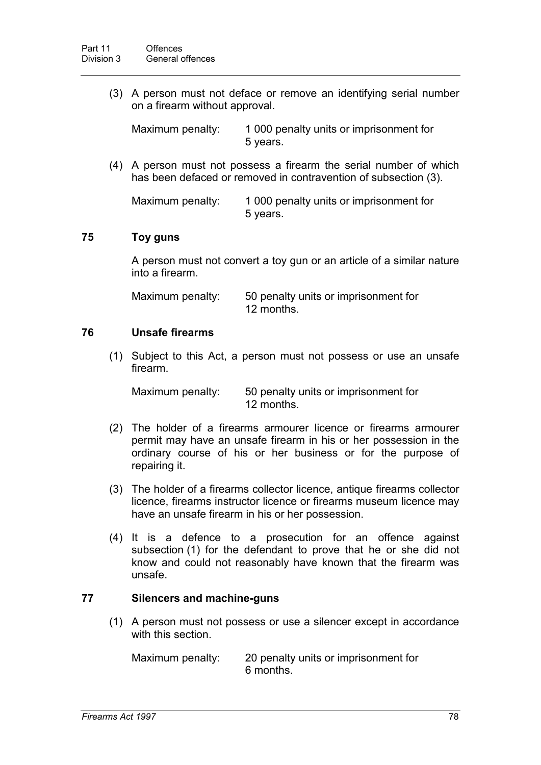(3) A person must not deface or remove an identifying serial number on a firearm without approval.

Maximum penalty: 1 000 penalty units or imprisonment for 5 years.

(4) A person must not possess a firearm the serial number of which has been defaced or removed in contravention of subsection (3).

Maximum penalty: 1 000 penalty units or imprisonment for 5 years.

## 75 Toy guns

A person must not convert a toy gun or an article of a similar nature into a firearm.

Maximum penalty: 50 penalty units or imprisonment for 12 months.

## 76 Unsafe firearms

(1) Subject to this Act, a person must not possess or use an unsafe firearm.

Maximum penalty: 50 penalty units or imprisonment for 12 months.

(2) The holder of a firearms armourer licence or firearms armourer permit may have an unsafe firearm in his or her possession in the ordinary course of his or her business or for the purpose of repairing it.

(3) The holder of a firearms collector licence, antique firearms collector licence, firearms instructor licence or firearms museum licence may have an unsafe firearm in his or her possession.

(4) It is a defence to a prosecution for an offence against subsection (1) for the defendant to prove that he or she did not know and could not reasonably have known that the firearm was unsafe.

## 77 Silencers and machine-guns

(1) A person must not possess or use a silencer except in accordance with this section.

Maximum penalty: 20 penalty units or imprisonment for 6 months.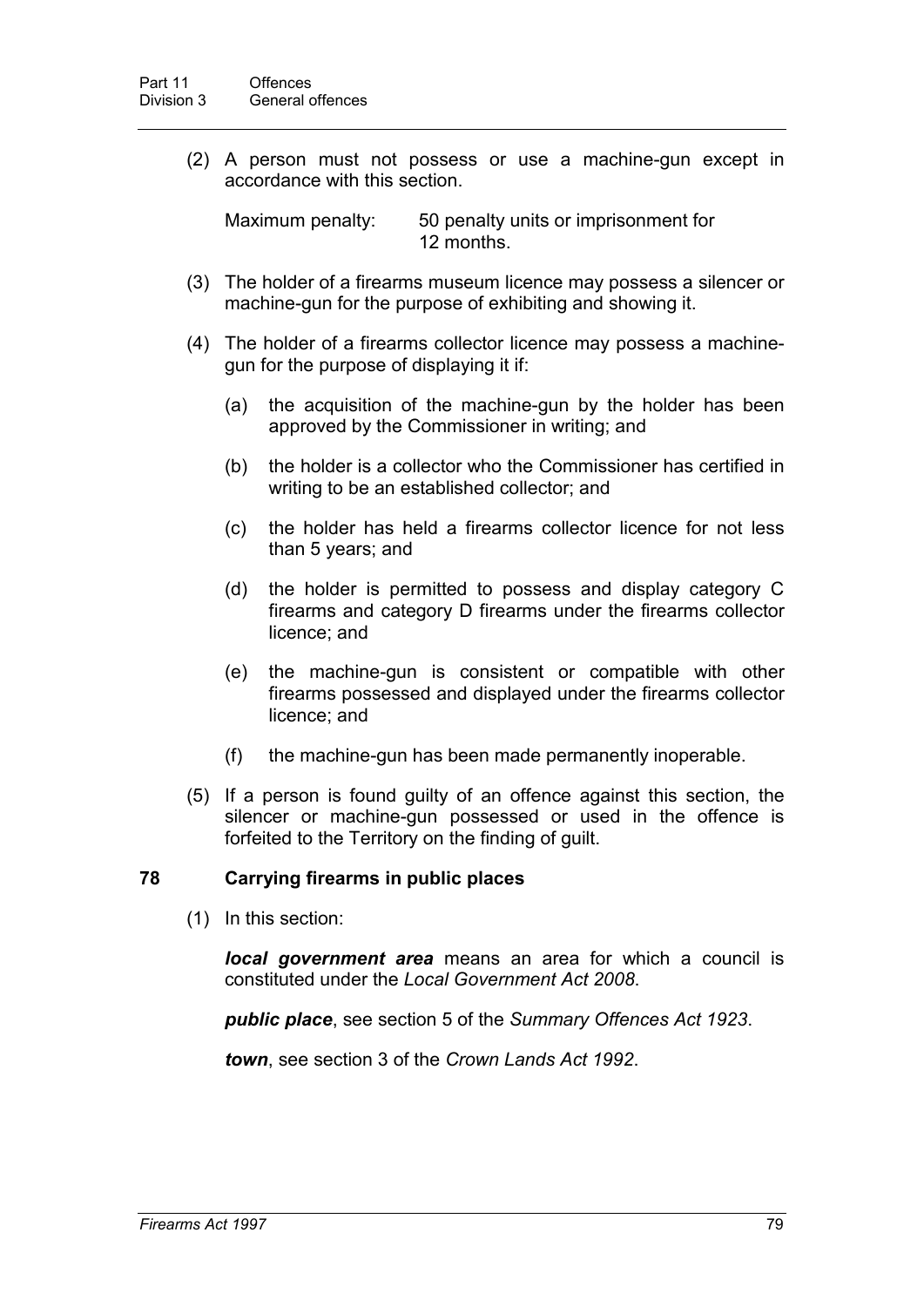(2) A person must not possess or use a machine-gun except in accordance with this section.

Maximum penalty: 50 penalty units or imprisonment for 12 months.

(3) The holder of a firearms museum licence may possess a silencer or machine-gun for the purpose of exhibiting and showing it.

(4) The holder of a firearms collector licence may possess a machine-gun for the purpose of displaying it if:

(a) the acquisition of the machine-gun by the holder has been approved by the Commissioner in writing; and

(b) the holder is a collector who the Commissioner has certified in writing to be an established collector; and

(c) the holder has held a firearms collector licence for not less than 5 years; and

(d) the holder is permitted to possess and display category C firearms and category D firearms under the firearms collector licence; and

(e) the machine-gun is consistent or compatible with other firearms possessed and displayed under the firearms collector licence; and

(f) the machine-gun has been made permanently inoperable.

(5) If a person is found guilty of an offence against this section, the silencer or machine-gun possessed or used in the offence is forfeited to the Territory on the finding of guilt.

## 78 Carrying firearms in public places

(1) In this section:

***local government area*** means an area for which a council is constituted under the *Local Government Act 2008*.

***public place***, see section 5 of the *Summary Offences Act 1923*.

***town***, see section 3 of the *Crown Lands Act 1992*.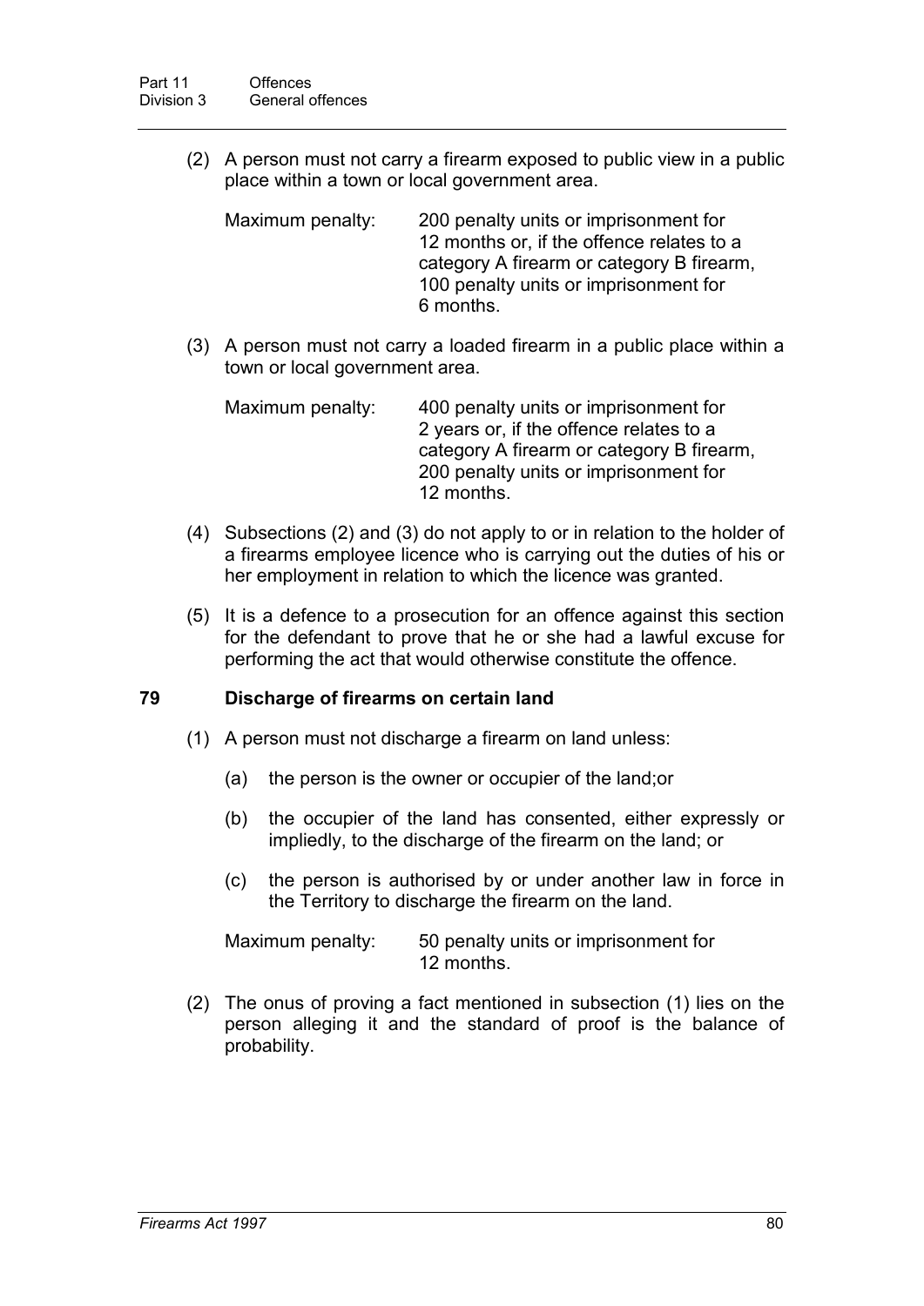(2) A person must not carry a firearm exposed to public view in a public place within a town or local government area.

Maximum penalty: 200 penalty units or imprisonment for 12 months or, if the offence relates to a category A firearm or category B firearm, 100 penalty units or imprisonment for 6 months.

(3) A person must not carry a loaded firearm in a public place within a town or local government area.

Maximum penalty: 400 penalty units or imprisonment for 2 years or, if the offence relates to a category A firearm or category B firearm, 200 penalty units or imprisonment for 12 months.

(4) Subsections (2) and (3) do not apply to or in relation to the holder of a firearms employee licence who is carrying out the duties of his or her employment in relation to which the licence was granted.

(5) It is a defence to a prosecution for an offence against this section for the defendant to prove that he or she had a lawful excuse for performing the act that would otherwise constitute the offence.

### 79 Discharge of firearms on certain land

(1) A person must not discharge a firearm on land unless:

(a) the person is the owner or occupier of the land;or

(b) the occupier of the land has consented, either expressly or impliedly, to the discharge of the firearm on the land; or

(c) the person is authorised by or under another law in force in the Territory to discharge the firearm on the land.

Maximum penalty: 50 penalty units or imprisonment for 12 months.

(2) The onus of proving a fact mentioned in subsection (1) lies on the person alleging it and the standard of proof is the balance of probability.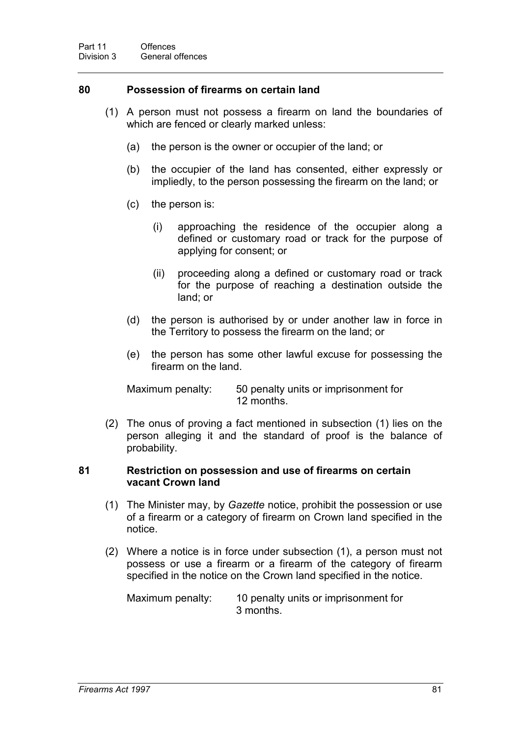### 80 Possession of firearms on certain land

(1) A person must not possess a firearm on land the boundaries of which are fenced or clearly marked unless:

(a) the person is the owner or occupier of the land; or

(b) the occupier of the land has consented, either expressly or impliedly, to the person possessing the firearm on the land; or

(c) the person is:

(i) approaching the residence of the occupier along a defined or customary road or track for the purpose of applying for consent; or

(ii) proceeding along a defined or customary road or track for the purpose of reaching a destination outside the land; or

(d) the person is authorised by or under another law in force in the Territory to possess the firearm on the land; or

(e) the person has some other lawful excuse for possessing the firearm on the land.

Maximum penalty: 50 penalty units or imprisonment for 12 months.

(2) The onus of proving a fact mentioned in subsection (1) lies on the person alleging it and the standard of proof is the balance of probability.

### 81 Restriction on possession and use of firearms on certain vacant Crown land

(1) The Minister may, by *Gazette* notice, prohibit the possession or use of a firearm or a category of firearm on Crown land specified in the notice.

(2) Where a notice is in force under subsection (1), a person must not possess or use a firearm or a firearm of the category of firearm specified in the notice on the Crown land specified in the notice.

Maximum penalty: 10 penalty units or imprisonment for 3 months.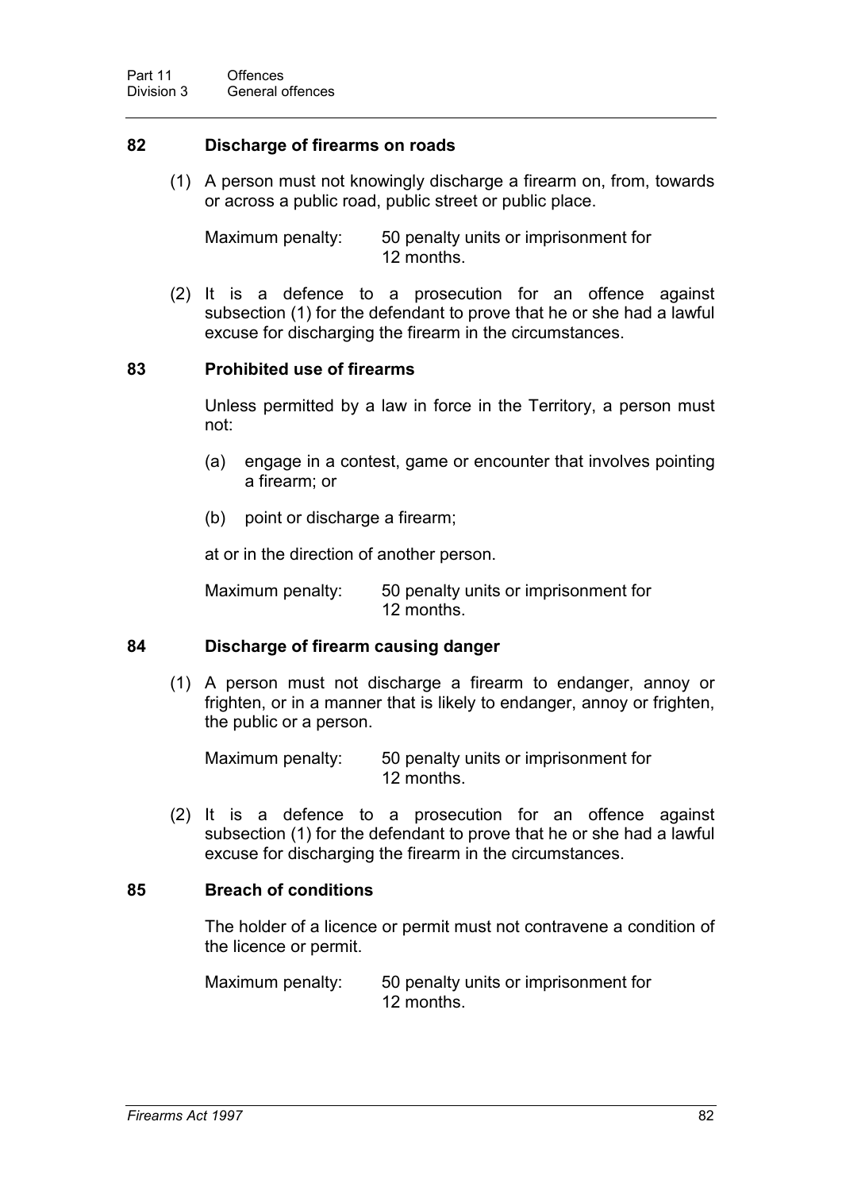### 82 Discharge of firearms on roads

(1) A person must not knowingly discharge a firearm on, from, towards or across a public road, public street or public place.

Maximum penalty: 50 penalty units or imprisonment for 12 months.

(2) It is a defence to a prosecution for an offence against subsection (1) for the defendant to prove that he or she had a lawful excuse for discharging the firearm in the circumstances.

### 83 Prohibited use of firearms

Unless permitted by a law in force in the Territory, a person must not:

(a) engage in a contest, game or encounter that involves pointing a firearm; or

(b) point or discharge a firearm;

at or in the direction of another person.

Maximum penalty: 50 penalty units or imprisonment for 12 months.

### 84 Discharge of firearm causing danger

(1) A person must not discharge a firearm to endanger, annoy or frighten, or in a manner that is likely to endanger, annoy or frighten, the public or a person.

Maximum penalty: 50 penalty units or imprisonment for 12 months.

(2) It is a defence to a prosecution for an offence against subsection (1) for the defendant to prove that he or she had a lawful excuse for discharging the firearm in the circumstances.

### 85 Breach of conditions

The holder of a licence or permit must not contravene a condition of the licence or permit.

Maximum penalty: 50 penalty units or imprisonment for 12 months.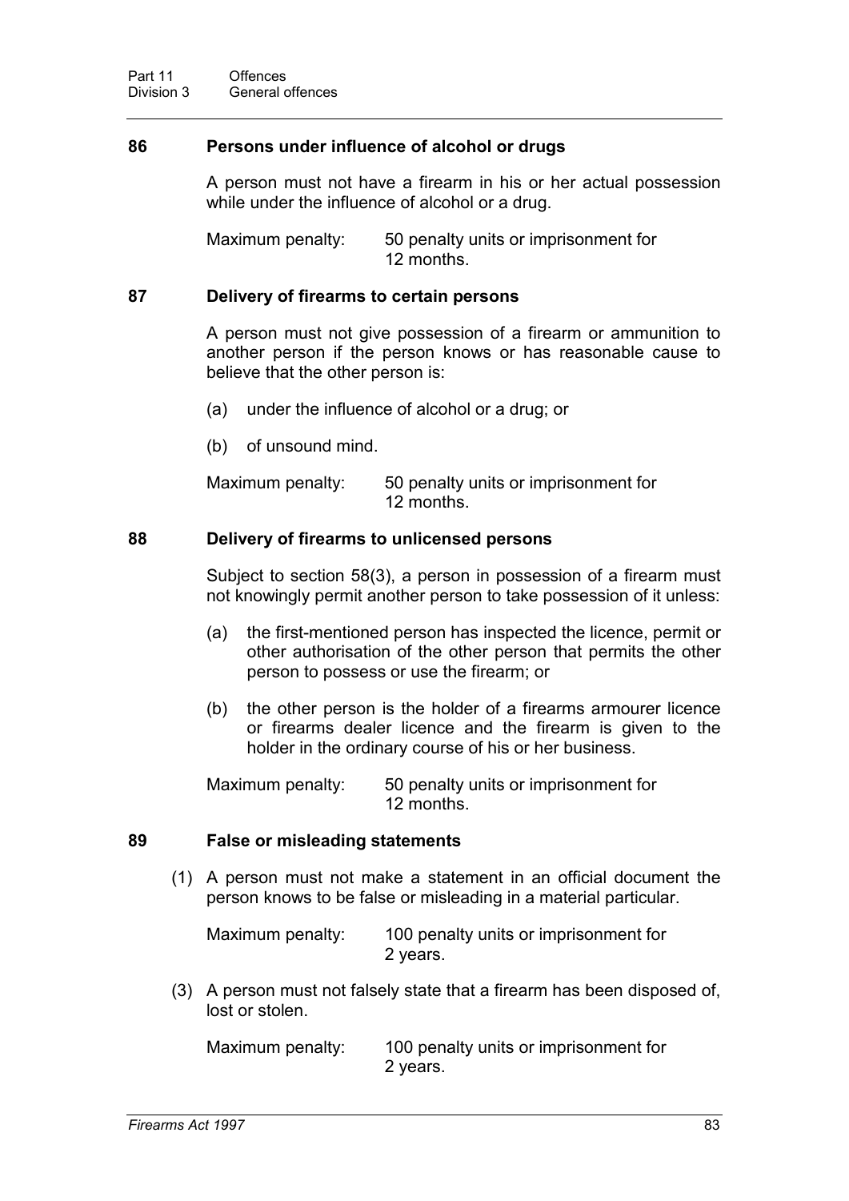## 86 Persons under influence of alcohol or drugs

A person must not have a firearm in his or her actual possession while under the influence of alcohol or a drug.

Maximum penalty: 50 penalty units or imprisonment for 12 months.

## 87 Delivery of firearms to certain persons

A person must not give possession of a firearm or ammunition to another person if the person knows or has reasonable cause to believe that the other person is:

(a) under the influence of alcohol or a drug; or

(b) of unsound mind.

Maximum penalty: 50 penalty units or imprisonment for 12 months.

## 88 Delivery of firearms to unlicensed persons

Subject to section 58(3), a person in possession of a firearm must not knowingly permit another person to take possession of it unless:

(a) the first-mentioned person has inspected the licence, permit or other authorisation of the other person that permits the other person to possess or use the firearm; or

(b) the other person is the holder of a firearms armourer licence or firearms dealer licence and the firearm is given to the holder in the ordinary course of his or her business.

Maximum penalty: 50 penalty units or imprisonment for 12 months.

## 89 False or misleading statements

(1) A person must not make a statement in an official document the person knows to be false or misleading in a material particular.

Maximum penalty: 100 penalty units or imprisonment for 2 years.

(3) A person must not falsely state that a firearm has been disposed of, lost or stolen.

Maximum penalty: 100 penalty units or imprisonment for 2 years.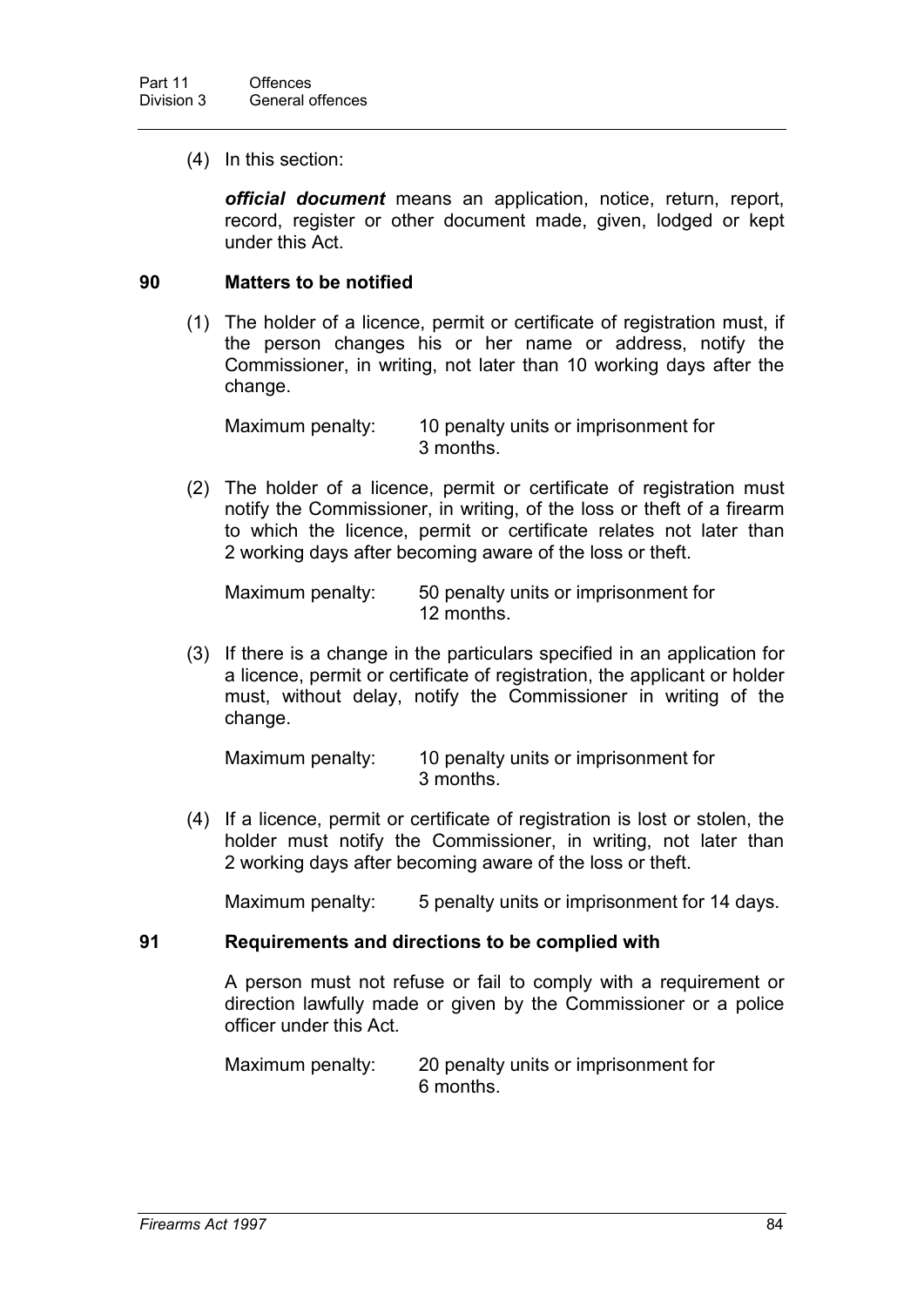(4) In this section:

***official document*** means an application, notice, return, report, record, register or other document made, given, lodged or kept under this Act.

## 90 Matters to be notified

(1) The holder of a licence, permit or certificate of registration must, if the person changes his or her name or address, notify the Commissioner, in writing, not later than 10 working days after the change.

Maximum penalty: 10 penalty units or imprisonment for 3 months.

(2) The holder of a licence, permit or certificate of registration must notify the Commissioner, in writing, of the loss or theft of a firearm to which the licence, permit or certificate relates not later than 2 working days after becoming aware of the loss or theft.

Maximum penalty: 50 penalty units or imprisonment for 12 months.

(3) If there is a change in the particulars specified in an application for a licence, permit or certificate of registration, the applicant or holder must, without delay, notify the Commissioner in writing of the change.

Maximum penalty: 10 penalty units or imprisonment for 3 months.

(4) If a licence, permit or certificate of registration is lost or stolen, the holder must notify the Commissioner, in writing, not later than 2 working days after becoming aware of the loss or theft.

Maximum penalty: 5 penalty units or imprisonment for 14 days.

## 91 Requirements and directions to be complied with

A person must not refuse or fail to comply with a requirement or direction lawfully made or given by the Commissioner or a police officer under this Act.

Maximum penalty: 20 penalty units or imprisonment for 6 months.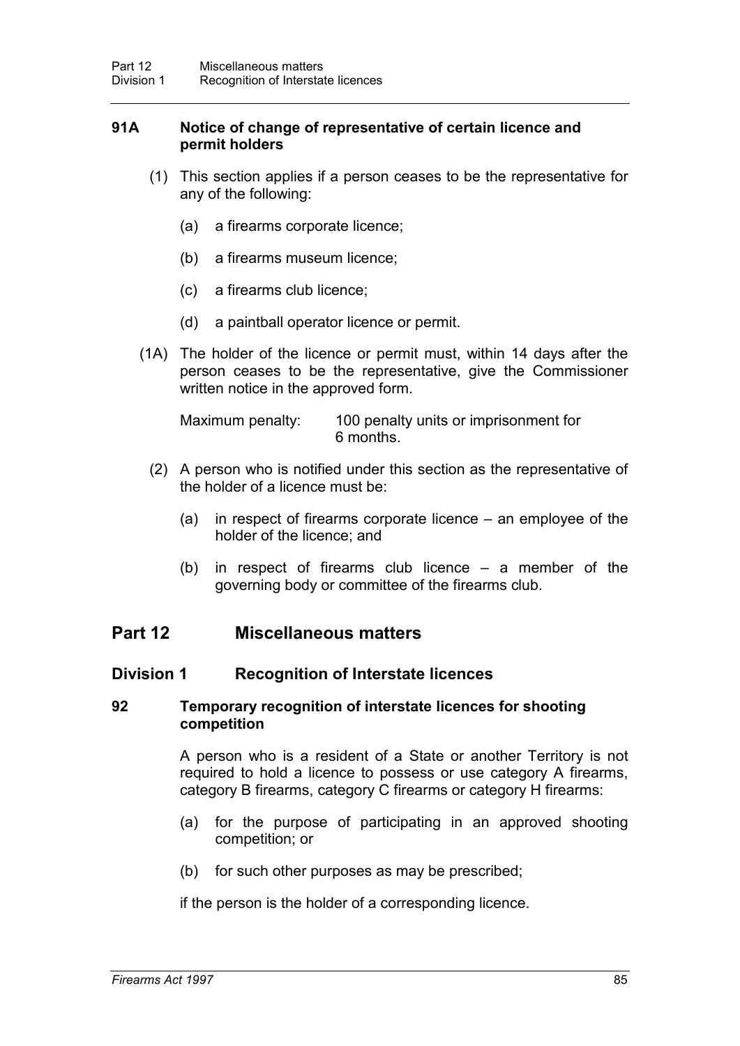### 91A Notice of change of representative of certain licence and permit holders

(1) This section applies if a person ceases to be the representative for any of the following:

(a) a firearms corporate licence;

(b) a firearms museum licence;

(c) a firearms club licence;

(d) a paintball operator licence or permit.

(1A) The holder of the licence or permit must, within 14 days after the person ceases to be the representative, give the Commissioner written notice in the approved form.

Maximum penalty: 100 penalty units or imprisonment for 6 months.

(2) A person who is notified under this section as the representative of the holder of a licence must be:

(a) in respect of firearms corporate licence – an employee of the holder of the licence; and

(b) in respect of firearms club licence – a member of the governing body or committee of the firearms club.

# Part 12 Miscellaneous matters

## Division 1 Recognition of Interstate licences

### 92 Temporary recognition of interstate licences for shooting competition

A person who is a resident of a State or another Territory is not required to hold a licence to possess or use category A firearms, category B firearms, category C firearms or category H firearms:

(a) for the purpose of participating in an approved shooting competition; or

(b) for such other purposes as may be prescribed;

if the person is the holder of a corresponding licence.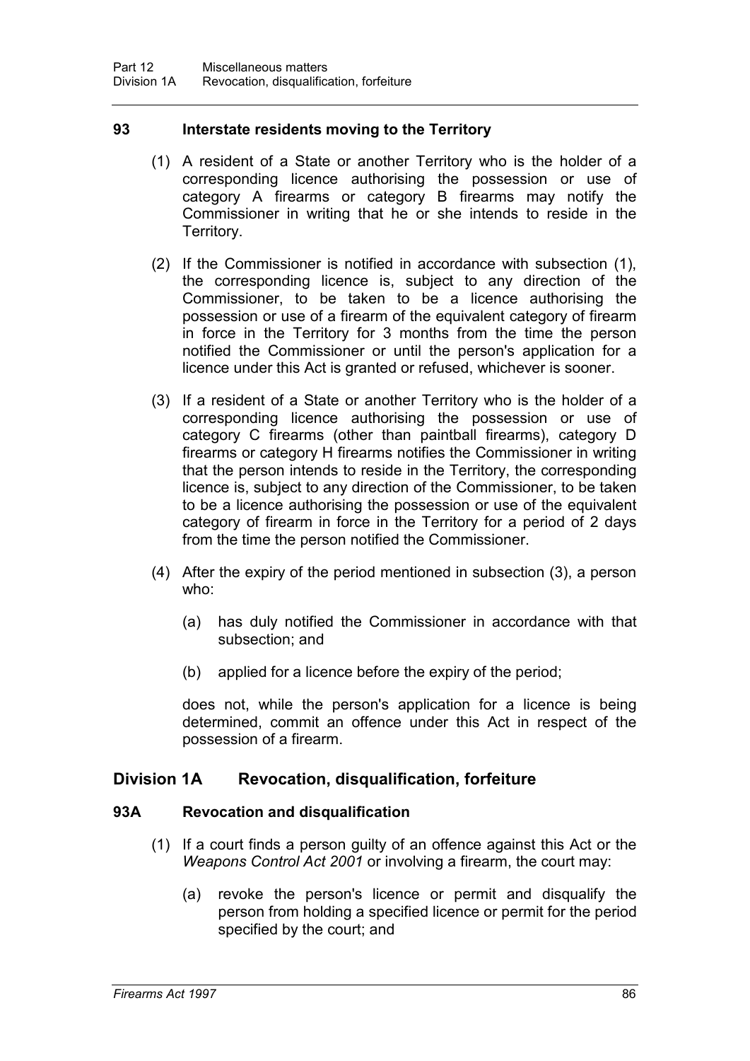### 93 Interstate residents moving to the Territory

(1) A resident of a State or another Territory who is the holder of a corresponding licence authorising the possession or use of category A firearms or category B firearms may notify the Commissioner in writing that he or she intends to reside in the Territory.

(2) If the Commissioner is notified in accordance with subsection (1), the corresponding licence is, subject to any direction of the Commissioner, to be taken to be a licence authorising the possession or use of a firearm of the equivalent category of firearm in force in the Territory for 3 months from the time the person notified the Commissioner or until the person's application for a licence under this Act is granted or refused, whichever is sooner.

(3) If a resident of a State or another Territory who is the holder of a corresponding licence authorising the possession or use of category C firearms (other than paintball firearms), category D firearms or category H firearms notifies the Commissioner in writing that the person intends to reside in the Territory, the corresponding licence is, subject to any direction of the Commissioner, to be taken to be a licence authorising the possession or use of the equivalent category of firearm in force in the Territory for a period of 2 days from the time the person notified the Commissioner.

(4) After the expiry of the period mentioned in subsection (3), a person who:

(a) has duly notified the Commissioner in accordance with that subsection; and

(b) applied for a licence before the expiry of the period;

does not, while the person's application for a licence is being determined, commit an offence under this Act in respect of the possession of a firearm.

## Division 1A Revocation, disqualification, forfeiture

### 93A Revocation and disqualification

(1) If a court finds a person guilty of an offence against this Act or the *Weapons Control Act 2001* or involving a firearm, the court may:

(a) revoke the person's licence or permit and disqualify the person from holding a specified licence or permit for the period specified by the court; and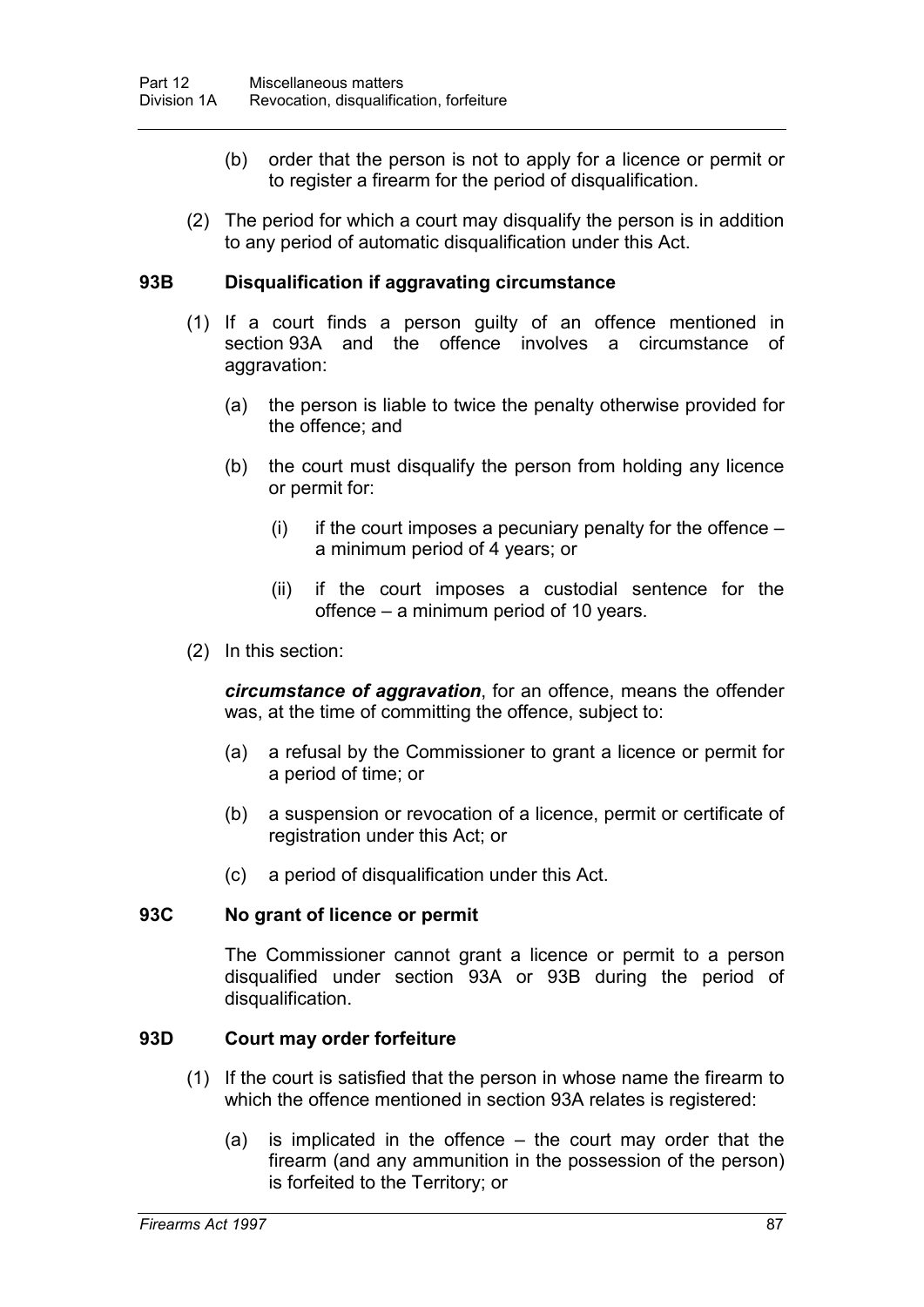(b) order that the person is not to apply for a licence or permit or to register a firearm for the period of disqualification.

(2) The period for which a court may disqualify the person is in addition to any period of automatic disqualification under this Act.

### 93B Disqualification if aggravating circumstance

(1) If a court finds a person guilty of an offence mentioned in section 93A and the offence involves a circumstance of aggravation:

(a) the person is liable to twice the penalty otherwise provided for the offence; and

(b) the court must disqualify the person from holding any licence or permit for:

(i) if the court imposes a pecuniary penalty for the offence – a minimum period of 4 years; or

(ii) if the court imposes a custodial sentence for the offence – a minimum period of 10 years.

(2) In this section:

***circumstance of aggravation***, for an offence, means the offender was, at the time of committing the offence, subject to:

(a) a refusal by the Commissioner to grant a licence or permit for a period of time; or

(b) a suspension or revocation of a licence, permit or certificate of registration under this Act; or

(c) a period of disqualification under this Act.

### 93C No grant of licence or permit

The Commissioner cannot grant a licence or permit to a person disqualified under section 93A or 93B during the period of disqualification.

### 93D Court may order forfeiture

(1) If the court is satisfied that the person in whose name the firearm to which the offence mentioned in section 93A relates is registered:

(a) is implicated in the offence – the court may order that the firearm (and any ammunition in the possession of the person) is forfeited to the Territory; or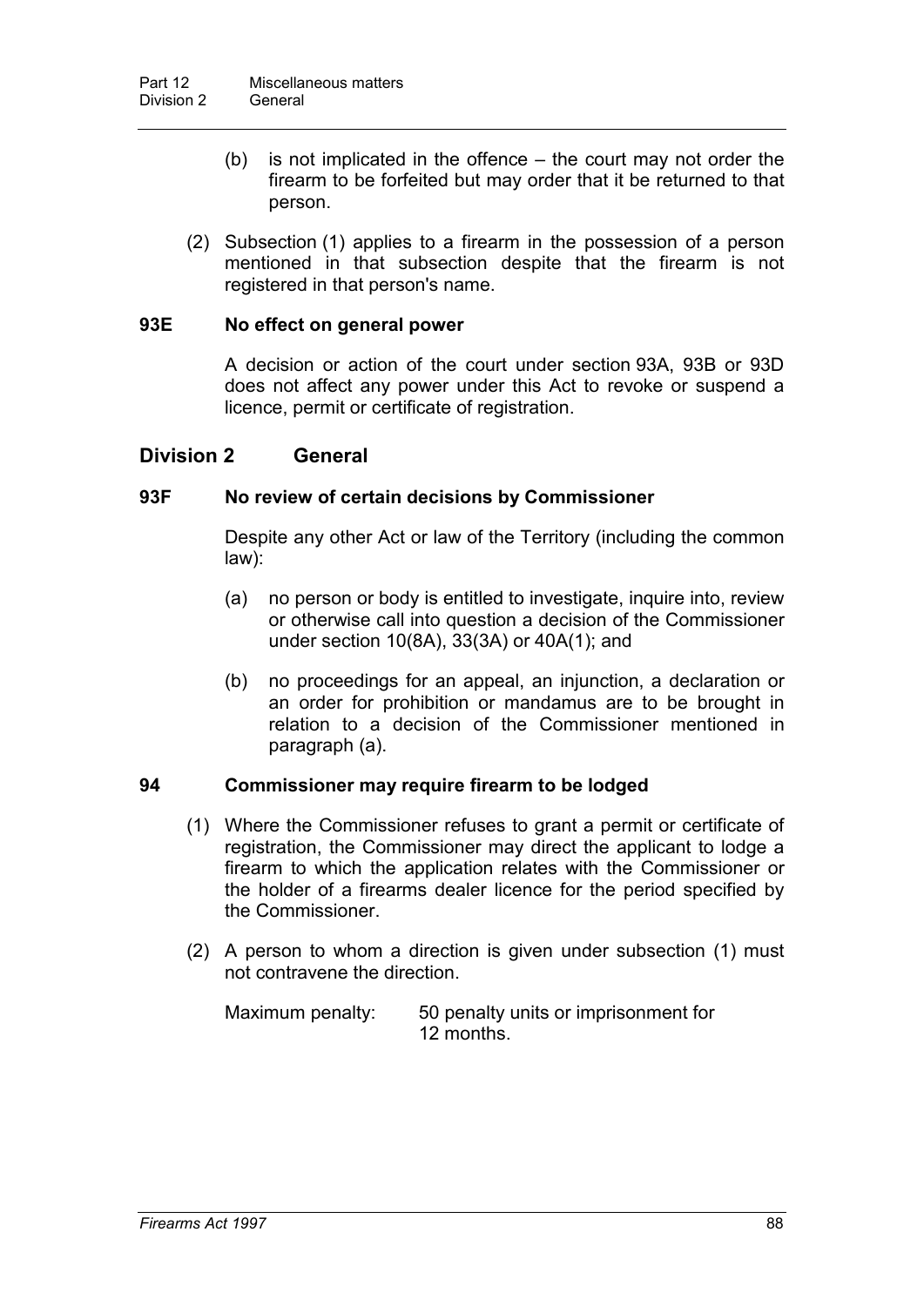(b) is not implicated in the offence – the court may not order the firearm to be forfeited but may order that it be returned to that person.

(2) Subsection (1) applies to a firearm in the possession of a person mentioned in that subsection despite that the firearm is not registered in that person's name.

### 93E No effect on general power

A decision or action of the court under section 93A, 93B or 93D does not affect any power under this Act to revoke or suspend a licence, permit or certificate of registration.

## Division 2 General

### 93F No review of certain decisions by Commissioner

Despite any other Act or law of the Territory (including the common law):

(a) no person or body is entitled to investigate, inquire into, review or otherwise call into question a decision of the Commissioner under section 10(8A), 33(3A) or 40A(1); and

(b) no proceedings for an appeal, an injunction, a declaration or an order for prohibition or mandamus are to be brought in relation to a decision of the Commissioner mentioned in paragraph (a).

### 94 Commissioner may require firearm to be lodged

(1) Where the Commissioner refuses to grant a permit or certificate of registration, the Commissioner may direct the applicant to lodge a firearm to which the application relates with the Commissioner or the holder of a firearms dealer licence for the period specified by the Commissioner.

(2) A person to whom a direction is given under subsection (1) must not contravene the direction.

Maximum penalty: 50 penalty units or imprisonment for 12 months.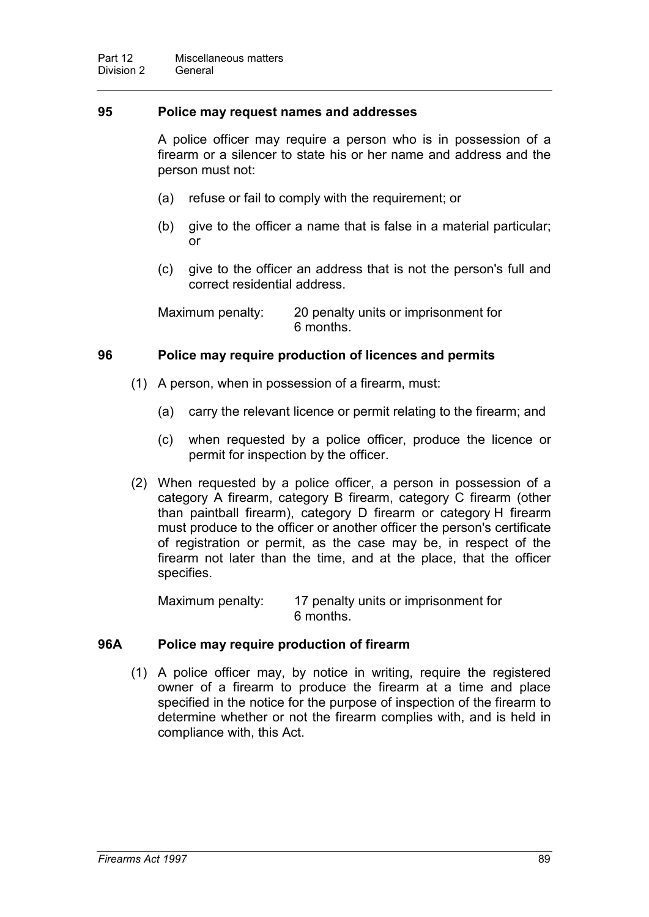## 95 Police may request names and addresses

A police officer may require a person who is in possession of a firearm or a silencer to state his or her name and address and the person must not:

(a) refuse or fail to comply with the requirement; or

(b) give to the officer a name that is false in a material particular; or

(c) give to the officer an address that is not the person's full and correct residential address.

Maximum penalty: 20 penalty units or imprisonment for 6 months.

## 96 Police may require production of licences and permits

(1) A person, when in possession of a firearm, must:

(a) carry the relevant licence or permit relating to the firearm; and

(c) when requested by a police officer, produce the licence or permit for inspection by the officer.

(2) When requested by a police officer, a person in possession of a category A firearm, category B firearm, category C firearm (other than paintball firearm), category D firearm or category H firearm must produce to the officer or another officer the person's certificate of registration or permit, as the case may be, in respect of the firearm not later than the time, and at the place, that the officer specifies.

Maximum penalty: 17 penalty units or imprisonment for 6 months.

## 96A Police may require production of firearm

(1) A police officer may, by notice in writing, require the registered owner of a firearm to produce the firearm at a time and place specified in the notice for the purpose of inspection of the firearm to determine whether or not the firearm complies with, and is held in compliance with, this Act.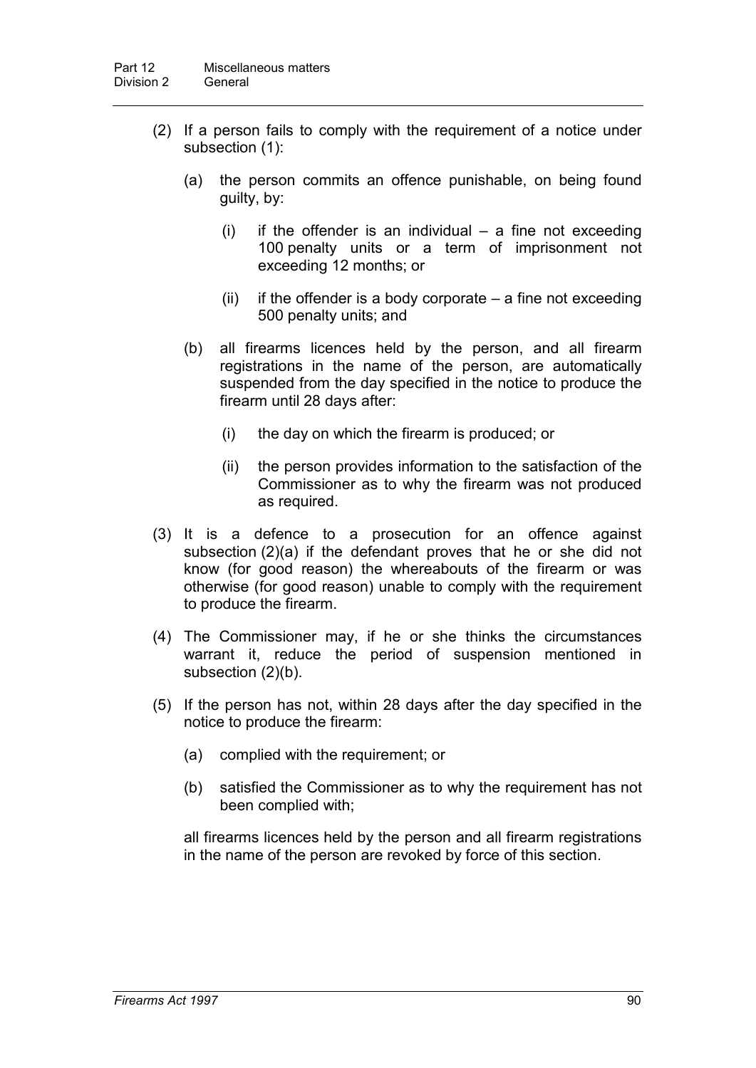(2) If a person fails to comply with the requirement of a notice under subsection (1):

(a) the person commits an offence punishable, on being found guilty, by:

(i) if the offender is an individual – a fine not exceeding 100 penalty units or a term of imprisonment not exceeding 12 months; or

(ii) if the offender is a body corporate – a fine not exceeding 500 penalty units; and

(b) all firearms licences held by the person, and all firearm registrations in the name of the person, are automatically suspended from the day specified in the notice to produce the firearm until 28 days after:

(i) the day on which the firearm is produced; or

(ii) the person provides information to the satisfaction of the Commissioner as to why the firearm was not produced as required.

(3) It is a defence to a prosecution for an offence against subsection (2)(a) if the defendant proves that he or she did not know (for good reason) the whereabouts of the firearm or was otherwise (for good reason) unable to comply with the requirement to produce the firearm.

(4) The Commissioner may, if he or she thinks the circumstances warrant it, reduce the period of suspension mentioned in subsection (2)(b).

(5) If the person has not, within 28 days after the day specified in the notice to produce the firearm:

(a) complied with the requirement; or

(b) satisfied the Commissioner as to why the requirement has not been complied with;

all firearms licences held by the person and all firearm registrations in the name of the person are revoked by force of this section.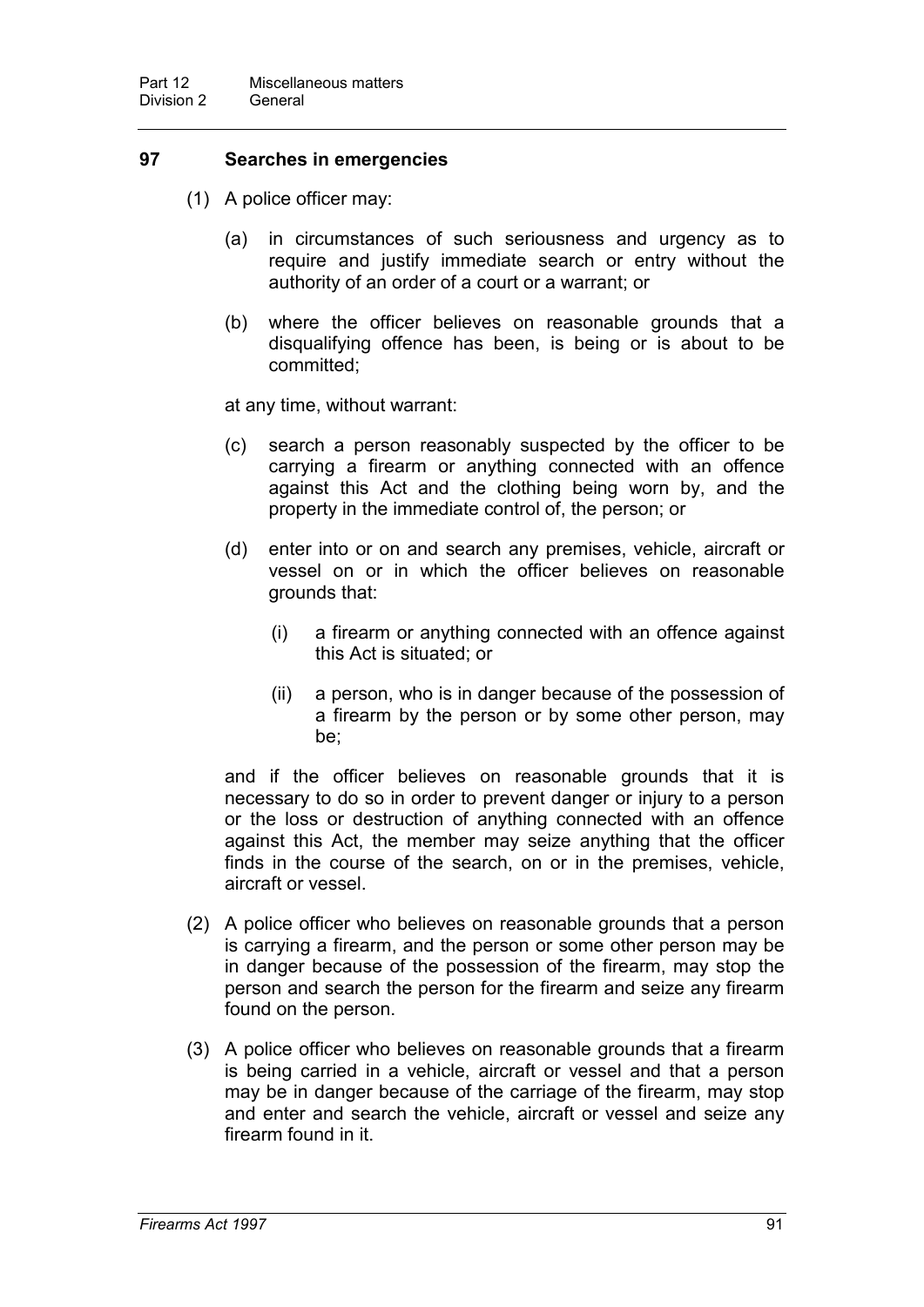## 97 Searches in emergencies

(1) A police officer may:

(a) in circumstances of such seriousness and urgency as to require and justify immediate search or entry without the authority of an order of a court or a warrant; or

(b) where the officer believes on reasonable grounds that a disqualifying offence has been, is being or is about to be committed;

at any time, without warrant:

(c) search a person reasonably suspected by the officer to be carrying a firearm or anything connected with an offence against this Act and the clothing being worn by, and the property in the immediate control of, the person; or

(d) enter into or on and search any premises, vehicle, aircraft or vessel on or in which the officer believes on reasonable grounds that:

(i) a firearm or anything connected with an offence against this Act is situated; or

(ii) a person, who is in danger because of the possession of a firearm by the person or by some other person, may be;

and if the officer believes on reasonable grounds that it is necessary to do so in order to prevent danger or injury to a person or the loss or destruction of anything connected with an offence against this Act, the member may seize anything that the officer finds in the course of the search, on or in the premises, vehicle, aircraft or vessel.

(2) A police officer who believes on reasonable grounds that a person is carrying a firearm, and the person or some other person may be in danger because of the possession of the firearm, may stop the person and search the person for the firearm and seize any firearm found on the person.

(3) A police officer who believes on reasonable grounds that a firearm is being carried in a vehicle, aircraft or vessel and that a person may be in danger because of the carriage of the firearm, may stop and enter and search the vehicle, aircraft or vessel and seize any firearm found in it.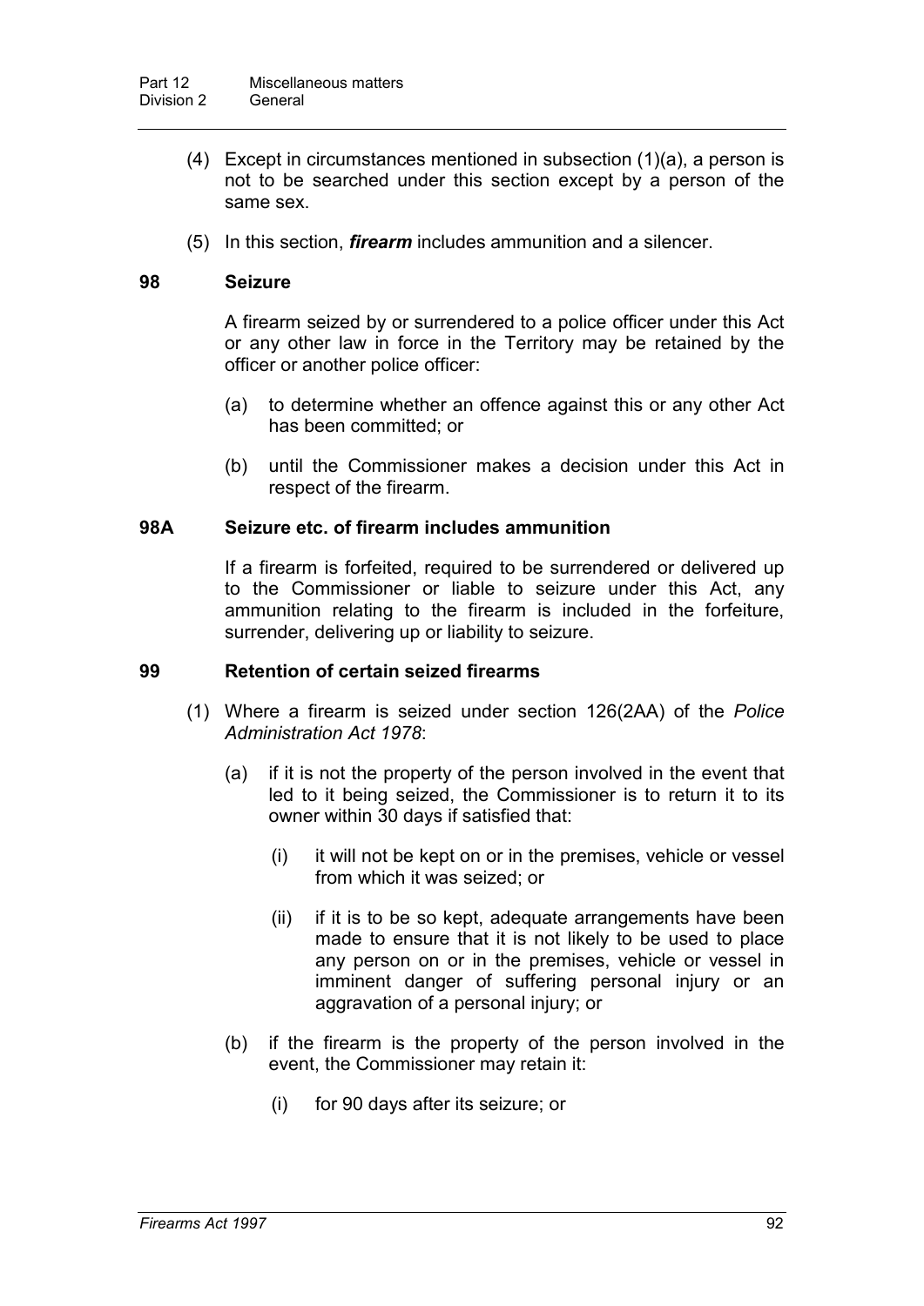(4) Except in circumstances mentioned in subsection (1)(a), a person is not to be searched under this section except by a person of the same sex.

(5) In this section, ***firearm*** includes ammunition and a silencer.

### 98 Seizure

A firearm seized by or surrendered to a police officer under this Act or any other law in force in the Territory may be retained by the officer or another police officer:

(a) to determine whether an offence against this or any other Act has been committed; or

(b) until the Commissioner makes a decision under this Act in respect of the firearm.

### 98A Seizure etc. of firearm includes ammunition

If a firearm is forfeited, required to be surrendered or delivered up to the Commissioner or liable to seizure under this Act, any ammunition relating to the firearm is included in the forfeiture, surrender, delivering up or liability to seizure.

### 99 Retention of certain seized firearms

(1) Where a firearm is seized under section 126(2AA) of the *Police Administration Act 1978*:

(a) if it is not the property of the person involved in the event that led to it being seized, the Commissioner is to return it to its owner within 30 days if satisfied that:

(i) it will not be kept on or in the premises, vehicle or vessel from which it was seized; or

(ii) if it is to be so kept, adequate arrangements have been made to ensure that it is not likely to be used to place any person on or in the premises, vehicle or vessel in imminent danger of suffering personal injury or an aggravation of a personal injury; or

(b) if the firearm is the property of the person involved in the event, the Commissioner may retain it:

(i) for 90 days after its seizure; or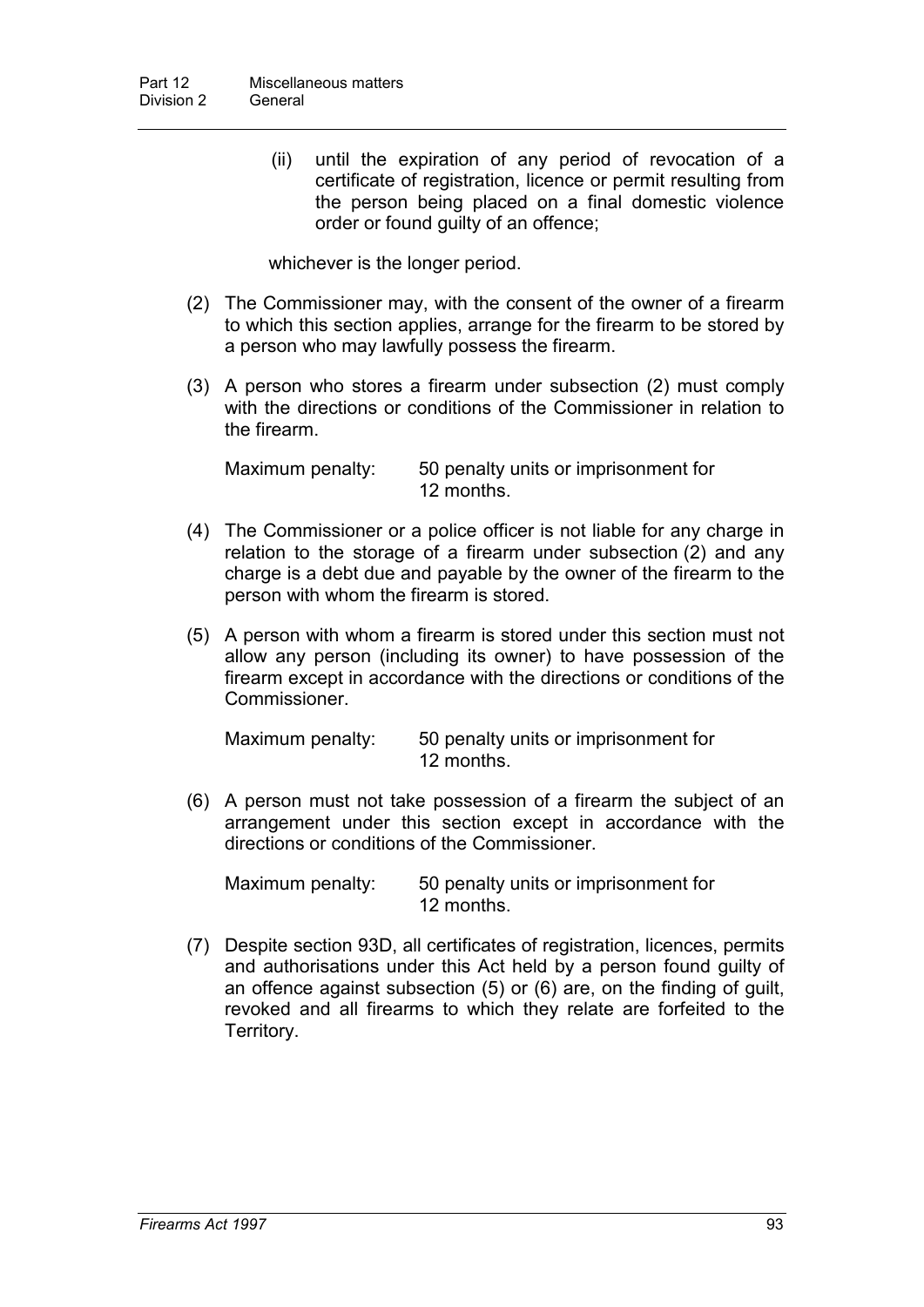(ii) until the expiration of any period of revocation of a certificate of registration, licence or permit resulting from the person being placed on a final domestic violence order or found guilty of an offence;

whichever is the longer period.

(2) The Commissioner may, with the consent of the owner of a firearm to which this section applies, arrange for the firearm to be stored by a person who may lawfully possess the firearm.

(3) A person who stores a firearm under subsection (2) must comply with the directions or conditions of the Commissioner in relation to the firearm.

Maximum penalty: 50 penalty units or imprisonment for 12 months.

(4) The Commissioner or a police officer is not liable for any charge in relation to the storage of a firearm under subsection (2) and any charge is a debt due and payable by the owner of the firearm to the person with whom the firearm is stored.

(5) A person with whom a firearm is stored under this section must not allow any person (including its owner) to have possession of the firearm except in accordance with the directions or conditions of the Commissioner.

Maximum penalty: 50 penalty units or imprisonment for 12 months.

(6) A person must not take possession of a firearm the subject of an arrangement under this section except in accordance with the directions or conditions of the Commissioner.

Maximum penalty: 50 penalty units or imprisonment for 12 months.

(7) Despite section 93D, all certificates of registration, licences, permits and authorisations under this Act held by a person found guilty of an offence against subsection (5) or (6) are, on the finding of guilt, revoked and all firearms to which they relate are forfeited to the Territory.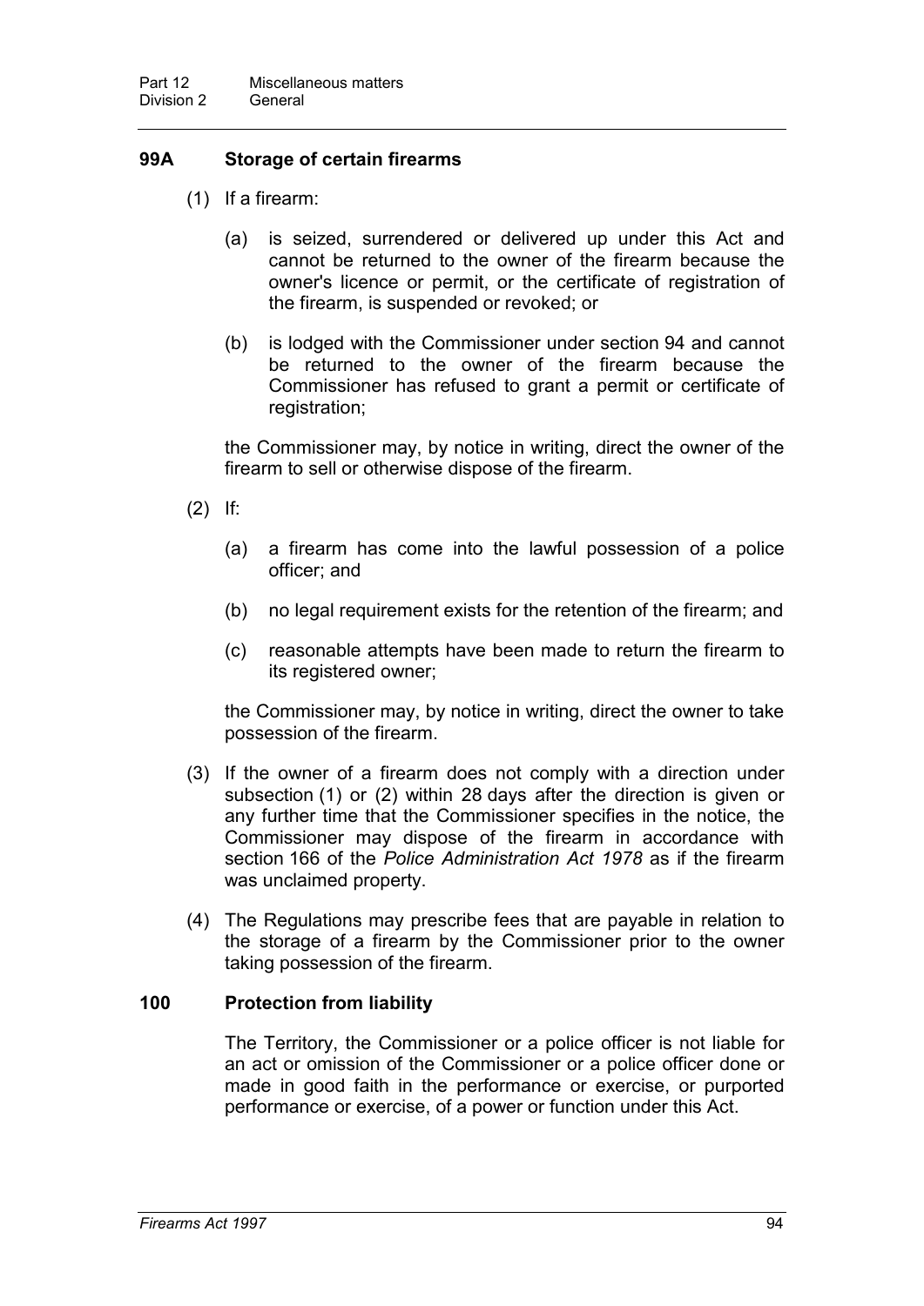### 99A Storage of certain firearms

(1) If a firearm:

(a) is seized, surrendered or delivered up under this Act and cannot be returned to the owner of the firearm because the owner's licence or permit, or the certificate of registration of the firearm, is suspended or revoked; or

(b) is lodged with the Commissioner under section 94 and cannot be returned to the owner of the firearm because the Commissioner has refused to grant a permit or certificate of registration;

the Commissioner may, by notice in writing, direct the owner of the firearm to sell or otherwise dispose of the firearm.

(2) If:

(a) a firearm has come into the lawful possession of a police officer; and

(b) no legal requirement exists for the retention of the firearm; and

(c) reasonable attempts have been made to return the firearm to its registered owner;

the Commissioner may, by notice in writing, direct the owner to take possession of the firearm.

(3) If the owner of a firearm does not comply with a direction under subsection (1) or (2) within 28 days after the direction is given or any further time that the Commissioner specifies in the notice, the Commissioner may dispose of the firearm in accordance with section 166 of the *Police Administration Act 1978* as if the firearm was unclaimed property.

(4) The Regulations may prescribe fees that are payable in relation to the storage of a firearm by the Commissioner prior to the owner taking possession of the firearm.

### 100 Protection from liability

The Territory, the Commissioner or a police officer is not liable for an act or omission of the Commissioner or a police officer done or made in good faith in the performance or exercise, or purported performance or exercise, of a power or function under this Act.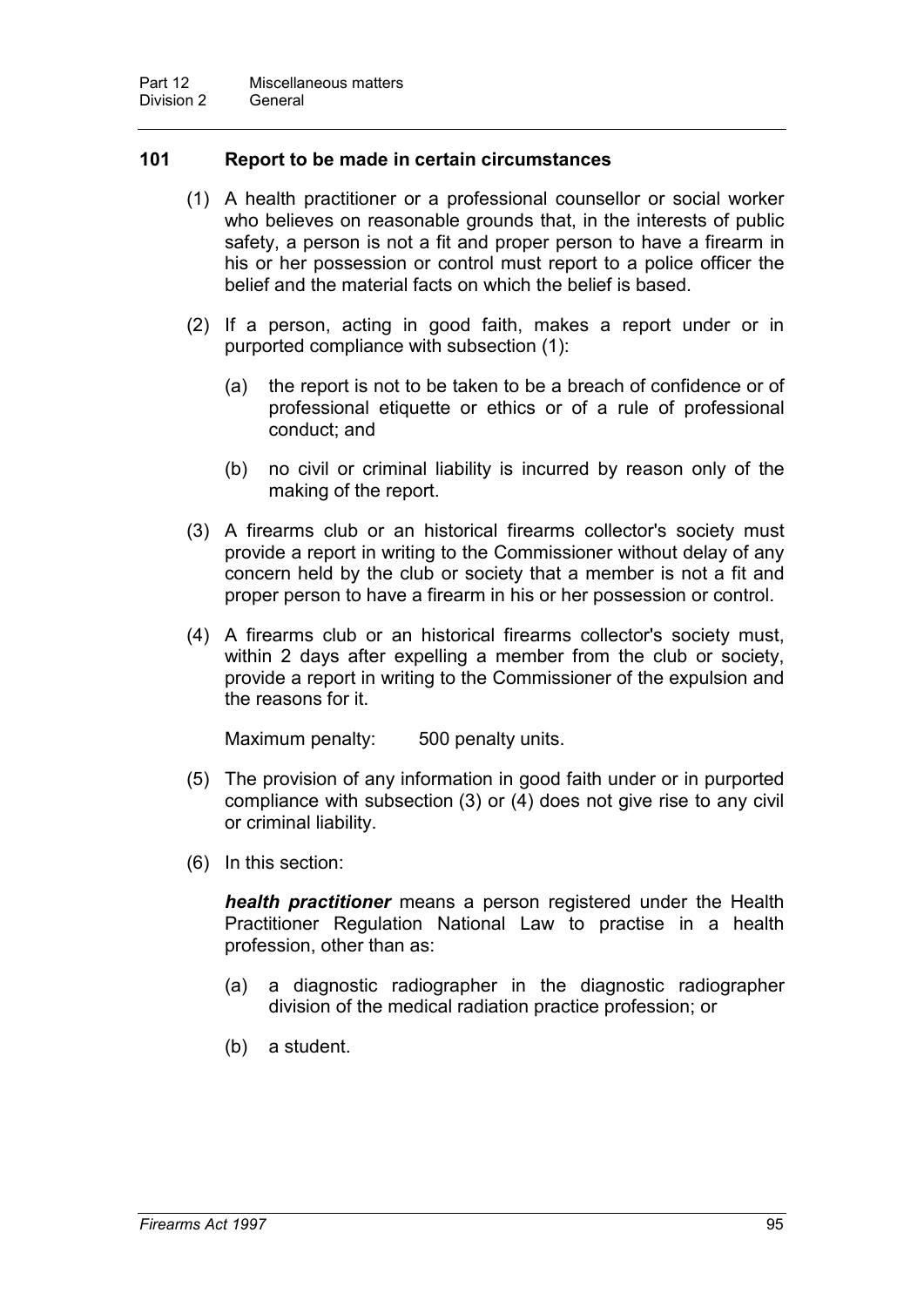## 101 Report to be made in certain circumstances

(1) A health practitioner or a professional counsellor or social worker who believes on reasonable grounds that, in the interests of public safety, a person is not a fit and proper person to have a firearm in his or her possession or control must report to a police officer the belief and the material facts on which the belief is based.

(2) If a person, acting in good faith, makes a report under or in purported compliance with subsection (1):

(a) the report is not to be taken to be a breach of confidence or of professional etiquette or ethics or of a rule of professional conduct; and

(b) no civil or criminal liability is incurred by reason only of the making of the report.

(3) A firearms club or an historical firearms collector's society must provide a report in writing to the Commissioner without delay of any concern held by the club or society that a member is not a fit and proper person to have a firearm in his or her possession or control.

(4) A firearms club or an historical firearms collector's society must, within 2 days after expelling a member from the club or society, provide a report in writing to the Commissioner of the expulsion and the reasons for it.

Maximum penalty: 500 penalty units.

(5) The provision of any information in good faith under or in purported compliance with subsection (3) or (4) does not give rise to any civil or criminal liability.

(6) In this section:

***health practitioner*** means a person registered under the Health Practitioner Regulation National Law to practise in a health profession, other than as:

(a) a diagnostic radiographer in the diagnostic radiographer division of the medical radiation practice profession; or

(b) a student.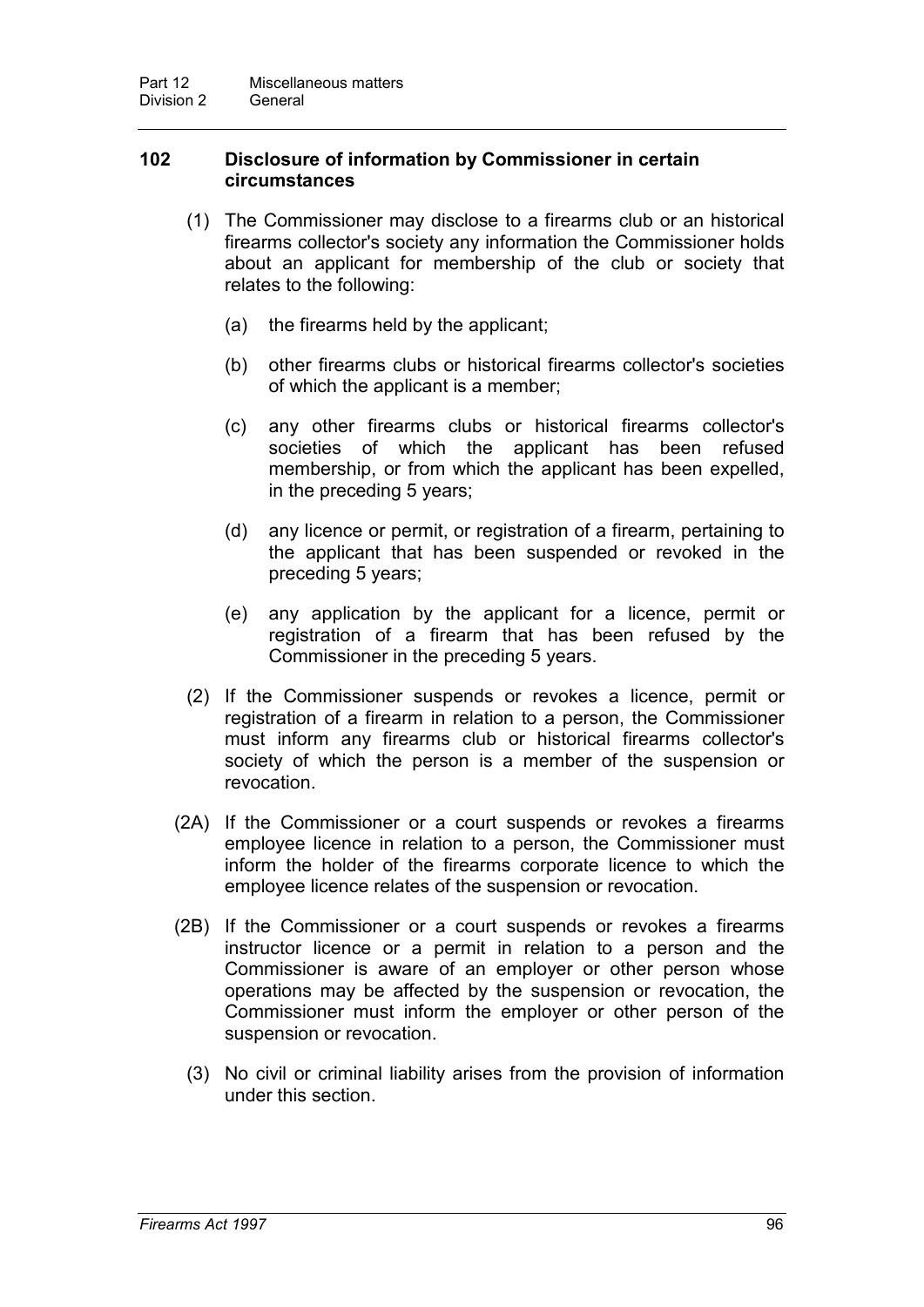## 102 Disclosure of information by Commissioner in certain circumstances

(1) The Commissioner may disclose to a firearms club or an historical firearms collector's society any information the Commissioner holds about an applicant for membership of the club or society that relates to the following:

(a) the firearms held by the applicant;

(b) other firearms clubs or historical firearms collector's societies of which the applicant is a member;

(c) any other firearms clubs or historical firearms collector's societies of which the applicant has been refused membership, or from which the applicant has been expelled, in the preceding 5 years;

(d) any licence or permit, or registration of a firearm, pertaining to the applicant that has been suspended or revoked in the preceding 5 years;

(e) any application by the applicant for a licence, permit or registration of a firearm that has been refused by the Commissioner in the preceding 5 years.

(2) If the Commissioner suspends or revokes a licence, permit or registration of a firearm in relation to a person, the Commissioner must inform any firearms club or historical firearms collector's society of which the person is a member of the suspension or revocation.

(2A) If the Commissioner or a court suspends or revokes a firearms employee licence in relation to a person, the Commissioner must inform the holder of the firearms corporate licence to which the employee licence relates of the suspension or revocation.

(2B) If the Commissioner or a court suspends or revokes a firearms instructor licence or a permit in relation to a person and the Commissioner is aware of an employer or other person whose operations may be affected by the suspension or revocation, the Commissioner must inform the employer or other person of the suspension or revocation.

(3) No civil or criminal liability arises from the provision of information under this section.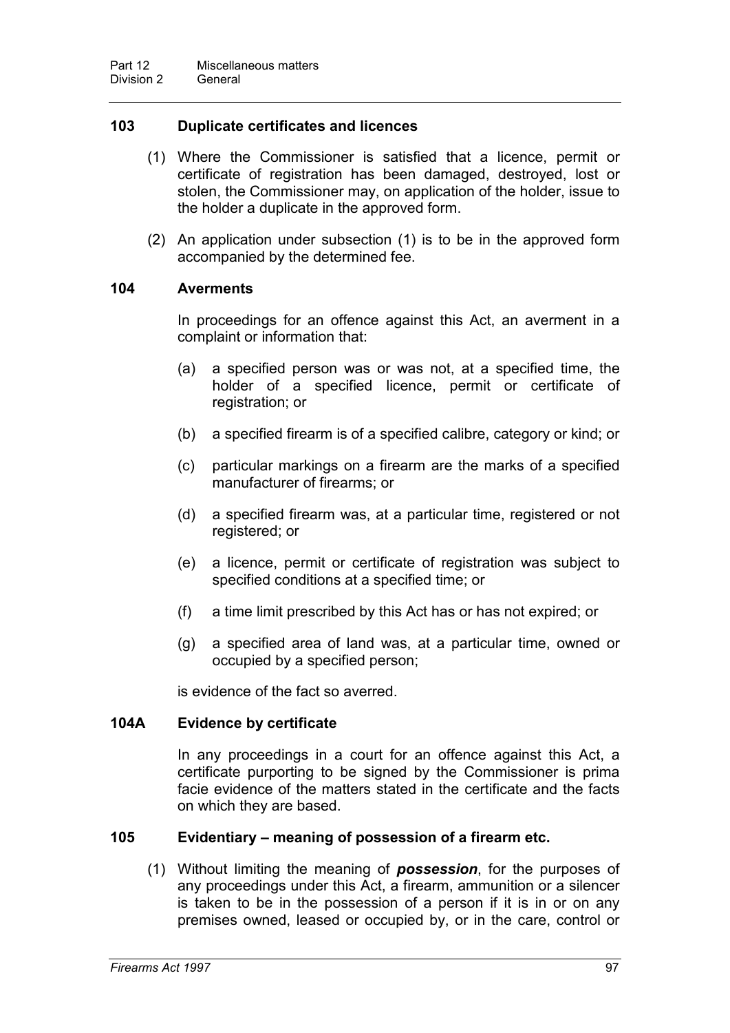### 103 Duplicate certificates and licences

(1) Where the Commissioner is satisfied that a licence, permit or certificate of registration has been damaged, destroyed, lost or stolen, the Commissioner may, on application of the holder, issue to the holder a duplicate in the approved form.

(2) An application under subsection (1) is to be in the approved form accompanied by the determined fee.

### 104 Averments

In proceedings for an offence against this Act, an averment in a complaint or information that:

(a) a specified person was or was not, at a specified time, the holder of a specified licence, permit or certificate of registration; or

(b) a specified firearm is of a specified calibre, category or kind; or

(c) particular markings on a firearm are the marks of a specified manufacturer of firearms; or

(d) a specified firearm was, at a particular time, registered or not registered; or

(e) a licence, permit or certificate of registration was subject to specified conditions at a specified time; or

(f) a time limit prescribed by this Act has or has not expired; or

(g) a specified area of land was, at a particular time, owned or occupied by a specified person;

is evidence of the fact so averred.

### 104A Evidence by certificate

In any proceedings in a court for an offence against this Act, a certificate purporting to be signed by the Commissioner is prima facie evidence of the matters stated in the certificate and the facts on which they are based.

### 105 Evidentiary – meaning of possession of a firearm etc.

(1) Without limiting the meaning of ***possession***, for the purposes of any proceedings under this Act, a firearm, ammunition or a silencer is taken to be in the possession of a person if it is in or on any premises owned, leased or occupied by, or in the care, control or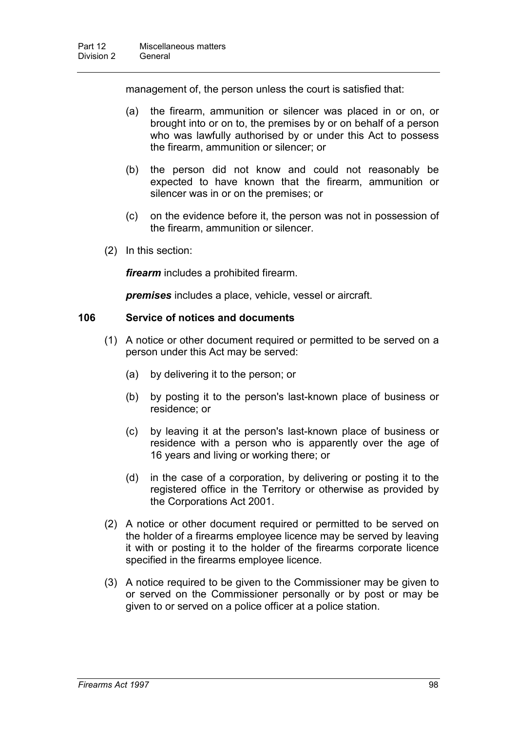management of, the person unless the court is satisfied that:

(a) the firearm, ammunition or silencer was placed in or on, or brought into or on to, the premises by or on behalf of a person who was lawfully authorised by or under this Act to possess the firearm, ammunition or silencer; or

(b) the person did not know and could not reasonably be expected to have known that the firearm, ammunition or silencer was in or on the premises; or

(c) on the evidence before it, the person was not in possession of the firearm, ammunition or silencer.

(2) In this section:

***firearm*** includes a prohibited firearm.

***premises*** includes a place, vehicle, vessel or aircraft.

### 106 Service of notices and documents

(1) A notice or other document required or permitted to be served on a person under this Act may be served:

(a) by delivering it to the person; or

(b) by posting it to the person's last-known place of business or residence; or

(c) by leaving it at the person's last-known place of business or residence with a person who is apparently over the age of 16 years and living or working there; or

(d) in the case of a corporation, by delivering or posting it to the registered office in the Territory or otherwise as provided by the Corporations Act 2001.

(2) A notice or other document required or permitted to be served on the holder of a firearms employee licence may be served by leaving it with or posting it to the holder of the firearms corporate licence specified in the firearms employee licence.

(3) A notice required to be given to the Commissioner may be given to or served on the Commissioner personally or by post or may be given to or served on a police officer at a police station.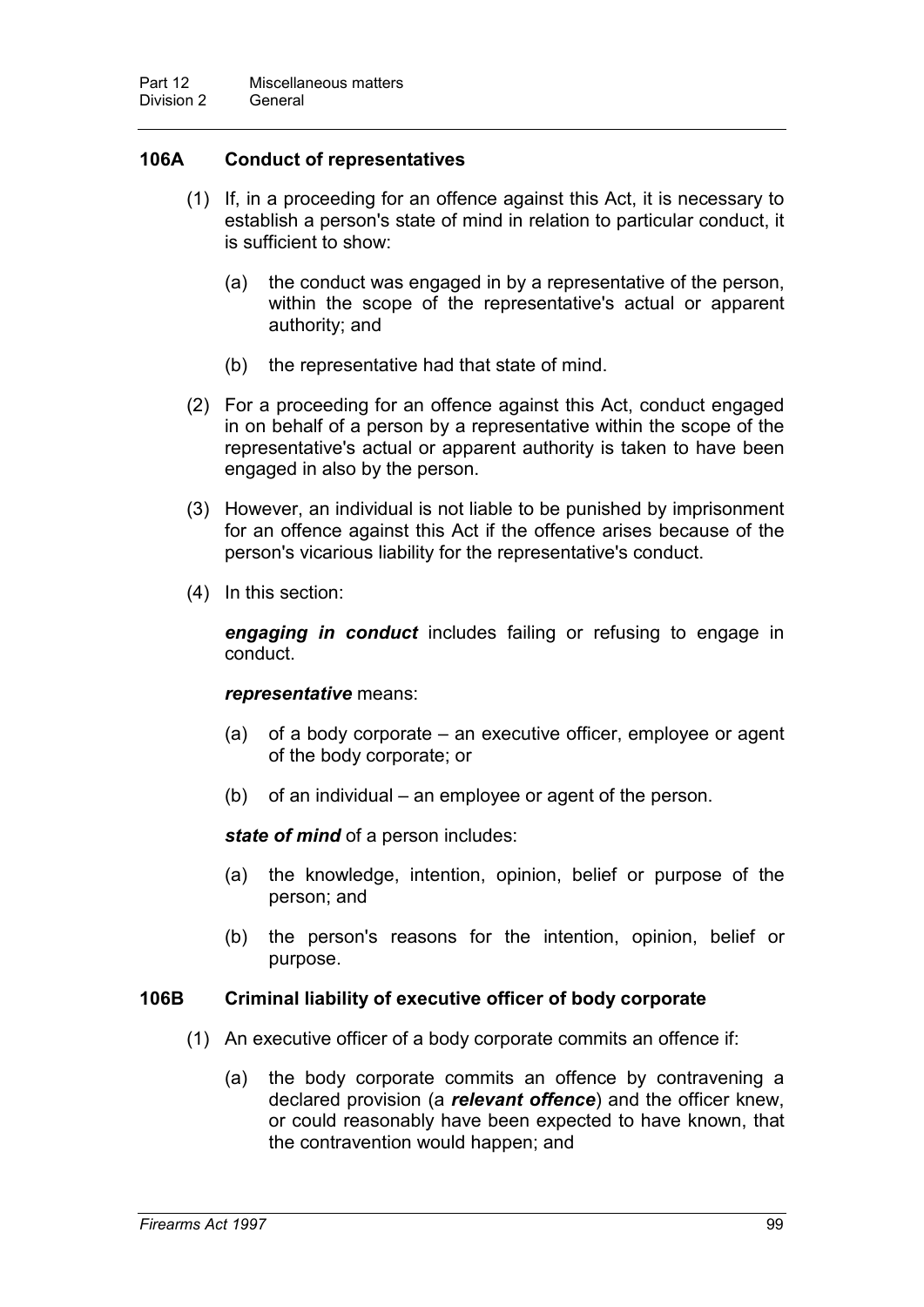### 106A Conduct of representatives

(1) If, in a proceeding for an offence against this Act, it is necessary to establish a person's state of mind in relation to particular conduct, it is sufficient to show:

(a) the conduct was engaged in by a representative of the person, within the scope of the representative's actual or apparent authority; and

(b) the representative had that state of mind.

(2) For a proceeding for an offence against this Act, conduct engaged in on behalf of a person by a representative within the scope of the representative's actual or apparent authority is taken to have been engaged in also by the person.

(3) However, an individual is not liable to be punished by imprisonment for an offence against this Act if the offence arises because of the person's vicarious liability for the representative's conduct.

(4) In this section:

***engaging in conduct*** includes failing or refusing to engage in conduct.

***representative*** means:

(a) of a body corporate – an executive officer, employee or agent of the body corporate; or

(b) of an individual – an employee or agent of the person.

***state of mind*** of a person includes:

(a) the knowledge, intention, opinion, belief or purpose of the person; and

(b) the person's reasons for the intention, opinion, belief or purpose.

### 106B Criminal liability of executive officer of body corporate

(1) An executive officer of a body corporate commits an offence if:

(a) the body corporate commits an offence by contravening a declared provision (a ***relevant offence***) and the officer knew, or could reasonably have been expected to have known, that the contravention would happen; and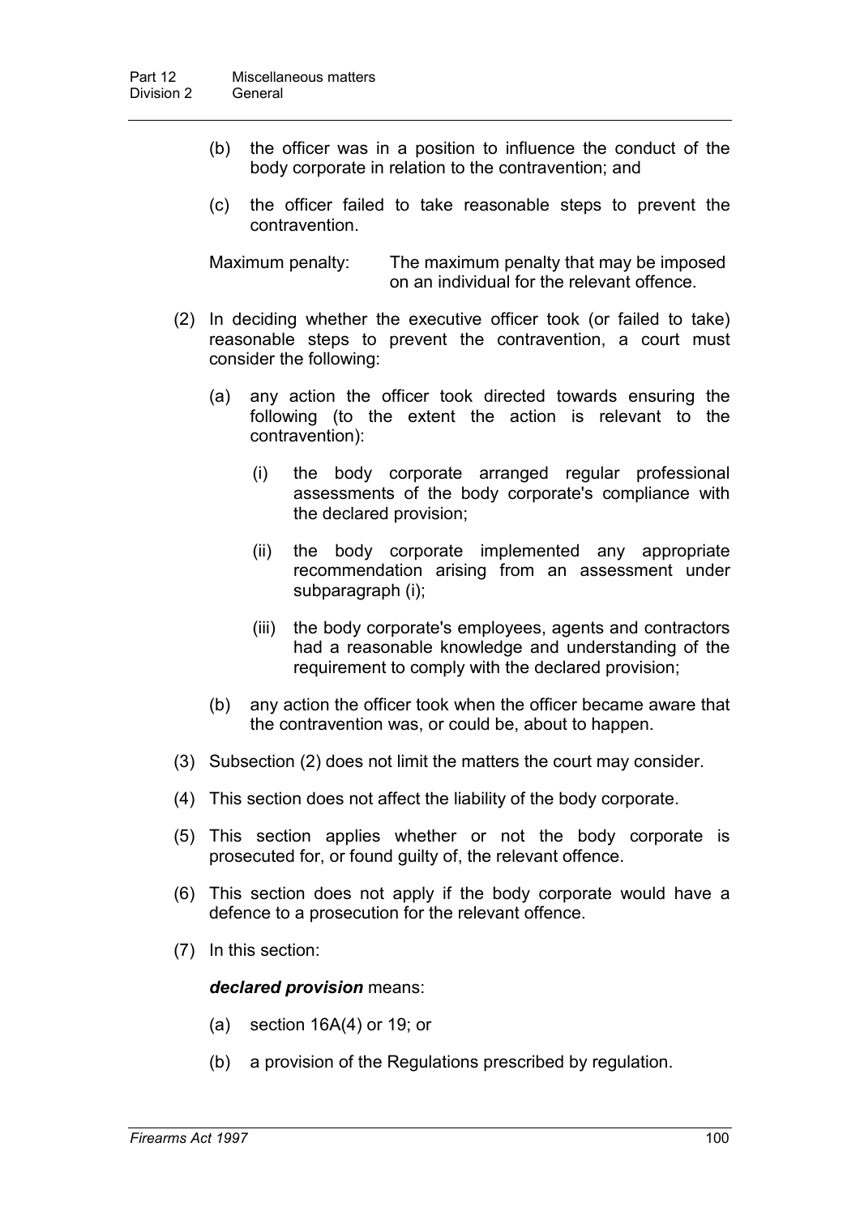(b) the officer was in a position to influence the conduct of the body corporate in relation to the contravention; and

(c) the officer failed to take reasonable steps to prevent the contravention.

Maximum penalty: The maximum penalty that may be imposed on an individual for the relevant offence.

(2) In deciding whether the executive officer took (or failed to take) reasonable steps to prevent the contravention, a court must consider the following:

(a) any action the officer took directed towards ensuring the following (to the extent the action is relevant to the contravention):

(i) the body corporate arranged regular professional assessments of the body corporate's compliance with the declared provision;

(ii) the body corporate implemented any appropriate recommendation arising from an assessment under subparagraph (i);

(iii) the body corporate's employees, agents and contractors had a reasonable knowledge and understanding of the requirement to comply with the declared provision;

(b) any action the officer took when the officer became aware that the contravention was, or could be, about to happen.

(3) Subsection (2) does not limit the matters the court may consider.

(4) This section does not affect the liability of the body corporate.

(5) This section applies whether or not the body corporate is prosecuted for, or found guilty of, the relevant offence.

(6) This section does not apply if the body corporate would have a defence to a prosecution for the relevant offence.

(7) In this section:

***declared provision*** means:

(a) section 16A(4) or 19; or

(b) a provision of the Regulations prescribed by regulation.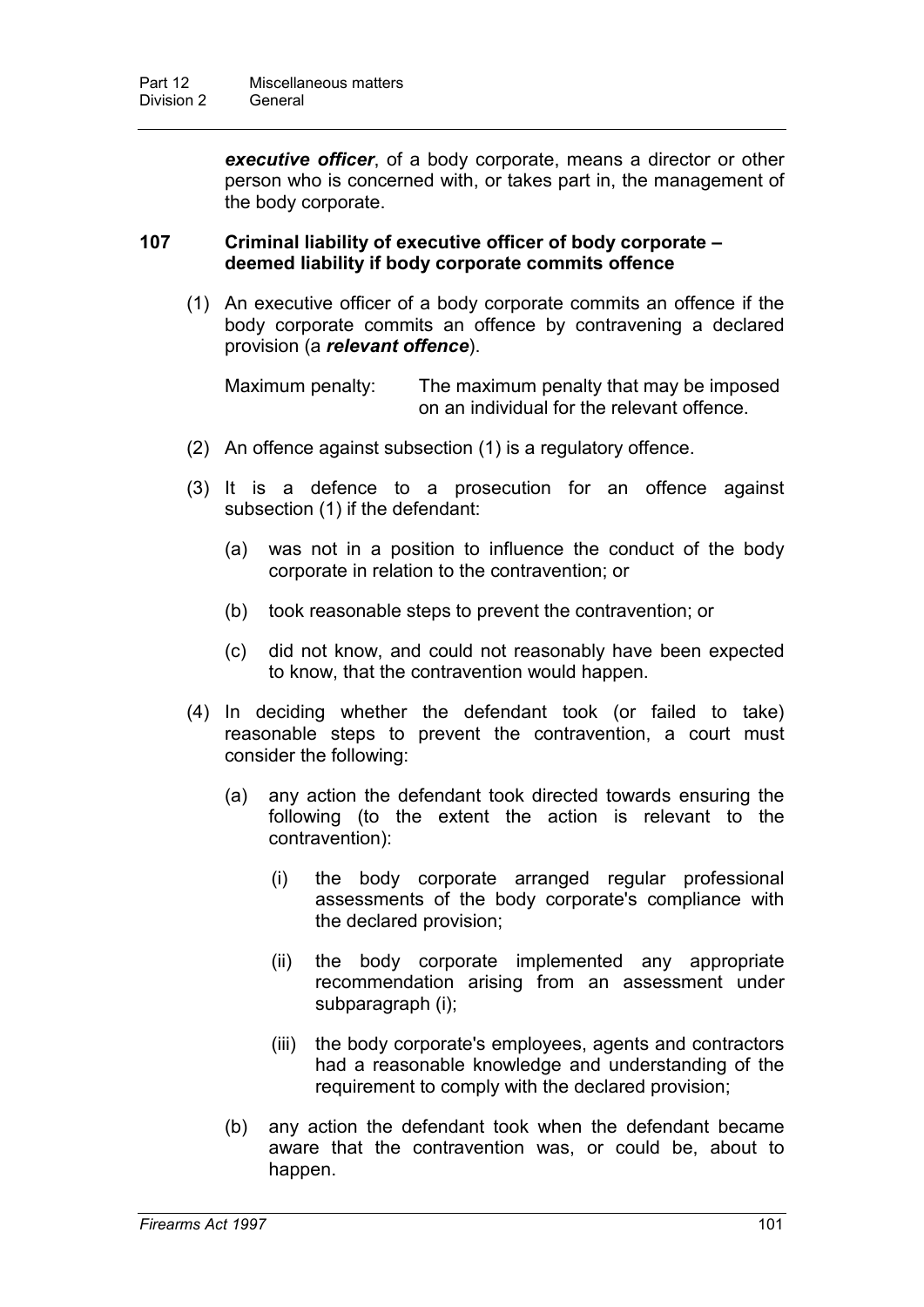***executive officer***, of a body corporate, means a director or other person who is concerned with, or takes part in, the management of the body corporate.

### 107 Criminal liability of executive officer of body corporate – deemed liability if body corporate commits offence

(1) An executive officer of a body corporate commits an offence if the body corporate commits an offence by contravening a declared provision (a ***relevant offence***).

Maximum penalty: The maximum penalty that may be imposed on an individual for the relevant offence.

(2) An offence against subsection (1) is a regulatory offence.

(3) It is a defence to a prosecution for an offence against subsection (1) if the defendant:

(a) was not in a position to influence the conduct of the body corporate in relation to the contravention; or

(b) took reasonable steps to prevent the contravention; or

(c) did not know, and could not reasonably have been expected to know, that the contravention would happen.

(4) In deciding whether the defendant took (or failed to take) reasonable steps to prevent the contravention, a court must consider the following:

(a) any action the defendant took directed towards ensuring the following (to the extent the action is relevant to the contravention):

(i) the body corporate arranged regular professional assessments of the body corporate's compliance with the declared provision;

(ii) the body corporate implemented any appropriate recommendation arising from an assessment under subparagraph (i);

(iii) the body corporate's employees, agents and contractors had a reasonable knowledge and understanding of the requirement to comply with the declared provision;

(b) any action the defendant took when the defendant became aware that the contravention was, or could be, about to happen.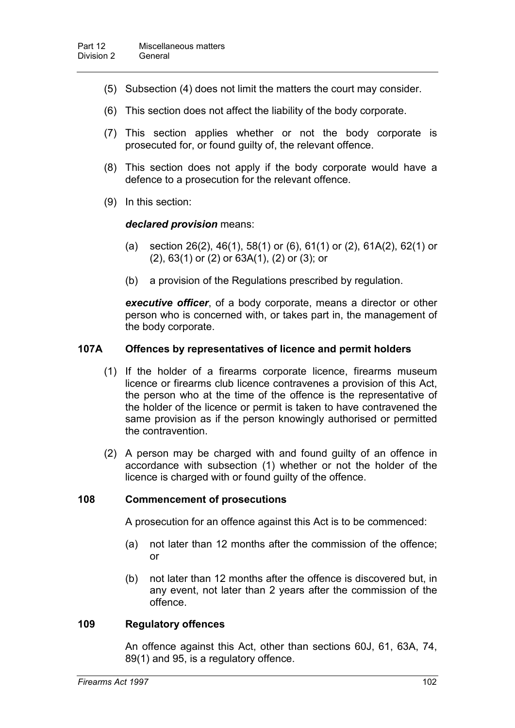(5) Subsection (4) does not limit the matters the court may consider.

(6) This section does not affect the liability of the body corporate.

(7) This section applies whether or not the body corporate is prosecuted for, or found guilty of, the relevant offence.

(8) This section does not apply if the body corporate would have a defence to a prosecution for the relevant offence.

(9) In this section:

***declared provision*** means:

(a) section 26(2), 46(1), 58(1) or (6), 61(1) or (2), 61A(2), 62(1) or (2), 63(1) or (2) or 63A(1), (2) or (3); or

(b) a provision of the Regulations prescribed by regulation.

***executive officer***, of a body corporate, means a director or other person who is concerned with, or takes part in, the management of the body corporate.

### 107A Offences by representatives of licence and permit holders

(1) If the holder of a firearms corporate licence, firearms museum licence or firearms club licence contravenes a provision of this Act, the person who at the time of the offence is the representative of the holder of the licence or permit is taken to have contravened the same provision as if the person knowingly authorised or permitted the contravention.

(2) A person may be charged with and found guilty of an offence in accordance with subsection (1) whether or not the holder of the licence is charged with or found guilty of the offence.

### 108 Commencement of prosecutions

A prosecution for an offence against this Act is to be commenced:

(a) not later than 12 months after the commission of the offence; or

(b) not later than 12 months after the offence is discovered but, in any event, not later than 2 years after the commission of the offence.

### 109 Regulatory offences

An offence against this Act, other than sections 60J, 61, 63A, 74, 89(1) and 95, is a regulatory offence.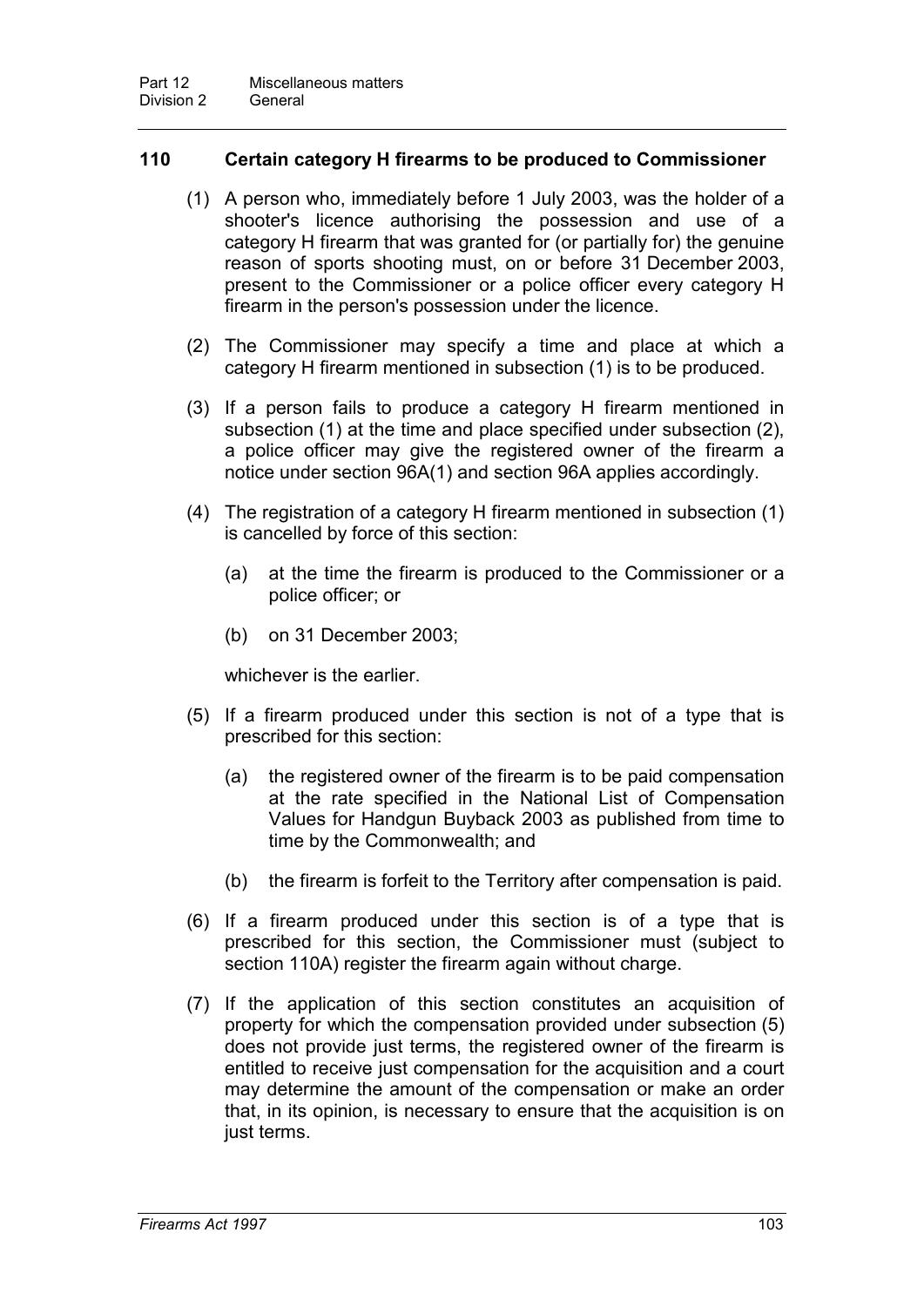### 110 Certain category H firearms to be produced to Commissioner

(1) A person who, immediately before 1 July 2003, was the holder of a shooter's licence authorising the possession and use of a category H firearm that was granted for (or partially for) the genuine reason of sports shooting must, on or before 31 December 2003, present to the Commissioner or a police officer every category H firearm in the person's possession under the licence.

(2) The Commissioner may specify a time and place at which a category H firearm mentioned in subsection (1) is to be produced.

(3) If a person fails to produce a category H firearm mentioned in subsection (1) at the time and place specified under subsection (2), a police officer may give the registered owner of the firearm a notice under section 96A(1) and section 96A applies accordingly.

(4) The registration of a category H firearm mentioned in subsection (1) is cancelled by force of this section:

(a) at the time the firearm is produced to the Commissioner or a police officer; or

(b) on 31 December 2003;

whichever is the earlier.

(5) If a firearm produced under this section is not of a type that is prescribed for this section:

(a) the registered owner of the firearm is to be paid compensation at the rate specified in the National List of Compensation Values for Handgun Buyback 2003 as published from time to time by the Commonwealth; and

(b) the firearm is forfeit to the Territory after compensation is paid.

(6) If a firearm produced under this section is of a type that is prescribed for this section, the Commissioner must (subject to section 110A) register the firearm again without charge.

(7) If the application of this section constitutes an acquisition of property for which the compensation provided under subsection (5) does not provide just terms, the registered owner of the firearm is entitled to receive just compensation for the acquisition and a court may determine the amount of the compensation or make an order that, in its opinion, is necessary to ensure that the acquisition is on just terms.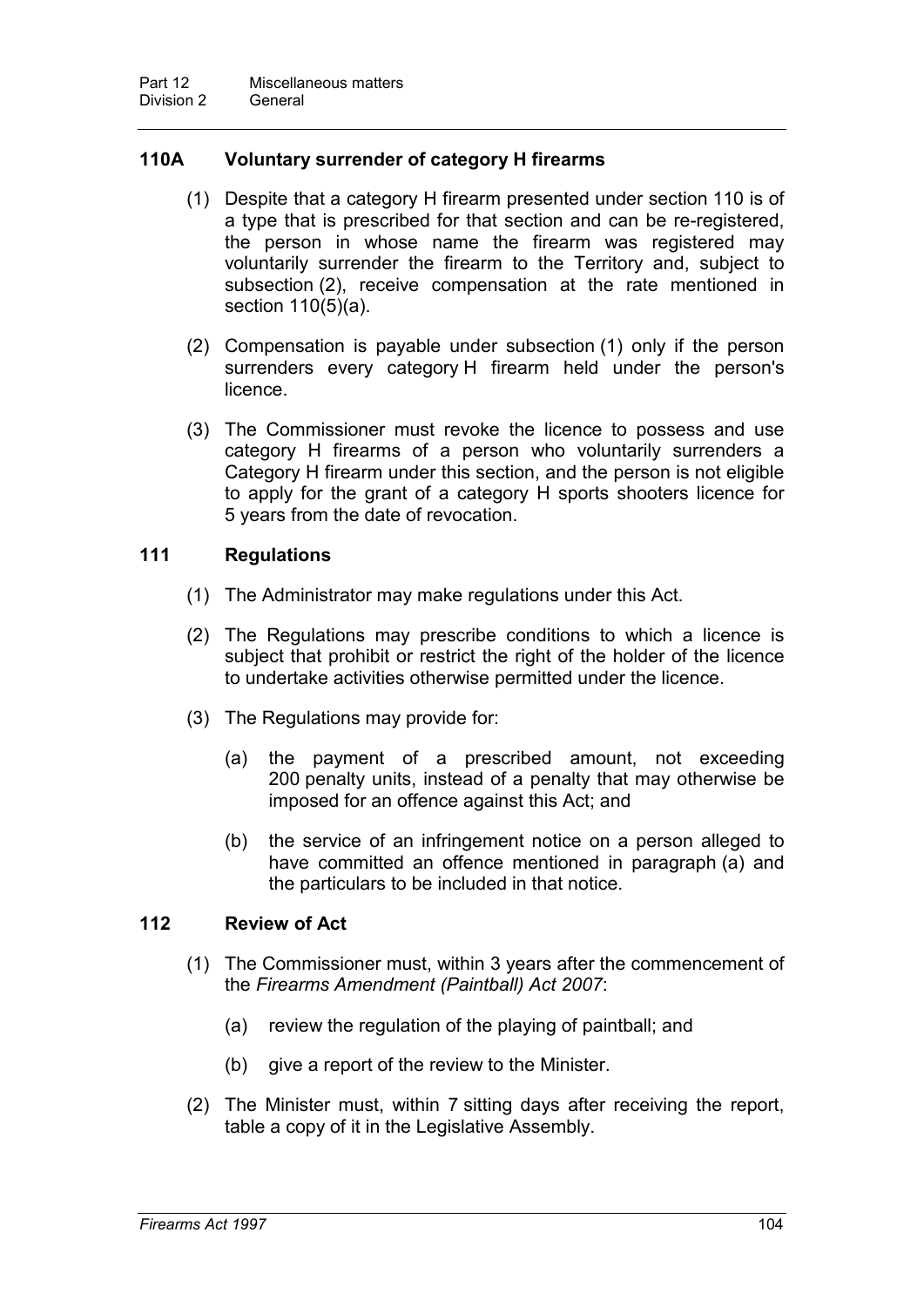### 110A Voluntary surrender of category H firearms

(1) Despite that a category H firearm presented under section 110 is of a type that is prescribed for that section and can be re-registered, the person in whose name the firearm was registered may voluntarily surrender the firearm to the Territory and, subject to subsection (2), receive compensation at the rate mentioned in section 110(5)(a).

(2) Compensation is payable under subsection (1) only if the person surrenders every category H firearm held under the person's licence.

(3) The Commissioner must revoke the licence to possess and use category H firearms of a person who voluntarily surrenders a Category H firearm under this section, and the person is not eligible to apply for the grant of a category H sports shooters licence for 5 years from the date of revocation.

### 111 Regulations

(1) The Administrator may make regulations under this Act.

(2) The Regulations may prescribe conditions to which a licence is subject that prohibit or restrict the right of the holder of the licence to undertake activities otherwise permitted under the licence.

(3) The Regulations may provide for:

- (a) the payment of a prescribed amount, not exceeding 200 penalty units, instead of a penalty that may otherwise be imposed for an offence against this Act; and
- (b) the service of an infringement notice on a person alleged to have committed an offence mentioned in paragraph (a) and the particulars to be included in that notice.

### 112 Review of Act

(1) The Commissioner must, within 3 years after the commencement of the *Firearms Amendment (Paintball) Act 2007*:

- (a) review the regulation of the playing of paintball; and
- (b) give a report of the review to the Minister.

(2) The Minister must, within 7 sitting days after receiving the report, table a copy of it in the Legislative Assembly.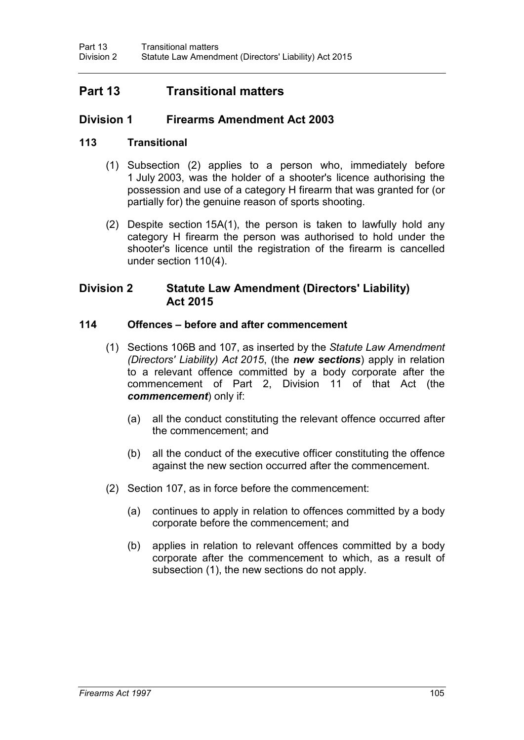# Part 13 Transitional matters

## Division 1 Firearms Amendment Act 2003

### 113 Transitional

(1) Subsection (2) applies to a person who, immediately before 1 July 2003, was the holder of a shooter's licence authorising the possession and use of a category H firearm that was granted for (or partially for) the genuine reason of sports shooting.

(2) Despite section 15A(1), the person is taken to lawfully hold any category H firearm the person was authorised to hold under the shooter's licence until the registration of the firearm is cancelled under section 110(4).

## Division 2 Statute Law Amendment (Directors' Liability) Act 2015

### 114 Offences – before and after commencement

(1) Sections 106B and 107, as inserted by the *Statute Law Amendment (Directors' Liability) Act 2015*, (the ***new sections***) apply in relation to a relevant offence committed by a body corporate after the commencement of Part 2, Division 11 of that Act (the ***commencement***) only if:

(a) all the conduct constituting the relevant offence occurred after the commencement; and

(b) all the conduct of the executive officer constituting the offence against the new section occurred after the commencement.

(2) Section 107, as in force before the commencement:

(a) continues to apply in relation to offences committed by a body corporate before the commencement; and

(b) applies in relation to relevant offences committed by a body corporate after the commencement to which, as a result of subsection (1), the new sections do not apply.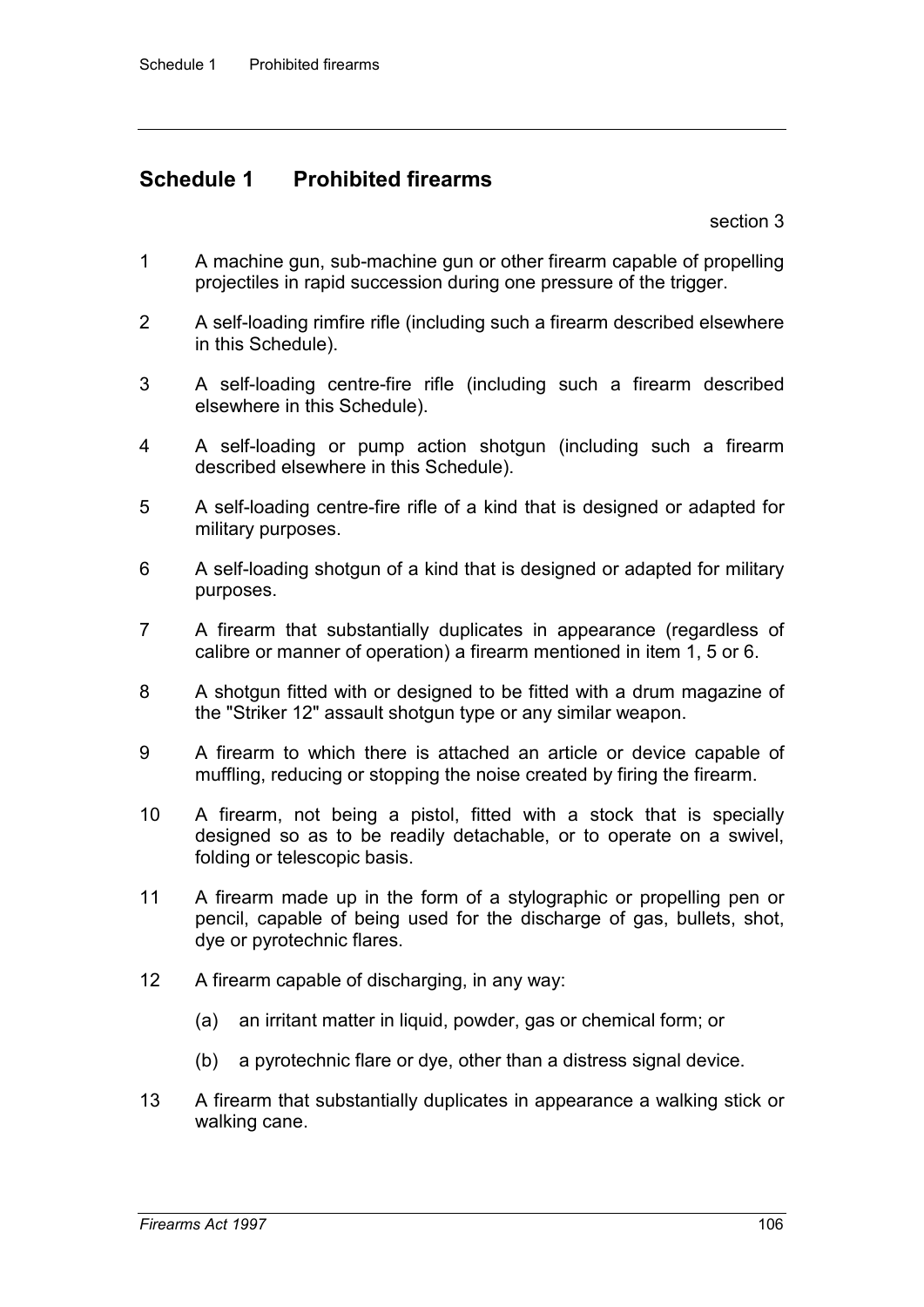# Schedule 1 Prohibited firearms

section 3

1 A machine gun, sub-machine gun or other firearm capable of propelling projectiles in rapid succession during one pressure of the trigger.

2 A self-loading rimfire rifle (including such a firearm described elsewhere in this Schedule).

3 A self-loading centre-fire rifle (including such a firearm described elsewhere in this Schedule).

4 A self-loading or pump action shotgun (including such a firearm described elsewhere in this Schedule).

5 A self-loading centre-fire rifle of a kind that is designed or adapted for military purposes.

6 A self-loading shotgun of a kind that is designed or adapted for military purposes.

7 A firearm that substantially duplicates in appearance (regardless of calibre or manner of operation) a firearm mentioned in item 1, 5 or 6.

8 A shotgun fitted with or designed to be fitted with a drum magazine of the "Striker 12" assault shotgun type or any similar weapon.

9 A firearm to which there is attached an article or device capable of muffling, reducing or stopping the noise created by firing the firearm.

10 A firearm, not being a pistol, fitted with a stock that is specially designed so as to be readily detachable, or to operate on a swivel, folding or telescopic basis.

11 A firearm made up in the form of a stylographic or propelling pen or pencil, capable of being used for the discharge of gas, bullets, shot, dye or pyrotechnic flares.

12 A firearm capable of discharging, in any way:

(a) an irritant matter in liquid, powder, gas or chemical form; or

(b) a pyrotechnic flare or dye, other than a distress signal device.

13 A firearm that substantially duplicates in appearance a walking stick or walking cane.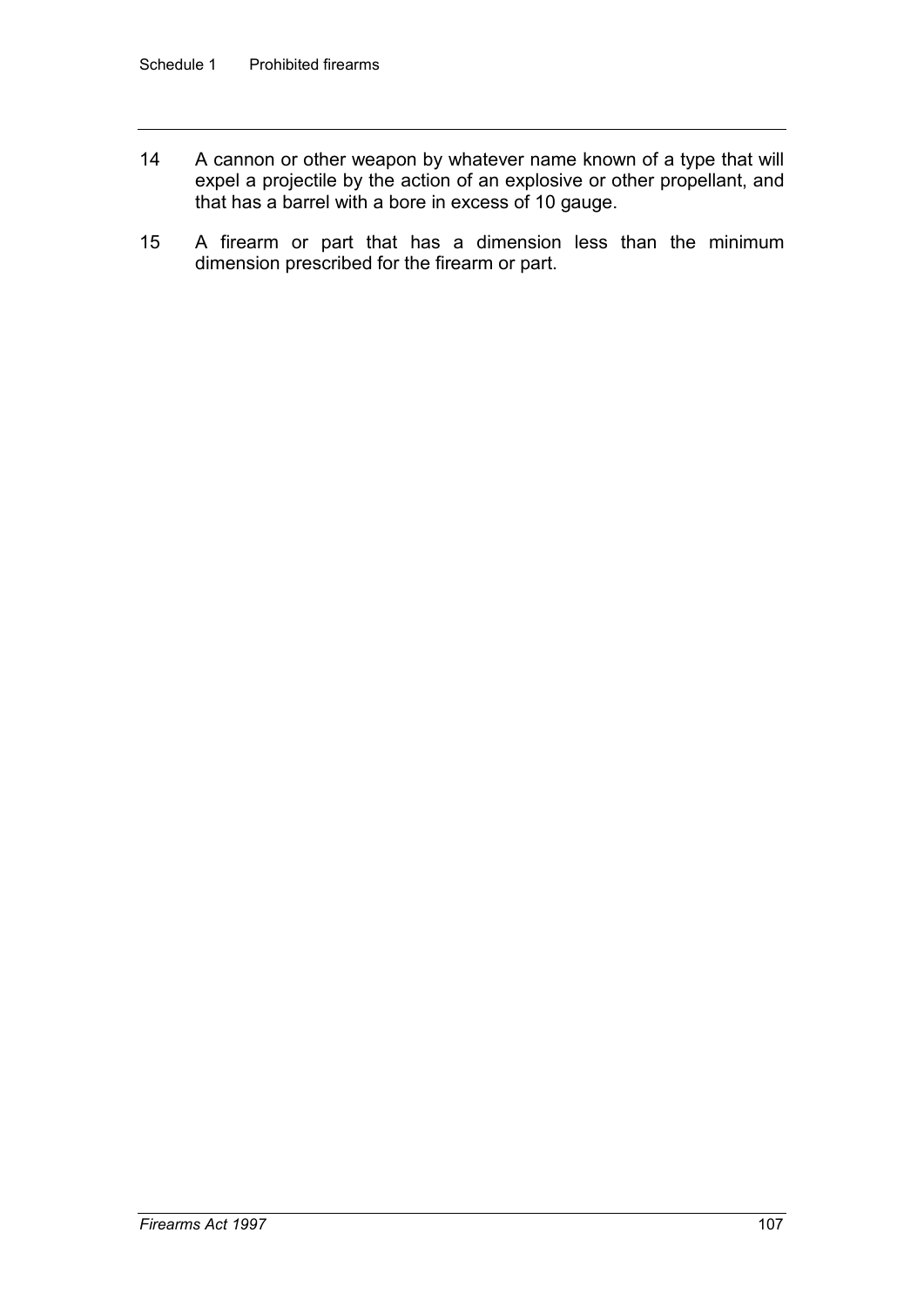14 A cannon or other weapon by whatever name known of a type that will expel a projectile by the action of an explosive or other propellant, and that has a barrel with a bore in excess of 10 gauge.

15 A firearm or part that has a dimension less than the minimum dimension prescribed for the firearm or part.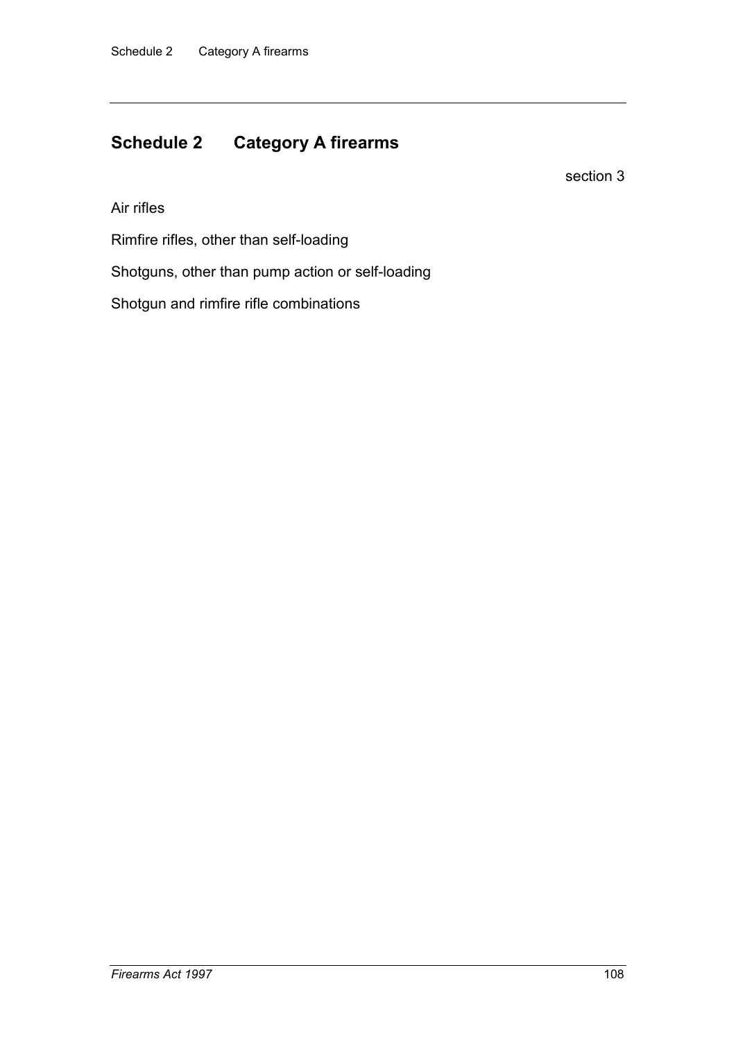## Schedule 2 Category A firearms

section 3

Air rifles

Rimfire rifles, other than self-loading

Shotguns, other than pump action or self-loading

Shotgun and rimfire rifle combinations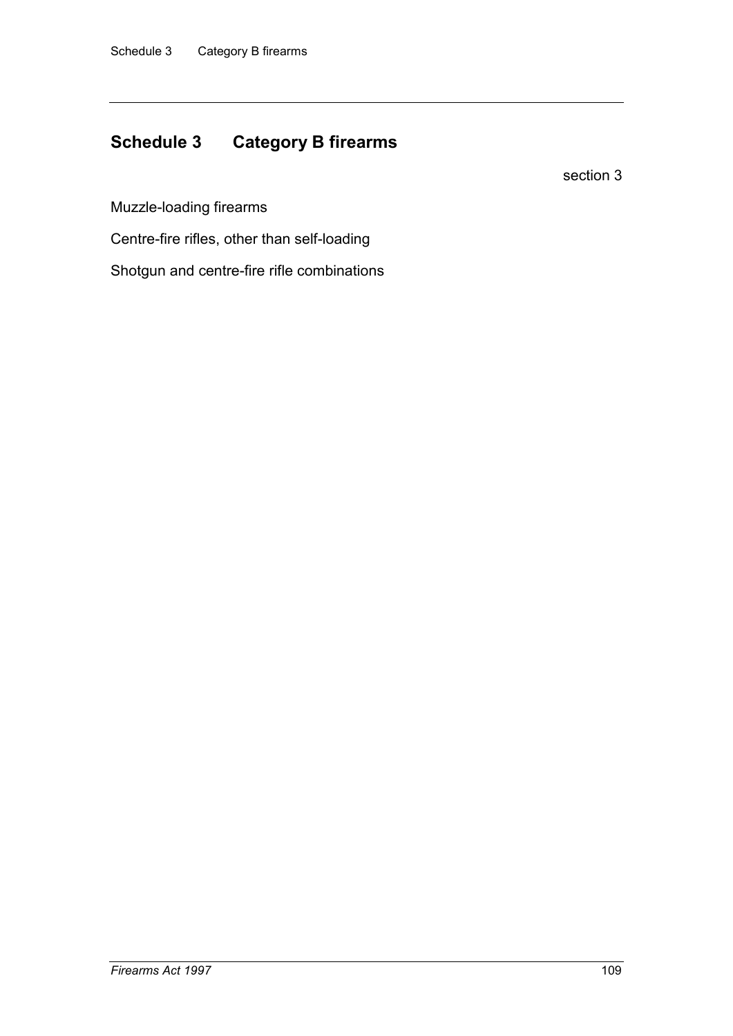## Schedule 3 Category B firearms

section 3

Muzzle-loading firearms

Centre-fire rifles, other than self-loading

Shotgun and centre-fire rifle combinations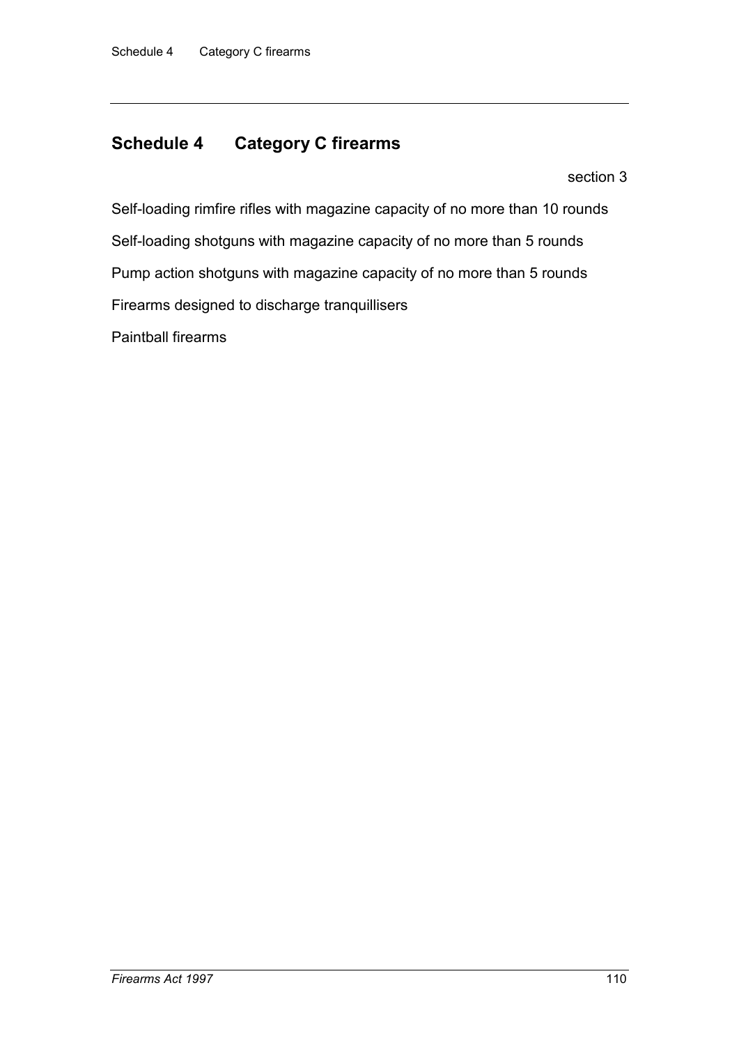## Schedule 4 Category C firearms

section 3

Self-loading rimfire rifles with magazine capacity of no more than 10 rounds

Self-loading shotguns with magazine capacity of no more than 5 rounds

Pump action shotguns with magazine capacity of no more than 5 rounds

Firearms designed to discharge tranquillisers

Paintball firearms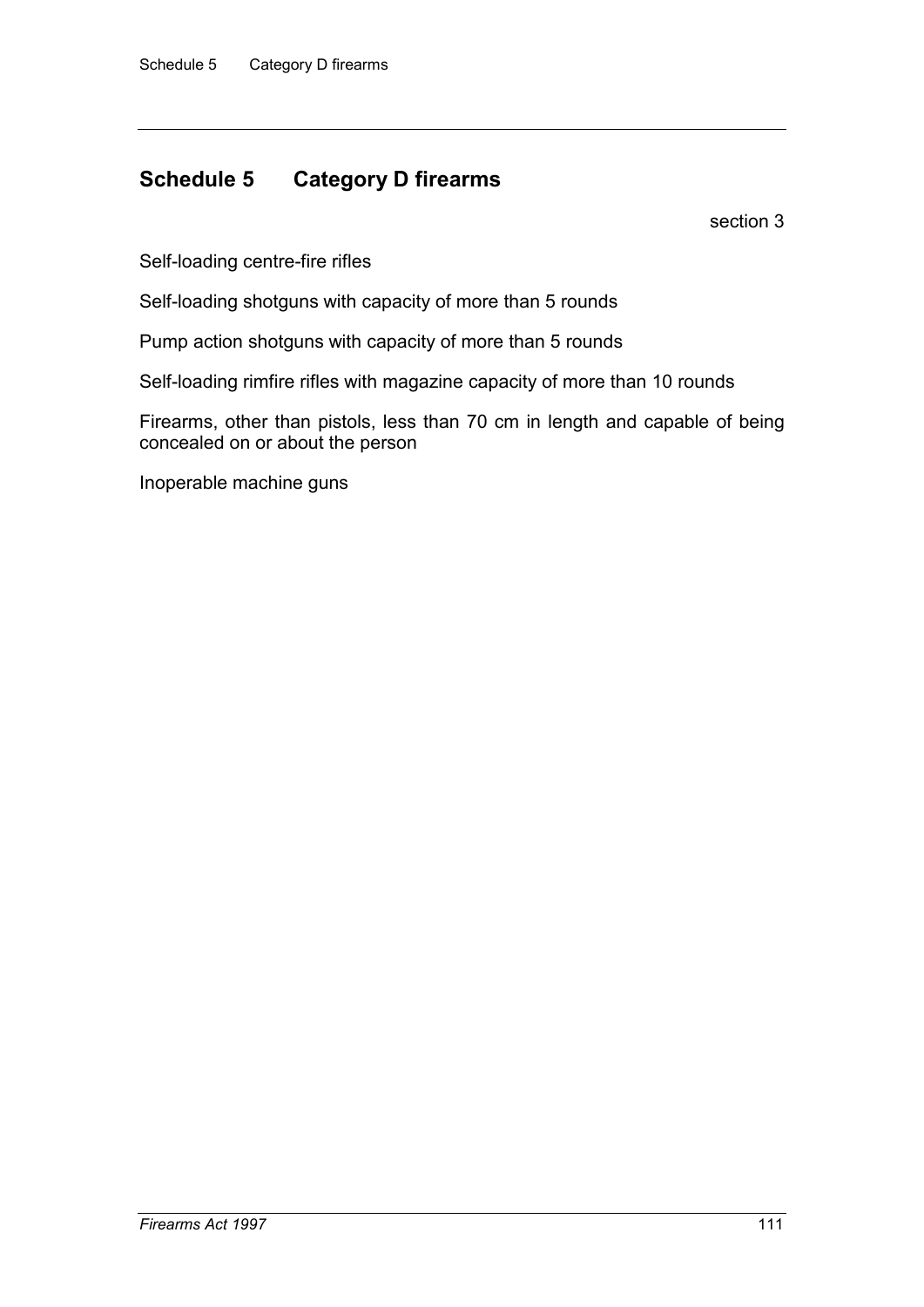# Schedule 5 Category D firearms

section 3

Self-loading centre-fire rifles

Self-loading shotguns with capacity of more than 5 rounds

Pump action shotguns with capacity of more than 5 rounds

Self-loading rimfire rifles with magazine capacity of more than 10 rounds

Firearms, other than pistols, less than 70 cm in length and capable of being concealed on or about the person

Inoperable machine guns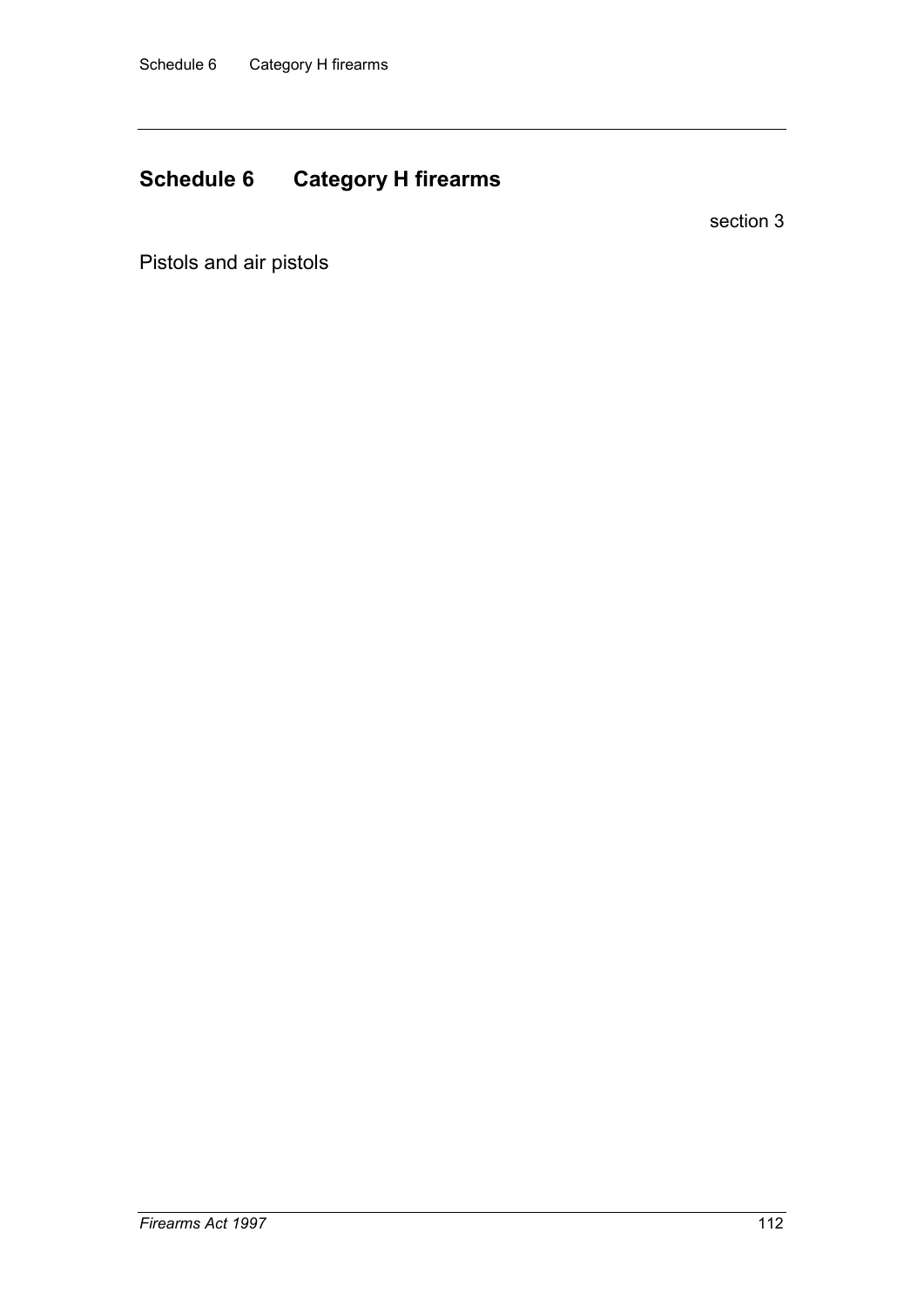# Schedule 6 Category H firearms

section 3

Pistols and air pistols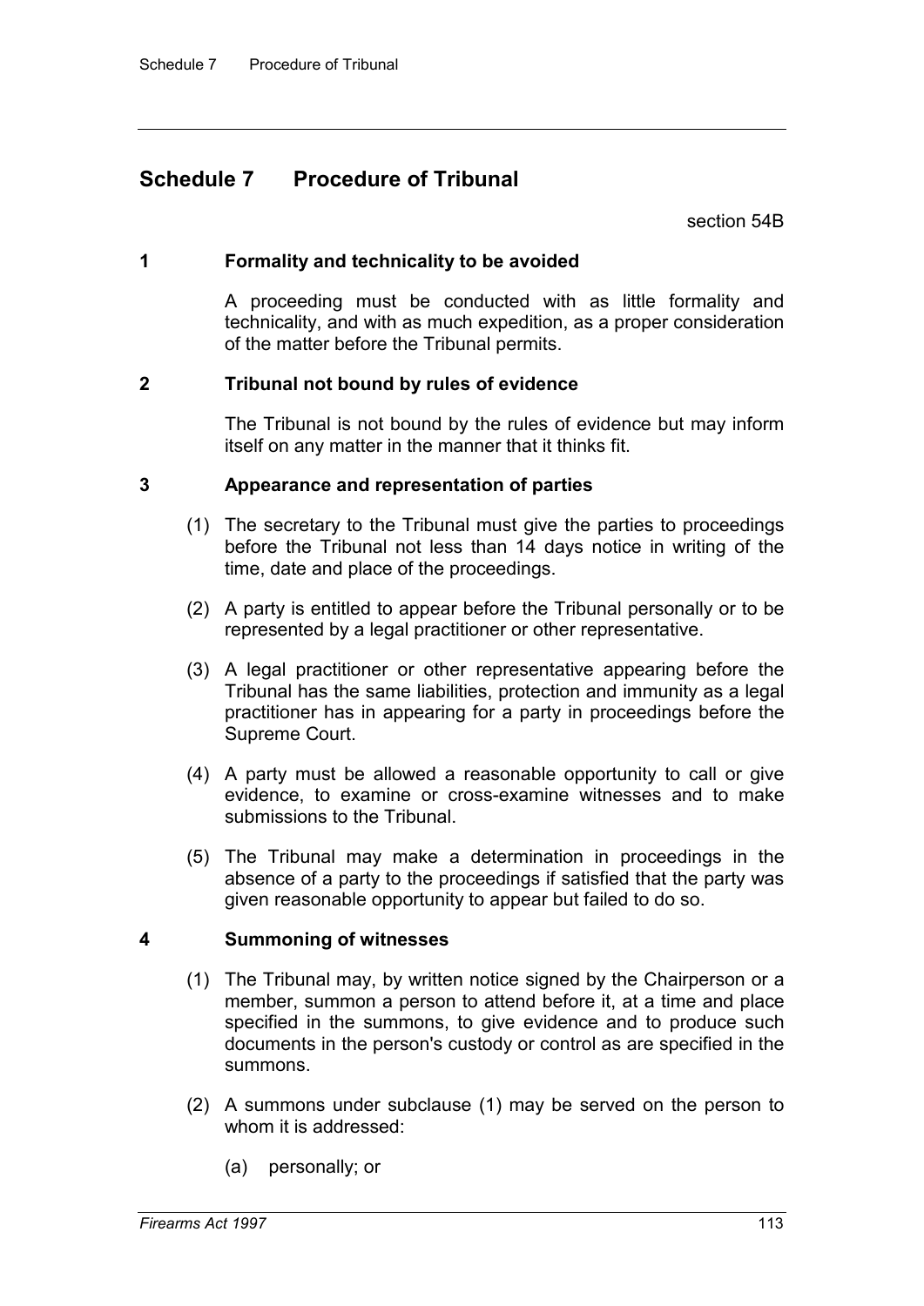# Schedule 7 Procedure of Tribunal

section 54B

## 1 Formality and technicality to be avoided

A proceeding must be conducted with as little formality and technicality, and with as much expedition, as a proper consideration of the matter before the Tribunal permits.

## 2 Tribunal not bound by rules of evidence

The Tribunal is not bound by the rules of evidence but may inform itself on any matter in the manner that it thinks fit.

## 3 Appearance and representation of parties

(1) The secretary to the Tribunal must give the parties to proceedings before the Tribunal not less than 14 days notice in writing of the time, date and place of the proceedings.

(2) A party is entitled to appear before the Tribunal personally or to be represented by a legal practitioner or other representative.

(3) A legal practitioner or other representative appearing before the Tribunal has the same liabilities, protection and immunity as a legal practitioner has in appearing for a party in proceedings before the Supreme Court.

(4) A party must be allowed a reasonable opportunity to call or give evidence, to examine or cross-examine witnesses and to make submissions to the Tribunal.

(5) The Tribunal may make a determination in proceedings in the absence of a party to the proceedings if satisfied that the party was given reasonable opportunity to appear but failed to do so.

## 4 Summoning of witnesses

(1) The Tribunal may, by written notice signed by the Chairperson or a member, summon a person to attend before it, at a time and place specified in the summons, to give evidence and to produce such documents in the person's custody or control as are specified in the summons.

(2) A summons under subclause (1) may be served on the person to whom it is addressed:

(a) personally; or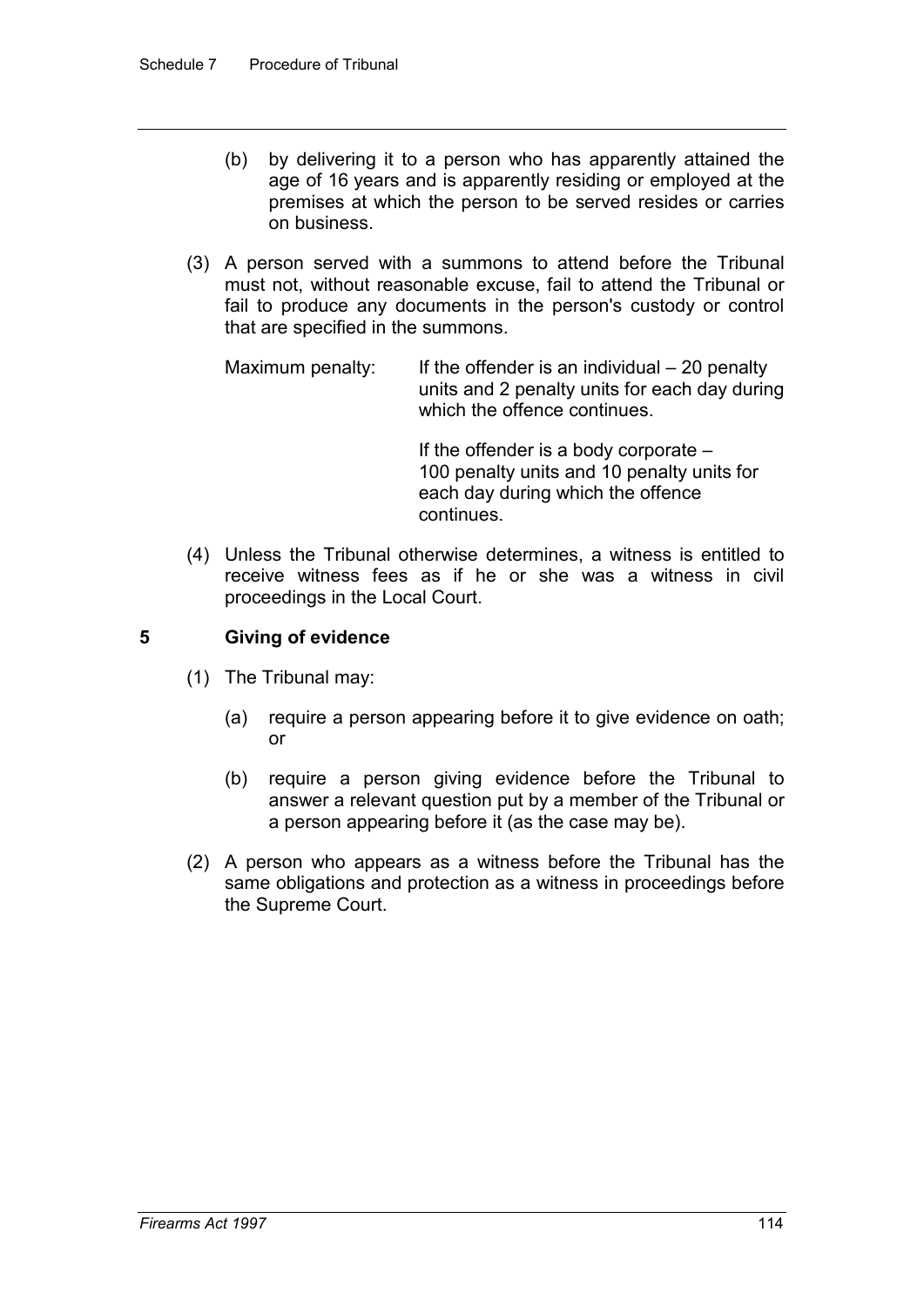(b) by delivering it to a person who has apparently attained the age of 16 years and is apparently residing or employed at the premises at which the person to be served resides or carries on business.

(3) A person served with a summons to attend before the Tribunal must not, without reasonable excuse, fail to attend the Tribunal or fail to produce any documents in the person's custody or control that are specified in the summons.

Maximum penalty: If the offender is an individual – 20 penalty units and 2 penalty units for each day during which the offence continues.

If the offender is a body corporate – 100 penalty units and 10 penalty units for each day during which the offence continues.

(4) Unless the Tribunal otherwise determines, a witness is entitled to receive witness fees as if he or she was a witness in civil proceedings in the Local Court.

## 5 Giving of evidence

(1) The Tribunal may:

(a) require a person appearing before it to give evidence on oath; or

(b) require a person giving evidence before the Tribunal to answer a relevant question put by a member of the Tribunal or a person appearing before it (as the case may be).

(2) A person who appears as a witness before the Tribunal has the same obligations and protection as a witness in proceedings before the Supreme Court.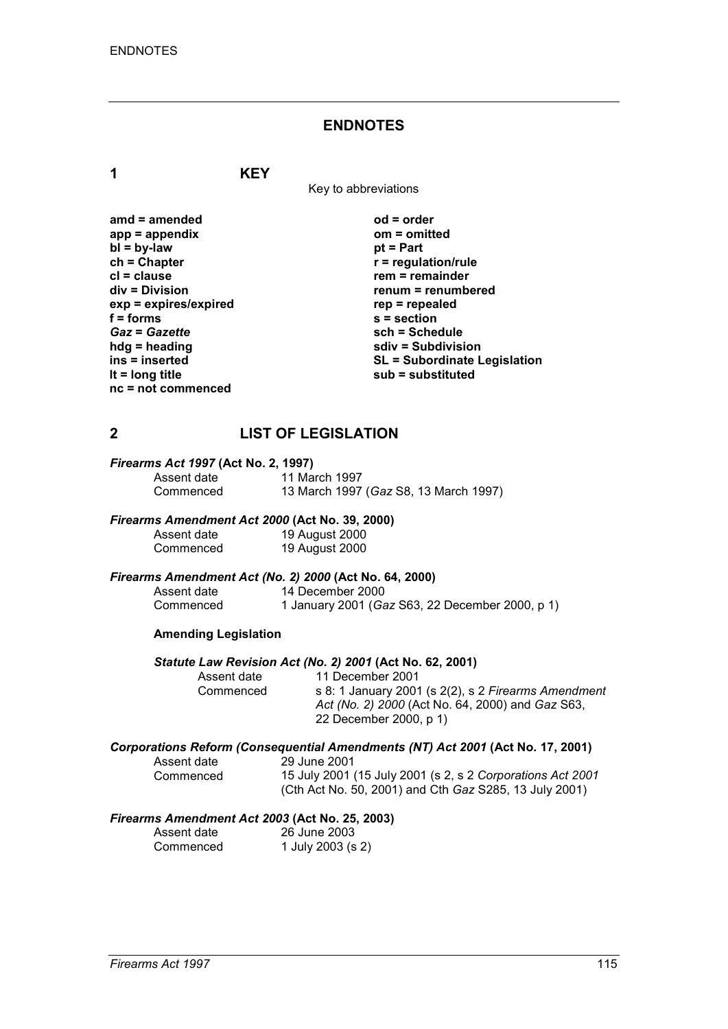# ENDNOTES

## 1 KEY

Key to abbreviations

| | |
|---|---|
| **amd = amended** | **od = order** |
| **app = appendix** | **om = omitted** |
| **bl = by-law** | **pt = Part** |
| **ch = Chapter** | **r = regulation/rule** |
| **cl = clause** | **rem = remainder** |
| **div = Division** | **renum = renumbered** |
| **exp = expires/expired** | **rep = repealed** |
| **f = forms** | **s = section** |
| ***Gaz* = *Gazette*** | **sch = Schedule** |
| **hdg = heading** | **sdiv = Subdivision** |
| **ins = inserted** | **SL = Subordinate Legislation** |
| **lt = long title** | **sub = substituted** |
| **nc = not commenced** | |

## 2 LIST OF LEGISLATION

***Firearms Act 1997* (Act No. 2, 1997)**

Assent date 11 March 1997
Commenced 13 March 1997 (*Gaz* S8, 13 March 1997)

***Firearms Amendment Act 2000* (Act No. 39, 2000)**

Assent date 19 August 2000
Commenced 19 August 2000

***Firearms Amendment Act (No. 2) 2000* (Act No. 64, 2000)**

Assent date 14 December 2000
Commenced 1 January 2001 (*Gaz* S63, 22 December 2000, p 1)

**Amending Legislation**

***Statute Law Revision Act (No. 2) 2001* (Act No. 62, 2001)**

Assent date 11 December 2001
Commenced s 8: 1 January 2001 (s 2(2), s 2 *Firearms Amendment Act (No. 2) 2000* (Act No. 64, 2000) and *Gaz* S63, 22 December 2000, p 1)

***Corporations Reform (Consequential Amendments (NT) Act 2001* (Act No. 17, 2001)**

Assent date 29 June 2001
Commenced 15 July 2001 (15 July 2001 (s 2, s 2 *Corporations Act 2001* (Cth Act No. 50, 2001) and Cth *Gaz* S285, 13 July 2001)

***Firearms Amendment Act 2003* (Act No. 25, 2003)**

Assent date 26 June 2003
Commenced 1 July 2003 (s 2)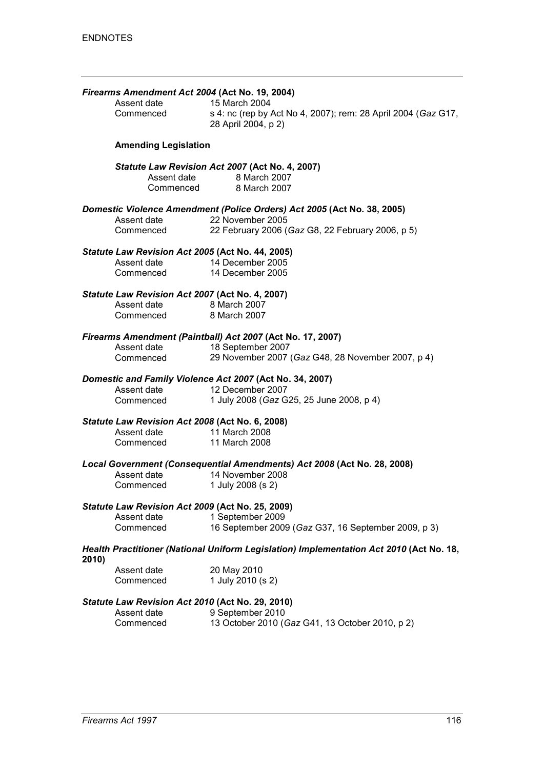***Firearms Amendment Act 2004* (Act No. 19, 2004)**

Assent date 15 March 2004
Commenced s 4: nc (rep by Act No 4, 2007); rem: 28 April 2004 (*Gaz* G17, 28 April 2004, p 2)

**Amending Legislation**

***Statute Law Revision Act 2007* (Act No. 4, 2007)**

Assent date 8 March 2007
Commenced 8 March 2007

***Domestic Violence Amendment (Police Orders) Act 2005* (Act No. 38, 2005)**

Assent date 22 November 2005
Commenced 22 February 2006 (*Gaz* G8, 22 February 2006, p 5)

***Statute Law Revision Act 2005* (Act No. 44, 2005)**

Assent date 14 December 2005
Commenced 14 December 2005

***Statute Law Revision Act 2007* (Act No. 4, 2007)**

Assent date 8 March 2007
Commenced 8 March 2007

***Firearms Amendment (Paintball) Act 2007* (Act No. 17, 2007)**

Assent date 18 September 2007
Commenced 29 November 2007 (*Gaz* G48, 28 November 2007, p 4)

***Domestic and Family Violence Act 2007* (Act No. 34, 2007)**

Assent date 12 December 2007
Commenced 1 July 2008 (*Gaz* G25, 25 June 2008, p 4)

***Statute Law Revision Act 2008* (Act No. 6, 2008)**

Assent date 11 March 2008
Commenced 11 March 2008

***Local Government (Consequential Amendments) Act 2008* (Act No. 28, 2008)**

Assent date 14 November 2008
Commenced 1 July 2008 (s 2)

***Statute Law Revision Act 2009* (Act No. 25, 2009)**

Assent date 1 September 2009
Commenced 16 September 2009 (*Gaz* G37, 16 September 2009, p 3)

***Health Practitioner (National Uniform Legislation) Implementation Act 2010* (Act No. 18, 2010)**

Assent date 20 May 2010
Commenced 1 July 2010 (s 2)

***Statute Law Revision Act 2010* (Act No. 29, 2010)**

Assent date 9 September 2010
Commenced 13 October 2010 (*Gaz* G41, 13 October 2010, p 2)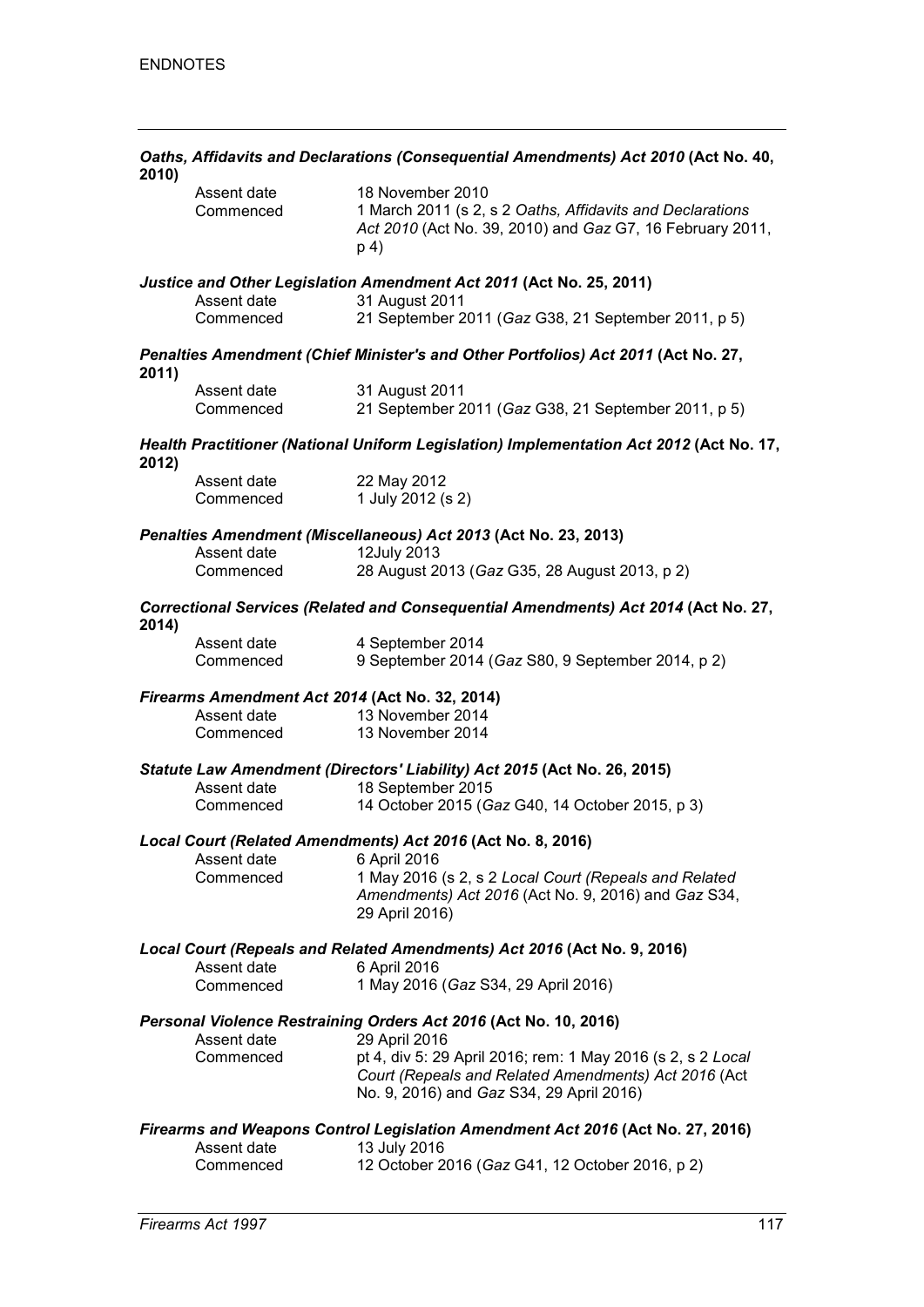***Oaths, Affidavits and Declarations (Consequential Amendments) Act 2010* (Act No. 40, 2010)**

| | |
|---|---|
| Assent date | 18 November 2010 |
| Commenced | 1 March 2011 (s 2, s 2 *Oaths, Affidavits and Declarations Act 2010* (Act No. 39, 2010) and *Gaz* G7, 16 February 2011, p 4) |

***Justice and Other Legislation Amendment Act 2011* (Act No. 25, 2011)**

| | |
|---|---|
| Assent date | 31 August 2011 |
| Commenced | 21 September 2011 (*Gaz* G38, 21 September 2011, p 5) |

***Penalties Amendment (Chief Minister's and Other Portfolios) Act 2011* (Act No. 27, 2011)**

| | |
|---|---|
| Assent date | 31 August 2011 |
| Commenced | 21 September 2011 (*Gaz* G38, 21 September 2011, p 5) |

***Health Practitioner (National Uniform Legislation) Implementation Act 2012* (Act No. 17, 2012)**

| | |
|---|---|
| Assent date | 22 May 2012 |
| Commenced | 1 July 2012 (s 2) |

***Penalties Amendment (Miscellaneous) Act 2013* (Act No. 23, 2013)**

| | |
|---|---|
| Assent date | 12July 2013 |
| Commenced | 28 August 2013 (*Gaz* G35, 28 August 2013, p 2) |

***Correctional Services (Related and Consequential Amendments) Act 2014* (Act No. 27, 2014)**

| | |
|---|---|
| Assent date | 4 September 2014 |
| Commenced | 9 September 2014 (*Gaz* S80, 9 September 2014, p 2) |

***Firearms Amendment Act 2014* (Act No. 32, 2014)**

| | |
|---|---|
| Assent date | 13 November 2014 |
| Commenced | 13 November 2014 |

***Statute Law Amendment (Directors' Liability) Act 2015* (Act No. 26, 2015)**

| | |
|---|---|
| Assent date | 18 September 2015 |
| Commenced | 14 October 2015 (*Gaz* G40, 14 October 2015, p 3) |

***Local Court (Related Amendments) Act 2016* (Act No. 8, 2016)**

| | |
|---|---|
| Assent date | 6 April 2016 |
| Commenced | 1 May 2016 (s 2, s 2 *Local Court (Repeals and Related Amendments) Act 2016* (Act No. 9, 2016) and *Gaz* S34, 29 April 2016) |

***Local Court (Repeals and Related Amendments) Act 2016* (Act No. 9, 2016)**

| | |
|---|---|
| Assent date | 6 April 2016 |
| Commenced | 1 May 2016 (*Gaz* S34, 29 April 2016) |

***Personal Violence Restraining Orders Act 2016* (Act No. 10, 2016)**

| | |
|---|---|
| Assent date | 29 April 2016 |
| Commenced | pt 4, div 5: 29 April 2016; rem: 1 May 2016 (s 2, s 2 *Local Court (Repeals and Related Amendments) Act 2016* (Act No. 9, 2016) and *Gaz* S34, 29 April 2016) |

***Firearms and Weapons Control Legislation Amendment Act 2016* (Act No. 27, 2016)**

| | |
|---|---|
| Assent date | 13 July 2016 |
| Commenced | 12 October 2016 (*Gaz* G41, 12 October 2016, p 2) |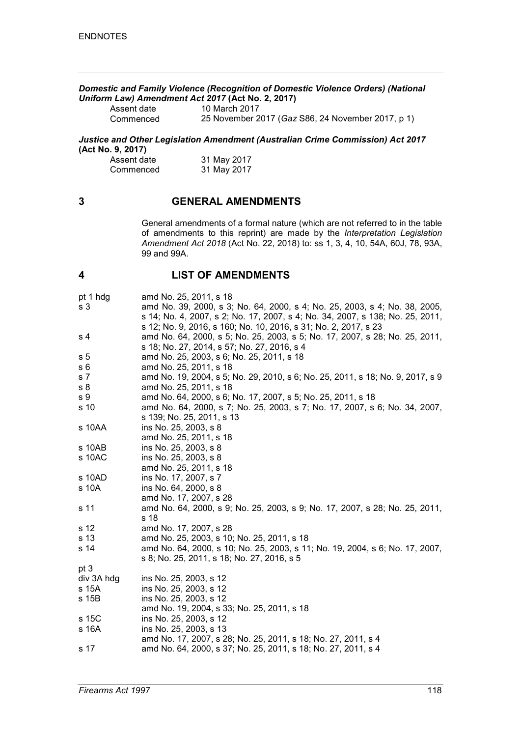*Domestic and Family Violence (Recognition of Domestic Violence Orders) (National Uniform Law) Amendment Act 2017* **(Act No. 2, 2017)**

| | |
|---|---|
| Assent date | 10 March 2017 |
| Commenced | 25 November 2017 (*Gaz* S86, 24 November 2017, p 1) |

*Justice and Other Legislation Amendment (Australian Crime Commission) Act 2017* **(Act No. 9, 2017)**

| | |
|---|---|
| Assent date | 31 May 2017 |
| Commenced | 31 May 2017 |

## 3 GENERAL AMENDMENTS

General amendments of a formal nature (which are not referred to in the table of amendments to this reprint) are made by the *Interpretation Legislation Amendment Act 2018* (Act No. 22, 2018) to: ss 1, 3, 4, 10, 54A, 60J, 78, 93A, 99 and 99A.

## 4 LIST OF AMENDMENTS

| | |
|---|---|
| pt 1 hdg | amd No. 25, 2011, s 18 |
| s 3 | amd No. 39, 2000, s 3; No. 64, 2000, s 4; No. 25, 2003, s 4; No. 38, 2005, s 14; No. 4, 2007, s 2; No. 17, 2007, s 4; No. 34, 2007, s 138; No. 25, 2011, s 12; No. 9, 2016, s 160; No. 10, 2016, s 31; No. 2, 2017, s 23 |
| s 4 | amd No. 64, 2000, s 5; No. 25, 2003, s 5; No. 17, 2007, s 28; No. 25, 2011, s 18; No. 27, 2014, s 57; No. 27, 2016, s 4 |
| s 5 | amd No. 25, 2003, s 6; No. 25, 2011, s 18 |
| s 6 | amd No. 25, 2011, s 18 |
| s 7 | amd No. 19, 2004, s 5; No. 29, 2010, s 6; No. 25, 2011, s 18; No. 9, 2017, s 9 |
| s 8 | amd No. 25, 2011, s 18 |
| s 9 | amd No. 64, 2000, s 6; No. 17, 2007, s 5; No. 25, 2011, s 18 |
| s 10 | amd No. 64, 2000, s 7; No. 25, 2003, s 7; No. 17, 2007, s 6; No. 34, 2007, s 139; No. 25, 2011, s 13 |
| s 10AA | ins No. 25, 2003, s 8 |
| | amd No. 25, 2011, s 18 |
| s 10AB | ins No. 25, 2003, s 8 |
| s 10AC | ins No. 25, 2003, s 8 |
| | amd No. 25, 2011, s 18 |
| s 10AD | ins No. 17, 2007, s 7 |
| s 10A | ins No. 64, 2000, s 8 |
| | amd No. 17, 2007, s 28 |
| s 11 | amd No. 64, 2000, s 9; No. 25, 2003, s 9; No. 17, 2007, s 28; No. 25, 2011, s 18 |
| s 12 | amd No. 17, 2007, s 28 |
| s 13 | amd No. 25, 2003, s 10; No. 25, 2011, s 18 |
| s 14 | amd No. 64, 2000, s 10; No. 25, 2003, s 11; No. 19, 2004, s 6; No. 17, 2007, s 8; No. 25, 2011, s 18; No. 27, 2016, s 5 |
| pt 3 | |
| div 3A hdg | ins No. 25, 2003, s 12 |
| s 15A | ins No. 25, 2003, s 12 |
| s 15B | ins No. 25, 2003, s 12 |
| | amd No. 19, 2004, s 33; No. 25, 2011, s 18 |
| s 15C | ins No. 25, 2003, s 12 |
| s 16A | ins No. 25, 2003, s 13 |
| | amd No. 17, 2007, s 28; No. 25, 2011, s 18; No. 27, 2011, s 4 |
| s 17 | amd No. 64, 2000, s 37; No. 25, 2011, s 18; No. 27, 2011, s 4 |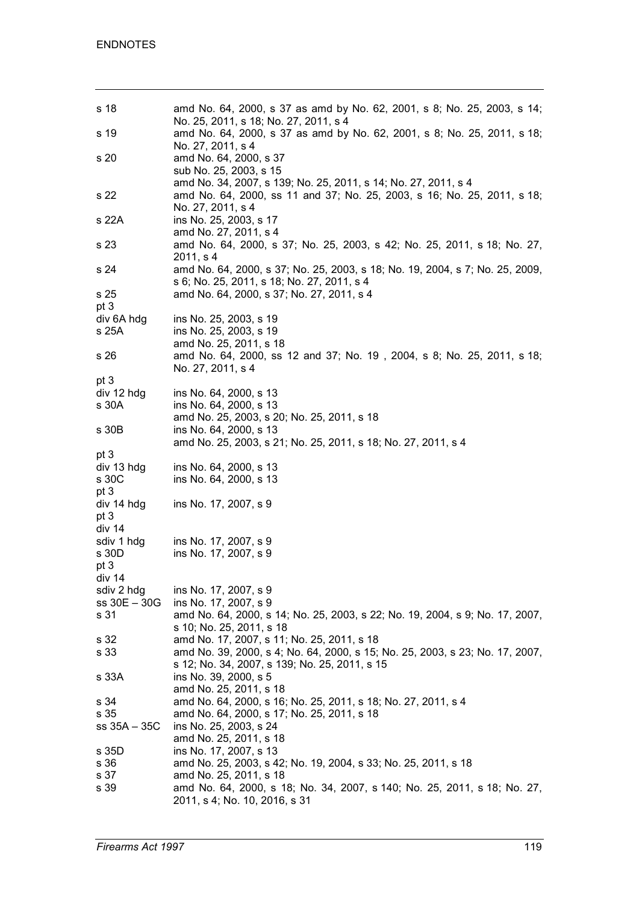| | |
|---|---|
| s 18 | amd No. 64, 2000, s 37 as amd by No. 62, 2001, s 8; No. 25, 2003, s 14; No. 25, 2011, s 18; No. 27, 2011, s 4 |
| s 19 | amd No. 64, 2000, s 37 as amd by No. 62, 2001, s 8; No. 25, 2011, s 18; No. 27, 2011, s 4 |
| s 20 | amd No. 64, 2000, s 37<br>sub No. 25, 2003, s 15<br>amd No. 34, 2007, s 139; No. 25, 2011, s 14; No. 27, 2011, s 4 |
| s 22 | amd No. 64, 2000, ss 11 and 37; No. 25, 2003, s 16; No. 25, 2011, s 18; No. 27, 2011, s 4 |
| s 22A | ins No. 25, 2003, s 17<br>amd No. 27, 2011, s 4 |
| s 23 | amd No. 64, 2000, s 37; No. 25, 2003, s 42; No. 25, 2011, s 18; No. 27, 2011, s 4 |
| s 24 | amd No. 64, 2000, s 37; No. 25, 2003, s 18; No. 19, 2004, s 7; No. 25, 2009, s 6; No. 25, 2011, s 18; No. 27, 2011, s 4 |
| s 25 | amd No. 64, 2000, s 37; No. 27, 2011, s 4 |
| pt 3<br>div 6A hdg | ins No. 25, 2003, s 19 |
| s 25A | ins No. 25, 2003, s 19<br>amd No. 25, 2011, s 18 |
| s 26 | amd No. 64, 2000, ss 12 and 37; No. 19 , 2004, s 8; No. 25, 2011, s 18; No. 27, 2011, s 4 |
| pt 3<br>div 12 hdg | ins No. 64, 2000, s 13 |
| s 30A | ins No. 64, 2000, s 13<br>amd No. 25, 2003, s 20; No. 25, 2011, s 18 |
| s 30B | ins No. 64, 2000, s 13<br>amd No. 25, 2003, s 21; No. 25, 2011, s 18; No. 27, 2011, s 4 |
| pt 3<br>div 13 hdg | ins No. 64, 2000, s 13 |
| s 30C | ins No. 64, 2000, s 13 |
| pt 3<br>div 14 hdg | ins No. 17, 2007, s 9 |
| pt 3<br>div 14<br>sdiv 1 hdg | ins No. 17, 2007, s 9 |
| s 30D | ins No. 17, 2007, s 9 |
| pt 3<br>div 14<br>sdiv 2 hdg | ins No. 17, 2007, s 9 |
| ss 30E – 30G | ins No. 17, 2007, s 9 |
| s 31 | amd No. 64, 2000, s 14; No. 25, 2003, s 22; No. 19, 2004, s 9; No. 17, 2007, s 10; No. 25, 2011, s 18 |
| s 32 | amd No. 17, 2007, s 11; No. 25, 2011, s 18 |
| s 33 | amd No. 39, 2000, s 4; No. 64, 2000, s 15; No. 25, 2003, s 23; No. 17, 2007, s 12; No. 34, 2007, s 139; No. 25, 2011, s 15 |
| s 33A | ins No. 39, 2000, s 5<br>amd No. 25, 2011, s 18 |
| s 34 | amd No. 64, 2000, s 16; No. 25, 2011, s 18; No. 27, 2011, s 4 |
| s 35 | amd No. 64, 2000, s 17; No. 25, 2011, s 18 |
| ss 35A – 35C | ins No. 25, 2003, s 24<br>amd No. 25, 2011, s 18 |
| s 35D | ins No. 17, 2007, s 13 |
| s 36 | amd No. 25, 2003, s 42; No. 19, 2004, s 33; No. 25, 2011, s 18 |
| s 37 | amd No. 25, 2011, s 18 |
| s 39 | amd No. 64, 2000, s 18; No. 34, 2007, s 140; No. 25, 2011, s 18; No. 27, 2011, s 4; No. 10, 2016, s 31 |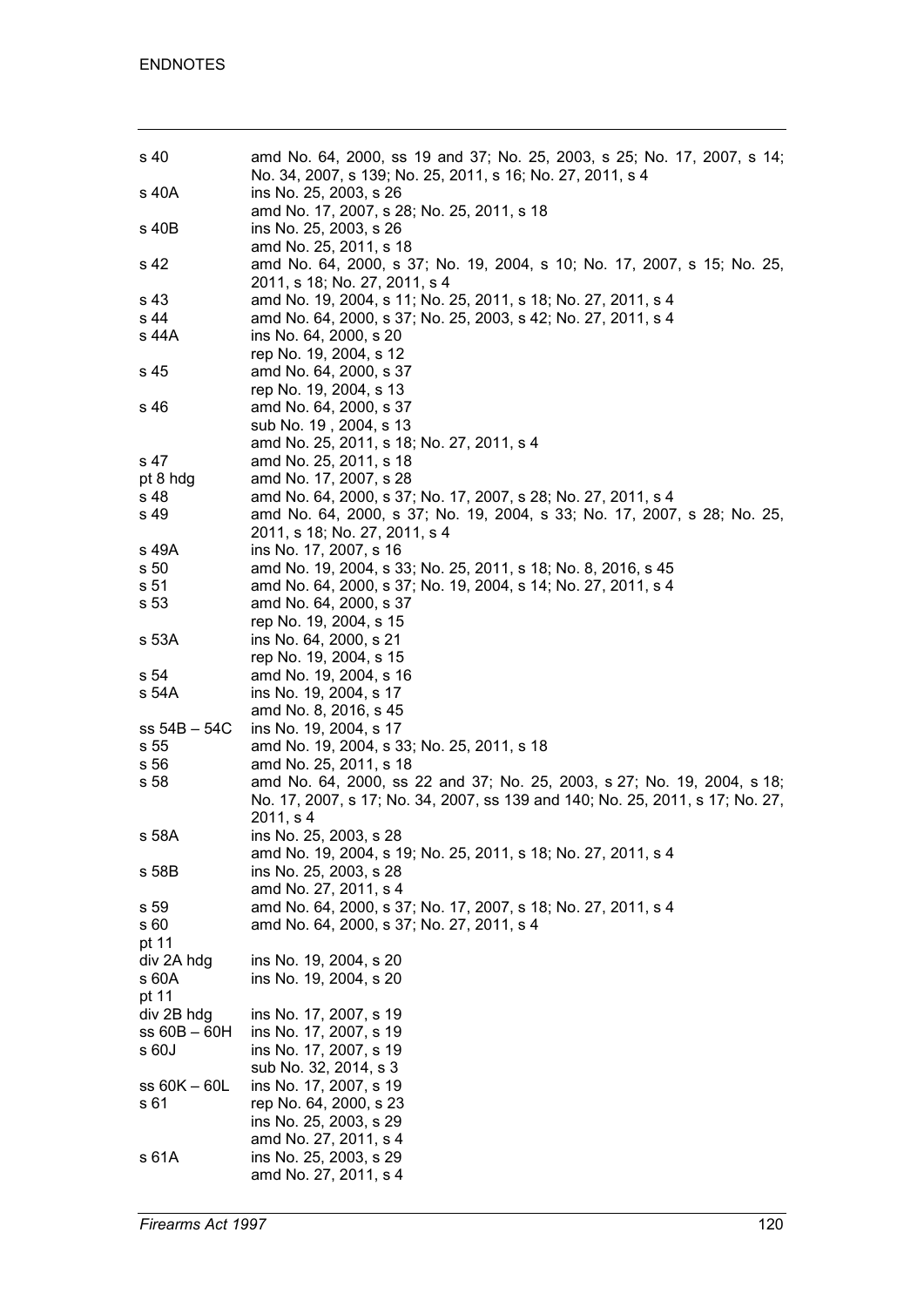| | |
|---|---|
| s 40 | amd No. 64, 2000, ss 19 and 37; No. 25, 2003, s 25; No. 17, 2007, s 14; No. 34, 2007, s 139; No. 25, 2011, s 16; No. 27, 2011, s 4 |
| s 40A | ins No. 25, 2003, s 26 |
| | amd No. 17, 2007, s 28; No. 25, 2011, s 18 |
| s 40B | ins No. 25, 2003, s 26 |
| | amd No. 25, 2011, s 18 |
| s 42 | amd No. 64, 2000, s 37; No. 19, 2004, s 10; No. 17, 2007, s 15; No. 25, 2011, s 18; No. 27, 2011, s 4 |
| s 43 | amd No. 19, 2004, s 11; No. 25, 2011, s 18; No. 27, 2011, s 4 |
| s 44 | amd No. 64, 2000, s 37; No. 25, 2003, s 42; No. 27, 2011, s 4 |
| s 44A | ins No. 64, 2000, s 20 |
| | rep No. 19, 2004, s 12 |
| s 45 | amd No. 64, 2000, s 37 |
| | rep No. 19, 2004, s 13 |
| s 46 | amd No. 64, 2000, s 37 |
| | sub No. 19 , 2004, s 13 |
| | amd No. 25, 2011, s 18; No. 27, 2011, s 4 |
| s 47 | amd No. 25, 2011, s 18 |
| pt 8 hdg | amd No. 17, 2007, s 28 |
| s 48 | amd No. 64, 2000, s 37; No. 17, 2007, s 28; No. 27, 2011, s 4 |
| s 49 | amd No. 64, 2000, s 37; No. 19, 2004, s 33; No. 17, 2007, s 28; No. 25, 2011, s 18; No. 27, 2011, s 4 |
| s 49A | ins No. 17, 2007, s 16 |
| s 50 | amd No. 19, 2004, s 33; No. 25, 2011, s 18; No. 8, 2016, s 45 |
| s 51 | amd No. 64, 2000, s 37; No. 19, 2004, s 14; No. 27, 2011, s 4 |
| s 53 | amd No. 64, 2000, s 37 |
| | rep No. 19, 2004, s 15 |
| s 53A | ins No. 64, 2000, s 21 |
| | rep No. 19, 2004, s 15 |
| s 54 | amd No. 19, 2004, s 16 |
| s 54A | ins No. 19, 2004, s 17 |
| | amd No. 8, 2016, s 45 |
| ss 54B – 54C | ins No. 19, 2004, s 17 |
| s 55 | amd No. 19, 2004, s 33; No. 25, 2011, s 18 |
| s 56 | amd No. 25, 2011, s 18 |
| s 58 | amd No. 64, 2000, ss 22 and 37; No. 25, 2003, s 27; No. 19, 2004, s 18; No. 17, 2007, s 17; No. 34, 2007, ss 139 and 140; No. 25, 2011, s 17; No. 27, 2011, s 4 |
| s 58A | ins No. 25, 2003, s 28 |
| | amd No. 19, 2004, s 19; No. 25, 2011, s 18; No. 27, 2011, s 4 |
| s 58B | ins No. 25, 2003, s 28 |
| | amd No. 27, 2011, s 4 |
| s 59 | amd No. 64, 2000, s 37; No. 17, 2007, s 18; No. 27, 2011, s 4 |
| s 60 | amd No. 64, 2000, s 37; No. 27, 2011, s 4 |
| pt 11 div 2A hdg | ins No. 19, 2004, s 20 |
| s 60A | ins No. 19, 2004, s 20 |
| pt 11 div 2B hdg | ins No. 17, 2007, s 19 |
| ss 60B – 60H | ins No. 17, 2007, s 19 |
| s 60J | ins No. 17, 2007, s 19 |
| | sub No. 32, 2014, s 3 |
| ss 60K – 60L | ins No. 17, 2007, s 19 |
| s 61 | rep No. 64, 2000, s 23 |
| | ins No. 25, 2003, s 29 |
| | amd No. 27, 2011, s 4 |
| s 61A | ins No. 25, 2003, s 29 |
| | amd No. 27, 2011, s 4 |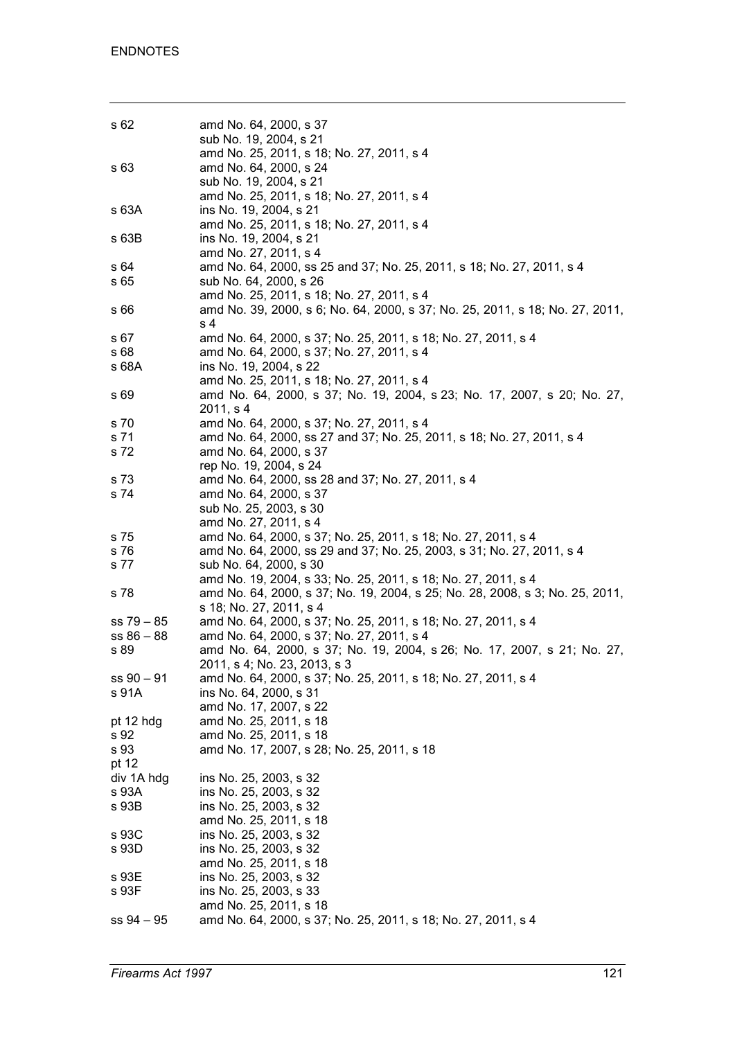| | |
|---|---|
| s 62 | amd No. 64, 2000, s 37<br>sub No. 19, 2004, s 21<br>amd No. 25, 2011, s 18; No. 27, 2011, s 4 |
| s 63 | amd No. 64, 2000, s 24<br>sub No. 19, 2004, s 21<br>amd No. 25, 2011, s 18; No. 27, 2011, s 4 |
| s 63A | ins No. 19, 2004, s 21<br>amd No. 25, 2011, s 18; No. 27, 2011, s 4 |
| s 63B | ins No. 19, 2004, s 21<br>amd No. 27, 2011, s 4 |
| s 64 | amd No. 64, 2000, ss 25 and 37; No. 25, 2011, s 18; No. 27, 2011, s 4 |
| s 65 | sub No. 64, 2000, s 26<br>amd No. 25, 2011, s 18; No. 27, 2011, s 4 |
| s 66 | amd No. 39, 2000, s 6; No. 64, 2000, s 37; No. 25, 2011, s 18; No. 27, 2011, s 4 |
| s 67 | amd No. 64, 2000, s 37; No. 25, 2011, s 18; No. 27, 2011, s 4 |
| s 68 | amd No. 64, 2000, s 37; No. 27, 2011, s 4 |
| s 68A | ins No. 19, 2004, s 22<br>amd No. 25, 2011, s 18; No. 27, 2011, s 4 |
| s 69 | amd No. 64, 2000, s 37; No. 19, 2004, s 23; No. 17, 2007, s 20; No. 27, 2011, s 4 |
| s 70 | amd No. 64, 2000, s 37; No. 27, 2011, s 4 |
| s 71 | amd No. 64, 2000, ss 27 and 37; No. 25, 2011, s 18; No. 27, 2011, s 4 |
| s 72 | amd No. 64, 2000, s 37<br>rep No. 19, 2004, s 24 |
| s 73 | amd No. 64, 2000, ss 28 and 37; No. 27, 2011, s 4 |
| s 74 | amd No. 64, 2000, s 37<br>sub No. 25, 2003, s 30<br>amd No. 27, 2011, s 4 |
| s 75 | amd No. 64, 2000, s 37; No. 25, 2011, s 18; No. 27, 2011, s 4 |
| s 76 | amd No. 64, 2000, ss 29 and 37; No. 25, 2003, s 31; No. 27, 2011, s 4 |
| s 77 | sub No. 64, 2000, s 30<br>amd No. 19, 2004, s 33; No. 25, 2011, s 18; No. 27, 2011, s 4 |
| s 78 | amd No. 64, 2000, s 37; No. 19, 2004, s 25; No. 28, 2008, s 3; No. 25, 2011, s 18; No. 27, 2011, s 4 |
| ss 79 – 85 | amd No. 64, 2000, s 37; No. 25, 2011, s 18; No. 27, 2011, s 4 |
| ss 86 – 88 | amd No. 64, 2000, s 37; No. 27, 2011, s 4 |
| s 89 | amd No. 64, 2000, s 37; No. 19, 2004, s 26; No. 17, 2007, s 21; No. 27, 2011, s 4; No. 23, 2013, s 3 |
| ss 90 – 91 | amd No. 64, 2000, s 37; No. 25, 2011, s 18; No. 27, 2011, s 4 |
| s 91A | ins No. 64, 2000, s 31<br>amd No. 17, 2007, s 22 |
| pt 12 hdg | amd No. 25, 2011, s 18 |
| s 92 | amd No. 25, 2011, s 18 |
| s 93 | amd No. 17, 2007, s 28; No. 25, 2011, s 18 |
| pt 12<br>div 1A hdg | ins No. 25, 2003, s 32 |
| s 93A | ins No. 25, 2003, s 32 |
| s 93B | ins No. 25, 2003, s 32<br>amd No. 25, 2011, s 18 |
| s 93C | ins No. 25, 2003, s 32 |
| s 93D | ins No. 25, 2003, s 32<br>amd No. 25, 2011, s 18 |
| s 93E | ins No. 25, 2003, s 32 |
| s 93F | ins No. 25, 2003, s 33<br>amd No. 25, 2011, s 18 |
| ss 94 – 95 | amd No. 64, 2000, s 37; No. 25, 2011, s 18; No. 27, 2011, s 4 |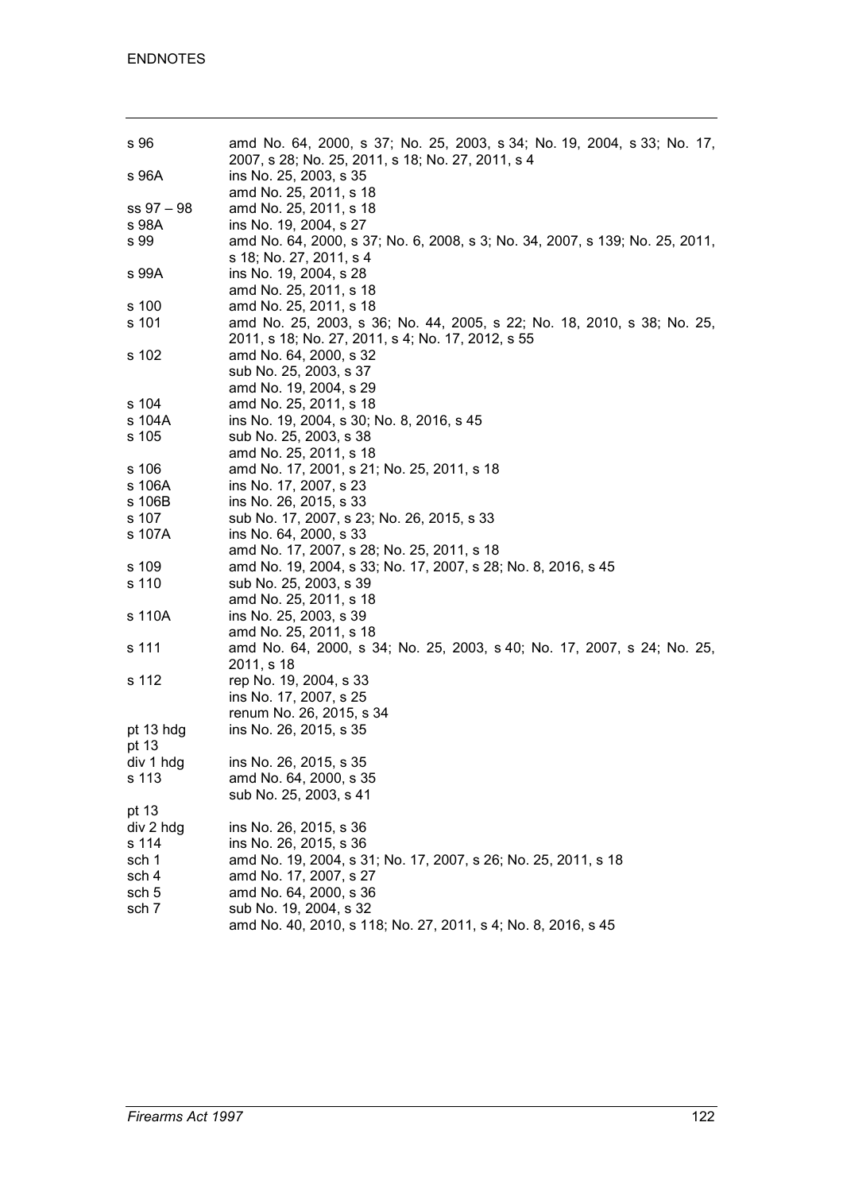| | |
|---|---|
| s 96 | amd No. 64, 2000, s 37; No. 25, 2003, s 34; No. 19, 2004, s 33; No. 17, 2007, s 28; No. 25, 2011, s 18; No. 27, 2011, s 4 |
| s 96A | ins No. 25, 2003, s 35 |
| | amd No. 25, 2011, s 18 |
| ss 97 – 98 | amd No. 25, 2011, s 18 |
| s 98A | ins No. 19, 2004, s 27 |
| s 99 | amd No. 64, 2000, s 37; No. 6, 2008, s 3; No. 34, 2007, s 139; No. 25, 2011, s 18; No. 27, 2011, s 4 |
| s 99A | ins No. 19, 2004, s 28 |
| | amd No. 25, 2011, s 18 |
| s 100 | amd No. 25, 2011, s 18 |
| s 101 | amd No. 25, 2003, s 36; No. 44, 2005, s 22; No. 18, 2010, s 38; No. 25, 2011, s 18; No. 27, 2011, s 4; No. 17, 2012, s 55 |
| s 102 | amd No. 64, 2000, s 32 |
| | sub No. 25, 2003, s 37 |
| | amd No. 19, 2004, s 29 |
| s 104 | amd No. 25, 2011, s 18 |
| s 104A | ins No. 19, 2004, s 30; No. 8, 2016, s 45 |
| s 105 | sub No. 25, 2003, s 38 |
| | amd No. 25, 2011, s 18 |
| s 106 | amd No. 17, 2001, s 21; No. 25, 2011, s 18 |
| s 106A | ins No. 17, 2007, s 23 |
| s 106B | ins No. 26, 2015, s 33 |
| s 107 | sub No. 17, 2007, s 23; No. 26, 2015, s 33 |
| s 107A | ins No. 64, 2000, s 33 |
| | amd No. 17, 2007, s 28; No. 25, 2011, s 18 |
| s 109 | amd No. 19, 2004, s 33; No. 17, 2007, s 28; No. 8, 2016, s 45 |
| s 110 | sub No. 25, 2003, s 39 |
| | amd No. 25, 2011, s 18 |
| s 110A | ins No. 25, 2003, s 39 |
| | amd No. 25, 2011, s 18 |
| s 111 | amd No. 64, 2000, s 34; No. 25, 2003, s 40; No. 17, 2007, s 24; No. 25, 2011, s 18 |
| s 112 | rep No. 19, 2004, s 33 |
| | ins No. 17, 2007, s 25 |
| | renum No. 26, 2015, s 34 |
| pt 13 hdg | ins No. 26, 2015, s 35 |
| pt 13 div 1 hdg | ins No. 26, 2015, s 35 |
| s 113 | amd No. 64, 2000, s 35 |
| | sub No. 25, 2003, s 41 |
| pt 13 div 2 hdg | ins No. 26, 2015, s 36 |
| s 114 | ins No. 26, 2015, s 36 |
| sch 1 | amd No. 19, 2004, s 31; No. 17, 2007, s 26; No. 25, 2011, s 18 |
| sch 4 | amd No. 17, 2007, s 27 |
| sch 5 | amd No. 64, 2000, s 36 |
| sch 7 | sub No. 19, 2004, s 32 |
| | amd No. 40, 2010, s 118; No. 27, 2011, s 4; No. 8, 2016, s 45 |